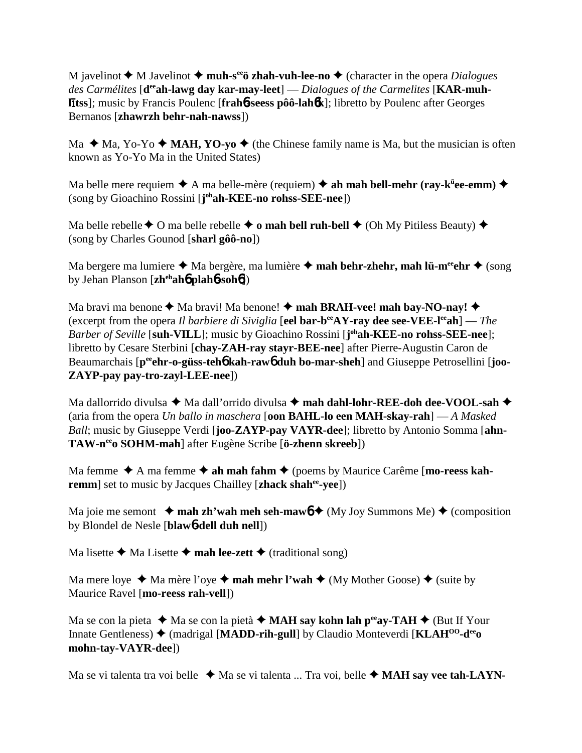M javelinot ✦ M Javelinot ✦ **muh-s^ee^ö zhah-vuh-lee-no** ✦ (character in the opera *Dialogues des Carmélites* [**d^ee^ah-lawg day kar-may-leet**] — *Dialogues of the Carmelites* [**KAR-muh-līṫss**]; music by Francis Poulenc [**frah6seess pôô-lah6k**]; libretto by Poulenc after Georges Bernanos [**zhawrzh behr-nah-nawss**])

Ma ✦ Ma, Yo-Yo ✦ **MAH, YO-yo** ✦ (the Chinese family name is Ma, but the musician is often known as Yo-Yo Ma in the United States)

Ma belle mere requiem ✦ A ma belle-mère (requiem) ✦ **ah mah bell-mehr (ray-k^ü^ee-emm)** ✦ (song by Gioachino Rossini [**j^oh^ah-KEE-no rohss-SEE-nee**])

Ma belle rebelle ✦ O ma belle rebelle ✦ **o mah bell ruh-bell** ✦ (Oh My Pitiless Beauty) ✦ (song by Charles Gounod [**sharl gôô-no**])

Ma bergere ma lumiere ✦ Ma bergère, ma lumière ✦ **mah behr-zhehr, mah lü-m^ee^ehr** ✦ (song by Jehan Planson [**zh^eh^ah6 plah6-soh6**])

Ma bravi ma benone ✦ Ma bravi! Ma benone! ✦ **mah BRAH-vee! mah bay-NO-nay!** ✦ (excerpt from the opera *Il barbiere di Siviglia* [**eel bar-b^ee^AY-ray dee see-VEE-l^ee^ah**] — *The Barber of Seville* [**suh-VILL**]; music by Gioachino Rossini [**j^oh^ah-KEE-no rohss-SEE-nee**]; libretto by Cesare Sterbini [**chay-ZAH-ray stayr-BEE-nee**] after Pierre-Augustin Caron de Beaumarchais [**p^ee^ehr-o-güss-teh6 kah-raw6 duh bo-mar-sheh**] and Giuseppe Petrosellini [**joo-ZAYP-pay pay-tro-zayl-LEE-nee**])

Ma dallorrido divulsa ✦ Ma dall'orrido divulsa ✦ **mah dahl-lohr-REE-doh dee-VOOL-sah** ✦ (aria from the opera *Un ballo in maschera* [**oon BAHL-lo een MAH-skay-rah**] — *A Masked Ball*; music by Giuseppe Verdi [**joo-ZAYP-pay VAYR-dee**]; libretto by Antonio Somma [**ahn-TAW-n^ee^o SOHM-mah**] after Eugène Scribe [**ö-zhenn skreeb**])

Ma femme ✦ A ma femme ✦ **ah mah fahm** ✦ (poems by Maurice Carême [**mo-reess kah-remm**] set to music by Jacques Chailley [**zhack shah^ee^-yee**])

Ma joie me semont ✦ **mah zh'wah meh seh-maw6** ✦ (My Joy Summons Me) ✦ (composition by Blondel de Nesle [**blaw6-dell duh nell**])

Ma lisette ✦ Ma Lisette ✦ **mah lee-zett** ✦ (traditional song)

Ma mere loye ✦ Ma mère l'oye ✦ **mah mehr l'wah** ✦ (My Mother Goose) ✦ (suite by Maurice Ravel [**mo-reess rah-vell**])

Ma se con la pieta ✦ Ma se con la pietà ✦ **MAH say kohn lah p^ee^ay-TAH** ✦ (But If Your Innate Gentleness) ✦ (madrigal [**MADD-rih-gull**] by Claudio Monteverdi [**KLAH^OO^-d^ee^o mohn-tay-VAYR-dee**])

Ma se vi talenta tra voi belle ✦ Ma se vi talenta ... Tra voi, belle ✦ **MAH say vee tah-LAYN-**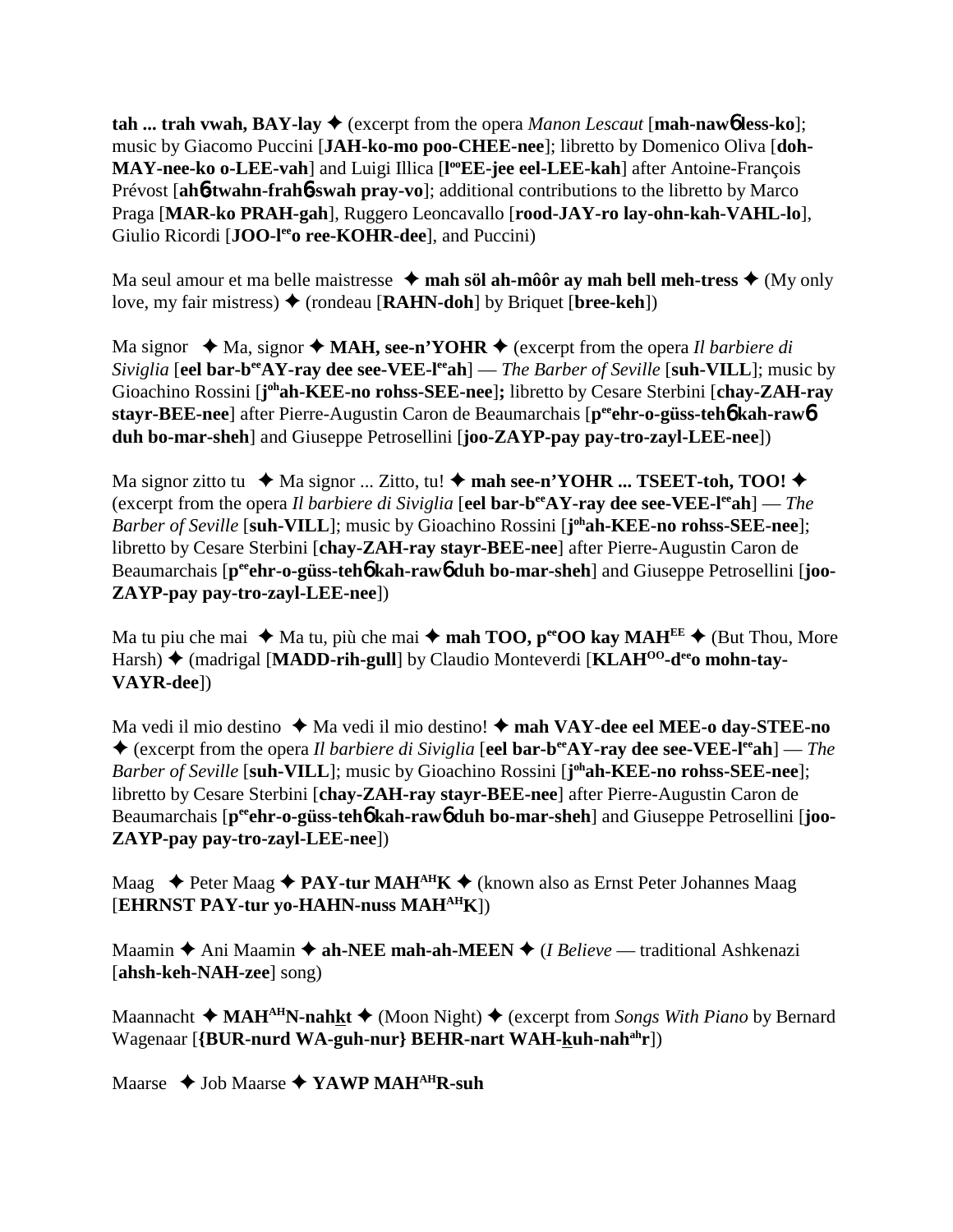**tah ... trah vwah, BAY-lay** ✦ (excerpt from the opera *Manon Lescaut* [**mah-nawɓ less-ko**]; music by Giacomo Puccini [**JAH-ko-mo poo-CHEE-nee**]; libretto by Domenico Oliva [**doh-MAY-nee-ko o-LEE-vah**] and Luigi Illica [**l[oo]EE-jee eel-LEE-kah**] after Antoine-François Prévost [**ahɓ-twahn-frahɓ-swah pray-vo**]; additional contributions to the libretto by Marco Praga [**MAR-ko PRAH-gah**], Ruggero Leoncavallo [**rood-JAY-ro lay-ohn-kah-VAHL-lo**], Giulio Ricordi [**JOO-l[ee]o ree-KOHR-dee**], and Puccini)

Ma seul amour et ma belle maistresse ✦ **mah söl ah-môôr ay mah bell meh-tress** ✦ (My only love, my fair mistress) ✦ (rondeau [**RAHN-doh**] by Briquet [**bree-keh**])

Ma signor ✦ Ma, signor ✦ **MAH, see-n'YOHR** ✦ (excerpt from the opera *Il barbiere di Siviglia* [**eel bar-b[ee]AY-ray dee see-VEE-l[ee]ah**] — *The Barber of Seville* [**suh-VILL**]; music by Gioachino Rossini [**j[oh]ah-KEE-no rohss-SEE-nee**]; libretto by Cesare Sterbini [**chay-ZAH-ray stayr-BEE-nee**] after Pierre-Augustin Caron de Beaumarchais [**p[ee]ehr-o-güss-tehɓ kah-rawɓ duh bo-mar-sheh**] and Giuseppe Petrosellini [**joo-ZAYP-pay pay-tro-zayl-LEE-nee**])

Ma signor zitto tu ✦ Ma signor ... Zitto, tu! ✦ **mah see-n'YOHR ... TSEET-toh, TOO!** ✦ (excerpt from the opera *Il barbiere di Siviglia* [**eel bar-b[ee]AY-ray dee see-VEE-l[ee]ah**] — *The Barber of Seville* [**suh-VILL**]; music by Gioachino Rossini [**j[oh]ah-KEE-no rohss-SEE-nee**]; libretto by Cesare Sterbini [**chay-ZAH-ray stayr-BEE-nee**] after Pierre-Augustin Caron de Beaumarchais [**p[ee]ehr-o-güss-tehɓ kah-rawɓ duh bo-mar-sheh**] and Giuseppe Petrosellini [**joo-ZAYP-pay pay-tro-zayl-LEE-nee**])

Ma tu piu che mai ✦ Ma tu, più che mai ✦ **mah TOO, p[ee]OO kay MAH[EE]** ✦ (But Thou, More Harsh) ✦ (madrigal [**MADD-rih-gull**] by Claudio Monteverdi [**KLAH[OO]-d[ee]o mohn-tay-VAYR-dee**])

Ma vedi il mio destino ✦ Ma vedi il mio destino! ✦ **mah VAY-dee eel MEE-o day-STEE-no** ✦ (excerpt from the opera *Il barbiere di Siviglia* [**eel bar-b[ee]AY-ray dee see-VEE-l[ee]ah**] — *The Barber of Seville* [**suh-VILL**]; music by Gioachino Rossini [**j[oh]ah-KEE-no rohss-SEE-nee**]; libretto by Cesare Sterbini [**chay-ZAH-ray stayr-BEE-nee**] after Pierre-Augustin Caron de Beaumarchais [**p[ee]ehr-o-güss-tehɓ kah-rawɓ duh bo-mar-sheh**] and Giuseppe Petrosellini [**joo-ZAYP-pay pay-tro-zayl-LEE-nee**])

Maag ✦ Peter Maag ✦ **PAY-tur MAH[AH]K** ✦ (known also as Ernst Peter Johannes Maag [**EHRNST PAY-tur yo-HAHN-nuss MAH[AH]K**])

Maamin ✦ Ani Maamin ✦ **ah-NEE mah-ah-MEEN** ✦ (*I Believe* — traditional Ashkenazi [**ahsh-keh-NAH-zee**] song)

Maannacht ✦ **MAH[AH]N-nahkt** ✦ (Moon Night) ✦ (excerpt from *Songs With Piano* by Bernard Wagenaar [**{BUR-nurd WA-guh-nur} BEHR-nart WAH-kuh-nah[ah]r**])

Maarse ✦ Job Maarse ✦ **YAWP MAH[AH]R-suh**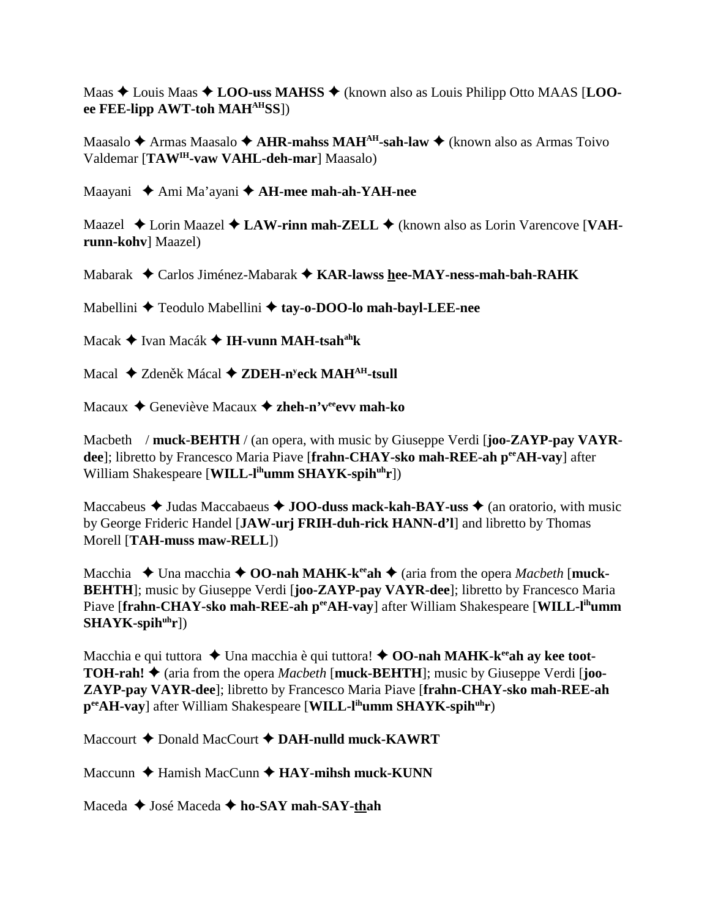Maas ✦ Louis Maas ✦ **LOO-uss MAHSS** ✦ (known also as Louis Philipp Otto MAAS [**LOO-ee FEE-lipp AWT-toh MAH^AH^SS**])

Maasalo ✦ Armas Maasalo ✦ **AHR-mahss MAH^AH^-sah-law** ✦ (known also as Armas Toivo Valdemar [**TAW^IH^-vaw VAHL-deh-mar**] Maasalo)

Maayani ✦ Ami Ma'ayani ✦ **AH-mee mah-ah-YAH-nee**

Maazel ✦ Lorin Maazel ✦ **LAW-rinn mah-ZELL** ✦ (known also as Lorin Varencove [**VAH-runn-kohv**] Maazel)

Mabarak ✦ Carlos Jiménez-Mabarak ✦ **KAR-lawss hee-MAY-ness-mah-bah-RAHK**

Mabellini ✦ Teodulo Mabellini ✦ **tay-o-DOO-lo mah-bayl-LEE-nee**

Macak ✦ Ivan Macák ✦ **IH-vunn MAH-tsah^ah^k**

Macal ✦ Zdeněk Mácal ✦ **ZDEH-n^y^eck MAH^AH^-tsull**

Macaux ✦ Geneviève Macaux ✦ **zheh-n'v^ee^evv mah-ko**

Macbeth / **muck-BEHTH** / (an opera, with music by Giuseppe Verdi [**joo-ZAYP-pay VAYR-dee**]; libretto by Francesco Maria Piave [**frahn-CHAY-sko mah-REE-ah p^ee^AH-vay**] after William Shakespeare [**WILL-l^ih^umm SHAYK-spih^uh^r**])

Maccabeus ✦ Judas Maccabaeus ✦ **JOO-duss mack-kah-BAY-uss** ✦ (an oratorio, with music by George Frideric Handel [**JAW-urj FRIH-duh-rick HANN-d'l**] and libretto by Thomas Morell [**TAH-muss maw-RELL**])

Macchia ✦ Una macchia ✦ **OO-nah MAHK-k^ee^ah** ✦ (aria from the opera *Macbeth* [**muck-BEHTH**]; music by Giuseppe Verdi [**joo-ZAYP-pay VAYR-dee**]; libretto by Francesco Maria Piave [**frahn-CHAY-sko mah-REE-ah p^ee^AH-vay**] after William Shakespeare [**WILL-l^ih^umm SHAYK-spih^uh^r**])

Macchia e qui tuttora ✦ Una macchia è qui tuttora! ✦ **OO-nah MAHK-k^ee^ah ay kee toot-TOH-rah!** ✦ (aria from the opera *Macbeth* [**muck-BEHTH**]; music by Giuseppe Verdi [**joo-ZAYP-pay VAYR-dee**]; libretto by Francesco Maria Piave [**frahn-CHAY-sko mah-REE-ah p^ee^AH-vay**] after William Shakespeare [**WILL-l^ih^umm SHAYK-spih^uh^r**)

Maccourt ✦ Donald MacCourt ✦ **DAH-nulld muck-KAWRT**

Maccunn ✦ Hamish MacCunn ✦ **HAY-mihsh muck-KUNN**

Maceda ✦ José Maceda ✦ **ho-SAY mah-SAY-thah**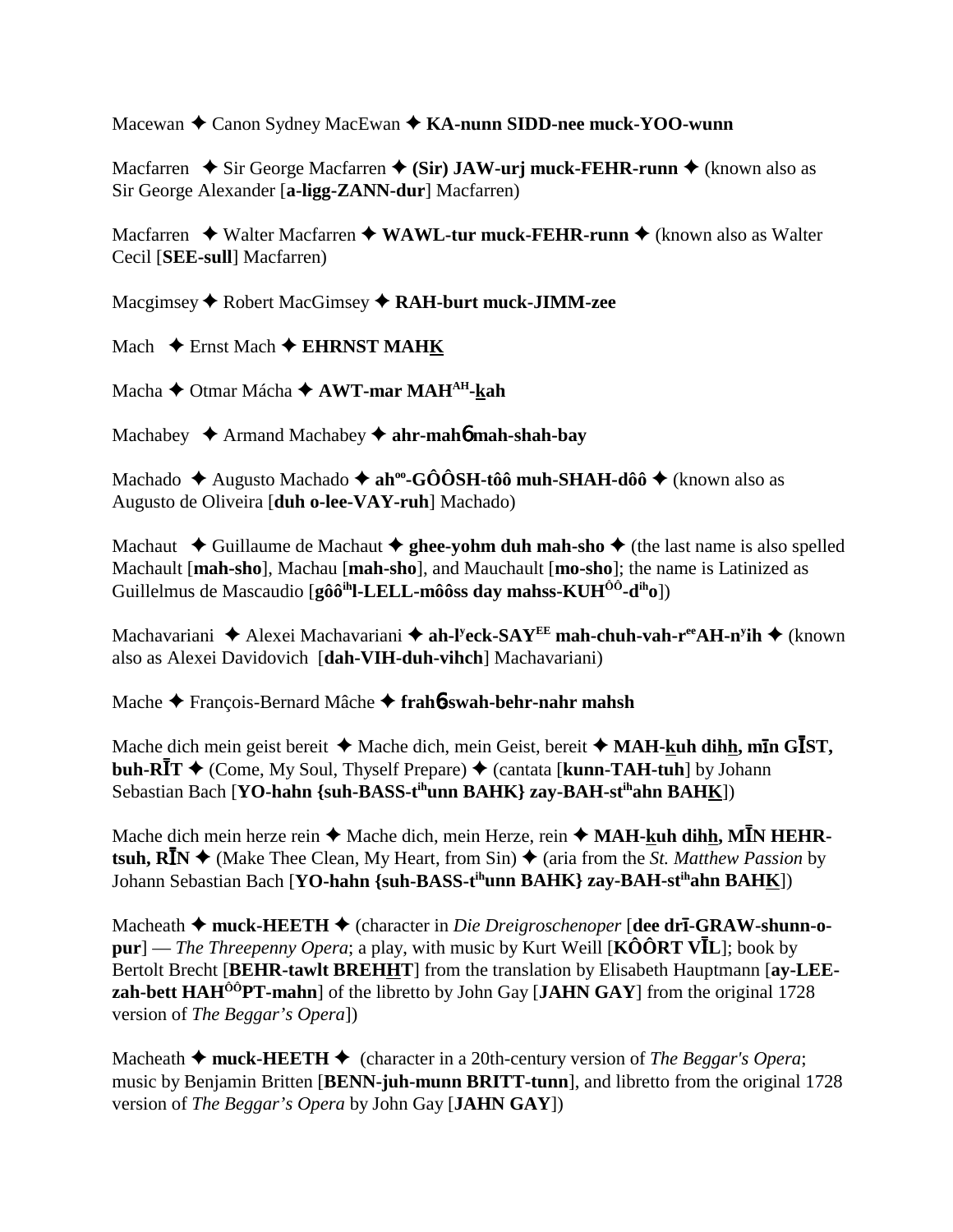Macewan ✦ Canon Sydney MacEwan ✦ **KA-nunn SIDD-nee muck-YOO-wunn**

Macfarren ✦ Sir George Macfarren ✦ **(Sir) JAW-urj muck-FEHR-runn** ✦ (known also as Sir George Alexander [**a-ligg-ZANN-dur**] Macfarren)

Macfarren ✦ Walter Macfarren ✦ **WAWL-tur muck-FEHR-runn** ✦ (known also as Walter Cecil [**SEE-sull**] Macfarren)

Macgimsey ✦ Robert MacGimsey ✦ **RAH-burt muck-JIMM-zee**

Mach ✦ Ernst Mach ✦ **EHRNST MAHK**

Macha ✦ Otmar Mácha ✦ **AWT-mar MAH^AH-kah**

Machabey ✦ Armand Machabey ✦ **ahr-mahɓ mah-shah-bay**

Machado ✦ Augusto Machado ✦ **ah^oo-GÔÔSH-tôô muh-SHAH-dôô** ✦ (known also as Augusto de Oliveira [**duh o-lee-VAY-ruh**] Machado)

Machaut ✦ Guillaume de Machaut ✦ **ghee-yohm duh mah-sho** ✦ (the last name is also spelled Machault [**mah-sho**], Machau [**mah-sho**], and Mauchault [**mo-sho**]; the name is Latinized as Guillelmus de Mascaudio [**gôô^ih l-LELL-môôss day mahss-KUH^ÔÔ-d^ih o**])

Machavariani ✦ Alexei Machavariani ✦ **ah-l^y eck-SAY^EE mah-chuh-vah-r^ee AH-n^y ih** ✦ (known also as Alexei Davidovich [**dah-VIH-duh-vihch**] Machavariani)

Mache ✦ François-Bernard Mâche ✦ **frahɓ-swah-behr-nahr mahsh**

Mache dich mein geist bereit ✦ Mache dich, mein Geist, bereit ✦ **MAH-kuh dihh, mīn GĪST, buh-RĪT** ✦ (Come, My Soul, Thyself Prepare) ✦ (cantata [**kunn-TAH-tuh**] by Johann Sebastian Bach [**YO-hahn {suh-BASS-t^ih unn BAHK} zay-BAH-st^ih ahn BAHK**])

Mache dich mein herze rein ✦ Mache dich, mein Herze, rein ✦ **MAH-kuh dihh, MĪN HEHR-tsuh, RĪN** ✦ (Make Thee Clean, My Heart, from Sin) ✦ (aria from the *St. Matthew Passion* by Johann Sebastian Bach [**YO-hahn {suh-BASS-t^ih unn BAHK} zay-BAH-st^ih ahn BAHK**])

Macheath ✦ **muck-HEETH** ✦ (character in *Die Dreigroschenoper* [**dee drī-GRAW-shunn-o-pur**] — *The Threepenny Opera*; a play, with music by Kurt Weill [**KÔÔRT VĪL**]; book by Bertolt Brecht [**BEHR-tawlt BREHHT**] from the translation by Elisabeth Hauptmann [**ay-LEE-zah-bett HAH^ÔÔ PT-mahn**] of the libretto by John Gay [**JAHN GAY**] from the original 1728 version of *The Beggar's Opera*])

Macheath ✦ **muck-HEETH** ✦ (character in a 20th-century version of *The Beggar's Opera*; music by Benjamin Britten [**BENN-juh-munn BRITT-tunn**], and libretto from the original 1728 version of *The Beggar's Opera* by John Gay [**JAHN GAY**])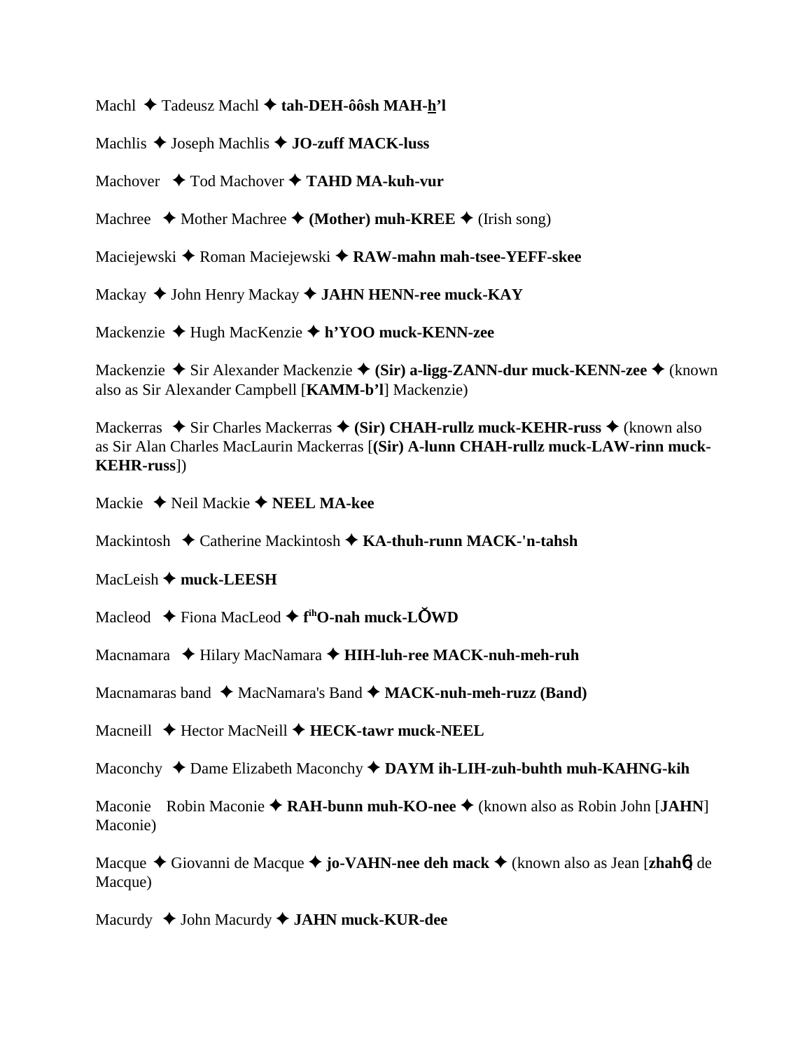Machl ✦ Tadeusz Machl ✦ **tah-DEH-ôôsh MAH-h'l**

Machlis ✦ Joseph Machlis ✦ **JO-zuff MACK-luss**

Machover ✦ Tod Machover ✦ **TAHD MA-kuh-vur**

Machree ✦ Mother Machree ✦ **(Mother) muh-KREE** ✦ (Irish song)

Maciejewski ✦ Roman Maciejewski ✦ **RAW-mahn mah-tsee-YEFF-skee**

Mackay ✦ John Henry Mackay ✦ **JAHN HENN-ree muck-KAY**

Mackenzie ✦ Hugh MacKenzie ✦ **h'YOO muck-KENN-zee**

Mackenzie ✦ Sir Alexander Mackenzie ✦ **(Sir) a-ligg-ZANN-dur muck-KENN-zee** ✦ (known also as Sir Alexander Campbell [**KAMM-b'l**] Mackenzie)

Mackerras ✦ Sir Charles Mackerras ✦ **(Sir) CHAH-rullz muck-KEHR-russ** ✦ (known also as Sir Alan Charles MacLaurin Mackerras [**(Sir) A-lunn CHAH-rullz muck-LAW-rinn muck-KEHR-russ**])

Mackie ✦ Neil Mackie ✦ **NEEL MA-kee**

Mackintosh ✦ Catherine Mackintosh ✦ **KA-thuh-runn MACK-'n-tahsh**

MacLeish ✦ **muck-LEESH**

Macleod ✦ Fiona MacLeod ✦ **f[ih]O-nah muck-LŎWD**

Macnamara ✦ Hilary MacNamara ✦ **HIH-luh-ree MACK-nuh-meh-ruh**

Macnamaras band ✦ MacNamara's Band ✦ **MACK-nuh-meh-ruzz (Band)**

Macneill ✦ Hector MacNeill ✦ **HECK-tawr muck-NEEL**

Maconchy ✦ Dame Elizabeth Maconchy ✦ **DAYM ih-LIH-zuh-buhth muh-KAHNG-kih**

Maconie Robin Maconie ✦ **RAH-bunn muh-KO-nee** ✦ (known also as Robin John [**JAHN**] Maconie)

Macque ✦ Giovanni de Macque ✦ **jo-VAHN-nee deh mack** ✦ (known also as Jean [**zhahб**] de Macque)

Macurdy ✦ John Macurdy ✦ **JAHN muck-KUR-dee**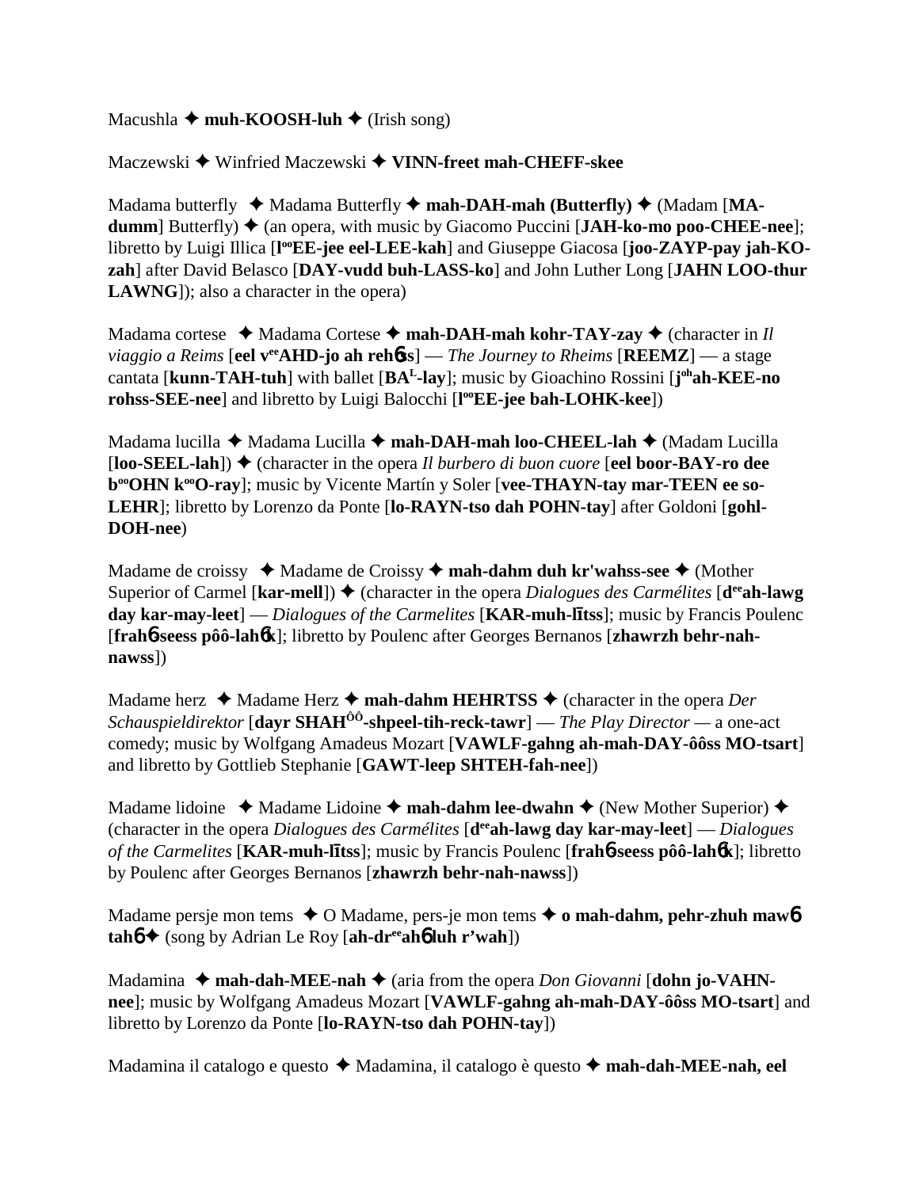Macushla ✦ **muh-KOOSH-luh** ✦ (Irish song)

Maczewski ✦ Winfried Maczewski ✦ **VINN-freet mah-CHEFF-skee**

Madama butterfly ✦ Madama Butterfly ✦ **mah-DAH-mah (Butterfly)** ✦ (Madam [**MA-dumm**] Butterfly) ✦ (an opera, with music by Giacomo Puccini [**JAH-ko-mo poo-CHEE-nee**]; libretto by Luigi Illica [**l^oo^EE-jee eel-LEE-kah**] and Giuseppe Giacosa [**joo-ZAYP-pay jah-KO-zah**] after David Belasco [**DAY-vudd buh-LASS-ko**] and John Luther Long [**JAHN LOO-thur LAWNG**]); also a character in the opera)

Madama cortese ✦ Madama Cortese ✦ **mah-DAH-mah kohr-TAY-zay** ✦ (character in *Il viaggio a Reims* [**eel v^ee^AHD-jo ah rehɓss**] — *The Journey to Rheims* [**REEMZ**] — a stage cantata [**kunn-TAH-tuh**] with ballet [**BA^L-lay**]; music by Gioachino Rossini [**j^oh^ah-KEE-no rohss-SEE-nee**] and libretto by Luigi Balocchi [**l^oo^EE-jee bah-LOHK-kee**])

Madama lucilla ✦ Madama Lucilla ✦ **mah-DAH-mah loo-CHEEL-lah** ✦ (Madam Lucilla [**loo-SEEL-lah**]) ✦ (character in the opera *Il burbero di buon cuore* [**eel boor-BAY-ro dee b^oo^OHN k^oo^O-ray**]; music by Vicente Martín y Soler [**vee-THAYN-tay mar-TEEN ee so-LEHR**]; libretto by Lorenzo da Ponte [**lo-RAYN-tso dah POHN-tay**] after Goldoni [**gohl-DOH-nee**)

Madame de croissy ✦ Madame de Croissy ✦ **mah-dahm duh kr'wahss-see** ✦ (Mother Superior of Carmel [**kar-mell**]) ✦ (character in the opera *Dialogues des Carmélites* [**d^ee^ah-lawg day kar-may-leet**] — *Dialogues of the Carmelites* [**KAR-muh-līts**]; music by Francis Poulenc [**frahɓ-seess pôô-lahɓk**]; libretto by Poulenc after Georges Bernanos [**zhawrzh behr-nah-nawss**])

Madame herz ✦ Madame Herz ✦ **mah-dahm HEHRTSS** ✦ (character in the opera *Der Schauspieldirektor* [**dayr SHAH^ôô^-shpeel-tih-reck-tawr**] — *The Play Director* — a one-act comedy; music by Wolfgang Amadeus Mozart [**VAWLF-gahng ah-mah-DAY-ôôss MO-tsart**] and libretto by Gottlieb Stephanie [**GAWT-leep SHTEH-fah-nee**])

Madame lidoine ✦ Madame Lidoine ✦ **mah-dahm lee-dwahn** ✦ (New Mother Superior) ✦ (character in the opera *Dialogues des Carmélites* [**d^ee^ah-lawg day kar-may-leet**] — *Dialogues of the Carmelites* [**KAR-muh-līts**]; music by Francis Poulenc [**frahɓ-seess pôô-lahɓk**]; libretto by Poulenc after Georges Bernanos [**zhawrzh behr-nah-nawss**])

Madame persje mon tems ✦ O Madame, pers-je mon tems ✦ **o mah-dahm, pehr-zhuh mawɓ tahɓ** ✦ (song by Adrian Le Roy [**ah-dr^ee^ahɓ luh r'wah**])

Madamina ✦ **mah-dah-MEE-nah** ✦ (aria from the opera *Don Giovanni* [**dohn jo-VAHN-nee**]; music by Wolfgang Amadeus Mozart [**VAWLF-gahng ah-mah-DAY-ôôss MO-tsart**] and libretto by Lorenzo da Ponte [**lo-RAYN-tso dah POHN-tay**])

Madamina il catalogo e questo ✦ Madamina, il catalogo è questo ✦ **mah-dah-MEE-nah, eel**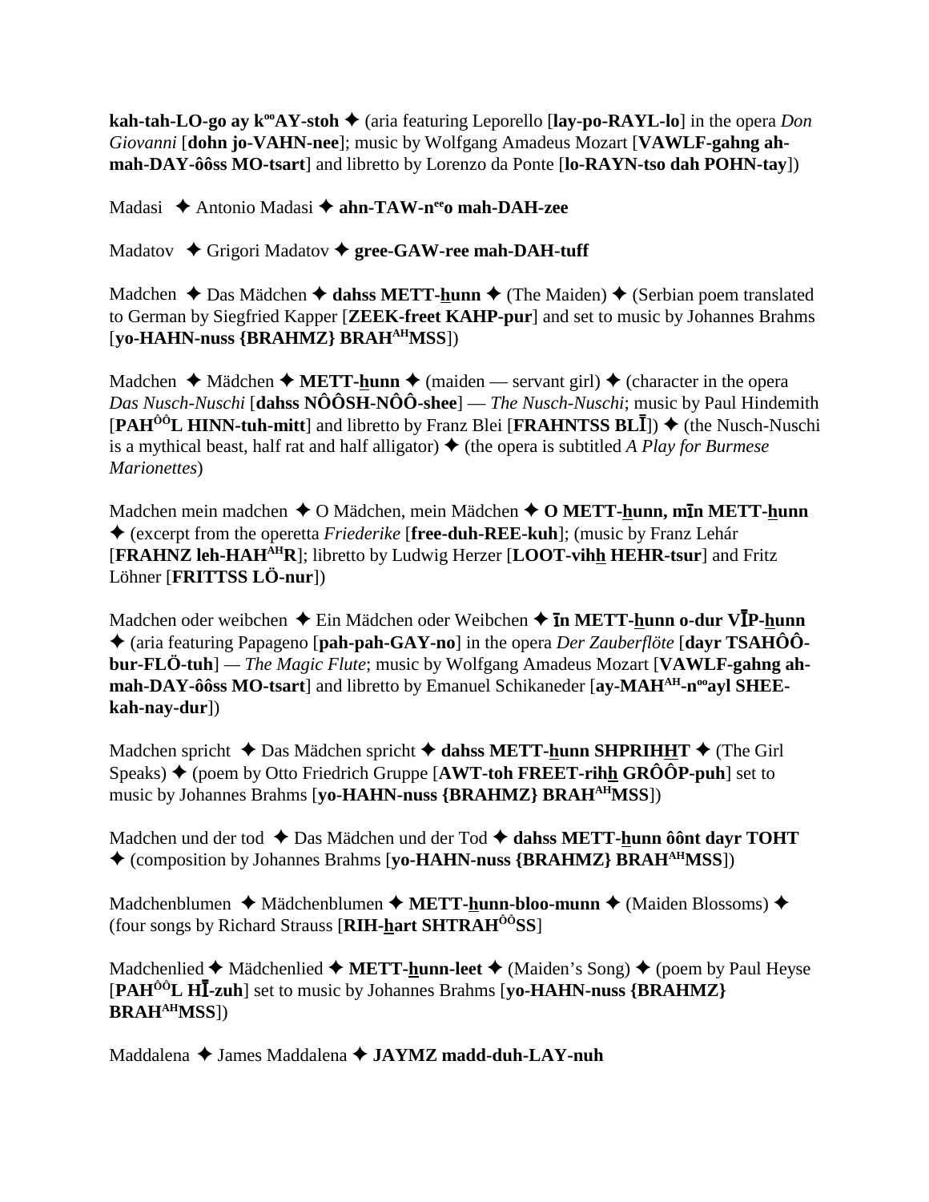**kah-tah-LO-go ay kººAY-stoh** ✦ (aria featuring Leporello [**lay-po-RAYL-lo**] in the opera *Don Giovanni* [**dohn jo-VAHN-nee**]; music by Wolfgang Amadeus Mozart [**VAWLF-gahng ah-mah-DAY-ôôss MO-tsart**] and libretto by Lorenzo da Ponte [**lo-RAYN-tso dah POHN-tay**])

Madasi ✦ Antonio Madasi ✦ **ahn-TAW-neeo mah-DAH-zee**

Madatov ✦ Grigori Madatov ✦ **gree-GAW-ree mah-DAH-tuff**

Madchen ✦ Das Mädchen ✦ **dahss METT-hunn** ✦ (The Maiden) ✦ (Serbian poem translated to German by Siegfried Kapper [**ZEEK-freet KAHP-pur**] and set to music by Johannes Brahms [**yo-HAHN-nuss {BRAHMZ} BRAHAHMSS**])

Madchen ✦ Mädchen ✦ **METT-hunn** ✦ (maiden — servant girl) ✦ (character in the opera *Das Nusch-Nuschi* [**dahss NÔÔSH-NÔÔ-shee**] — *The Nusch-Nuschi*; music by Paul Hindemith [**PAHÔÔL HINN-tuh-mitt**] and libretto by Franz Blei [**FRAHNTSS BLĪ**]) ✦ (the Nusch-Nuschi is a mythical beast, half rat and half alligator) ✦ (the opera is subtitled *A Play for Burmese Marionettes*)

Madchen mein madchen ✦ O Mädchen, mein Mädchen ✦ **O METT-hunn, mīn METT-hunn** ✦ (excerpt from the operetta *Friederike* [**free-duh-REE-kuh**]; (music by Franz Lehár [**FRAHNZ leh-HAHAHR**]; libretto by Ludwig Herzer [**LOOT-vihh HEHR-tsur**] and Fritz Löhner [**FRITTSS LÖ-nur**])

Madchen oder weibchen ✦ Ein Mädchen oder Weibchen ✦ **īn METT-hunn o-dur VĪP-hunn** ✦ (aria featuring Papageno [**pah-pah-GAY-no**] in the opera *Der Zauberflöte* [**dayr TSAHÔÔ-bur-FLÖ-tuh**] — *The Magic Flute*; music by Wolfgang Amadeus Mozart [**VAWLF-gahng ah-mah-DAY-ôôss MO-tsart**] and libretto by Emanuel Schikaneder [**ay-MAHAH-nººayl SHEE-kah-nay-dur**])

Madchen spricht ✦ Das Mädchen spricht ✦ **dahss METT-hunn SHPRIHHT** ✦ (The Girl Speaks) ✦ (poem by Otto Friedrich Gruppe [**AWT-toh FREET-rihh GRÔÔP-puh**] set to music by Johannes Brahms [**yo-HAHN-nuss {BRAHMZ} BRAHAHMSS**])

Madchen und der tod ✦ Das Mädchen und der Tod ✦ **dahss METT-hunn ôônt dayr TOHT** ✦ (composition by Johannes Brahms [**yo-HAHN-nuss {BRAHMZ} BRAHAHMSS**])

Madchenblumen ✦ Mädchenblumen ✦ **METT-hunn-bloo-munn** ✦ (Maiden Blossoms) ✦ (four songs by Richard Strauss [**RIH-hart SHTRAHÔÔSS**]

Madchenlied ✦ Mädchenlied ✦ **METT-hunn-leet** ✦ (Maiden's Song) ✦ (poem by Paul Heyse [**PAHÔÔL HĪ-zuh**] set to music by Johannes Brahms [**yo-HAHN-nuss {BRAHMZ} BRAHAHMSS**])

Maddalena ✦ James Maddalena ✦ **JAYMZ madd-duh-LAY-nuh**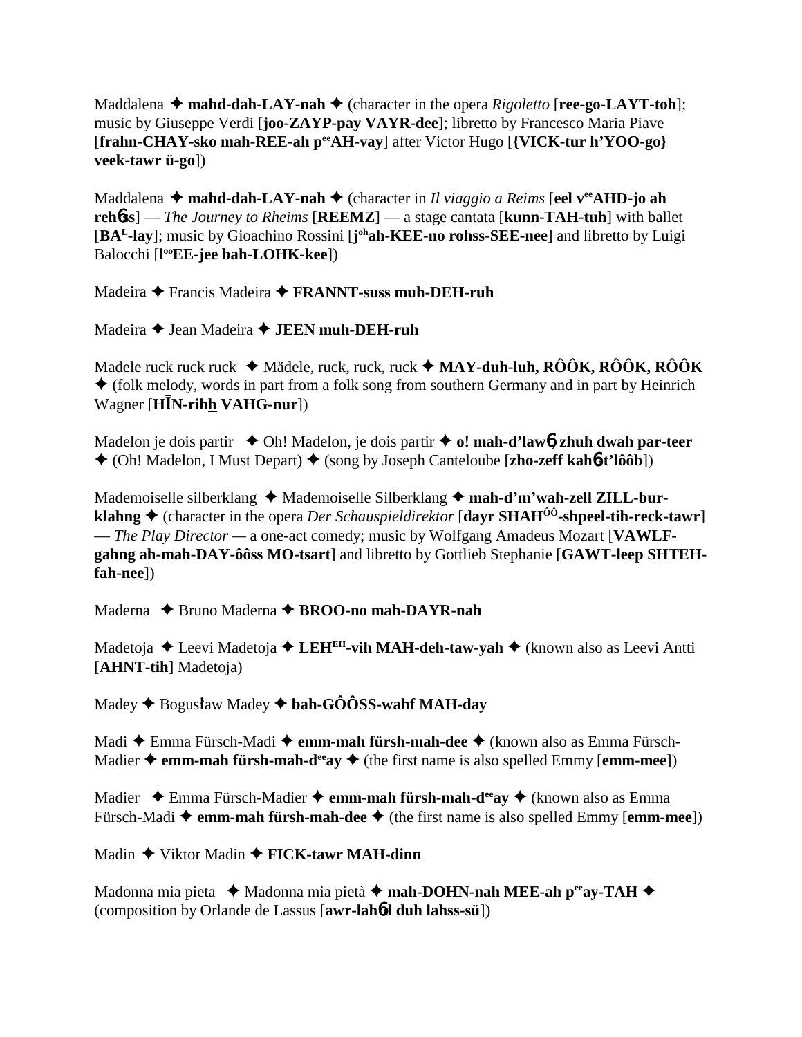Maddalena ✦ **mahd-dah-LAY-nah** ✦ (character in the opera *Rigoletto* [**ree-go-LAYT-toh**]; music by Giuseppe Verdi [**joo-ZAYP-pay VAYR-dee**]; libretto by Francesco Maria Piave [**frahn-CHAY-sko mah-REE-ah p**ee**AH-vay**] after Victor Hugo [**{VICK-tur h'YOO-go} veek-tawr ü-go**])

Maddalena ✦ **mahd-dah-LAY-nah** ✦ (character in *Il viaggio a Reims* [**eel v**ee**AHD-jo ah reh**6**ss**] — *The Journey to Rheims* [**REEMZ**] — a stage cantata [**kunn-TAH-tuh**] with ballet [**BA**L**-lay**]; music by Gioachino Rossini [**j**oh**ah-KEE-no rohss-SEE-nee**] and libretto by Luigi Balocchi [**l**oo**EE-jee bah-LOHK-kee**])

Madeira ✦ Francis Madeira ✦ **FRANNT-suss muh-DEH-ruh**

Madeira ✦ Jean Madeira ✦ **JEEN muh-DEH-ruh**

Madele ruck ruck ruck ✦ Mädele, ruck, ruck, ruck ✦ **MAY-duh-luh, RÔÔK, RÔÔK, RÔÔK** ✦ (folk melody, words in part from a folk song from southern Germany and in part by Heinrich Wagner [**HĪN-rihh VAHG-nur**])

Madelon je dois partir ✦ Oh! Madelon, je dois partir ✦ **o! mah-d'law**6 **zhuh dwah par-teer** ✦ (Oh! Madelon, I Must Depart) ✦ (song by Joseph Canteloube [**zho-zeff kah**6**t'lôôb**])

Mademoiselle silberklang ✦ Mademoiselle Silberklang ✦ **mah-d'm'wah-zell ZILL-bur-klahng** ✦ (character in the opera *Der Schauspieldirektor* [**dayr SHAH**ÔÔ**-shpeel-tih-reck-tawr**] — *The Play Director* — a one-act comedy; music by Wolfgang Amadeus Mozart [**VAWLF-gahng ah-mah-DAY-ôôss MO-tsart**] and libretto by Gottlieb Stephanie [**GAWT-leep SHTEH-fah-nee**])

Maderna ✦ Bruno Maderna ✦ **BROO-no mah-DAYR-nah**

Madetoja ✦ Leevi Madetoja ✦ **LEH**EH**-vih MAH-deh-taw-yah** ✦ (known also as Leevi Antti [**AHNT-tih**] Madetoja)

Madey ✦ Bogusław Madey ✦ **bah-GÔÔSS-wahf MAH-day**

Madi ✦ Emma Fürsch-Madi ✦ **emm-mah fürsh-mah-dee** ✦ (known also as Emma Fürsch-Madier ✦ **emm-mah fürsh-mah-d**ee**ay** ✦ (the first name is also spelled Emmy [**emm-mee**])

Madier ✦ Emma Fürsch-Madier ✦ **emm-mah fürsh-mah-d**ee**ay** ✦ (known also as Emma Fürsch-Madi ✦ **emm-mah fürsh-mah-dee** ✦ (the first name is also spelled Emmy [**emm-mee**])

Madin ✦ Viktor Madin ✦ **FICK-tawr MAH-dinn**

Madonna mia pieta ✦ Madonna mia pietà ✦ **mah-DOHN-nah MEE-ah p**ee**ay-TAH** ✦ (composition by Orlande de Lassus [**awr-lah**6**d duh lahss-sü**])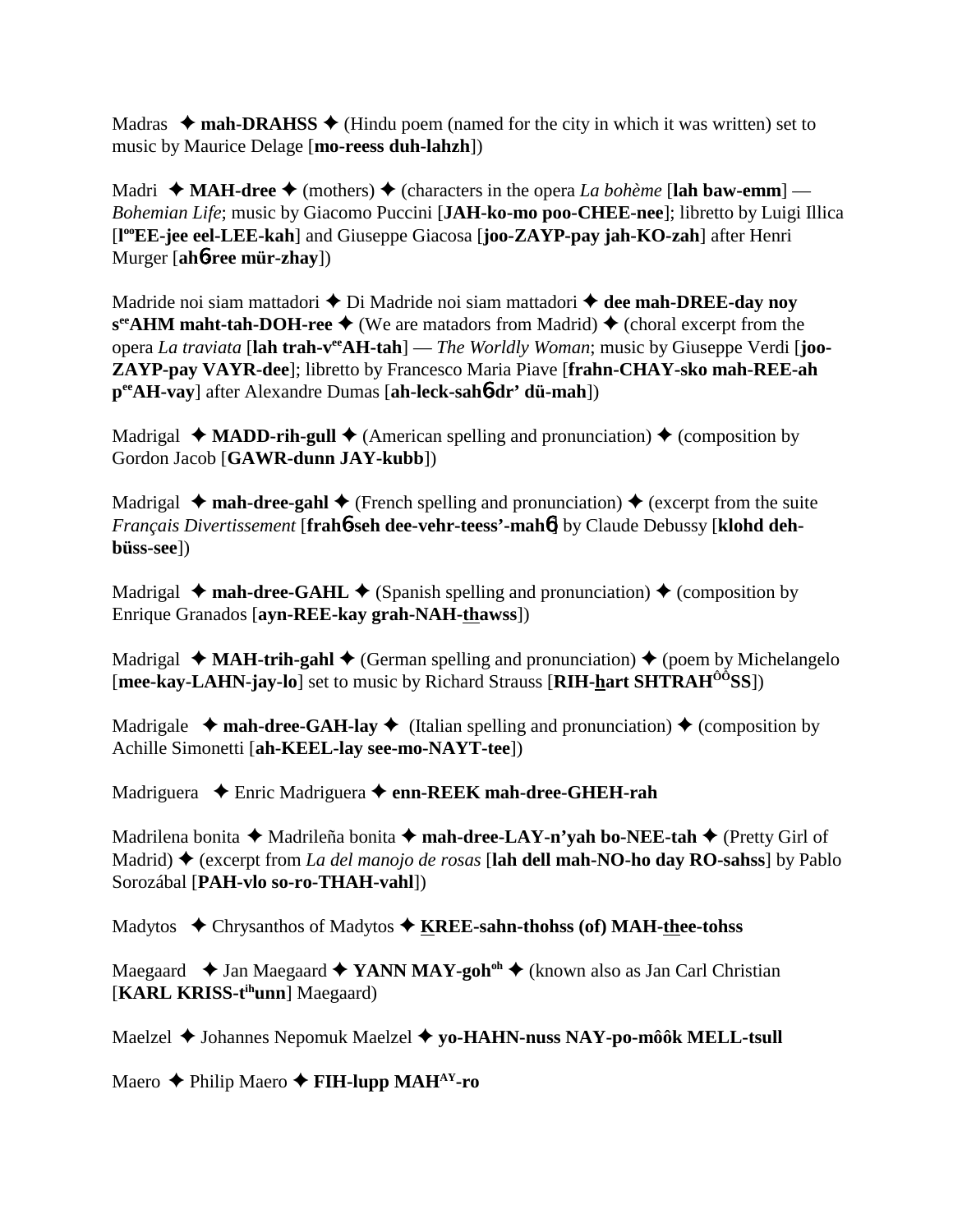Madras ✦ **mah-DRAHSS** ✦ (Hindu poem (named for the city in which it was written) set to music by Maurice Delage [**mo-reess duh-lahzh**])

Madri ✦ **MAH-dree** ✦ (mothers) ✦ (characters in the opera *La bohème* [**lah baw-emm**] — *Bohemian Life*; music by Giacomo Puccini [**JAH-ko-mo poo-CHEE-nee**]; libretto by Luigi Illica [**l[oo]EE-jee eel-LEE-kah**] and Giuseppe Giacosa [**joo-ZAYP-pay jah-KO-zah**] after Henri Murger [**ahɲ-ree mür-zhay**])

Madride noi siam mattadori ✦ Di Madride noi siam mattadori ✦ **dee mah-DREE-day noy s[ee]AHM maht-tah-DOH-ree** ✦ (We are matadors from Madrid) ✦ (choral excerpt from the opera *La traviata* [**lah trah-v[ee]AH-tah**] — *The Worldly Woman*; music by Giuseppe Verdi [**joo-ZAYP-pay VAYR-dee**]; libretto by Francesco Maria Piave [**frahn-CHAY-sko mah-REE-ah p[ee]AH-vay**] after Alexandre Dumas [**ah-leck-sahɲ-dr' dü-mah**])

Madrigal ✦ **MADD-rih-gull** ✦ (American spelling and pronunciation) ✦ (composition by Gordon Jacob [**GAWR-dunn JAY-kubb**])

Madrigal ✦ **mah-dree-gahl** ✦ (French spelling and pronunciation) ✦ (excerpt from the suite *Français Divertissement* [**frahɲ-seh dee-vehr-teess'-mahɲ**] by Claude Debussy [**klohd deh-büss-see**])

Madrigal ✦ **mah-dree-GAHL** ✦ (Spanish spelling and pronunciation) ✦ (composition by Enrique Granados [**ayn-REE-kay grah-NAH-thawss**])

Madrigal ✦ **MAH-trih-gahl** ✦ (German spelling and pronunciation) ✦ (poem by Michelangelo [**mee-kay-LAHN-jay-lo**] set to music by Richard Strauss [**RIH-hart SHTRAH[ÔÔ]SS**])

Madrigale ✦ **mah-dree-GAH-lay** ✦ (Italian spelling and pronunciation) ✦ (composition by Achille Simonetti [**ah-KEEL-lay see-mo-NAYT-tee**])

Madriguera ✦ Enric Madriguera ✦ **enn-REEK mah-dree-GHEH-rah**

Madrilena bonita ✦ Madrileña bonita ✦ **mah-dree-LAY-n'yah bo-NEE-tah** ✦ (Pretty Girl of Madrid) ✦ (excerpt from *La del manojo de rosas* [**lah dell mah-NO-ho day RO-sahss**] by Pablo Sorozábal [**PAH-vlo so-ro-THAH-vahl**])

Madytos ✦ Chrysanthos of Madytos ✦ **KREE-sahn-thohss (of) MAH-thee-tohss**

Maegaard ✦ Jan Maegaard ✦ **YANN MAY-goh[oh]** ✦ (known also as Jan Carl Christian [**KARL KRISS-t[ih]unn**] Maegaard)

Maelzel ✦ Johannes Nepomuk Maelzel ✦ **yo-HAHN-nuss NAY-po-môôk MELL-tsull**

Maero ✦ Philip Maero ✦ **FIH-lupp MAH[AY]-ro**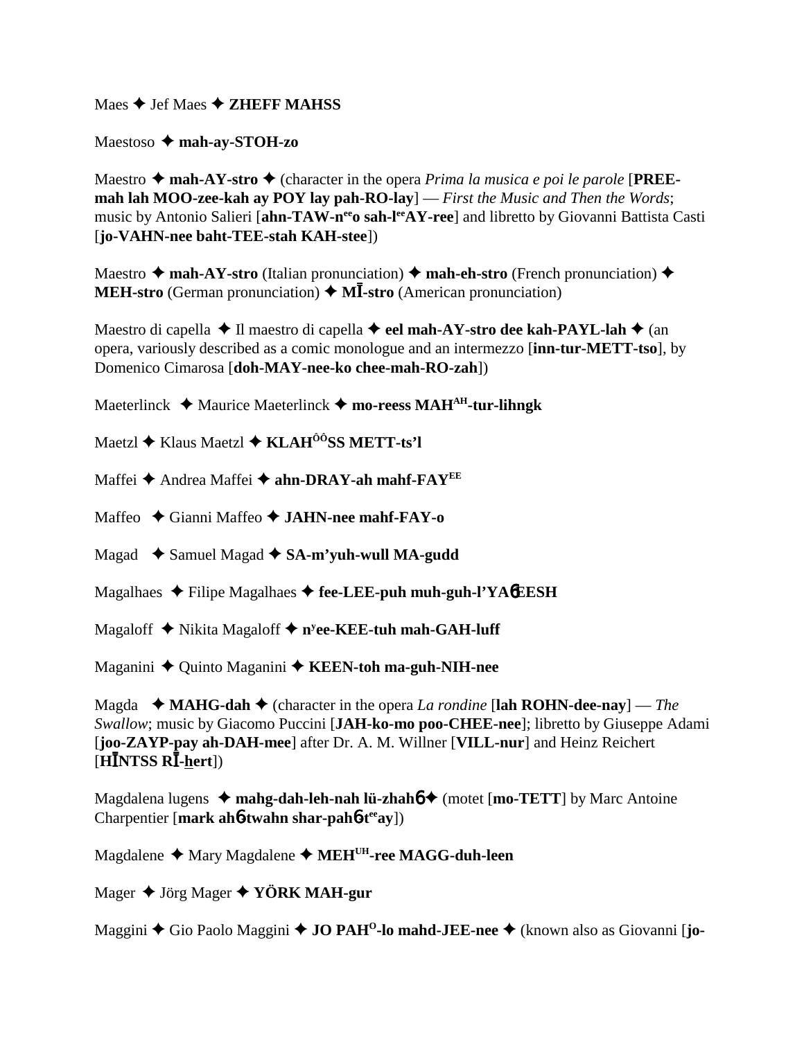Maes ✦ Jef Maes ✦ **ZHEFF MAHSS**

Maestoso ✦ **mah-ay-STOH-zo**

Maestro ✦ **mah-AY-stro** ✦ (character in the opera *Prima la musica e poi le parole* [**PREE-mah lah MOO-zee-kah ay POY lay pah-RO-lay**] — *First the Music and Then the Words*; music by Antonio Salieri [**ahn-TAW-n^ee^o sah-l^ee^AY-ree**] and libretto by Giovanni Battista Casti [**jo-VAHN-nee baht-TEE-stah KAH-stee**])

Maestro ✦ **mah-AY-stro** (Italian pronunciation) ✦ **mah-eh-stro** (French pronunciation) ✦ **MEH-stro** (German pronunciation) ✦ **MĪ-stro** (American pronunciation)

Maestro di capella ✦ Il maestro di capella ✦ **eel mah-AY-stro dee kah-PAYL-lah** ✦ (an opera, variously described as a comic monologue and an intermezzo [**inn-tur-METT-tso**], by Domenico Cimarosa [**doh-MAY-nee-ko chee-mah-RO-zah**])

Maeterlinck ✦ Maurice Maeterlinck ✦ **mo-reess MAH^AH^-tur-lihngk**

Maetzl ✦ Klaus Maetzl ✦ **KLAH^ÔÔ^SS METT-ts'l**

Maffei ✦ Andrea Maffei ✦ **ahn-DRAY-ah mahf-FAY^EE^**

Maffeo ✦ Gianni Maffeo ✦ **JAHN-nee mahf-FAY-o**

Magad ✦ Samuel Magad ✦ **SA-m'yuh-wull MA-gudd**

Magalhaes ✦ Filipe Magalhaes ✦ **fee-LEE-puh muh-guh-l'YAɳEESH**

Magaloff ✦ Nikita Magaloff ✦ **n^y^ee-KEE-tuh mah-GAH-luff**

Maganini ✦ Quinto Maganini ✦ **KEEN-toh ma-guh-NIH-nee**

Magda ✦ **MAHG-dah** ✦ (character in the opera *La rondine* [**lah ROHN-dee-nay**] — *The Swallow*; music by Giacomo Puccini [**JAH-ko-mo poo-CHEE-nee**]; libretto by Giuseppe Adami [**joo-ZAYP-pay ah-DAH-mee**] after Dr. A. M. Willner [**VILL-nur**] and Heinz Reichert [**HĪNTSS RĪ-hert**])

Magdalena lugens ✦ **mahg-dah-leh-nah lü-zhahɳ** ✦ (motet [**mo-TETT**] by Marc Antoine Charpentier [**mark ahɳ-twahn shar-pahɳ-t^ee^ay**])

Magdalene ✦ Mary Magdalene ✦ **MEH^UH^-ree MAGG-duh-leen**

Mager ✦ Jörg Mager ✦ **YÖRK MAH-gur**

Maggini ✦ Gio Paolo Maggini ✦ **JO PAH^O^-lo mahd-JEE-nee** ✦ (known also as Giovanni [**jo-**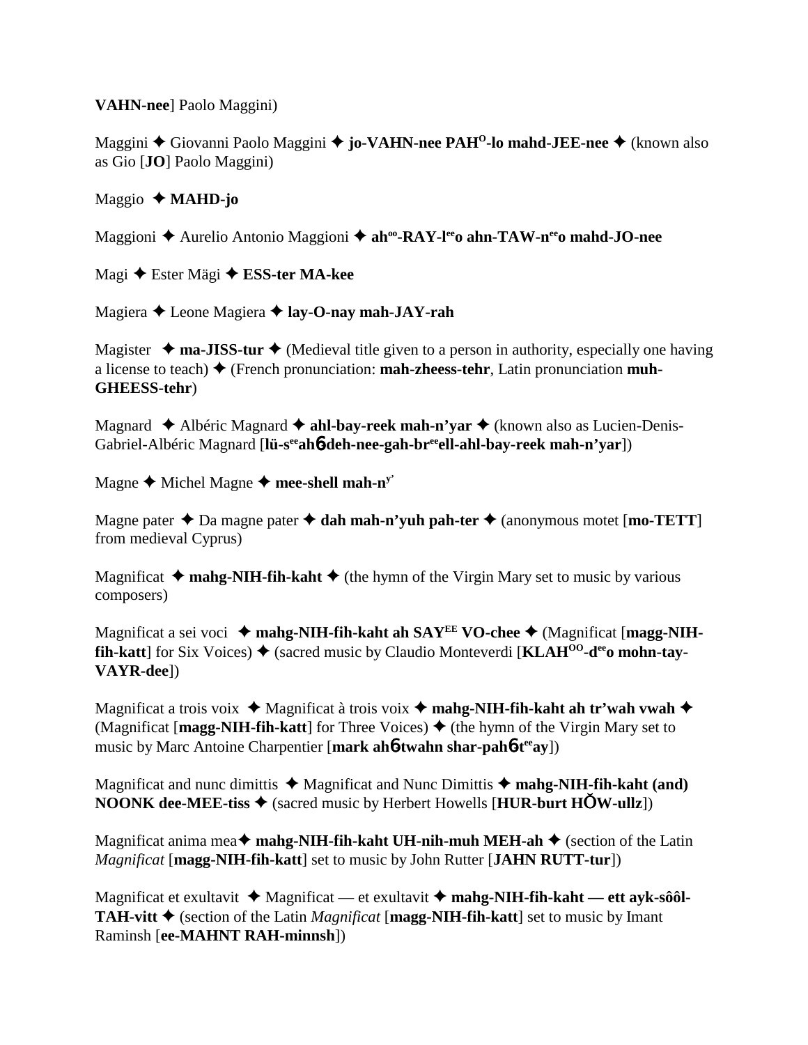**VAHN-nee**] Paolo Maggini)

Maggini ✦ Giovanni Paolo Maggini ✦ **jo-VAHN-nee PAH^O-lo mahd-JEE-nee** ✦ (known also as Gio [**JO**] Paolo Maggini)

Maggio ✦ **MAHD-jo**

Maggioni ✦ Aurelio Antonio Maggioni ✦ **ah^oo-RAY-l^ee o ahn-TAW-n^ee o mahd-JO-nee**

Magi ✦ Ester Mägi ✦ **ESS-ter MA-kee**

Magiera ✦ Leone Magiera ✦ **lay-O-nay mah-JAY-rah**

Magister ✦ **ma-JISS-tur** ✦ (Medieval title given to a person in authority, especially one having a license to teach) ✦ (French pronunciation: **mah-zheess-tehr**, Latin pronunciation **muh-GHEESS-tehr**)

Magnard ✦ Albéric Magnard ✦ **ahl-bay-reek mah-n'yar** ✦ (known also as Lucien-Denis-Gabriel-Albéric Magnard [**lü-s^ee ah6-deh-nee-gah-br^ee ell-ahl-bay-reek mah-n'yar**])

Magne ✦ Michel Magne ✦ **mee-shell mah-n^y'**

Magne pater ✦ Da magne pater ✦ **dah mah-n'yuh pah-ter** ✦ (anonymous motet [**mo-TETT**] from medieval Cyprus)

Magnificat ✦ **mahg-NIH-fih-kaht** ✦ (the hymn of the Virgin Mary set to music by various composers)

Magnificat a sei voci ✦ **mahg-NIH-fih-kaht ah SAY^EE VO-chee** ✦ (Magnificat [**magg-NIH-fih-katt**] for Six Voices) ✦ (sacred music by Claudio Monteverdi [**KLAH^OO-d^ee o mohn-tay-VAYR-dee**])

Magnificat a trois voix ✦ Magnificat à trois voix ✦ **mahg-NIH-fih-kaht ah tr'wah vwah** ✦ (Magnificat [**magg-NIH-fih-katt**] for Three Voices) ✦ (the hymn of the Virgin Mary set to music by Marc Antoine Charpentier [**mark ah6-twahn shar-pah6-t^ee ay**])

Magnificat and nunc dimittis ✦ Magnificat and Nunc Dimittis ✦ **mahg-NIH-fih-kaht (and) NOONK dee-MEE-tiss** ✦ (sacred music by Herbert Howells [**HUR-burt HŎW-ullz**])

Magnificat anima mea ✦ **mahg-NIH-fih-kaht UH-nih-muh MEH-ah** ✦ (section of the Latin *Magnificat* [**magg-NIH-fih-katt**] set to music by John Rutter [**JAHN RUTT-tur**])

Magnificat et exultavit ✦ Magnificat — et exultavit ✦ **mahg-NIH-fih-kaht — ett ayk-sôôl-TAH-vitt** ✦ (section of the Latin *Magnificat* [**magg-NIH-fih-katt**] set to music by Imant Raminsh [**ee-MAHNT RAH-minnsh**])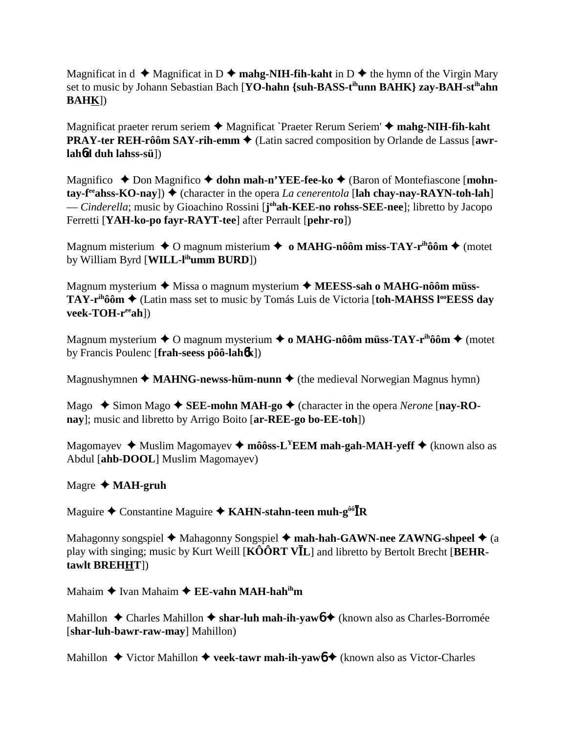Magnificat in d ✦ Magnificat in D ✦ **mahg-NIH-fih-kaht** in D ✦ the hymn of the Virgin Mary set to music by Johann Sebastian Bach [**YO-hahn {suh-BASS-t^ih^unn BAHK} zay-BAH-st^ih^ahn BAHK**])

Magnificat praeter rerum seriem ✦ Magnificat `Praeter Rerum Seriem' ✦ **mahg-NIH-fih-kaht PRAY-ter REH-rôôm SAY-rih-emm** ✦ (Latin sacred composition by Orlande de Lassus [**awr-lah6d duh lahss-sü**])

Magnifico ✦ Don Magnifico ✦ **dohn mah-n'YEE-fee-ko** ✦ (Baron of Montefiascone [**mohn-tay-f^ee^ahss-KO-nay**]) ✦ (character in the opera *La cenerentola* [**lah chay-nay-RAYN-toh-lah**] — *Cinderella*; music by Gioachino Rossini [**j^oh^ah-KEE-no rohss-SEE-nee**]; libretto by Jacopo Ferretti [**YAH-ko-po fayr-RAYT-tee**] after Perrault [**pehr-ro**])

Magnum misterium ✦ O magnum misterium ✦ **o MAHG-nôôm miss-TAY-r^ih^ôôm** ✦ (motet by William Byrd [**WILL-l^ih^umm BURD**])

Magnum mysterium ✦ Missa o magnum mysterium ✦ **MEESS-sah o MAHG-nôôm müss-TAY-r^ih^ôôm** ✦ (Latin mass set to music by Tomás Luis de Victoria [**toh-MAHSS l^oo^EESS day veek-TOH-r^ee^ah**])

Magnum mysterium ✦ O magnum mysterium ✦ **o MAHG-nôôm müss-TAY-r^ih^ôôm** ✦ (motet by Francis Poulenc [**frah-seess pôô-lah6k**])

Magnushymnen ✦ **MAHNG-newss-hüm-nunn** ✦ (the medieval Norwegian Magnus hymn)

Mago ✦ Simon Mago ✦ **SEE-mohn MAH-go** ✦ (character in the opera *Nerone* [**nay-RO-nay**]; music and libretto by Arrigo Boito [**ar-REE-go bo-EE-toh**])

Magomayev ✦ Muslim Magomayev ✦ **môôss-L^Y^EEM mah-gah-MAH-yeff** ✦ (known also as Abdul [**ahb-DOOL**] Muslim Magomayev)

Magre ✦ **MAH-gruh**

Maguire ✦ Constantine Maguire ✦ **KAHN-stahn-teen muh-g^ôô^ĪR**

Mahagonny songspiel ✦ Mahagonny Songspiel ✦ **mah-hah-GAWN-nee ZAWNG-shpeel** ✦ (a play with singing; music by Kurt Weill [**KÔÔRT VĪL**] and libretto by Bertolt Brecht [**BEHR-tawlt BREHHT**])

Mahaim ✦ Ivan Mahaim ✦ **EE-vahn MAH-hah^ih^m**

Mahillon ✦ Charles Mahillon ✦ **shar-luh mah-ih-yaw6**✦ (known also as Charles-Borromée [**shar-luh-bawr-raw-may**] Mahillon)

Mahillon ✦ Victor Mahillon ✦ **veek-tawr mah-ih-yaw6**✦ (known also as Victor-Charles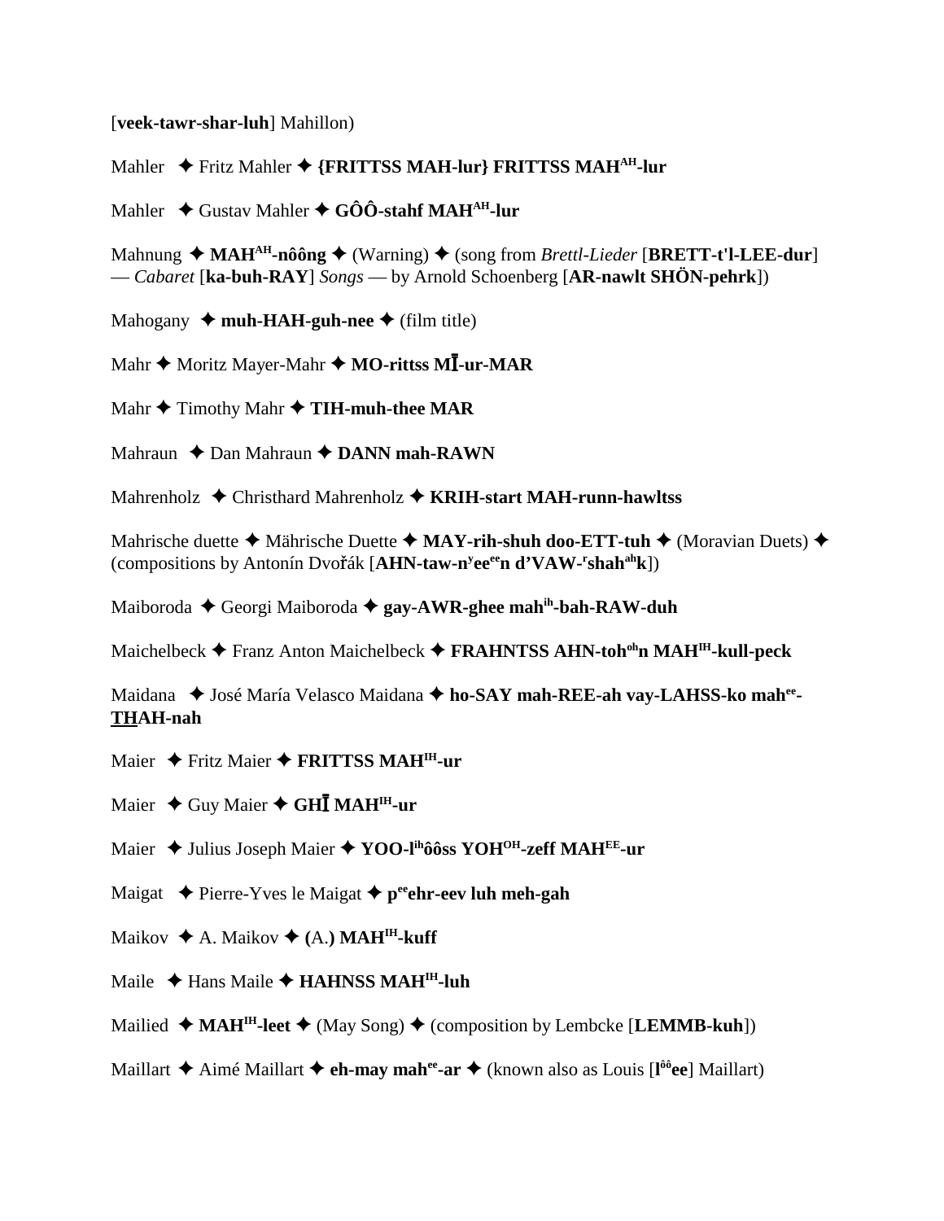[**veek-tawr-shar-luh**] Mahillon)

Mahler ✦ Fritz Mahler ✦ **{FRITTSS MAH-lur} FRITTSS MAH^AH-lur**

Mahler ✦ Gustav Mahler ✦ **GÔÔ-stahf MAH^AH-lur**

Mahnung ✦ **MAH^AH-nôông** ✦ (Warning) ✦ (song from *Brettl-Lieder* [**BRETT-t'l-LEE-dur**] — *Cabaret* [**ka-buh-RAY**] *Songs* — by Arnold Schoenberg [**AR-nawlt SHÖN-pehrk**])

Mahogany ✦ **muh-HAH-guh-nee** ✦ (film title)

Mahr ✦ Moritz Mayer-Mahr ✦ **MO-rittss MĪ-ur-MAR**

Mahr ✦ Timothy Mahr ✦ **TIH-muh-thee MAR**

Mahraun ✦ Dan Mahraun ✦ **DANN mah-RAWN**

Mahrenholz ✦ Christhard Mahrenholz ✦ **KRIH-start MAH-runn-hawltss**

Mahrische duette ✦ Mährische Duette ✦ **MAY-rih-shuh doo-ETT-tuh** ✦ (Moravian Duets) ✦ (compositions by Antonín Dvořák [**AHN-taw-n^y ee^ee n d'VAW-^r shah^ah k**])

Maiboroda ✦ Georgi Maiboroda ✦ **gay-AWR-ghee mah^ih-bah-RAW-duh**

Maichelbeck ✦ Franz Anton Maichelbeck ✦ **FRAHNTSS AHN-toh^oh n MAH^IH-kull-peck**

Maidana ✦ José María Velasco Maidana ✦ **ho-SAY mah-REE-ah vay-LAHSS-ko mah^ee-THAH-nah**

Maier ✦ Fritz Maier ✦ **FRITTSS MAH^IH-ur**

Maier ✦ Guy Maier ✦ **GHĪ MAH^IH-ur**

Maier ✦ Julius Joseph Maier ✦ **YOO-l^ih ôôss YOH^OH-zeff MAH^EE-ur**

Maigat ✦ Pierre-Yves le Maigat ✦ **p^ee ehr-eev luh meh-gah**

Maikov ✦ A. Maikov ✦ **(A.) MAH^IH-kuff**

Maile ✦ Hans Maile ✦ **HAHNSS MAH^IH-luh**

Mailied ✦ **MAH^IH-leet** ✦ (May Song) ✦ (composition by Lembcke [**LEMMB-kuh**])

Maillart ✦ Aimé Maillart ✦ **eh-may mah^ee-ar** ✦ (known also as Louis [**l^ôô ee**] Maillart)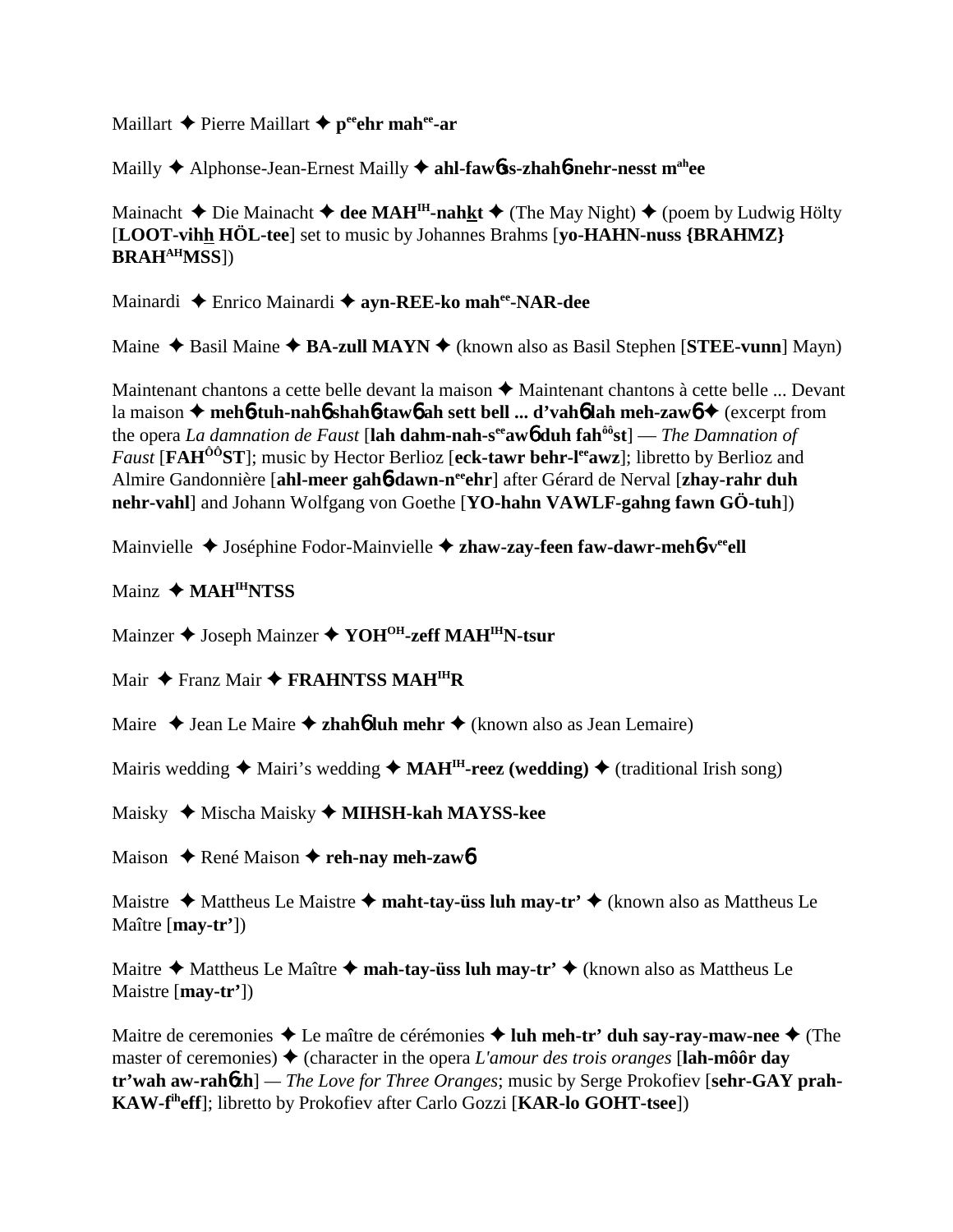Maillart ✦ Pierre Maillart ✦ **p^ee^ehr mah^ee^-ar**

Mailly ✦ Alphonse-Jean-Ernest Mailly ✦ **ahl-fawɓss-zhahɓ-nehr-nesst m^ah^ee**

Mainacht ✦ Die Mainacht ✦ **dee MAH^IH^-nahkt** ✦ (The May Night) ✦ (poem by Ludwig Hölty [**LOOT-vihh HÖL-tee**] set to music by Johannes Brahms [**yo-HAHN-nuss {BRAHMZ} BRAH^AH^MSS**])

Mainardi ✦ Enrico Mainardi ✦ **ayn-REE-ko mah^ee^-NAR-dee**

Maine ✦ Basil Maine ✦ **BA-zull MAYN** ✦ (known also as Basil Stephen [**STEE-vunn**] Mayn)

Maintenant chantons a cette belle devant la maison ✦ Maintenant chantons à cette belle ... Devant la maison ✦ **mehɓ-tuh-nahɓ shahɓ-tawɓ ah sett bell ... d'vahɓ lah meh-zawɓ** ✦ (excerpt from the opera *La damnation de Faust* [**lah dahm-nah-s^ee^awɓ duh fah^ôô^st**] — *The Damnation of Faust* [**FAH^ÔÔ^ST**]; music by Hector Berlioz [**eck-tawr behr-l^ee^awz**]; libretto by Berlioz and Almire Gandonnière [**ahl-meer gahɓ-dawn-n^ee^ehr**] after Gérard de Nerval [**zhay-rahr duh nehr-vahl**] and Johann Wolfgang von Goethe [**YO-hahn VAWLF-gahng fawn GÖ-tuh**])

Mainvielle ✦ Joséphine Fodor-Mainvielle ✦ **zhaw-zay-feen faw-dawr-mehɓ-v^ee^ell**

Mainz ✦ **MAH^IH^NTSS**

Mainzer ✦ Joseph Mainzer ✦ **YOH^OH^-zeff MAH^IH^N-tsur**

Mair ✦ Franz Mair ✦ **FRAHNTSS MAH^IH^R**

Maire ✦ Jean Le Maire ✦ **zhahɓ luh mehr** ✦ (known also as Jean Lemaire)

Mairis wedding ✦ Mairi's wedding ✦ **MAH^IH^-reez (wedding)** ✦ (traditional Irish song)

Maisky ✦ Mischa Maisky ✦ **MIHSH-kah MAYSS-kee**

Maison ✦ René Maison ✦ **reh-nay meh-zawɓ**

Maistre ✦ Mattheus Le Maistre ✦ **maht-tay-üss luh may-tr'** ✦ (known also as Mattheus Le Maître [**may-tr'**])

Maitre ✦ Mattheus Le Maître ✦ **mah-tay-üss luh may-tr'** ✦ (known also as Mattheus Le Maistre [**may-tr'**])

Maitre de ceremonies ✦ Le maître de cérémonies ✦ **luh meh-tr' duh say-ray-maw-nee** ✦ (The master of ceremonies) ✦ (character in the opera *L'amour des trois oranges* [**lah-môôr day tr'wah aw-rahɓzh**] — *The Love for Three Oranges*; music by Serge Prokofiev [**sehr-GAY prah-KAW-f^ih^eff**]; libretto by Prokofiev after Carlo Gozzi [**KAR-lo GOHT-tsee**])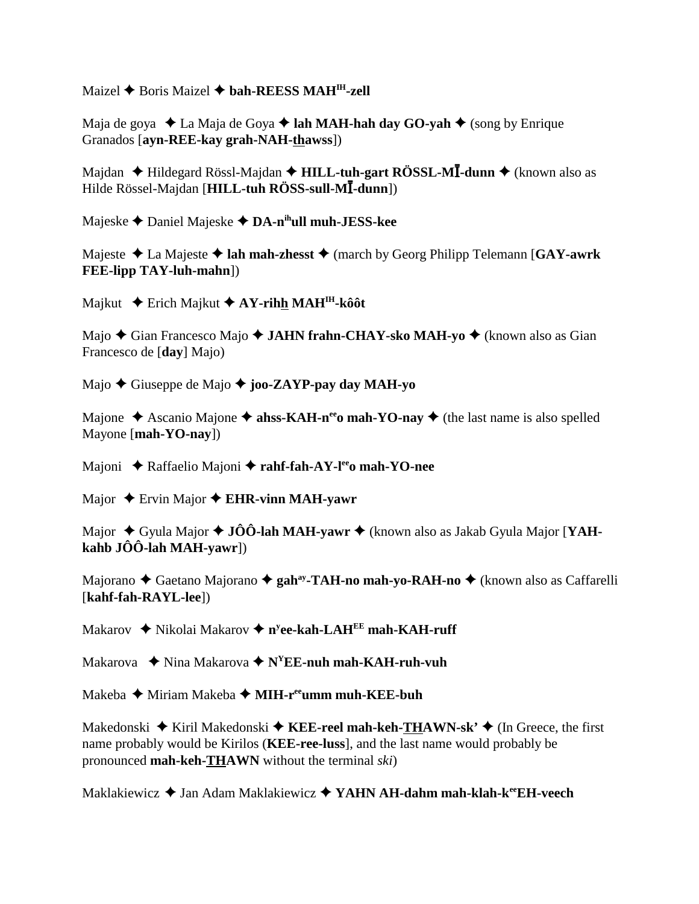Maizel ✦ Boris Maizel ✦ **bah-REESS MAH^IH-zell**

Maja de goya ✦ La Maja de Goya ✦ **lah MAH-hah day GO-yah** ✦ (song by Enrique Granados [**ayn-REE-kay grah-NAH-thawss**])

Majdan ✦ Hildegard Rössl-Majdan ✦ **HILL-tuh-gart RÖSSL-MĪ-dunn** ✦ (known also as Hilde Rössel-Majdan [**HILL-tuh RÖSS-sull-MĪ-dunn**])

Majeske ✦ Daniel Majeske ✦ **DA-n^ih ull muh-JESS-kee**

Majeste ✦ La Majeste ✦ **lah mah-zhesst** ✦ (march by Georg Philipp Telemann [**GAY-awrk FEE-lipp TAY-luh-mahn**])

Majkut ✦ Erich Majkut ✦ **AY-rihh MAH^IH-kôôt**

Majo ✦ Gian Francesco Majo ✦ **JAHN frahn-CHAY-sko MAH-yo** ✦ (known also as Gian Francesco de [**day**] Majo)

Majo ✦ Giuseppe de Majo ✦ **joo-ZAYP-pay day MAH-yo**

Majone ✦ Ascanio Majone ✦ **ahss-KAH-n^ee o mah-YO-nay** ✦ (the last name is also spelled Mayone [**mah-YO-nay**])

Majoni ✦ Raffaelio Majoni ✦ **rahf-fah-AY-l^ee o mah-YO-nee**

Major ✦ Ervin Major ✦ **EHR-vinn MAH-yawr**

Major ✦ Gyula Major ✦ **JÔÔ-lah MAH-yawr** ✦ (known also as Jakab Gyula Major [**YAH-kahb JÔÔ-lah MAH-yawr**])

Majorano ✦ Gaetano Majorano ✦ **gah^ay-TAH-no mah-yo-RAH-no** ✦ (known also as Caffarelli [**kahf-fah-RAYL-lee**])

Makarov ✦ Nikolai Makarov ✦ **n^y ee-kah-LAH^EE mah-KAH-ruff**

Makarova ✦ Nina Makarova ✦ **N^Y EE-nuh mah-KAH-ruh-vuh**

Makeba ✦ Miriam Makeba ✦ **MIH-r^ee umm muh-KEE-buh**

Makedonski ✦ Kiril Makedonski ✦ **KEE-reel mah-keh-THAWN-sk'** ✦ (In Greece, the first name probably would be Kirilos (**KEE-ree-luss**], and the last name would probably be pronounced **mah-keh-THAWN** without the terminal *ski*)

Maklakiewicz ✦ Jan Adam Maklakiewicz ✦ **YAHN AH-dahm mah-klah-k^ee EH-veech**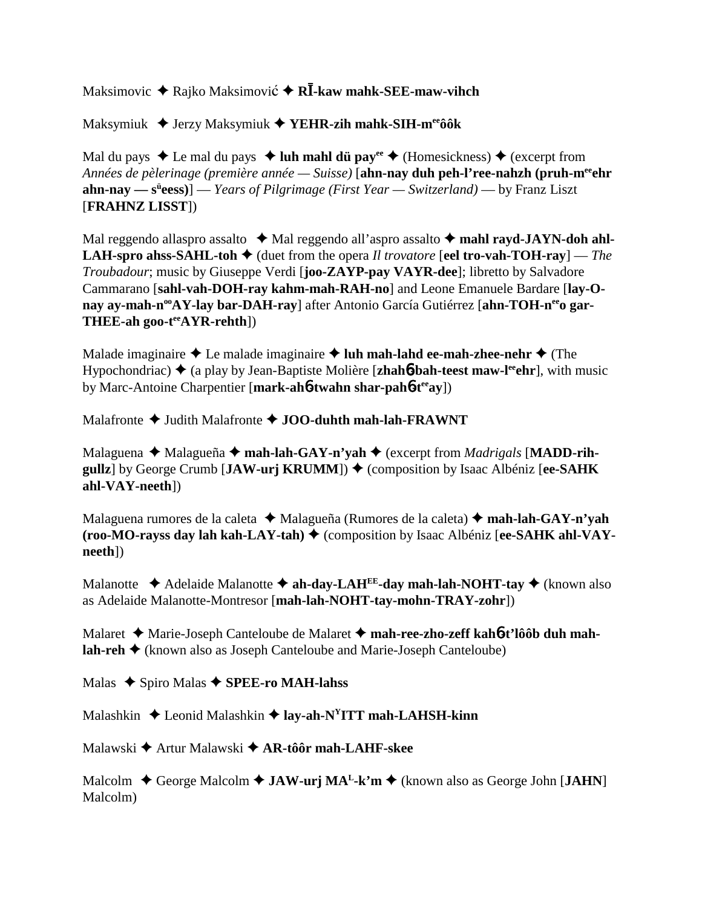Maksimovic ✦ Rajko Maksimović ✦ **RĪ-kaw mahk-SEE-maw-vihch**

Maksymiuk ✦ Jerzy Maksymiuk ✦ **YEHR-zih mahk-SIH-m^ee^ôôk**

Mal du pays ✦ Le mal du pays ✦ **luh mahl dü pay^ee^** ✦ (Homesickness) ✦ (excerpt from *Années de pèlerinage (première année — Suisse)* [**ahn-nay duh peh-l'ree-nahzh (pruh-m^ee^ehr ahn-nay — s^ü^eess)**] — *Years of Pilgrimage (First Year — Switzerland)* — by Franz Liszt [**FRAHNZ LISST**])

Mal reggendo allaspro assalto ✦ Mal reggendo all'aspro assalto ✦ **mahl rayd-JAYN-doh ahl-LAH-spro ahss-SAHL-toh** ✦ (duet from the opera *Il trovatore* [**eel tro-vah-TOH-ray**] — *The Troubadour*; music by Giuseppe Verdi [**joo-ZAYP-pay VAYR-dee**]; libretto by Salvadore Cammarano [**sahl-vah-DOH-ray kahm-mah-RAH-no**] and Leone Emanuele Bardare [**lay-O-nay ay-mah-n^oo^AY-lay bar-DAH-ray**] after Antonio García Gutiérrez [**ahn-TOH-n^ee^o gar-THEE-ah goo-t^ee^AYR-rehth**])

Malade imaginaire ✦ Le malade imaginaire ✦ **luh mah-lahd ee-mah-zhee-nehr** ✦ (The Hypochondriac) ✦ (a play by Jean-Baptiste Molière [**zhahɓ-bah-teest maw-l^ee^ehr**], with music by Marc-Antoine Charpentier [**mark-ahɓ-twahn shar-pahɓ-t^ee^ay**])

Malafronte ✦ Judith Malafronte ✦ **JOO-duhth mah-lah-FRAWNT**

Malaguena ✦ Malagueña ✦ **mah-lah-GAY-n'yah** ✦ (excerpt from *Madrigals* [**MADD-rih-gullz**] by George Crumb [**JAW-urj KRUMM**]) ✦ (composition by Isaac Albéniz [**ee-SAHK ahl-VAY-neeth**])

Malaguena rumores de la caleta ✦ Malagueña (Rumores de la caleta) ✦ **mah-lah-GAY-n'yah (roo-MO-rayss day lah kah-LAY-tah)** ✦ (composition by Isaac Albéniz [**ee-SAHK ahl-VAY-neeth**])

Malanotte ✦ Adelaide Malanotte ✦ **ah-day-LAH^EE^-day mah-lah-NOHT-tay** ✦ (known also as Adelaide Malanotte-Montresor [**mah-lah-NOHT-tay-mohn-TRAY-zohr**])

Malaret ✦ Marie-Joseph Canteloube de Malaret ✦ **mah-ree-zho-zeff kahɓ-t'lôôb duh mah-lah-reh** ✦ (known also as Joseph Canteloube and Marie-Joseph Canteloube)

Malas ✦ Spiro Malas ✦ **SPEE-ro MAH-lahss**

Malashkin ✦ Leonid Malashkin ✦ **lay-ah-N^Y^ITT mah-LAHSH-kinn**

Malawski ✦ Artur Malawski ✦ **AR-tôôr mah-LAHF-skee**

Malcolm ✦ George Malcolm ✦ **JAW-urj MA^L^-k'm** ✦ (known also as George John [**JAHN**] Malcolm)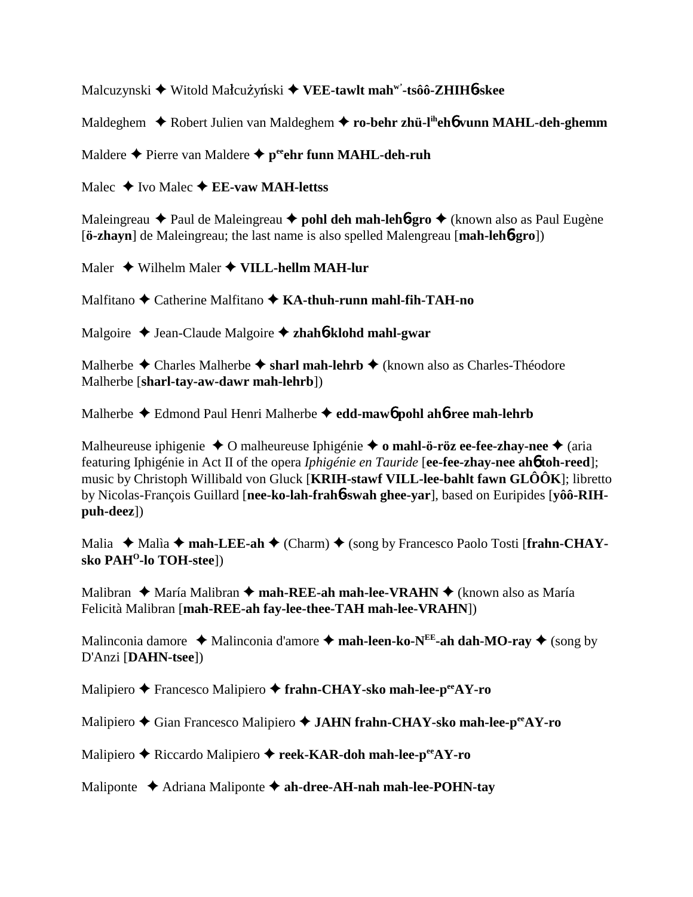Malcuzynski ✦ Witold Małcużyński ✦ **VEE-tawlt mah$^{w'}$-tsôô-ZHIH6-skee**

Maldeghem ✦ Robert Julien van Maldeghem ✦ **ro-behr zhü-l$^{ih}$eh6 vunn MAHL-deh-ghemm**

Maldere ✦ Pierre van Maldere ✦ **p$^{ee}$ehr funn MAHL-deh-ruh**

Malec ✦ Ivo Malec ✦ **EE-vaw MAH-lettss**

Maleingreau ✦ Paul de Maleingreau ✦ **pohl deh mah-leh6-gro** ✦ (known also as Paul Eugène [**ö-zhayn**] de Maleingreau; the last name is also spelled Malengreau [**mah-leh6-gro**])

Maler ✦ Wilhelm Maler ✦ **VILL-hellm MAH-lur**

Malfitano ✦ Catherine Malfitano ✦ **KA-thuh-runn mahl-fih-TAH-no**

Malgoire ✦ Jean-Claude Malgoire ✦ **zhah6-klohd mahl-gwar**

Malherbe ✦ Charles Malherbe ✦ **sharl mah-lehrb** ✦ (known also as Charles-Théodore Malherbe [**sharl-tay-aw-dawr mah-lehrb**])

Malherbe ✦ Edmond Paul Henri Malherbe ✦ **edd-maw6 pohl ah6-ree mah-lehrb**

Malheureuse iphigenie ✦ O malheureuse Iphigénie ✦ **o mahl-ö-röz ee-fee-zhay-nee** ✦ (aria featuring Iphigénie in Act II of the opera *Iphigénie en Tauride* [**ee-fee-zhay-nee ah6 toh-reed**]; music by Christoph Willibald von Gluck [**KRIH-stawf VILL-lee-bahlt fawn GLÔÔK**]; libretto by Nicolas-François Guillard [**nee-ko-lah-frah6-swah ghee-yar**], based on Euripides [**yôô-RIH-puh-deez**])

Malia ✦ Malìa ✦ **mah-LEE-ah** ✦ (Charm) ✦ (song by Francesco Paolo Tosti [**frahn-CHAY-sko PAH$^{O}$-lo TOH-stee**])

Malibran ✦ María Malibran ✦ **mah-REE-ah mah-lee-VRAHN** ✦ (known also as María Felicità Malibran [**mah-REE-ah fay-lee-thee-TAH mah-lee-VRAHN**])

Malinconia damore ✦ Malinconia d'amore ✦ **mah-leen-ko-N$^{EE}$-ah dah-MO-ray** ✦ (song by D'Anzi [**DAHN-tsee**])

Malipiero ✦ Francesco Malipiero ✦ **frahn-CHAY-sko mah-lee-p$^{ee}$AY-ro**

Malipiero ✦ Gian Francesco Malipiero ✦ **JAHN frahn-CHAY-sko mah-lee-p$^{ee}$AY-ro**

Malipiero ✦ Riccardo Malipiero ✦ **reek-KAR-doh mah-lee-p$^{ee}$AY-ro**

Maliponte ✦ Adriana Maliponte ✦ **ah-dree-AH-nah mah-lee-POHN-tay**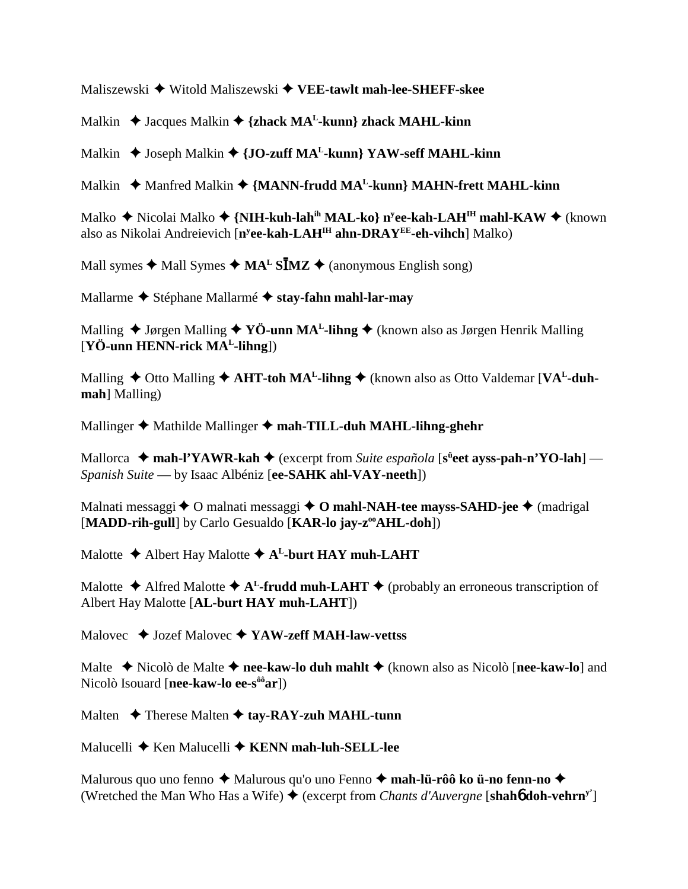Maliszewski ✦ Witold Maliszewski ✦ **VEE-tawlt mah-lee-SHEFF-skee**

Malkin ✦ Jacques Malkin ✦ **{zhack MA^L-kunn} zhack MAHL-kinn**

Malkin ✦ Joseph Malkin ✦ **{JO-zuff MA^L-kunn} YAW-seff MAHL-kinn**

Malkin ✦ Manfred Malkin ✦ **{MANN-frudd MA^L-kunn} MAHN-frett MAHL-kinn**

Malko ✦ Nicolai Malko ✦ **{NIH-kuh-lah^ih MAL-ko} n^y ee-kah-LAH^IH mahl-KAW** ✦ (known also as Nikolai Andreievich [**n^y ee-kah-LAH^IH ahn-DRAY^EE-eh-vihch**] Malko)

Mall symes ✦ Mall Symes ✦ **MA^L SĪMZ** ✦ (anonymous English song)

Mallarme ✦ Stéphane Mallarmé ✦ **stay-fahn mahl-lar-may**

Malling ✦ Jørgen Malling ✦ **YÖ-unn MA^L-lihng** ✦ (known also as Jørgen Henrik Malling [**YÖ-unn HENN-rick MA^L-lihng**])

Malling ✦ Otto Malling ✦ **AHT-toh MA^L-lihng** ✦ (known also as Otto Valdemar [**VA^L-duh-mah**] Malling)

Mallinger ✦ Mathilde Mallinger ✦ **mah-TILL-duh MAHL-lihng-ghehr**

Mallorca ✦ **mah-l'YAWR-kah** ✦ (excerpt from *Suite española* [**s^ü eet ayss-pah-n'YO-lah**] — *Spanish Suite* — by Isaac Albéniz [**ee-SAHK ahl-VAY-neeth**])

Malnati messaggi ✦ O malnati messaggi ✦ **O mahl-NAH-tee mayss-SAHD-jee** ✦ (madrigal [**MADD-rih-gull**] by Carlo Gesualdo [**KAR-lo jay-z^oo AHL-doh**])

Malotte ✦ Albert Hay Malotte ✦ **A^L-burt HAY muh-LAHT**

Malotte ✦ Alfred Malotte ✦ **A^L-frudd muh-LAHT** ✦ (probably an erroneous transcription of Albert Hay Malotte [**AL-burt HAY muh-LAHT**])

Malovec ✦ Jozef Malovec ✦ **YAW-zeff MAH-law-vettss**

Malte ✦ Nicolò de Malte ✦ **nee-kaw-lo duh mahlt** ✦ (known also as Nicolò [**nee-kaw-lo**] and Nicolò Isouard [**nee-kaw-lo ee-s^ôô ar**])

Malten ✦ Therese Malten ✦ **tay-RAY-zuh MAHL-tunn**

Malucelli ✦ Ken Malucelli ✦ **KENN mah-luh-SELL-lee**

Malurous quo uno fenno ✦ Malurous qu'o uno Fenno ✦ **mah-lü-rôô ko ü-no fenn-no** ✦ (Wretched the Man Who Has a Wife) ✦ (excerpt from *Chants d'Auvergne* [**shahб doh-vehrn^y'**]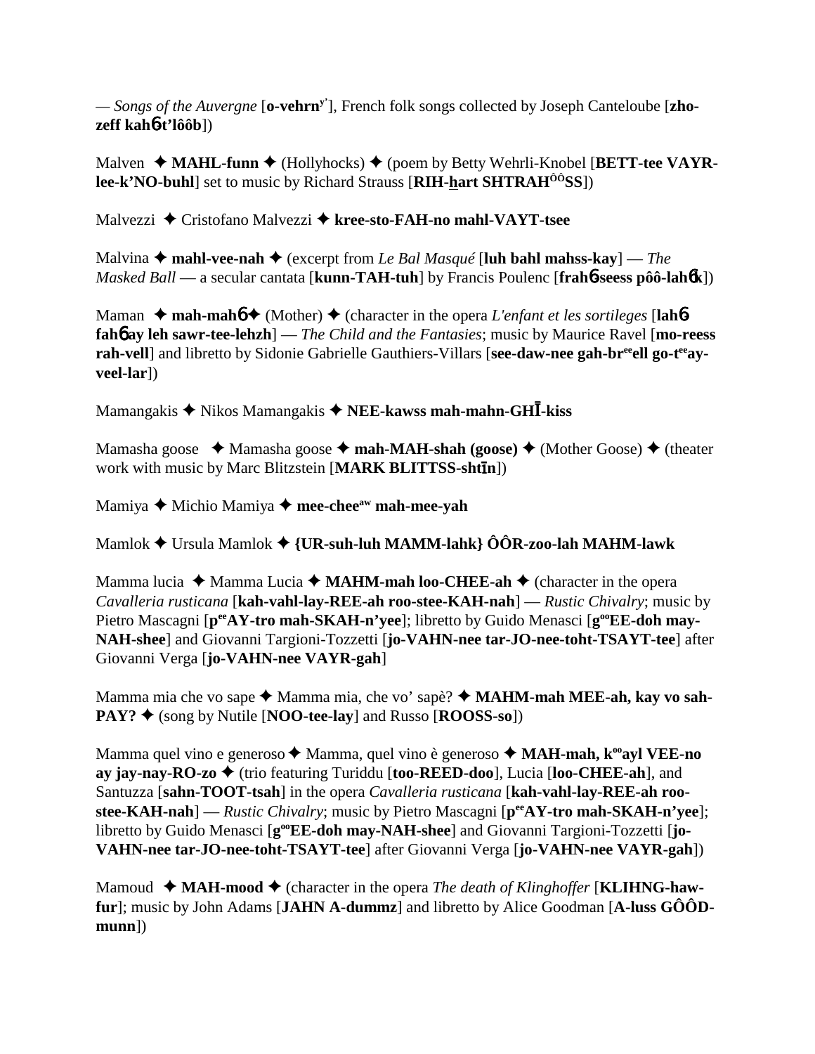— *Songs of the Auvergne* [**o-vehrn**[y']], French folk songs collected by Joseph Canteloube [**zho-zeff kah**6**t'lôôb**])

Malven ✦ **MAHL-funn** ✦ (Hollyhocks) ✦ (poem by Betty Wehrli-Knobel [**BETT-tee VAYR-lee-k'NO-buhl**] set to music by Richard Strauss [**RIH-hart SHTRAH**[ôô]**SS**])

Malvezzi ✦ Cristofano Malvezzi ✦ **kree-sto-FAH-no mahl-VAYT-tsee**

Malvina ✦ **mahl-vee-nah** ✦ (excerpt from *Le Bal Masqué* [**luh bahl mahss-kay**] — *The Masked Ball* — a secular cantata [**kunn-TAH-tuh**] by Francis Poulenc [**frah**6**-seess pôô-lah**6**k**])

Maman ✦ **mah-mah**6 ✦ (Mother) ✦ (character in the opera *L'enfant et les sortileges* [**lah**6 **fah**6 **ay leh sawr-tee-lehzh**] — *The Child and the Fantasies*; music by Maurice Ravel [**mo-reess rah-vell**] and libretto by Sidonie Gabrielle Gauthiers-Villars [**see-daw-nee gah-br**[ee]**ell go-t**[ee]**ay-veel-lar**])

Mamangakis ✦ Nikos Mamangakis ✦ **NEE-kawss mah-mahn-GHĪ-kiss**

Mamasha goose ✦ Mamasha goose ✦ **mah-MAH-shah (goose)** ✦ (Mother Goose) ✦ (theater work with music by Marc Blitzstein [**MARK BLITTSS-shtīn**])

Mamiya ✦ Michio Mamiya ✦ **mee-chee**[aw] **mah-mee-yah**

Mamlok ✦ Ursula Mamlok ✦ **{UR-suh-luh MAMM-lahk} ÔÔR-zoo-lah MAHM-lawk**

Mamma lucia ✦ Mamma Lucia ✦ **MAHM-mah loo-CHEE-ah** ✦ (character in the opera *Cavalleria rusticana* [**kah-vahl-lay-REE-ah roo-stee-KAH-nah**] — *Rustic Chivalry*; music by Pietro Mascagni [**p**[ee]**AY-tro mah-SKAH-n'yee**]; libretto by Guido Menasci [**g**[oo]**EE-doh may-NAH-shee**] and Giovanni Targioni-Tozzetti [**jo-VAHN-nee tar-JO-nee-toht-TSAYT-tee**] after Giovanni Verga [**jo-VAHN-nee VAYR-gah**]

Mamma mia che vo sape ✦ Mamma mia, che vo' sapè? ✦ **MAHM-mah MEE-ah, kay vo sah-PAY?** ✦ (song by Nutile [**NOO-tee-lay**] and Russo [**ROOSS-so**])

Mamma quel vino e generoso ✦ Mamma, quel vino è generoso ✦ **MAH-mah, k**[oo]**ayl VEE-no ay jay-nay-RO-zo** ✦ (trio featuring Turiddu [**too-REED-doo**], Lucia [**loo-CHEE-ah**], and Santuzza [**sahn-TOOT-tsah**] in the opera *Cavalleria rusticana* [**kah-vahl-lay-REE-ah roo-stee-KAH-nah**] — *Rustic Chivalry*; music by Pietro Mascagni [**p**[ee]**AY-tro mah-SKAH-n'yee**]; libretto by Guido Menasci [**g**[oo]**EE-doh may-NAH-shee**] and Giovanni Targioni-Tozzetti [**jo-VAHN-nee tar-JO-nee-toht-TSAYT-tee**] after Giovanni Verga [**jo-VAHN-nee VAYR-gah**])

Mamoud ✦ **MAH-mood** ✦ (character in the opera *The death of Klinghoffer* [**KLIHNG-haw-fur**]; music by John Adams [**JAHN A-dummz**] and libretto by Alice Goodman [**A-luss GÔÔD-munn**])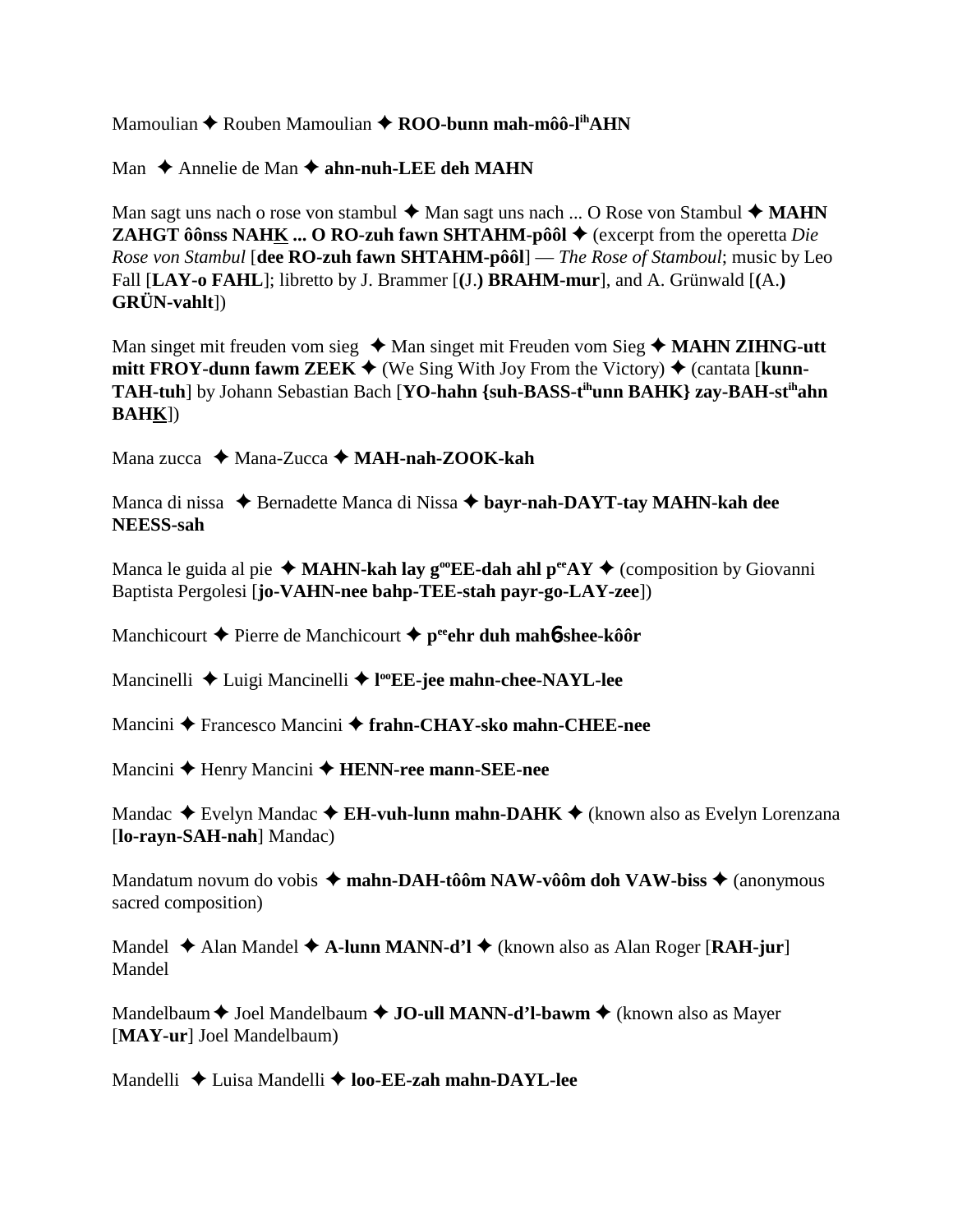Mamoulian ✦ Rouben Mamoulian ✦ **ROO-bunn mah-môô-l$^{ih}$AHN**

Man ✦ Annelie de Man ✦ **ahn-nuh-LEE deh MAHN**

Man sagt uns nach o rose von stambul ✦ Man sagt uns nach ... O Rose von Stambul ✦ **MAHN ZAHGT ôônss NAHK ... O RO-zuh fawn SHTAHM-pôôl** ✦ (excerpt from the operetta *Die Rose von Stambul* [**dee RO-zuh fawn SHTAHM-pôôl**] — *The Rose of Stamboul*; music by Leo Fall [**LAY-o FAHL**]; libretto by J. Brammer [**(**J.**) BRAHM-mur**], and A. Grünwald [**(**A.**) GRÜN-vahlt**])

Man singet mit freuden vom sieg ✦ Man singet mit Freuden vom Sieg ✦ **MAHN ZIHNG-utt mitt FROY-dunn fawm ZEEK** ✦ (We Sing With Joy From the Victory) ✦ (cantata [**kunn-TAH-tuh**] by Johann Sebastian Bach [**YO-hahn {suh-BASS-t$^{ih}$unn BAHK} zay-BAH-st$^{ih}$ahn BAHK**])

Mana zucca ✦ Mana-Zucca ✦ **MAH-nah-ZOOK-kah**

Manca di nissa ✦ Bernadette Manca di Nissa ✦ **bayr-nah-DAYT-tay MAHN-kah dee NEESS-sah**

Manca le guida al pie ✦ **MAHN-kah lay g$^{oo}$EE-dah ahl p$^{ee}$AY** ✦ (composition by Giovanni Baptista Pergolesi [**jo-VAHN-nee bahp-TEE-stah payr-go-LAY-zee**])

Manchicourt ✦ Pierre de Manchicourt ✦ **p$^{ee}$ehr duh mahɓ-shee-kôôr**

Mancinelli ✦ Luigi Mancinelli ✦ **l$^{oo}$EE-jee mahn-chee-NAYL-lee**

Mancini ✦ Francesco Mancini ✦ **frahn-CHAY-sko mahn-CHEE-nee**

Mancini ✦ Henry Mancini ✦ **HENN-ree mann-SEE-nee**

Mandac ✦ Evelyn Mandac ✦ **EH-vuh-lunn mahn-DAHK** ✦ (known also as Evelyn Lorenzana [**lo-rayn-SAH-nah**] Mandac)

Mandatum novum do vobis ✦ **mahn-DAH-tôôm NAW-vôôm doh VAW-biss** ✦ (anonymous sacred composition)

Mandel ✦ Alan Mandel ✦ **A-lunn MANN-d'l** ✦ (known also as Alan Roger [**RAH-jur**] Mandel

Mandelbaum ✦ Joel Mandelbaum ✦ **JO-ull MANN-d'l-bawm** ✦ (known also as Mayer [**MAY-ur**] Joel Mandelbaum)

Mandelli ✦ Luisa Mandelli ✦ **loo-EE-zah mahn-DAYL-lee**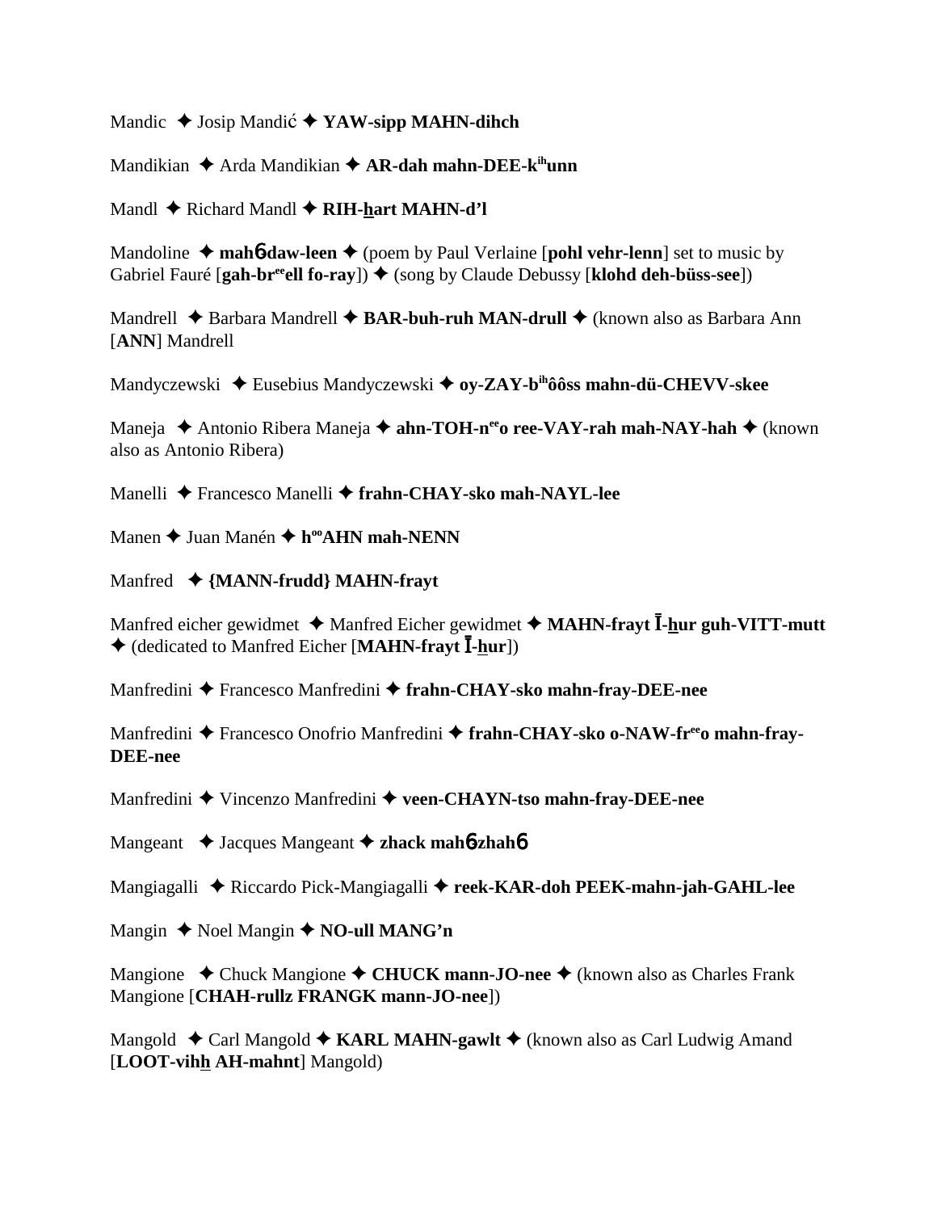Mandic ✦ Josip Mandić ✦ **YAW-sipp MAHN-dihch**

Mandikian ✦ Arda Mandikian ✦ **AR-dah mahn-DEE-k^ih^unn**

Mandl ✦ Richard Mandl ✦ **RIH-hart MAHN-d'l**

Mandoline ✦ **mah6-daw-leen** ✦ (poem by Paul Verlaine [**pohl vehr-lenn**] set to music by Gabriel Fauré [**gah-br^ee^ell fo-ray**]) ✦ (song by Claude Debussy [**klohd deh-büss-see**])

Mandrell ✦ Barbara Mandrell ✦ **BAR-buh-ruh MAN-drull** ✦ (known also as Barbara Ann [**ANN**] Mandrell

Mandyczewski ✦ Eusebius Mandyczewski ✦ **oy-ZAY-b^ih^ôôss mahn-dü-CHEVV-skee**

Maneja ✦ Antonio Ribera Maneja ✦ **ahn-TOH-n^ee^o ree-VAY-rah mah-NAY-hah** ✦ (known also as Antonio Ribera)

Manelli ✦ Francesco Manelli ✦ **frahn-CHAY-sko mah-NAYL-lee**

Manen ✦ Juan Manén ✦ **h^oo^AHN mah-NENN**

Manfred ✦ **{MANN-frudd} MAHN-frayt**

Manfred eicher gewidmet ✦ Manfred Eicher gewidmet ✦ **MAHN-frayt Ī-hur guh-VITT-mutt** ✦ (dedicated to Manfred Eicher [**MAHN-frayt Ī-hur**])

Manfredini ✦ Francesco Manfredini ✦ **frahn-CHAY-sko mahn-fray-DEE-nee**

Manfredini ✦ Francesco Onofrio Manfredini ✦ **frahn-CHAY-sko o-NAW-fr^ee^o mahn-fray-DEE-nee**

Manfredini ✦ Vincenzo Manfredini ✦ **veen-CHAYN-tso mahn-fray-DEE-nee**

Mangeant ✦ Jacques Mangeant ✦ **zhack mah6-zhah6**

Mangiagalli ✦ Riccardo Pick-Mangiagalli ✦ **reek-KAR-doh PEEK-mahn-jah-GAHL-lee**

Mangin ✦ Noel Mangin ✦ **NO-ull MANG'n**

Mangione ✦ Chuck Mangione ✦ **CHUCK mann-JO-nee** ✦ (known also as Charles Frank Mangione [**CHAH-rullz FRANGK mann-JO-nee**])

Mangold ✦ Carl Mangold ✦ **KARL MAHN-gawlt** ✦ (known also as Carl Ludwig Amand [**LOOT-vihh AH-mahnt**] Mangold)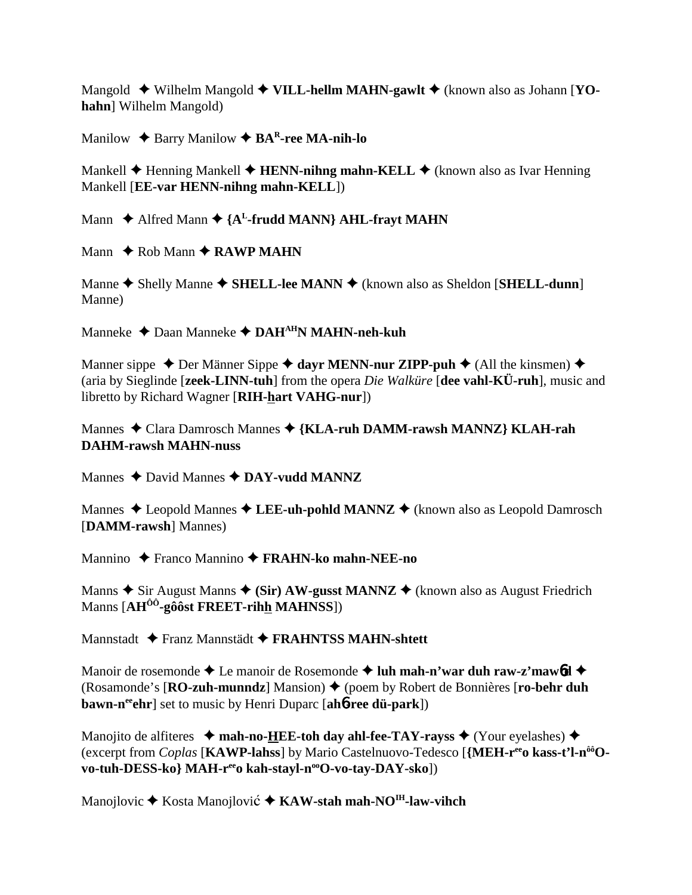Mangold ✦ Wilhelm Mangold ✦ **VILL-hellm MAHN-gawlt** ✦ (known also as Johann [**YO-hahn**] Wilhelm Mangold)

Manilow ✦ Barry Manilow ✦ **BA^R-ree MA-nih-lo**

Mankell ✦ Henning Mankell ✦ **HENN-nihng mahn-KELL** ✦ (known also as Ivar Henning Mankell [**EE-var HENN-nihng mahn-KELL**])

Mann ✦ Alfred Mann ✦ **{A^L-frudd MANN} AHL-frayt MAHN**

Mann ✦ Rob Mann ✦ **RAWP MAHN**

Manne ✦ Shelly Manne ✦ **SHELL-lee MANN** ✦ (known also as Sheldon [**SHELL-dunn**] Manne)

Manneke ✦ Daan Manneke ✦ **DAH^AH N MAHN-neh-kuh**

Manner sippe ✦ Der Männer Sippe ✦ **dayr MENN-nur ZIPP-puh** ✦ (All the kinsmen) ✦ (aria by Sieglinde [**zeek-LINN-tuh**] from the opera *Die Walküre* [**dee vahl-KÜ-ruh**], music and libretto by Richard Wagner [**RIH-hart VAHG-nur**])

Mannes ✦ Clara Damrosch Mannes ✦ **{KLA-ruh DAMM-rawsh MANNZ} KLAH-rah DAHM-rawsh MAHN-nuss**

Mannes ✦ David Mannes ✦ **DAY-vudd MANNZ**

Mannes ✦ Leopold Mannes ✦ **LEE-uh-pohld MANNZ** ✦ (known also as Leopold Damrosch [**DAMM-rawsh**] Mannes)

Mannino ✦ Franco Mannino ✦ **FRAHN-ko mahn-NEE-no**

Manns ✦ Sir August Manns ✦ **(Sir) AW-gusst MANNZ** ✦ (known also as August Friedrich Manns [**AH^ÔÔ-gôôst FREET-rihh MAHNSS**])

Mannstadt ✦ Franz Mannstädt ✦ **FRAHNTSS MAHN-shtett**

Manoir de rosemonde ✦ Le manoir de Rosemonde ✦ **luh mah-n'war duh raw-z'mawɓd** ✦ (Rosamonde's [**RO-zuh-munndz**] Mansion) ✦ (poem by Robert de Bonnières [**ro-behr duh bawn-n^ee ehr**] set to music by Henri Duparc [**ahɓ-ree dü-park**])

Manojito de alfiteres ✦ **mah-no-HEE-toh day ahl-fee-TAY-rayss** ✦ (Your eyelashes) ✦ (excerpt from *Coplas* [**KAWP-lahss**] by Mario Castelnuovo-Tedesco [**{MEH-r^ee o kass-t'l-n^ôô O-vo-tuh-DESS-ko} MAH-r^ee o kah-stayl-n^oo O-vo-tay-DAY-sko**])

Manojlovic ✦ Kosta Manojlović ✦ **KAW-stah mah-NO^IH-law-vihch**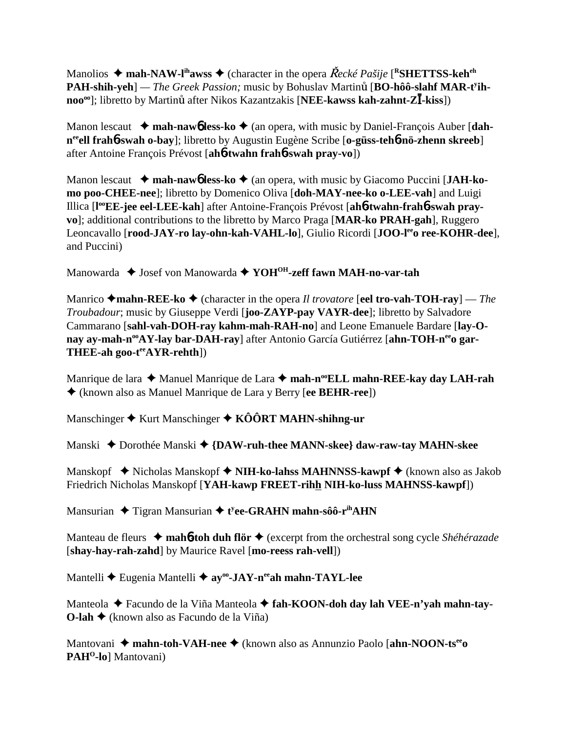Manolios ✦ **mah-NAW-l^ih^awss** ✦ (character in the opera *Řecké Pašije* [**^R^SHETTSS-keh^eh^ PAH-shih-yeh**] — *The Greek Passion;* music by Bohuslav Martinů [**BO-hôô-slahf MAR-t^y^ih-noo^oo^**]; libretto by Martinů after Nikos Kazantzakis [**NEE-kawss kah-zahnt-ZĪ-kiss**])

Manon lescaut ✦ **mah-naw6 less-ko** ✦ (an opera, with music by Daniel-François Auber [**dah-n^ee^ell frah6-swah o-bay**]; libretto by Augustin Eugène Scribe [**o-güss-teh6-nö-zhenn skreeb**] after Antoine François Prévost [**ah6-twahn frah6-swah pray-vo**])

Manon lescaut ✦ **mah-naw6 less-ko** ✦ (an opera, with music by Giacomo Puccini [**JAH-ko-mo poo-CHEE-nee**]; libretto by Domenico Oliva [**doh-MAY-nee-ko o-LEE-vah**] and Luigi Illica [**l^oo^EE-jee eel-LEE-kah**] after Antoine-François Prévost [**ah6-twahn-frah6-swah pray-vo**]; additional contributions to the libretto by Marco Praga [**MAR-ko PRAH-gah**], Ruggero Leoncavallo [**rood-JAY-ro lay-ohn-kah-VAHL-lo**], Giulio Ricordi [**JOO-l^ee^o ree-KOHR-dee**], and Puccini)

Manowarda ✦ Josef von Manowarda ✦ **YOH^OH^-zeff fawn MAH-no-var-tah**

Manrico ✦**mahn-REE-ko** ✦ (character in the opera *Il trovatore* [**eel tro-vah-TOH-ray**] — *The Troubadour*; music by Giuseppe Verdi [**joo-ZAYP-pay VAYR-dee**]; libretto by Salvadore Cammarano [**sahl-vah-DOH-ray kahm-mah-RAH-no**] and Leone Emanuele Bardare [**lay-O-nay ay-mah-n^oo^AY-lay bar-DAH-ray**] after Antonio García Gutiérrez [**ahn-TOH-n^ee^o gar-THEE-ah goo-t^ee^AYR-rehth**])

Manrique de lara ✦ Manuel Manrique de Lara ✦ **mah-n^oo^ELL mahn-REE-kay day LAH-rah** ✦ (known also as Manuel Manrique de Lara y Berry [**ee BEHR-ree**])

Manschinger ✦ Kurt Manschinger ✦ **KÔÔRT MAHN-shihng-ur**

Manski ✦ Dorothée Manski ✦ **{DAW-ruh-thee MANN-skee} daw-raw-tay MAHN-skee**

Manskopf ✦ Nicholas Manskopf ✦ **NIH-ko-lahss MAHNNSS-kawpf** ✦ (known also as Jakob Friedrich Nicholas Manskopf [**YAH-kawp FREET-rihh NIH-ko-luss MAHNSS-kawpf**])

Mansurian ✦ Tigran Mansurian ✦ **t^y^ee-GRAHN mahn-sôô-r^ih^AHN**

Manteau de fleurs ✦ **mah6-toh duh flör** ✦ (excerpt from the orchestral song cycle *Shéhérazade* [**shay-hay-rah-zahd**] by Maurice Ravel [**mo-reess rah-vell**])

Mantelli ✦ Eugenia Mantelli ✦ **ay^oo^-JAY-n^ee^ah mahn-TAYL-lee**

Manteola ✦ Facundo de la Viña Manteola ✦ **fah-KOON-doh day lah VEE-n'yah mahn-tay-O-lah** ✦ (known also as Facundo de la Viña)

Mantovani ✦ **mahn-toh-VAH-nee** ✦ (known also as Annunzio Paolo [**ahn-NOON-ts^ee^o PAH^O^-lo**] Mantovani)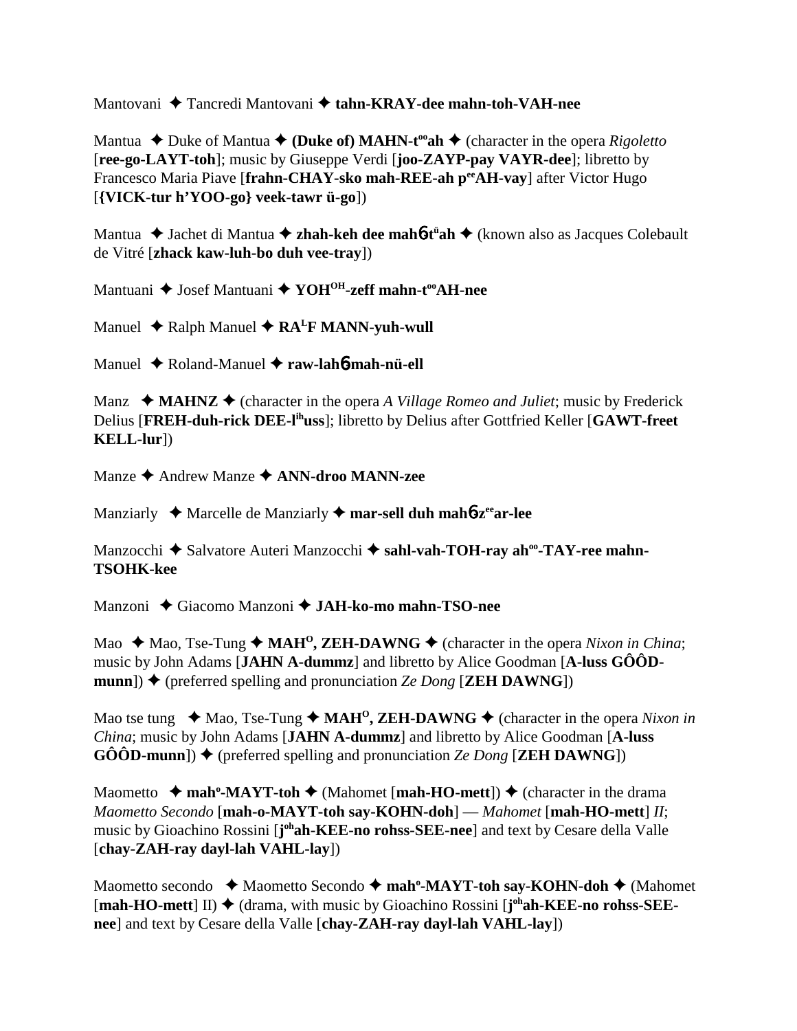Mantovani ✦ Tancredi Mantovani ✦ **tahn-KRAY-dee mahn-toh-VAH-nee**

Mantua ✦ Duke of Mantua ✦ **(Duke of) MAHN-t<sup>oo</sup>ah** ✦ (character in the opera *Rigoletto* [**ree-go-LAYT-toh**]; music by Giuseppe Verdi [**joo-ZAYP-pay VAYR-dee**]; libretto by Francesco Maria Piave [**frahn-CHAY-sko mah-REE-ah p<sup>ee</sup>AH-vay**] after Victor Hugo [**{VICK-tur h'YOO-go} veek-tawr ü-go**])

Mantua ✦ Jachet di Mantua ✦ **zhah-keh dee mahɓ-t<sup>ü</sup>ah** ✦ (known also as Jacques Colebault de Vitré [**zhack kaw-luh-bo duh vee-tray**])

Mantuani ✦ Josef Mantuani ✦ **YOH<sup>OH</sup>-zeff mahn-t<sup>oo</sup>AH-nee**

Manuel ✦ Ralph Manuel ✦ **RA<sup>L</sup>F MANN-yuh-wull**

Manuel ✦ Roland-Manuel ✦ **raw-lahɓ-mah-nü-ell**

Manz ✦ **MAHNZ** ✦ (character in the opera *A Village Romeo and Juliet*; music by Frederick Delius [**FREH-duh-rick DEE-l<sup>ih</sup>uss**]; libretto by Delius after Gottfried Keller [**GAWT-freet KELL-lur**])

Manze ✦ Andrew Manze ✦ **ANN-droo MANN-zee**

Manziarly ✦ Marcelle de Manziarly ✦ **mar-sell duh mahɓ-z<sup>ee</sup>ar-lee**

Manzocchi ✦ Salvatore Auteri Manzocchi ✦ **sahl-vah-TOH-ray ah<sup>oo</sup>-TAY-ree mahn-TSOHK-kee**

Manzoni ✦ Giacomo Manzoni ✦ **JAH-ko-mo mahn-TSO-nee**

Mao ✦ Mao, Tse-Tung ✦ **MAH<sup>O</sup>, ZEH-DAWNG** ✦ (character in the opera *Nixon in China*; music by John Adams [**JAHN A-dummz**] and libretto by Alice Goodman [**A-luss GÔÔD-munn**]) ✦ (preferred spelling and pronunciation *Ze Dong* [**ZEH DAWNG**])

Mao tse tung ✦ Mao, Tse-Tung ✦ **MAH<sup>O</sup>, ZEH-DAWNG** ✦ (character in the opera *Nixon in China*; music by John Adams [**JAHN A-dummz**] and libretto by Alice Goodman [**A-luss GÔÔD-munn**]) ✦ (preferred spelling and pronunciation *Ze Dong* [**ZEH DAWNG**])

Maometto ✦ **mah<sup>o</sup>-MAYT-toh** ✦ (Mahomet [**mah-HO-mett**]) ✦ (character in the drama *Maometto Secondo* [**mah-o-MAYT-toh say-KOHN-doh**] — *Mahomet* [**mah-HO-mett**] *II*; music by Gioachino Rossini [**j<sup>oh</sup>ah-KEE-no rohss-SEE-nee**] and text by Cesare della Valle [**chay-ZAH-ray dayl-lah VAHL-lay**])

Maometto secondo ✦ Maometto Secondo ✦ **mah<sup>o</sup>-MAYT-toh say-KOHN-doh** ✦ (Mahomet [**mah-HO-mett**] II) ✦ (drama, with music by Gioachino Rossini [**j<sup>oh</sup>ah-KEE-no rohss-SEE-nee**] and text by Cesare della Valle [**chay-ZAH-ray dayl-lah VAHL-lay**])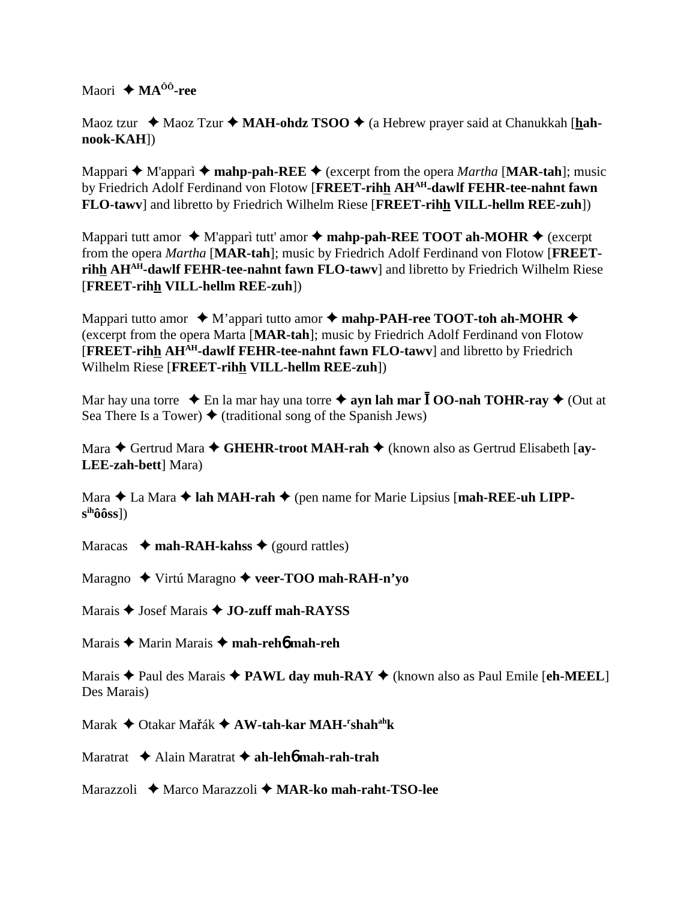Maori ✦ **MA^ôô-ree**

Maoz tzur ✦ Maoz Tzur ✦ **MAH-ohdz TSOO** ✦ (a Hebrew prayer said at Chanukkah [**hah-nook-KAH**])

Mappari ✦ M'apparì ✦ **mahp-pah-REE** ✦ (excerpt from the opera *Martha* [**MAR-tah**]; music by Friedrich Adolf Ferdinand von Flotow [**FREET-rihh AH^AH-dawlf FEHR-tee-nahnt fawn FLO-tawv**] and libretto by Friedrich Wilhelm Riese [**FREET-rihh VILL-hellm REE-zuh**])

Mappari tutt amor ✦ M'apparì tutt' amor ✦ **mahp-pah-REE TOOT ah-MOHR** ✦ (excerpt from the opera *Martha* [**MAR-tah**]; music by Friedrich Adolf Ferdinand von Flotow [**FREET-rihh AH^AH-dawlf FEHR-tee-nahnt fawn FLO-tawv**] and libretto by Friedrich Wilhelm Riese [**FREET-rihh VILL-hellm REE-zuh**])

Mappari tutto amor ✦ M'appari tutto amor ✦ **mahp-PAH-ree TOOT-toh ah-MOHR** ✦ (excerpt from the opera Marta [**MAR-tah**]; music by Friedrich Adolf Ferdinand von Flotow [**FREET-rihh AH^AH-dawlf FEHR-tee-nahnt fawn FLO-tawv**] and libretto by Friedrich Wilhelm Riese [**FREET-rihh VILL-hellm REE-zuh**])

Mar hay una torre ✦ En la mar hay una torre ✦ **ayn lah mar Ī OO-nah TOHR-ray** ✦ (Out at Sea There Is a Tower) ✦ (traditional song of the Spanish Jews)

Mara ✦ Gertrud Mara ✦ **GHEHR-troot MAH-rah** ✦ (known also as Gertrud Elisabeth [**ay-LEE-zah-bett**] Mara)

Mara ✦ La Mara ✦ **lah MAH-rah** ✦ (pen name for Marie Lipsius [**mah-REE-uh LIPP-s^ih ôôss**])

Maracas ✦ **mah-RAH-kahss** ✦ (gourd rattles)

Maragno ✦ Virtú Maragno ✦ **veer-TOO mah-RAH-n'yo**

Marais ✦ Josef Marais ✦ **JO-zuff mah-RAYSS**

Marais ✦ Marin Marais ✦ **mah-reh6 mah-reh**

Marais ✦ Paul des Marais ✦ **PAWL day muh-RAY** ✦ (known also as Paul Emile [**eh-MEEL**] Des Marais)

Marak ✦ Otakar Mařák ✦ **AW-tah-kar MAH-^rshah^ah k**

Maratrat ✦ Alain Maratrat ✦ **ah-leh6 mah-rah-trah**

Marazzoli ✦ Marco Marazzoli ✦ **MAR-ko mah-raht-TSO-lee**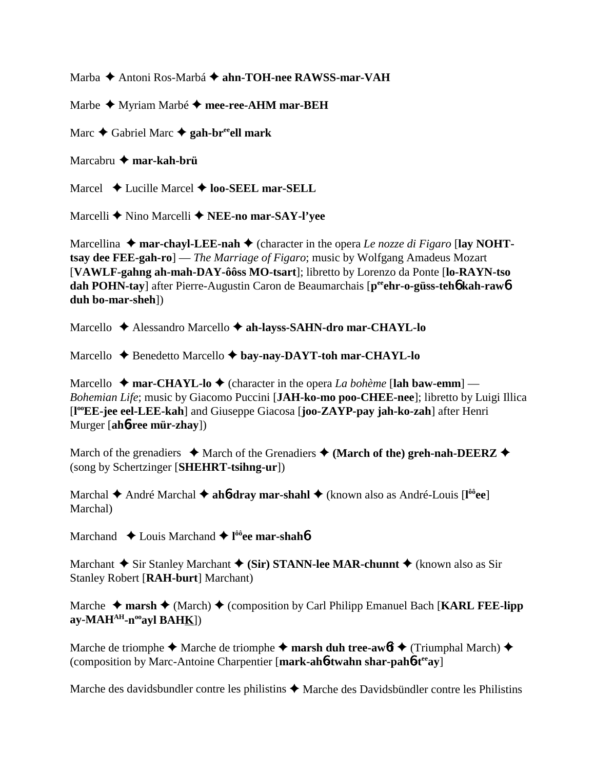Marba ✦ Antoni Ros-Marbá ✦ **ahn-TOH-nee RAWSS-mar-VAH**

Marbe ✦ Myriam Marbé ✦ **mee-ree-AHM mar-BEH**

Marc ✦ Gabriel Marc ✦ **gah-br<sup>ee</sup>ell mark**

Marcabru ✦ **mar-kah-brü**

Marcel ✦ Lucille Marcel ✦ **loo-SEEL mar-SELL**

Marcelli ✦ Nino Marcelli ✦ **NEE-no mar-SAY-l'yee**

Marcellina ✦ **mar-chayl-LEE-nah** ✦ (character in the opera *Le nozze di Figaro* [**lay NOHT-tsay dee FEE-gah-ro**] — *The Marriage of Figaro*; music by Wolfgang Amadeus Mozart [**VAWLF-gahng ah-mah-DAY-ôôss MO-tsart**]; libretto by Lorenzo da Ponte [**lo-RAYN-tso dah POHN-tay**] after Pierre-Augustin Caron de Beaumarchais [**p<sup>ee</sup>ehr-o-güss-teh6 kah-raw6 duh bo-mar-sheh**])

Marcello ✦ Alessandro Marcello ✦ **ah-layss-SAHN-dro mar-CHAYL-lo**

Marcello ✦ Benedetto Marcello ✦ **bay-nay-DAYT-toh mar-CHAYL-lo**

Marcello ✦ **mar-CHAYL-lo** ✦ (character in the opera *La bohème* [**lah baw-emm**] — *Bohemian Life*; music by Giacomo Puccini [**JAH-ko-mo poo-CHEE-nee**]; libretto by Luigi Illica [**l<sup>oo</sup>EE-jee eel-LEE-kah**] and Giuseppe Giacosa [**joo-ZAYP-pay jah-ko-zah**] after Henri Murger [**ah6-ree mür-zhay**])

March of the grenadiers ✦ March of the Grenadiers ✦ **(March of the) greh-nah-DEERZ** ✦ (song by Schertzinger [**SHEHRT-tsihng-ur**])

Marchal ✦ André Marchal ✦ **ah6-dray mar-shahl** ✦ (known also as André-Louis [**l<sup>ôô</sup>ee**] Marchal)

Marchand ✦ Louis Marchand ✦ **l<sup>ôô</sup>ee mar-shah6**

Marchant ✦ Sir Stanley Marchant ✦ **(Sir) STANN-lee MAR-chunnt** ✦ (known also as Sir Stanley Robert [**RAH-burt**] Marchant)

Marche ✦ **marsh** ✦ (March) ✦ (composition by Carl Philipp Emanuel Bach [**KARL FEE-lipp ay-MAH<sup>AH</sup>-n<sup>oo</sup>ayl BAHK**])

Marche de triomphe ✦ Marche de triomphe ✦ **marsh duh tree-aw6f** ✦ (Triumphal March) ✦ (composition by Marc-Antoine Charpentier [**mark-ah6-twahn shar-pah6-t<sup>ee</sup>ay**]

Marche des davidsbundler contre les philistins ✦ Marche des Davidsbündler contre les Philistins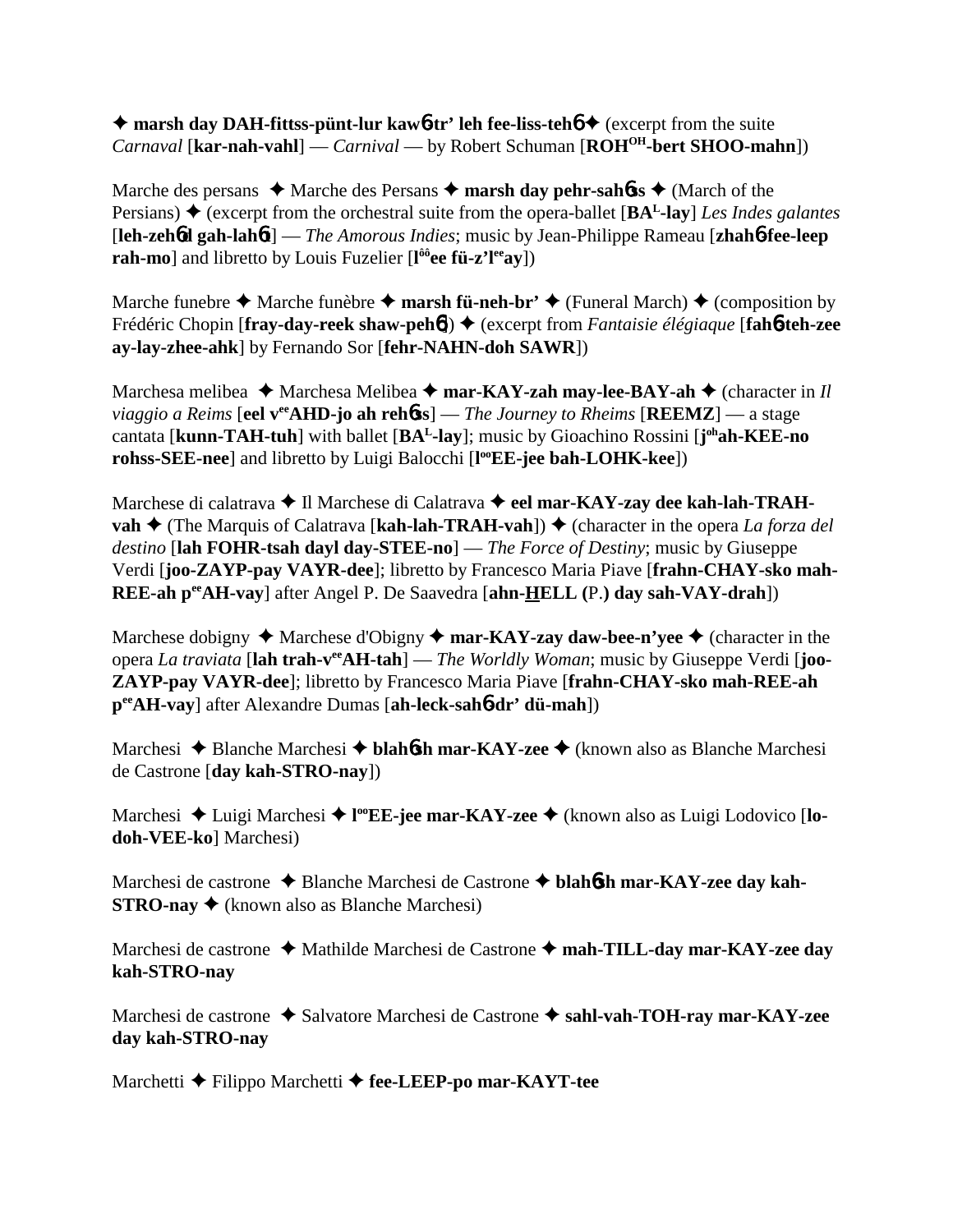✦ **marsh day DAH-fittss-pünt-lur kaw6-tr' leh fee-liss-teh6** ✦ (excerpt from the suite *Carnaval* [**kar-nah-vahl**] — *Carnival* — by Robert Schuman [**ROH^OH^-bert SHOO-mahn**])

Marche des persans ✦ Marche des Persans ✦ **marsh day pehr-sah6ss** ✦ (March of the Persians) ✦ (excerpt from the orchestral suite from the opera-ballet [**BA^L^-lay**] *Les Indes galantes* [**leh-zeh6d gah-lah6t**] — *The Amorous Indies*; music by Jean-Philippe Rameau [**zhah6-fee-leep rah-mo**] and libretto by Louis Fuzelier [**l^ôô^ee fü-z'l^ee^ay**])

Marche funebre ✦ Marche funèbre ✦ **marsh fü-neh-br'** ✦ (Funeral March) ✦ (composition by Frédéric Chopin [**fray-day-reek shaw-peh6**]) ✦ (excerpt from *Fantaisie élégiaque* [**fah6-teh-zee ay-lay-zhee-ahk**] by Fernando Sor [**fehr-NAHN-doh SAWR**])

Marchesa melibea ✦ Marchesa Melibea ✦ **mar-KAY-zah may-lee-BAY-ah** ✦ (character in *Il viaggio a Reims* [**eel v^ee^AHD-jo ah reh6ss**] — *The Journey to Rheims* [**REEMZ**] — a stage cantata [**kunn-TAH-tuh**] with ballet [**BA^L^-lay**]; music by Gioachino Rossini [**j^oh^ah-KEE-no rohss-SEE-nee**] and libretto by Luigi Balocchi [**l^oo^EE-jee bah-LOHK-kee**])

Marchese di calatrava ✦ Il Marchese di Calatrava ✦ **eel mar-KAY-zay dee kah-lah-TRAH-vah** ✦ (The Marquis of Calatrava [**kah-lah-TRAH-vah**]) ✦ (character in the opera *La forza del destino* [**lah FOHR-tsah dayl day-STEE-no**] — *The Force of Destiny*; music by Giuseppe Verdi [**joo-ZAYP-pay VAYR-dee**]; libretto by Francesco Maria Piave [**frahn-CHAY-sko mah-REE-ah p^ee^AH-vay**] after Angel P. De Saavedra [**ahn-HELL (**P.**) day sah-VAY-drah**])

Marchese dobigny ✦ Marchese d'Obigny ✦ **mar-KAY-zay daw-bee-n'yee** ✦ (character in the opera *La traviata* [**lah trah-v^ee^AH-tah**] — *The Worldly Woman*; music by Giuseppe Verdi [**joo-ZAYP-pay VAYR-dee**]; libretto by Francesco Maria Piave [**frahn-CHAY-sko mah-REE-ah p^ee^AH-vay**] after Alexandre Dumas [**ah-leck-sah6-dr' dü-mah**])

Marchesi ✦ Blanche Marchesi ✦ **blah6sh mar-KAY-zee** ✦ (known also as Blanche Marchesi de Castrone [**day kah-STRO-nay**])

Marchesi ✦ Luigi Marchesi ✦ **l^oo^EE-jee mar-KAY-zee** ✦ (known also as Luigi Lodovico [**lo-doh-VEE-ko**] Marchesi)

Marchesi de castrone ✦ Blanche Marchesi de Castrone ✦ **blah6sh mar-KAY-zee day kah-STRO-nay** ✦ (known also as Blanche Marchesi)

Marchesi de castrone ✦ Mathilde Marchesi de Castrone ✦ **mah-TILL-day mar-KAY-zee day kah-STRO-nay**

Marchesi de castrone ✦ Salvatore Marchesi de Castrone ✦ **sahl-vah-TOH-ray mar-KAY-zee day kah-STRO-nay**

Marchetti ✦ Filippo Marchetti ✦ **fee-LEEP-po mar-KAYT-tee**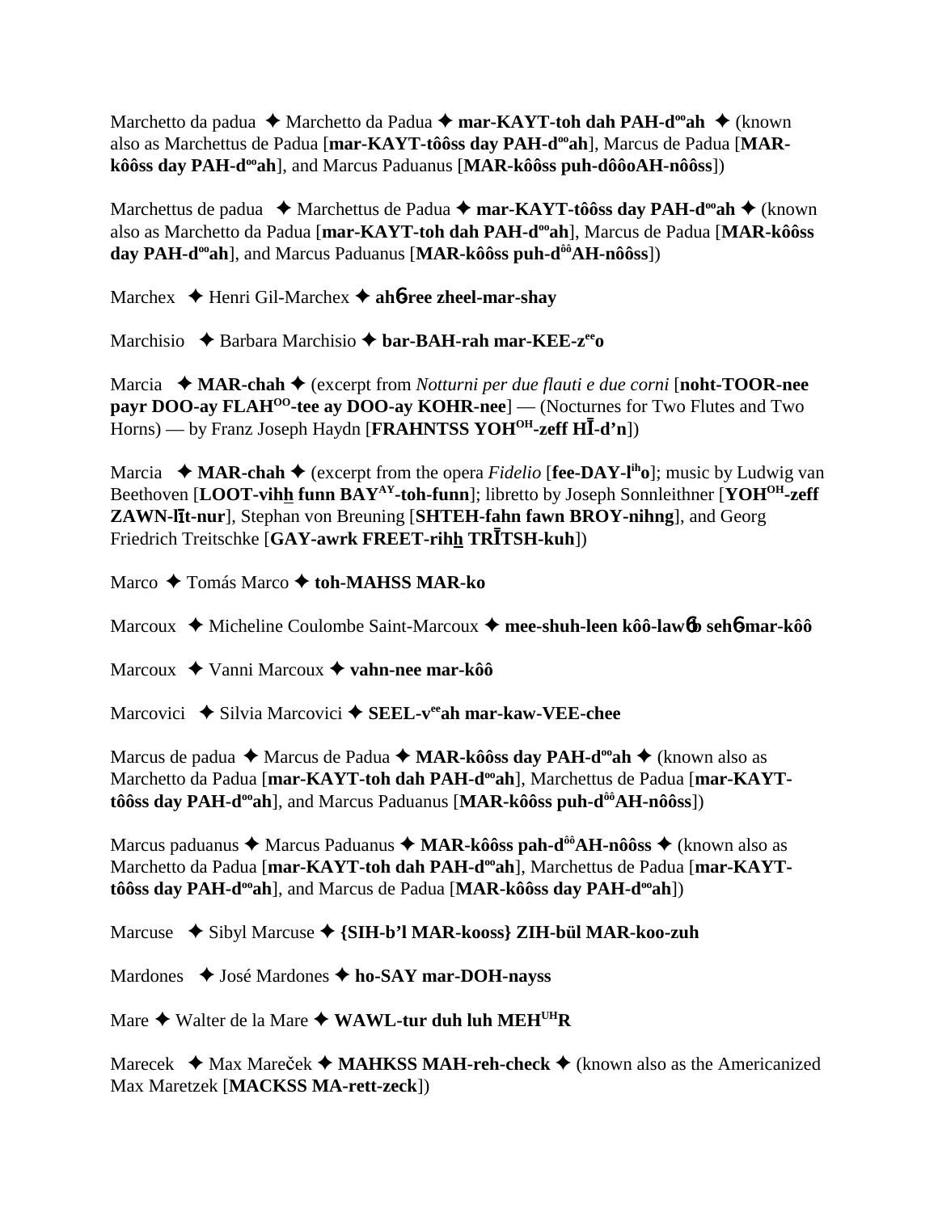Marchetto da padua ✦ Marchetto da Padua ✦ **mar-KAYT-toh dah PAH-dººah** ✦ (known also as Marchettus de Padua [**mar-KAYT-tôôss day PAH-dººah**], Marcus de Padua [**MAR-kôôss day PAH-dººah**], and Marcus Paduanus [**MAR-kôôss puh-dôôoAH-nôôss**])

Marchettus de padua ✦ Marchettus de Padua ✦ **mar-KAYT-tôôss day PAH-dººah** ✦ (known also as Marchetto da Padua [**mar-KAYT-toh dah PAH-dººah**], Marcus de Padua [**MAR-kôôss day PAH-dººah**], and Marcus Paduanus [**MAR-kôôss puh-dôôAH-nôôss**])

Marchex ✦ Henri Gil-Marchex ✦ **ahɓ-ree zheel-mar-shay**

Marchisio ✦ Barbara Marchisio ✦ **bar-BAH-rah mar-KEE-zeeo**

Marcia ✦ **MAR-chah** ✦ (excerpt from *Notturni per due flauti e due corni* [**noht-TOOR-nee payr DOO-ay FLAHOO-tee ay DOO-ay KOHR-nee**] — (Nocturnes for Two Flutes and Two Horns) — by Franz Joseph Haydn [**FRAHNTSS YOHOH-zeff HĪ-d'n**])

Marcia ✦ **MAR-chah** ✦ (excerpt from the opera *Fidelio* [**fee-DAY-liho**]; music by Ludwig van Beethoven [**LOOT-vihh funn BAYAY-toh-funn**]; libretto by Joseph Sonnleithner [**YOHOH-zeff ZAWN-līt-nur**], Stephan von Breuning [**SHTEH-fahn fawn BROY-nihng**], and Georg Friedrich Treitschke [**GAY-awrk FREET-rihh TRĪTSH-kuh**])

Marco ✦ Tomás Marco ✦ **toh-MAHSS MAR-ko**

Marcoux ✦ Micheline Coulombe Saint-Marcoux ✦ **mee-shuh-leen kôô-lawɓb sehɓ-mar-kôô**

Marcoux ✦ Vanni Marcoux ✦ **vahn-nee mar-kôô**

Marcovici ✦ Silvia Marcovici ✦ **SEEL-veeah mar-kaw-VEE-chee**

Marcus de padua ✦ Marcus de Padua ✦ **MAR-kôôss day PAH-dººah** ✦ (known also as Marchetto da Padua [**mar-KAYT-toh dah PAH-dººah**], Marchettus de Padua [**mar-KAYT-tôôss day PAH-dººah**], and Marcus Paduanus [**MAR-kôôss puh-dôôAH-nôôss**])

Marcus paduanus ✦ Marcus Paduanus ✦ **MAR-kôôss pah-dôôAH-nôôss** ✦ (known also as Marchetto da Padua [**mar-KAYT-toh dah PAH-dººah**], Marchettus de Padua [**mar-KAYT-tôôss day PAH-dººah**], and Marcus de Padua [**MAR-kôôss day PAH-dººah**])

Marcuse ✦ Sibyl Marcuse ✦ **{SIH-b'l MAR-kooss} ZIH-bül MAR-koo-zuh**

Mardones ✦ José Mardones ✦ **ho-SAY mar-DOH-nayss**

Mare ✦ Walter de la Mare ✦ **WAWL-tur duh luh MEHUHR**

Marecek ✦ Max Mareček ✦ **MAHKSS MAH-reh-check** ✦ (known also as the Americanized Max Maretzek [**MACKSS MA-rett-zeck**])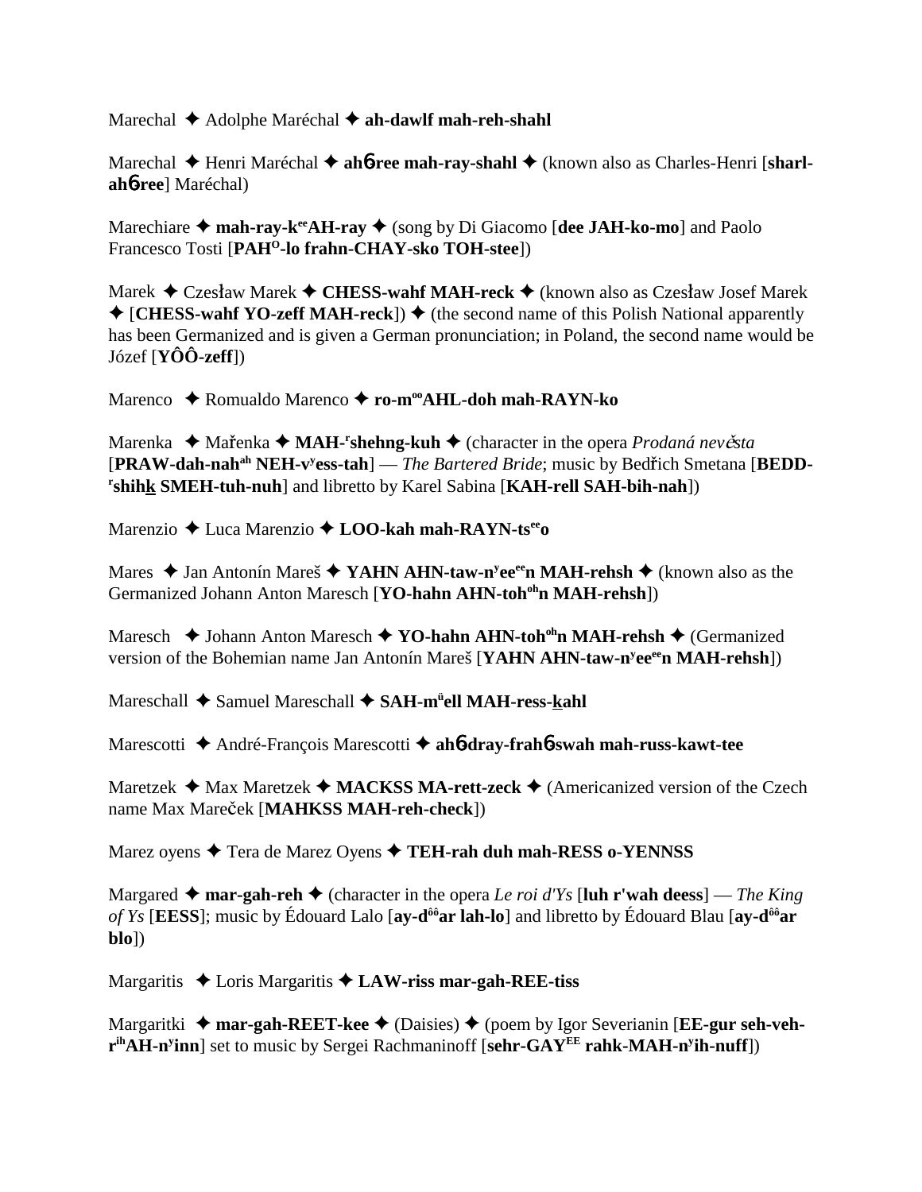Marechal ✦ Adolphe Maréchal ✦ **ah-dawlf mah-reh-shahl**

Marechal ✦ Henri Maréchal ✦ **ah6-ree mah-ray-shahl** ✦ (known also as Charles-Henri [**sharl-ah6-ree**] Maréchal)

Marechiare ✦ **mah-ray-k**ee**AH-ray** ✦ (song by Di Giacomo [**dee JAH-ko-mo**] and Paolo Francesco Tosti [**PAH**O**-lo frahn-CHAY-sko TOH-stee**])

Marek ✦ Czesław Marek ✦ **CHESS-wahf MAH-reck** ✦ (known also as Czesław Josef Marek ✦ [**CHESS-wahf YO-zeff MAH-reck**]) ✦ (the second name of this Polish National apparently has been Germanized and is given a German pronunciation; in Poland, the second name would be Józef [**YÔÔ-zeff**])

Marenco ✦ Romualdo Marenco ✦ **ro-m**oo**AHL-doh mah-RAYN-ko**

Marenka ✦ Mařenka ✦ **MAH-**r**shehng-kuh** ✦ (character in the opera *Prodaná nevěsta* [**PRAW-dah-nah**ah **NEH-v**y**ess-tah**] — *The Bartered Bride*; music by Bedřich Smetana [**BEDD-**r**shihk SMEH-tuh-nuh**] and libretto by Karel Sabina [**KAH-rell SAH-bih-nah**])

Marenzio ✦ Luca Marenzio ✦ **LOO-kah mah-RAYN-ts**ee**o**

Mares ✦ Jan Antonín Mareš ✦ **YAHN AHN-taw-n**y**ee**ee**n MAH-rehsh** ✦ (known also as the Germanized Johann Anton Maresch [**YO-hahn AHN-toh**oh**n MAH-rehsh**])

Maresch ✦ Johann Anton Maresch ✦ **YO-hahn AHN-toh**oh**n MAH-rehsh** ✦ (Germanized version of the Bohemian name Jan Antonín Mareš [**YAHN AHN-taw-n**y**ee**ee**n MAH-rehsh**])

Mareschall ✦ Samuel Mareschall ✦ **SAH-m**ü**ell MAH-ress-kahl**

Marescotti ✦ André-François Marescotti ✦ **ah6-dray-frah6-swah mah-russ-kawt-tee**

Maretzek ✦ Max Maretzek ✦ **MACKSS MA-rett-zeck** ✦ (Americanized version of the Czech name Max Mareček [**MAHKSS MAH-reh-check**])

Marez oyens ✦ Tera de Marez Oyens ✦ **TEH-rah duh mah-RESS o-YENNSS**

Margared ✦ **mar-gah-reh** ✦ (character in the opera *Le roi d'Ys* [**luh r'wah deess**] — *The King of Ys* [**EESS**]; music by Édouard Lalo [**ay-d**ôô**ar lah-lo**] and libretto by Édouard Blau [**ay-d**ôô**ar blo**])

Margaritis ✦ Loris Margaritis ✦ **LAW-riss mar-gah-REE-tiss**

Margaritki ✦ **mar-gah-REET-kee** ✦ (Daisies) ✦ (poem by Igor Severianin [**EE-gur seh-veh-r**ih**AH-n**y**inn**] set to music by Sergei Rachmaninoff [**sehr-GAY**EE **rahk-MAH-n**y**ih-nuff**])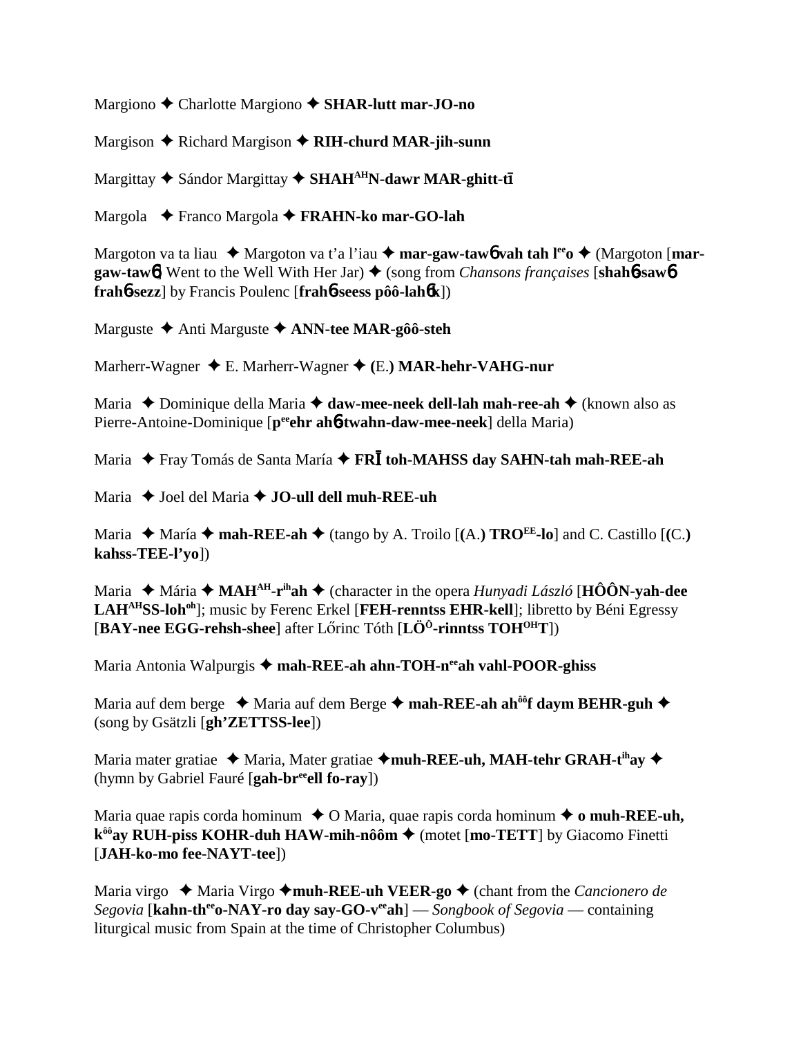Margiono ✦ Charlotte Margiono ✦ **SHAR-lutt mar-JO-no**

Margison ✦ Richard Margison ✦ **RIH-churd MAR-jih-sunn**

Margittay ✦ Sándor Margittay ✦ **SHAH[AH]N-dawr MAR-ghitt-tī**

Margola ✦ Franco Margola ✦ **FRAHN-ko mar-GO-lah**

Margoton va ta liau ✦ Margoton va t'a l'iau ✦ **mar-gaw-taw6 vah tah l[ee]o** ✦ (Margoton [**mar-gaw-taw6**] Went to the Well With Her Jar) ✦ (song from *Chansons françaises* [**shah6-saw6 frah6-sezz**] by Francis Poulenc [**frah6-seess pôô-lah6k**])

Marguste ✦ Anti Marguste ✦ **ANN-tee MAR-gôô-steh**

Marherr-Wagner ✦ E. Marherr-Wagner ✦ **(**E.**) MAR-hehr-VAHG-nur**

Maria ✦ Dominique della Maria ✦ **daw-mee-neek dell-lah mah-ree-ah** ✦ (known also as Pierre-Antoine-Dominique [**p[ee]ehr ah6-twahn-daw-mee-neek**] della Maria)

Maria ✦ Fray Tomás de Santa María ✦ **FRĪ toh-MAHSS day SAHN-tah mah-REE-ah**

Maria ✦ Joel del Maria ✦ **JO-ull dell muh-REE-uh**

Maria ✦ María ✦ **mah-REE-ah** ✦ (tango by A. Troilo [**(**A.**) TRO[EE]-lo**] and C. Castillo [**(**C.**) kahss-TEE-l'yo**])

Maria ✦ Mária ✦ **MAH[AH]-r[ih]ah** ✦ (character in the opera *Hunyadi László* [**HÔÔN-yah-dee LAH[AH]SS-loh[oh]**]; music by Ferenc Erkel [**FEH-renntss EHR-kell**]; libretto by Béni Egressy [**BAY-nee EGG-rehsh-shee**] after Lőrinc Tóth [**LÖ[Ö]-rinntss TOH[OH]T**])

Maria Antonia Walpurgis ✦ **mah-REE-ah ahn-TOH-n[ee]ah vahl-POOR-ghiss**

Maria auf dem berge ✦ Maria auf dem Berge ✦ **mah-REE-ah ah[ôô]f daym BEHR-guh** ✦ (song by Gsätzli [**gh'ZETTSS-lee**])

Maria mater gratiae ✦ Maria, Mater gratiae ✦ **muh-REE-uh, MAH-tehr GRAH-t[ih]ay** ✦ (hymn by Gabriel Fauré [**gah-br[ee]ell fo-ray**])

Maria quae rapis corda hominum ✦ O Maria, quae rapis corda hominum ✦ **o muh-REE-uh, k[ôô]ay RUH-piss KOHR-duh HAW-mih-nôôm** ✦ (motet [**mo-TETT**] by Giacomo Finetti [**JAH-ko-mo fee-NAYT-tee**])

Maria virgo ✦ Maria Virgo ✦ **muh-REE-uh VEER-go** ✦ (chant from the *Cancionero de Segovia* [**kahn-th[ee]o-NAY-ro day say-GO-v[ee]ah**] — *Songbook of Segovia* — containing liturgical music from Spain at the time of Christopher Columbus)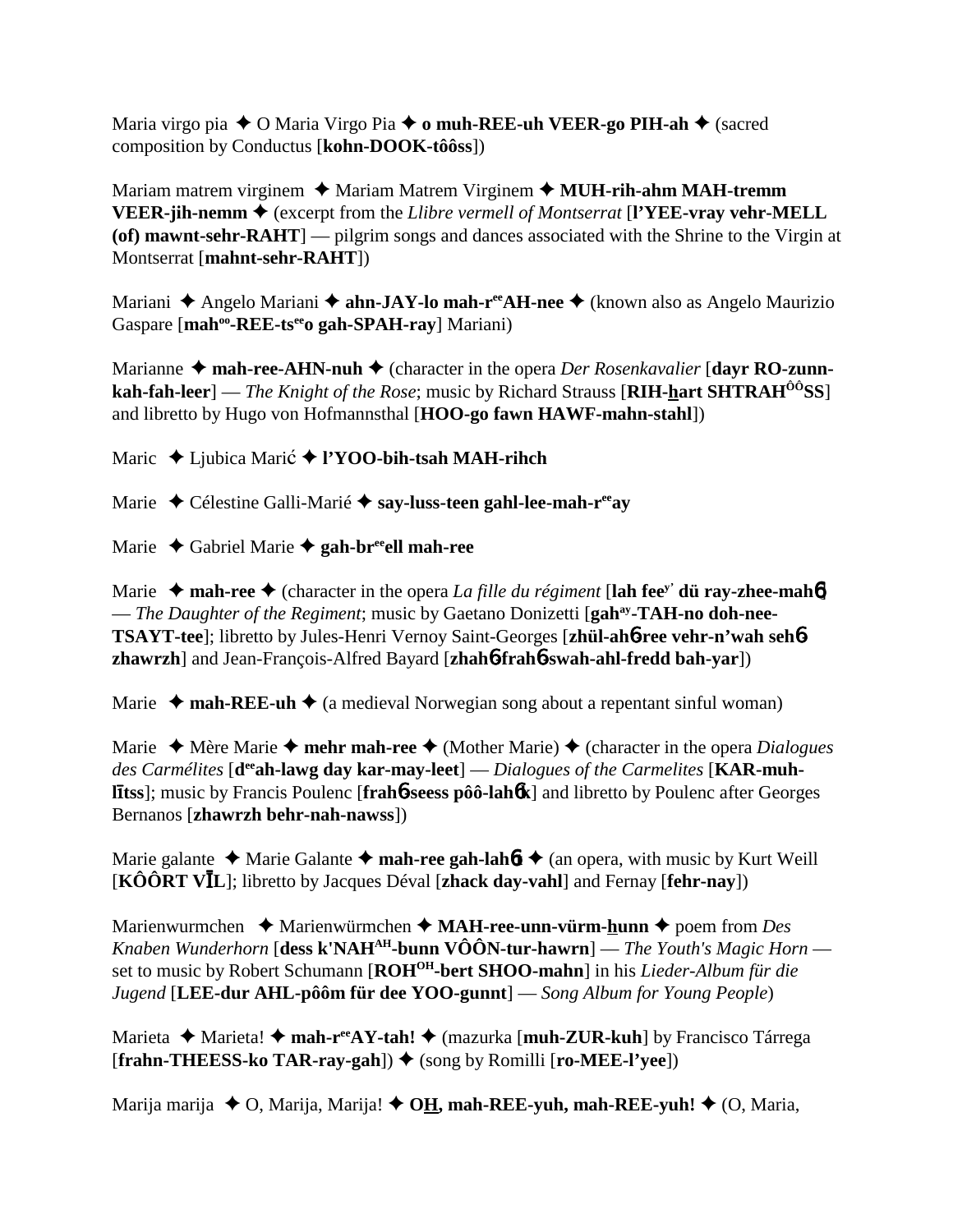Maria virgo pia ✦ O Maria Virgo Pia ✦ **o muh-REE-uh VEER-go PIH-ah** ✦ (sacred composition by Conductus [**kohn-DOOK-tôôss**])

Mariam matrem virginem ✦ Mariam Matrem Virginem ✦ **MUH-rih-ahm MAH-tremm VEER-jih-nemm** ✦ (excerpt from the *Llibre vermell of Montserrat* [**l'YEE-vray vehr-MELL (of) mawnt-sehr-RAHT**] — pilgrim songs and dances associated with the Shrine to the Virgin at Montserrat [**mahnt-sehr-RAHT**])

Mariani ✦ Angelo Mariani ✦ **ahn-JAY-lo mah-r<sup>ee</sup>AH-nee** ✦ (known also as Angelo Maurizio Gaspare [**mah<sup>oo</sup>-REE-ts<sup>ee</sup>o gah-SPAH-ray**] Mariani)

Marianne ✦ **mah-ree-AHN-nuh** ✦ (character in the opera *Der Rosenkavalier* [**dayr RO-zunn-kah-fah-leer**] — *The Knight of the Rose*; music by Richard Strauss [**RIH-hart SHTRAH<sup>ÔÔ</sup>SS**] and libretto by Hugo von Hofmannsthal [**HOO-go fawn HAWF-mahn-stahl**])

Maric ✦ Ljubica Marić ✦ **l'YOO-bih-tsah MAH-rihch**

Marie ✦ Célestine Galli-Marié ✦ **say-luss-teen gahl-lee-mah-r<sup>ee</sup>ay**

Marie ✦ Gabriel Marie ✦ **gah-br<sup>ee</sup>ell mah-ree**

Marie ✦ **mah-ree** ✦ (character in the opera *La fille du régiment* [**lah fee<sup>y'</sup> dü ray-zhee-mahɓ**] — *The Daughter of the Regiment*; music by Gaetano Donizetti [**gah<sup>ay</sup>-TAH-no doh-nee-TSAYT-tee**]; libretto by Jules-Henri Vernoy Saint-Georges [**zhül-ahɓ-ree vehr-n'wah sehɓ zhawrzh**] and Jean-François-Alfred Bayard [**zhahɓ-frahɓ-swah-ahl-fredd bah-yar**])

Marie ✦ **mah-REE-uh** ✦ (a medieval Norwegian song about a repentant sinful woman)

Marie ✦ Mère Marie ✦ **mehr mah-ree** ✦ (Mother Marie) ✦ (character in the opera *Dialogues des Carmélites* [**d<sup>ee</sup>ah-lawg day kar-may-leet**] — *Dialogues of the Carmelites* [**KAR-muh-lītss**]; music by Francis Poulenc [**frahɓ-seess pôô-lahɓk**] and libretto by Poulenc after Georges Bernanos [**zhawrzh behr-nah-nawss**])

Marie galante ✦ Marie Galante ✦ **mah-ree gah-lahɓt** ✦ (an opera, with music by Kurt Weill [**KÔÔRT VĪL**]; libretto by Jacques Déval [**zhack day-vahl**] and Fernay [**fehr-nay**])

Marienwurmchen ✦ Marienwürmchen ✦ **MAH-ree-unn-vürm-hunn** ✦ poem from *Des Knaben Wunderhorn* [**dess k'NAH<sup>AH</sup>-bunn VÔÔN-tur-hawrn**] — *The Youth's Magic Horn* — set to music by Robert Schumann [**ROH<sup>OH</sup>-bert SHOO-mahn**] in his *Lieder-Album für die Jugend* [**LEE-dur AHL-pôôm für dee YOO-gunnt**] — *Song Album for Young People*)

Marieta ✦ Marieta! ✦ **mah-r<sup>ee</sup>AY-tah!** ✦ (mazurka [**muh-ZUR-kuh**] by Francisco Tárrega [**frahn-THEESS-ko TAR-ray-gah**]) ✦ (song by Romilli [**ro-MEE-l'yee**])

Marija marija ✦ O, Marija, Marija! ✦ **OH, mah-REE-yuh, mah-REE-yuh!** ✦ (O, Maria,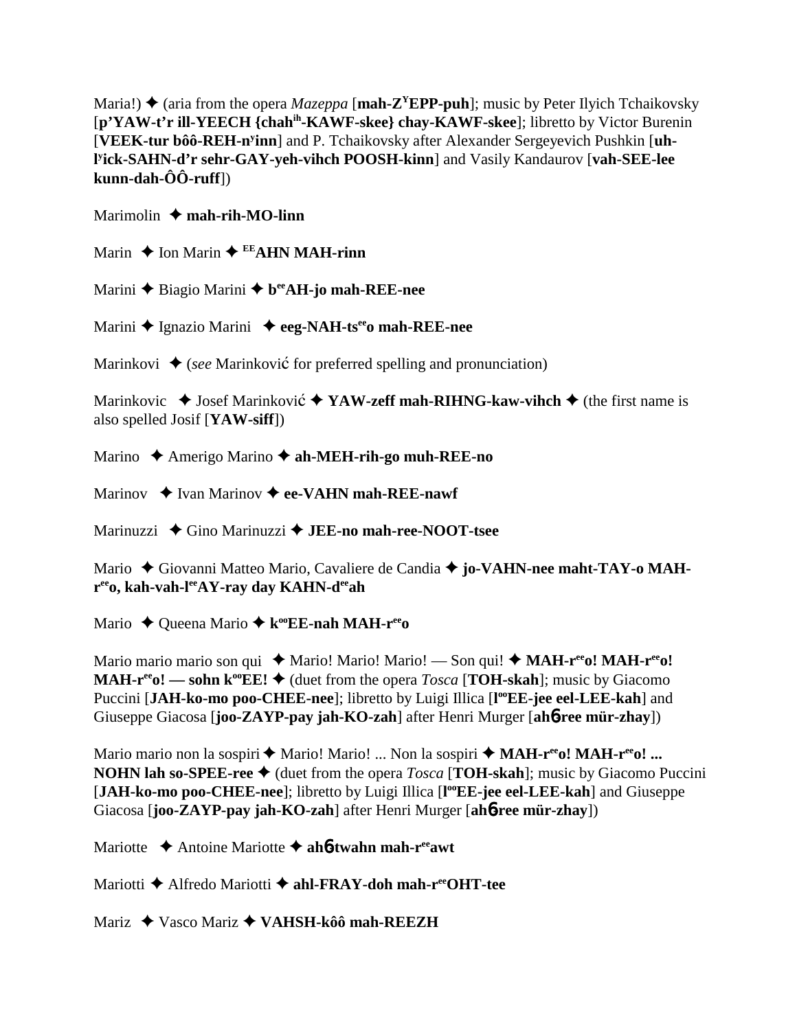Maria!) ✦ (aria from the opera *Mazeppa* [**mah-Z<sup>Y</sup>EPP-puh**]; music by Peter Ilyich Tchaikovsky [**p'YAW-t'r ill-YEECH {chah<sup>ih</sup>-KAWF-skee} chay-KAWF-skee**]; libretto by Victor Burenin [**VEEK-tur bôô-REH-n<sup>y</sup>inn**] and P. Tchaikovsky after Alexander Sergeyevich Pushkin [**uh-l<sup>y</sup>ick-SAHN-d'r sehr-GAY-yeh-vihch POOSH-kinn**] and Vasily Kandaurov [**vah-SEE-lee kunn-dah-ÔÔ-ruff**])

Marimolin ✦ **mah-rih-MO-linn**

Marin ✦ Ion Marin ✦ **<sup>EE</sup>AHN MAH-rinn**

Marini ✦ Biagio Marini ✦ **b<sup>ee</sup>AH-jo mah-REE-nee**

Marini ✦ Ignazio Marini ✦ **eeg-NAH-ts<sup>ee</sup>o mah-REE-nee**

Marinkovi ✦ (*see* Marinković for preferred spelling and pronunciation)

Marinkovic ✦ Josef Marinković ✦ **YAW-zeff mah-RIHNG-kaw-vihch** ✦ (the first name is also spelled Josif [**YAW-siff**])

Marino ✦ Amerigo Marino ✦ **ah-MEH-rih-go muh-REE-no**

Marinov ✦ Ivan Marinov ✦ **ee-VAHN mah-REE-nawf**

Marinuzzi ✦ Gino Marinuzzi ✦ **JEE-no mah-ree-NOOT-tsee**

Mario ✦ Giovanni Matteo Mario, Cavaliere de Candia ✦ **jo-VAHN-nee maht-TAY-o MAH-r<sup>ee</sup>o, kah-vah-l<sup>ee</sup>AY-ray day KAHN-d<sup>ee</sup>ah**

Mario ✦ Queena Mario ✦ **k<sup>oo</sup>EE-nah MAH-r<sup>ee</sup>o**

Mario mario mario son qui ✦ Mario! Mario! Mario! — Son qui! ✦ **MAH-r<sup>ee</sup>o! MAH-r<sup>ee</sup>o! MAH-r<sup>ee</sup>o! — sohn k<sup>oo</sup>EE!** ✦ (duet from the opera *Tosca* [**TOH-skah**]; music by Giacomo Puccini [**JAH-ko-mo poo-CHEE-nee**]; libretto by Luigi Illica [**l<sup>oo</sup>EE-jee eel-LEE-kah**] and Giuseppe Giacosa [**joo-ZAYP-pay jah-KO-zah**] after Henri Murger [**ahɳ-ree mür-zhay**])

Mario mario non la sospiri ✦ Mario! Mario! ... Non la sospiri ✦ **MAH-r<sup>ee</sup>o! MAH-r<sup>ee</sup>o! ... NOHN lah so-SPEE-ree** ✦ (duet from the opera *Tosca* [**TOH-skah**]; music by Giacomo Puccini [**JAH-ko-mo poo-CHEE-nee**]; libretto by Luigi Illica [**l<sup>oo</sup>EE-jee eel-LEE-kah**] and Giuseppe Giacosa [**joo-ZAYP-pay jah-KO-zah**] after Henri Murger [**ahɳ-ree mür-zhay**])

Mariotte ✦ Antoine Mariotte ✦ **ahɳ-twahn mah-r<sup>ee</sup>awt**

Mariotti ✦ Alfredo Mariotti ✦ **ahl-FRAY-doh mah-r<sup>ee</sup>OHT-tee**

Mariz ✦ Vasco Mariz ✦ **VAHSH-kôô mah-REEZH**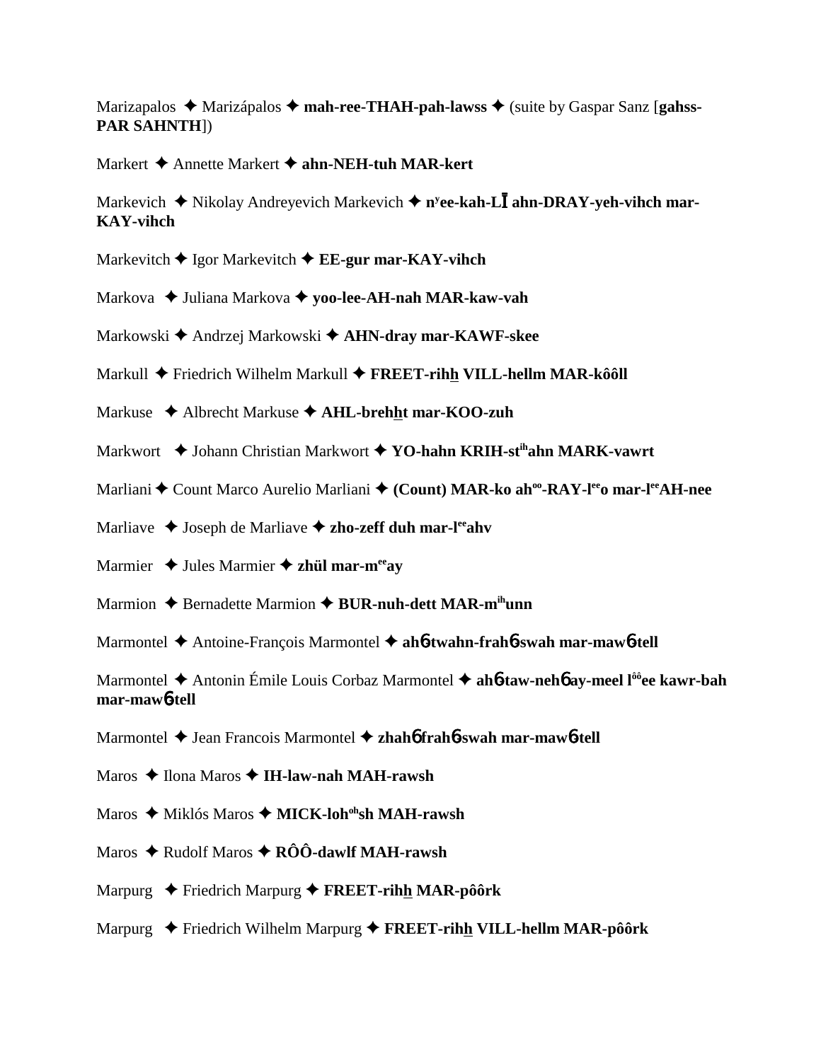Marizapalos ✦ Marizápalos ✦ **mah-ree-THAH-pah-lawss** ✦ (suite by Gaspar Sanz [**gahss-PAR SAHNTH**])

Markert ✦ Annette Markert ✦ **ahn-NEH-tuh MAR-kert**

Markevich ✦ Nikolay Andreyevich Markevich ✦ **n[y]ee-kah-LĪ ahn-DRAY-yeh-vihch mar-KAY-vihch**

Markevitch ✦ Igor Markevitch ✦ **EE-gur mar-KAY-vihch**

Markova ✦ Juliana Markova ✦ **yoo-lee-AH-nah MAR-kaw-vah**

Markowski ✦ Andrzej Markowski ✦ **AHN-dray mar-KAWF-skee**

Markull ✦ Friedrich Wilhelm Markull ✦ **FREET-rihh VILL-hellm MAR-kôôll**

Markuse ✦ Albrecht Markuse ✦ **AHL-brehht mar-KOO-zuh**

Markwort ✦ Johann Christian Markwort ✦ **YO-hahn KRIH-st[ih]ahn MARK-vawrt**

Marliani ✦ Count Marco Aurelio Marliani ✦ **(Count) MAR-ko ah[oo]-RAY-l[ee]o mar-l[ee]AH-nee**

Marliave ✦ Joseph de Marliave ✦ **zho-zeff duh mar-l[ee]ahv**

Marmier ✦ Jules Marmier ✦ **zhül mar-m[ee]ay**

Marmion ✦ Bernadette Marmion ✦ **BUR-nuh-dett MAR-m[ih]unn**

Marmontel ✦ Antoine-François Marmontel ✦ **ahɲ-twahn-frahɲ-swah mar-mawɲ-tell**

Marmontel ✦ Antonin Émile Louis Corbaz Marmontel ✦ **ahɲ-taw-nehɲ ay-meel l[ôô]ee kawr-bah mar-mawɲ-tell**

Marmontel ✦ Jean Francois Marmontel ✦ **zhahɲ frahɲ-swah mar-mawɲ-tell**

Maros ✦ Ilona Maros ✦ **IH-law-nah MAH-rawsh**

Maros ✦ Miklós Maros ✦ **MICK-loh[oh]sh MAH-rawsh**

Maros ✦ Rudolf Maros ✦ **RÔÔ-dawlf MAH-rawsh**

Marpurg ✦ Friedrich Marpurg ✦ **FREET-rihh MAR-pôôrk**

Marpurg ✦ Friedrich Wilhelm Marpurg ✦ **FREET-rihh VILL-hellm MAR-pôôrk**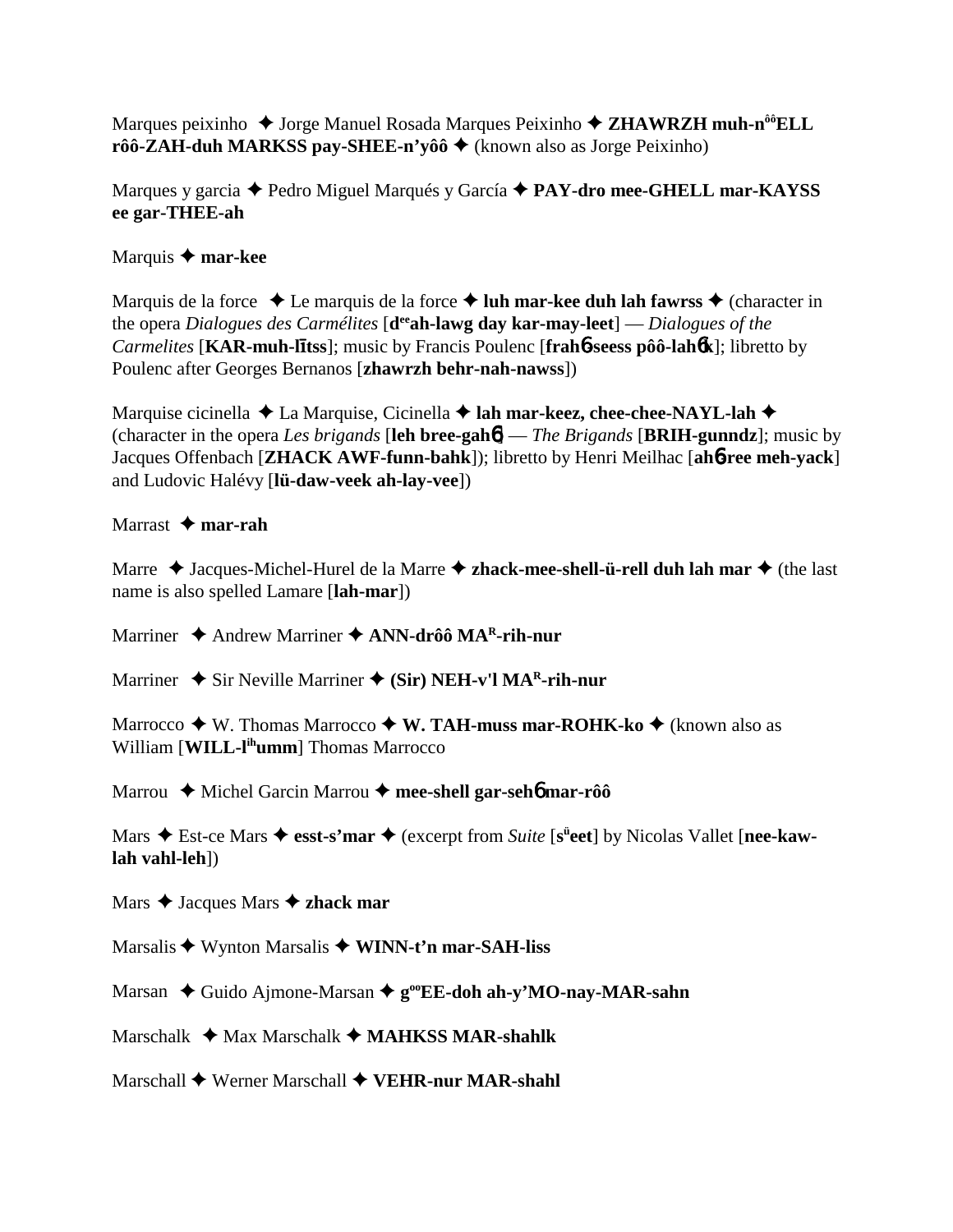Marques peixinho ✦ Jorge Manuel Rosada Marques Peixinho ✦ **ZHAWRZH muh-nôôELL rôô-ZAH-duh MARKSS pay-SHEE-n'yôô** ✦ (known also as Jorge Peixinho)

Marques y garcia ✦ Pedro Miguel Marqués y García ✦ **PAY-dro mee-GHELL mar-KAYSS ee gar-THEE-ah**

Marquis ✦ **mar-kee**

Marquis de la force ✦ Le marquis de la force ✦ **luh mar-kee duh lah fawrss** ✦ (character in the opera *Dialogues des Carmélites* [**deeah-lawg day kar-may-leet**] — *Dialogues of the Carmelites* [**KAR-muh-lītss**]; music by Francis Poulenc [**frahɳ-seess pôô-lahɳk**]; libretto by Poulenc after Georges Bernanos [**zhawrzh behr-nah-nawss**])

Marquise cicinella ✦ La Marquise, Cicinella ✦ **lah mar-keez, chee-chee-NAYL-lah** ✦ (character in the opera *Les brigands* [**leh bree-gahɳ**] — *The Brigands* [**BRIH-gunndz**]; music by Jacques Offenbach [**ZHACK AWF-funn-bahk**]); libretto by Henri Meilhac [**ahɳ-ree meh-yack**] and Ludovic Halévy [**lü-daw-veek ah-lay-vee**])

Marrast ✦ **mar-rah**

Marre ✦ Jacques-Michel-Hurel de la Marre ✦ **zhack-mee-shell-ü-rell duh lah mar** ✦ (the last name is also spelled Lamare [**lah-mar**])

Marriner ✦ Andrew Marriner ✦ **ANN-drôô MAR-rih-nur**

Marriner ✦ Sir Neville Marriner ✦ **(Sir) NEH-v'l MAR-rih-nur**

Marrocco ✦ W. Thomas Marrocco ✦ **W. TAH-muss mar-ROHK-ko** ✦ (known also as William [**WILL-lihumm**] Thomas Marrocco

Marrou ✦ Michel Garcin Marrou ✦ **mee-shell gar-sehɳ mar-rôô**

Mars ✦ Est-ce Mars ✦ **esst-s'mar** ✦ (excerpt from *Suite* [**süeet**] by Nicolas Vallet [**nee-kaw-lah vahl-leh**])

Mars ✦ Jacques Mars ✦ **zhack mar**

Marsalis ✦ Wynton Marsalis ✦ **WINN-t'n mar-SAH-liss**

Marsan ✦ Guido Ajmone-Marsan ✦ **gooEE-doh ah-y'MO-nay-MAR-sahn**

Marschalk ✦ Max Marschalk ✦ **MAHKSS MAR-shahlk**

Marschall ✦ Werner Marschall ✦ **VEHR-nur MAR-shahl**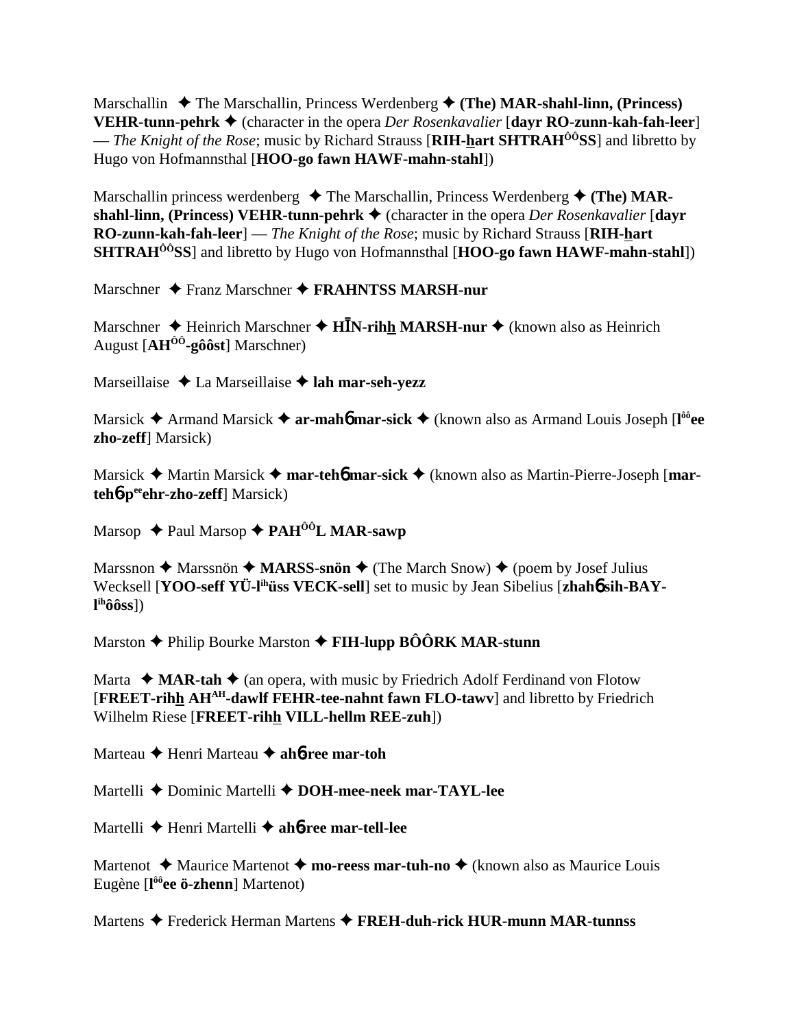Marschallin ✦ The Marschallin, Princess Werdenberg ✦ **(The) MAR-shahl-linn, (Princess) VEHR-tunn-pehrk** ✦ (character in the opera *Der Rosenkavalier* [**dayr RO-zunn-kah-fah-leer**] — *The Knight of the Rose*; music by Richard Strauss [**RIH-hart SHTRAH^ÔÔ^SS**] and libretto by Hugo von Hofmannsthal [**HOO-go fawn HAWF-mahn-stahl**])

Marschallin princess werdenberg ✦ The Marschallin, Princess Werdenberg ✦ **(The) MAR-shahl-linn, (Princess) VEHR-tunn-pehrk** ✦ (character in the opera *Der Rosenkavalier* [**dayr RO-zunn-kah-fah-leer**] — *The Knight of the Rose*; music by Richard Strauss [**RIH-hart SHTRAH^ÔÔ^SS**] and libretto by Hugo von Hofmannsthal [**HOO-go fawn HAWF-mahn-stahl**])

Marschner ✦ Franz Marschner ✦ **FRAHNTSS MARSH-nur**

Marschner ✦ Heinrich Marschner ✦ **HĪN-rihh MARSH-nur** ✦ (known also as Heinrich August [**AH^ÔÔ^-gôôst**] Marschner)

Marseillaise ✦ La Marseillaise ✦ **lah mar-seh-yezz**

Marsick ✦ Armand Marsick ✦ **ar-mahɓ mar-sick** ✦ (known also as Armand Louis Joseph [**l^ôô^ee zho-zeff**] Marsick)

Marsick ✦ Martin Marsick ✦ **mar-tehɓ mar-sick** ✦ (known also as Martin-Pierre-Joseph [**mar-tehɓ-p^ee^ehr-zho-zeff**] Marsick)

Marsop ✦ Paul Marsop ✦ **PAH^ÔÔ^L MAR-sawp**

Marssnon ✦ Marssnön ✦ **MARSS-snön** ✦ (The March Snow) ✦ (poem by Josef Julius Wecksell [**YOO-seff YÜ-l^ih^üss VECK-sell**] set to music by Jean Sibelius [**zhahɓ sih-BAY-l^ih^ôôss**])

Marston ✦ Philip Bourke Marston ✦ **FIH-lupp BÔÔRK MAR-stunn**

Marta ✦ **MAR-tah** ✦ (an opera, with music by Friedrich Adolf Ferdinand von Flotow [**FREET-rihh AH^AH^-dawlf FEHR-tee-nahnt fawn FLO-tawv**] and libretto by Friedrich Wilhelm Riese [**FREET-rihh VILL-hellm REE-zuh**])

Marteau ✦ Henri Marteau ✦ **ahɓ-ree mar-toh**

Martelli ✦ Dominic Martelli ✦ **DOH-mee-neek mar-TAYL-lee**

Martelli ✦ Henri Martelli ✦ **ahɓ-ree mar-tell-lee**

Martenot ✦ Maurice Martenot ✦ **mo-reess mar-tuh-no** ✦ (known also as Maurice Louis Eugène [**l^ôô^ee ö-zhenn**] Martenot)

Martens ✦ Frederick Herman Martens ✦ **FREH-duh-rick HUR-munn MAR-tunnss**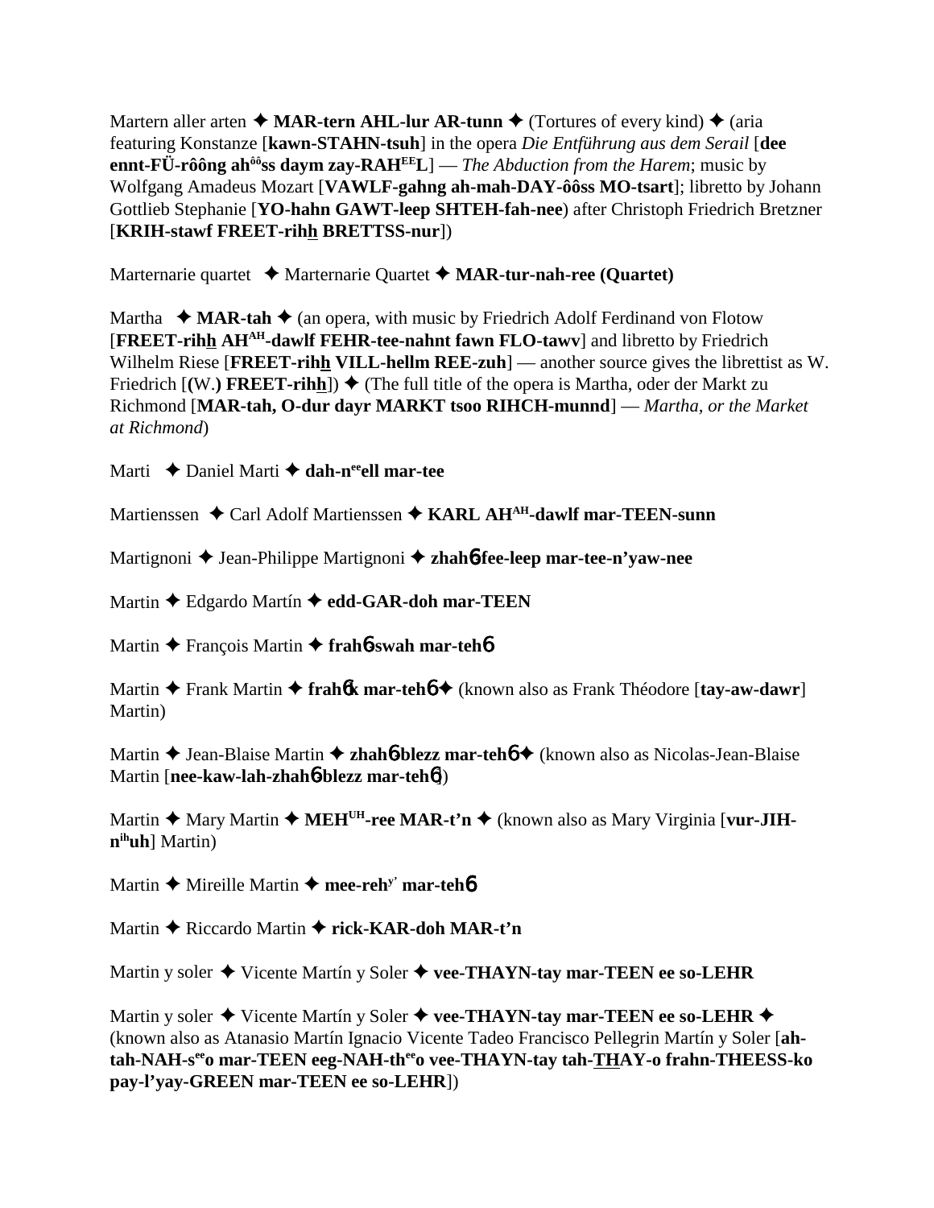Martern aller arten ✦ **MAR-tern AHL-lur AR-tunn** ✦ (Tortures of every kind) ✦ (aria featuring Konstanze [**kawn-STAHN-tsuh**] in the opera *Die Entführung aus dem Serail* [**dee ennt-FÜ-rôông ah^ôô^ss daym zay-RAH^EE^L**] — *The Abduction from the Harem*; music by Wolfgang Amadeus Mozart [**VAWLF-gahng ah-mah-DAY-ôôss MO-tsart**]; libretto by Johann Gottlieb Stephanie [**YO-hahn GAWT-leep SHTEH-fah-nee**) after Christoph Friedrich Bretzner [**KRIH-stawf FREET-rihh BRETTSS-nur**])

Marternarie quartet ✦ Marternarie Quartet ✦ **MAR-tur-nah-ree (Quartet)**

Martha ✦ **MAR-tah** ✦ (an opera, with music by Friedrich Adolf Ferdinand von Flotow [**FREET-rihh AH^AH^-dawlf FEHR-tee-nahnt fawn FLO-tawv**] and libretto by Friedrich Wilhelm Riese [**FREET-rihh VILL-hellm REE-zuh**] — another source gives the librettist as W. Friedrich [**(W.) FREET-rihh**]) ✦ (The full title of the opera is Martha, oder der Markt zu Richmond [**MAR-tah, O-dur dayr MARKT tsoo RIHCH-munnd**] — *Martha, or the Market at Richmond*)

Marti ✦ Daniel Marti ✦ **dah-n^ee^ell mar-tee**

Martienssen ✦ Carl Adolf Martienssen ✦ **KARL AH^AH^-dawlf mar-TEEN-sunn**

Martignoni ✦ Jean-Philippe Martignoni ✦ **zhahɓ-fee-leep mar-tee-n'yaw-nee**

Martin ✦ Edgardo Martín ✦ **edd-GAR-doh mar-TEEN**

Martin ✦ François Martin ✦ **frahɓ-swah mar-tehɓ**

Martin ✦ Frank Martin ✦ **frahɓk mar-tehɓ** ✦ (known also as Frank Théodore [**tay-aw-dawr**] Martin)

Martin ✦ Jean-Blaise Martin ✦ **zhahɓ-blezz mar-tehɓ** ✦ (known also as Nicolas-Jean-Blaise Martin [**nee-kaw-lah-zhahɓ-blezz mar-tehɓ**])

Martin ✦ Mary Martin ✦ **MEH^UH^-ree MAR-t'n** ✦ (known also as Mary Virginia [**vur-JIH-n^ih^uh**] Martin)

Martin ✦ Mireille Martin ✦ **mee-reh^y'^ mar-tehɓ**

Martin ✦ Riccardo Martin ✦ **rick-KAR-doh MAR-t'n**

Martin y soler ✦ Vicente Martín y Soler ✦ **vee-THAYN-tay mar-TEEN ee so-LEHR**

Martin y soler ✦ Vicente Martín y Soler ✦ **vee-THAYN-tay mar-TEEN ee so-LEHR** ✦ (known also as Atanasio Martín Ignacio Vicente Tadeo Francisco Pellegrin Martín y Soler [**ah-tah-NAH-s^ee^o mar-TEEN eeg-NAH-th^ee^o vee-THAYN-tay tah-THAY-o frahn-THEESS-ko pay-l'yay-GREEN mar-TEEN ee so-LEHR**])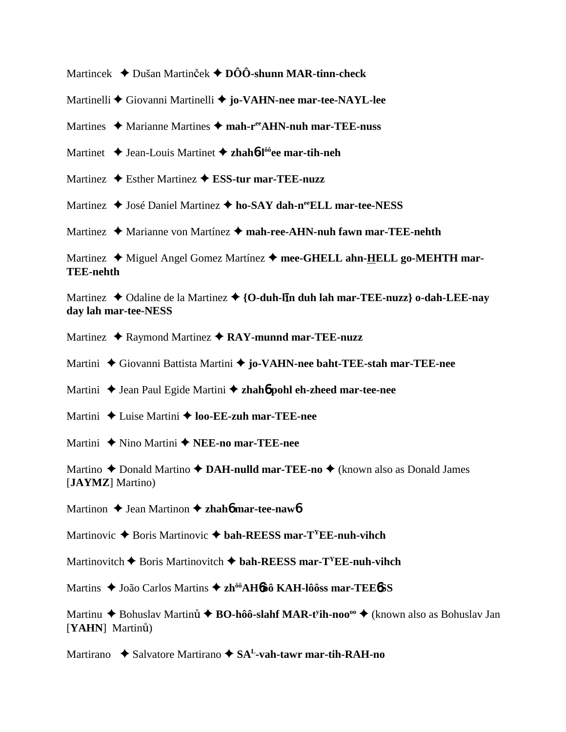Martincek ✦ Dušan Martinček ✦ **DÔÔ-shunn MAR-tinn-check**

Martinelli ✦ Giovanni Martinelli ✦ **jo-VAHN-nee mar-tee-NAYL-lee**

Martines ✦ Marianne Martines ✦ **mah-r^ee^AHN-nuh mar-TEE-nuss**

Martinet ✦ Jean-Louis Martinet ✦ **zhahɓ-l^ôô^ee mar-tih-neh**

Martinez ✦ Esther Martinez ✦ **ESS-tur mar-TEE-nuzz**

Martinez ✦ José Daniel Martinez ✦ **ho-SAY dah-n^ee^ELL mar-tee-NESS**

Martinez ✦ Marianne von Martínez ✦ **mah-ree-AHN-nuh fawn mar-TEE-nehth**

Martinez ✦ Miguel Angel Gomez Martínez ✦ **mee-GHELL ahn-HELL go-MEHTH mar-TEE-nehth**

Martinez ✦ Odaline de la Martinez ✦ **{O-duh-līn duh lah mar-TEE-nuzz} o-dah-LEE-nay day lah mar-tee-NESS**

Martinez ✦ Raymond Martinez ✦ **RAY-munnd mar-TEE-nuzz**

Martini ✦ Giovanni Battista Martini ✦ **jo-VAHN-nee baht-TEE-stah mar-TEE-nee**

Martini ✦ Jean Paul Egide Martini ✦ **zhahɓ pohl eh-zheed mar-tee-nee**

Martini ✦ Luise Martini ✦ **loo-EE-zuh mar-TEE-nee**

Martini ✦ Nino Martini ✦ **NEE-no mar-TEE-nee**

Martino ✦ Donald Martino ✦ **DAH-nulld mar-TEE-no** ✦ (known also as Donald James [**JAYMZ**] Martino)

Martinon ✦ Jean Martinon ✦ **zhahɓ mar-tee-nawɓ**

Martinovic ✦ Boris Martinovic ✦ **bah-REESS mar-T^Y^EE-nuh-vihch**

Martinovitch ✦ Boris Martinovitch ✦ **bah-REESS mar-T^Y^EE-nuh-vihch**

Martins ✦ João Carlos Martins ✦ **zh^ôô^AHɓôô KAH-lôôss mar-TEEɓSS**

Martinu ✦ Bohuslav Martinů ✦ **BO-hôô-slahf MAR-t^y^ih-noo^oo** ✦ (known also as Bohuslav Jan [**YAHN**] Martinů)

Martirano ✦ Salvatore Martirano ✦ **SA^L^-vah-tawr mar-tih-RAH-no**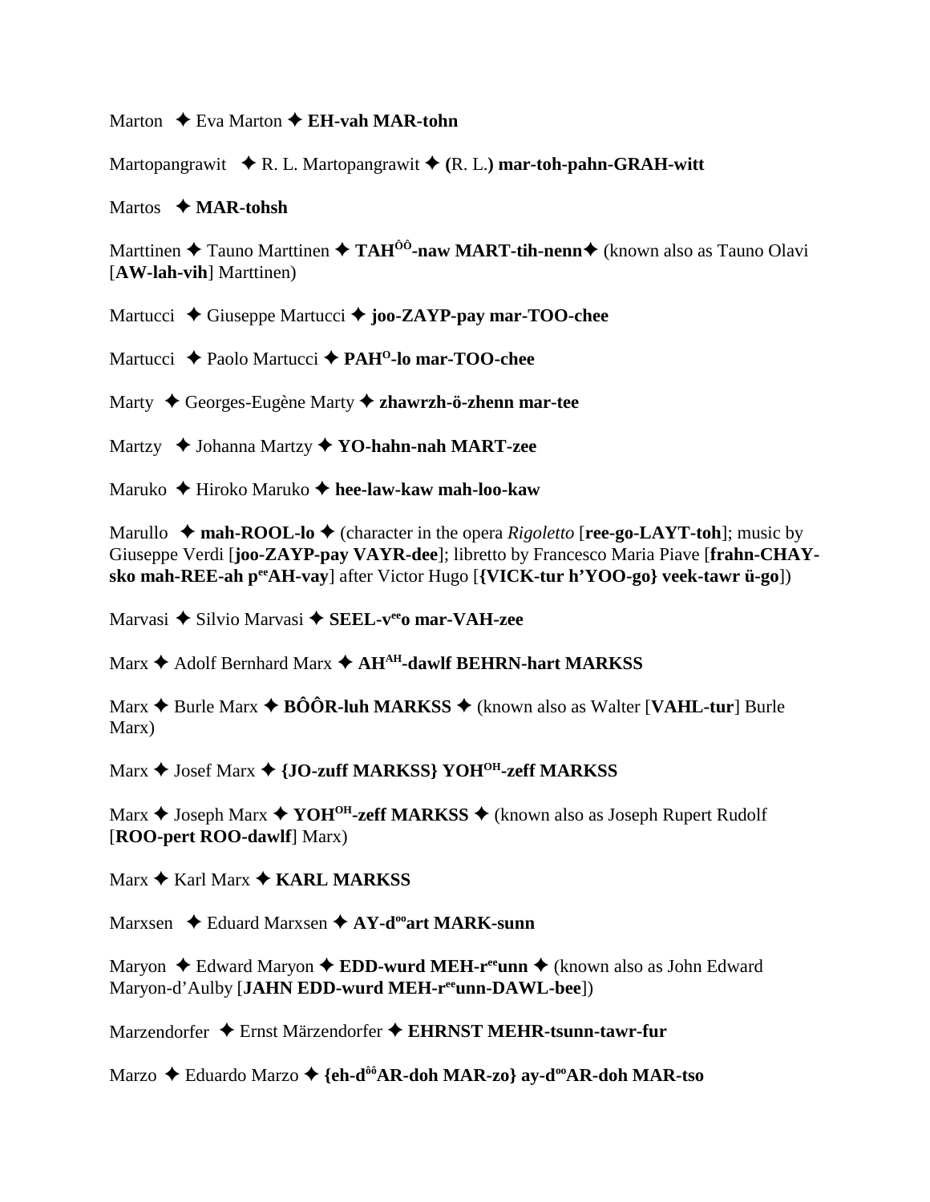Marton ✦ Eva Marton ✦ **EH-vah MAR-tohn**

Martopangrawit ✦ R. L. Martopangrawit ✦ **(**R. L.**) mar-toh-pahn-GRAH-witt**

Martos ✦ **MAR-tohsh**

Marttinen ✦ Tauno Marttinen ✦ **TAH$^{ÔÔ}$-naw MART-tih-nenn**✦ (known also as Tauno Olavi [**AW-lah-vih**] Marttinen)

Martucci ✦ Giuseppe Martucci ✦ **joo-ZAYP-pay mar-TOO-chee**

Martucci ✦ Paolo Martucci ✦ **PAH$^{O}$-lo mar-TOO-chee**

Marty ✦ Georges-Eugène Marty ✦ **zhawrzh-ö-zhenn mar-tee**

Martzy ✦ Johanna Martzy ✦ **YO-hahn-nah MART-zee**

Maruko ✦ Hiroko Maruko ✦ **hee-law-kaw mah-loo-kaw**

Marullo ✦ **mah-ROOL-lo** ✦ (character in the opera *Rigoletto* [**ree-go-LAYT-toh**]; music by Giuseppe Verdi [**joo-ZAYP-pay VAYR-dee**]; libretto by Francesco Maria Piave [**frahn-CHAY-sko mah-REE-ah p$^{ee}$AH-vay**] after Victor Hugo [**{VICK-tur h'YOO-go} veek-tawr ü-go**])

Marvasi ✦ Silvio Marvasi ✦ **SEEL-v$^{ee}$o mar-VAH-zee**

Marx ✦ Adolf Bernhard Marx ✦ **AH$^{AH}$-dawlf BEHRN-hart MARKSS**

Marx ✦ Burle Marx ✦ **BÔÔR-luh MARKSS** ✦ (known also as Walter [**VAHL-tur**] Burle Marx)

Marx ✦ Josef Marx ✦ **{JO-zuff MARKSS} YOH$^{OH}$-zeff MARKSS**

Marx ✦ Joseph Marx ✦ **YOH$^{OH}$-zeff MARKSS** ✦ (known also as Joseph Rupert Rudolf [**ROO-pert ROO-dawlf**] Marx)

Marx ✦ Karl Marx ✦ **KARL MARKSS**

Marxsen ✦ Eduard Marxsen ✦ **AY-d$^{oo}$art MARK-sunn**

Maryon ✦ Edward Maryon ✦ **EDD-wurd MEH-r$^{ee}$unn** ✦ (known also as John Edward Maryon-d'Aulby [**JAHN EDD-wurd MEH-r$^{ee}$unn-DAWL-bee**])

Marzendorfer ✦ Ernst Märzendorfer ✦ **EHRNST MEHR-tsunn-tawr-fur**

Marzo ✦ Eduardo Marzo ✦ **{eh-d$^{ôô}$AR-doh MAR-zo} ay-d$^{oo}$AR-doh MAR-tso**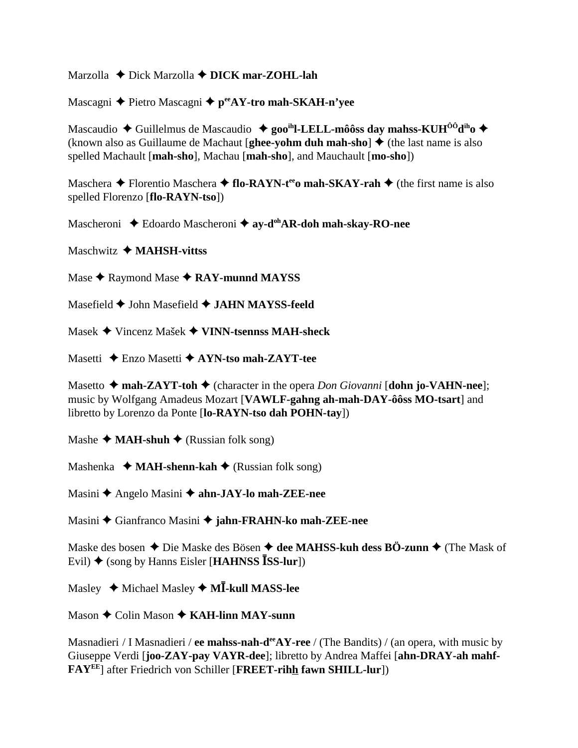Marzolla ✦ Dick Marzolla ✦ **DICK mar-ZOHL-lah**

Mascagni ✦ Pietro Mascagni ✦ **p[ee]AY-tro mah-SKAH-n'yee**

Mascaudio ✦ Guillelmus de Mascaudio ✦ **goo[ih]l-LELL-môôss day mahss-KUH[ÔÔ]d[ih]o** ✦ (known also as Guillaume de Machaut [**ghee-yohm duh mah-sho**] ✦ (the last name is also spelled Machault [**mah-sho**], Machau [**mah-sho**], and Mauchault [**mo-sho**])

Maschera ✦ Florentio Maschera ✦ **flo-RAYN-t[ee]o mah-SKAY-rah** ✦ (the first name is also spelled Florenzo [**flo-RAYN-tso**])

Mascheroni ✦ Edoardo Mascheroni ✦ **ay-d[oh]AR-doh mah-skay-RO-nee**

Maschwitz ✦ **MAHSH-vittss**

Mase ✦ Raymond Mase ✦ **RAY-munnd MAYSS**

Masefield ✦ John Masefield ✦ **JAHN MAYSS-feeld**

Masek ✦ Vincenz Mašek ✦ **VINN-tsennss MAH-sheck**

Masetti ✦ Enzo Masetti ✦ **AYN-tso mah-ZAYT-tee**

Masetto ✦ **mah-ZAYT-toh** ✦ (character in the opera *Don Giovanni* [**dohn jo-VAHN-nee**]; music by Wolfgang Amadeus Mozart [**VAWLF-gahng ah-mah-DAY-ôôss MO-tsart**] and libretto by Lorenzo da Ponte [**lo-RAYN-tso dah POHN-tay**])

Mashe ✦ **MAH-shuh** ✦ (Russian folk song)

Mashenka ✦ **MAH-shenn-kah** ✦ (Russian folk song)

Masini ✦ Angelo Masini ✦ **ahn-JAY-lo mah-ZEE-nee**

Masini ✦ Gianfranco Masini ✦ **jahn-FRAHN-ko mah-ZEE-nee**

Maske des bosen ✦ Die Maske des Bösen ✦ **dee MAHSS-kuh dess BÖ-zunn** ✦ (The Mask of Evil) ✦ (song by Hanns Eisler [**HAHNSS ĪSS-lur**])

Masley ✦ Michael Masley ✦ **MĪ-kull MASS-lee**

Mason ✦ Colin Mason ✦ **KAH-linn MAY-sunn**

Masnadieri / I Masnadieri / **ee mahss-nah-d[ee]AY-ree** / (The Bandits) / (an opera, with music by Giuseppe Verdi [**joo-ZAY-pay VAYR-dee**]; libretto by Andrea Maffei [**ahn-DRAY-ah mahf-FAY[EE]**] after Friedrich von Schiller [**FREET-rih<u>h</u> fawn SHILL-lur**])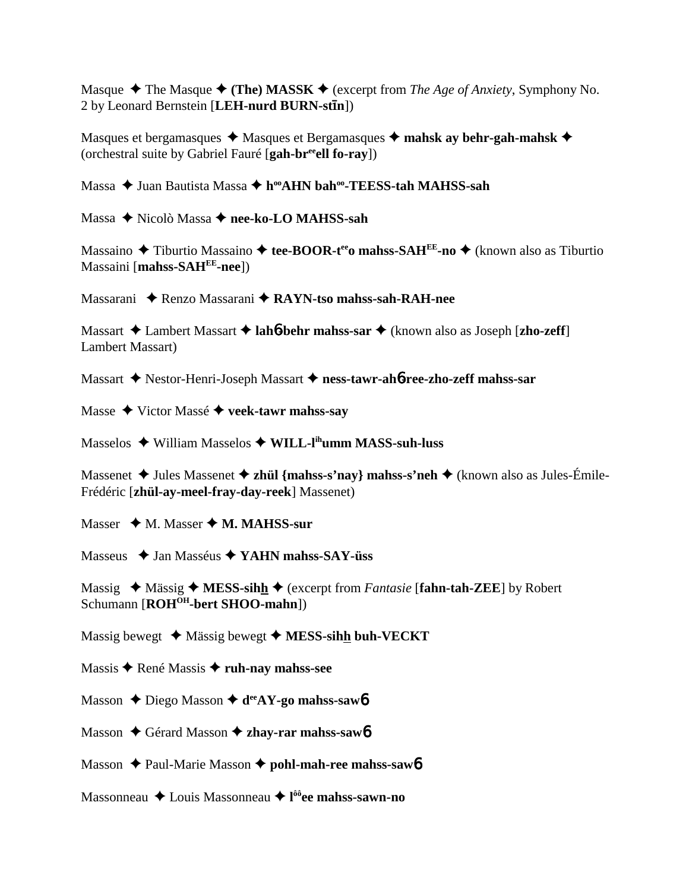Masque ✦ The Masque ✦ **(The) MASSK** ✦ (excerpt from *The Age of Anxiety*, Symphony No. 2 by Leonard Bernstein [**LEH-nurd BURN-stīn**])

Masques et bergamasques ✦ Masques et Bergamasques ✦ **mahsk ay behr-gah-mahsk** ✦ (orchestral suite by Gabriel Fauré [**gah-br^ee^ell fo-ray**])

Massa ✦ Juan Bautista Massa ✦ **h^oo^AHN bah^oo^-TEESS-tah MAHSS-sah**

Massa ✦ Nicolò Massa ✦ **nee-ko-LO MAHSS-sah**

Massaino ✦ Tiburtio Massaino ✦ **tee-BOOR-t^ee^o mahss-SAH^EE^-no** ✦ (known also as Tiburtio Massaini [**mahss-SAH^EE^-nee**])

Massarani ✦ Renzo Massarani ✦ **RAYN-tso mahss-sah-RAH-nee**

Massart ✦ Lambert Massart ✦ **lah6behr mahss-sar** ✦ (known also as Joseph [**zho-zeff**] Lambert Massart)

Massart ✦ Nestor-Henri-Joseph Massart ✦ **ness-tawr-ah6ree-zho-zeff mahss-sar**

Masse ✦ Victor Massé ✦ **veek-tawr mahss-say**

Masselos ✦ William Masselos ✦ **WILL-l^ih^umm MASS-suh-luss**

Massenet ✦ Jules Massenet ✦ **zhül {mahss-s'nay} mahss-s'neh** ✦ (known also as Jules-Émile-Frédéric [**zhül-ay-meel-fray-day-reek**] Massenet)

Masser ✦ M. Masser ✦ **M. MAHSS-sur**

Masseus ✦ Jan Masséus ✦ **YAHN mahss-SAY-üss**

Massig ✦ Mässig ✦ **MESS-sihh** ✦ (excerpt from *Fantasie* [**fahn-tah-ZEE**] by Robert Schumann [**ROH^OH^-bert SHOO-mahn**])

Massig bewegt ✦ Mässig bewegt ✦ **MESS-sihh buh-VECKT**

Massis ✦ René Massis ✦ **ruh-nay mahss-see**

Masson ✦ Diego Masson ✦ **d^ee^AY-go mahss-saw6**

Masson ✦ Gérard Masson ✦ **zhay-rar mahss-saw6**

Masson ✦ Paul-Marie Masson ✦ **pohl-mah-ree mahss-saw6**

Massonneau ✦ Louis Massonneau ✦ **l^ôô^ee mahss-sawn-no**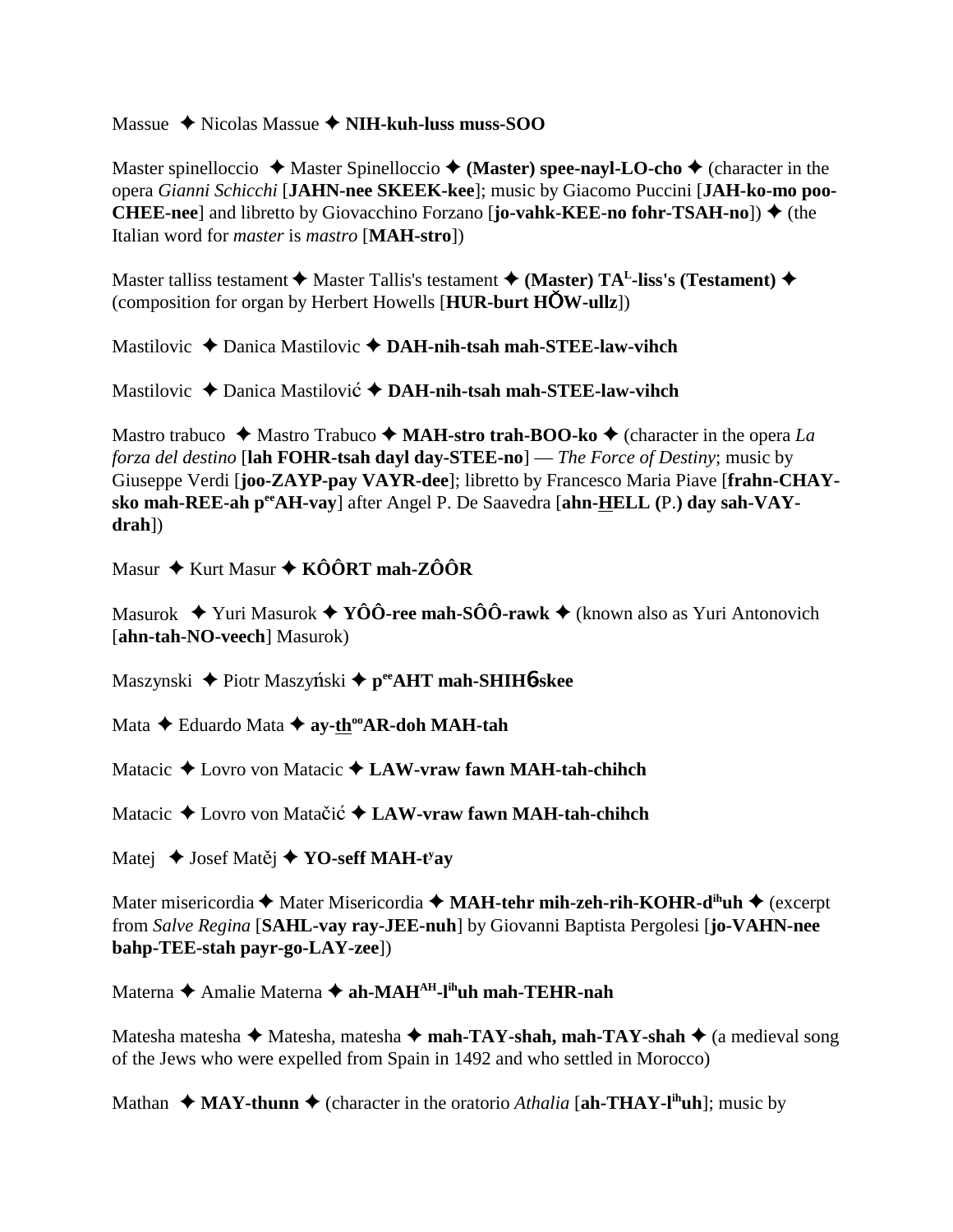Massue ✦ Nicolas Massue ✦ **NIH-kuh-luss muss-SOO**

Master spinelloccio ✦ Master Spinelloccio ✦ **(Master) spee-nayl-LO-cho** ✦ (character in the opera *Gianni Schicchi* [**JAHN-nee SKEEK-kee**]; music by Giacomo Puccini [**JAH-ko-mo poo-CHEE-nee**] and libretto by Giovacchino Forzano [**jo-vahk-KEE-no fohr-TSAH-no**]) ✦ (the Italian word for *master* is *mastro* [**MAH-stro**])

Master talliss testament ✦ Master Tallis's testament ✦ **(Master) TA$^{L}$-liss's (Testament)** ✦ (composition for organ by Herbert Howells [**HUR-burt HŎW-ullz**])

Mastilovic ✦ Danica Mastilovic ✦ **DAH-nih-tsah mah-STEE-law-vihch**

Mastilovic ✦ Danica Mastilović ✦ **DAH-nih-tsah mah-STEE-law-vihch**

Mastro trabuco ✦ Mastro Trabuco ✦ **MAH-stro trah-BOO-ko** ✦ (character in the opera *La forza del destino* [**lah FOHR-tsah dayl day-STEE-no**] — *The Force of Destiny*; music by Giuseppe Verdi [**joo-ZAYP-pay VAYR-dee**]; libretto by Francesco Maria Piave [**frahn-CHAY-sko mah-REE-ah p$^{ee}$AH-vay**] after Angel P. De Saavedra [**ahn-HELL (**P.**) day sah-VAY-drah**])

Masur ✦ Kurt Masur ✦ **KÔÔRT mah-ZÔÔR**

Masurok ✦ Yuri Masurok ✦ **YÔÔ-ree mah-SÔÔ-rawk** ✦ (known also as Yuri Antonovich [**ahn-tah-NO-veech**] Masurok)

Maszynski ✦ Piotr Maszyński ✦ **p$^{ee}$AHT mah-SHIHɓ-skee**

Mata ✦ Eduardo Mata ✦ **ay-th$^{oo}$AR-doh MAH-tah**

Matacic ✦ Lovro von Matacic ✦ **LAW-vraw fawn MAH-tah-chihch**

Matacic ✦ Lovro von Matačić ✦ **LAW-vraw fawn MAH-tah-chihch**

Matej ✦ Josef Matěj ✦ **YO-seff MAH-t$^{y}$ay**

Mater misericordia ✦ Mater Misericordia ✦ **MAH-tehr mih-zeh-rih-KOHR-d$^{ih}$uh** ✦ (excerpt from *Salve Regina* [**SAHL-vay ray-JEE-nuh**] by Giovanni Baptista Pergolesi [**jo-VAHN-nee bahp-TEE-stah payr-go-LAY-zee**])

Materna ✦ Amalie Materna ✦ **ah-MAH$^{AH}$-l$^{ih}$uh mah-TEHR-nah**

Matesha matesha ✦ Matesha, matesha ✦ **mah-TAY-shah, mah-TAY-shah** ✦ (a medieval song of the Jews who were expelled from Spain in 1492 and who settled in Morocco)

Mathan ✦ **MAY-thunn** ✦ (character in the oratorio *Athalia* [**ah-THAY-l$^{ih}$uh**]; music by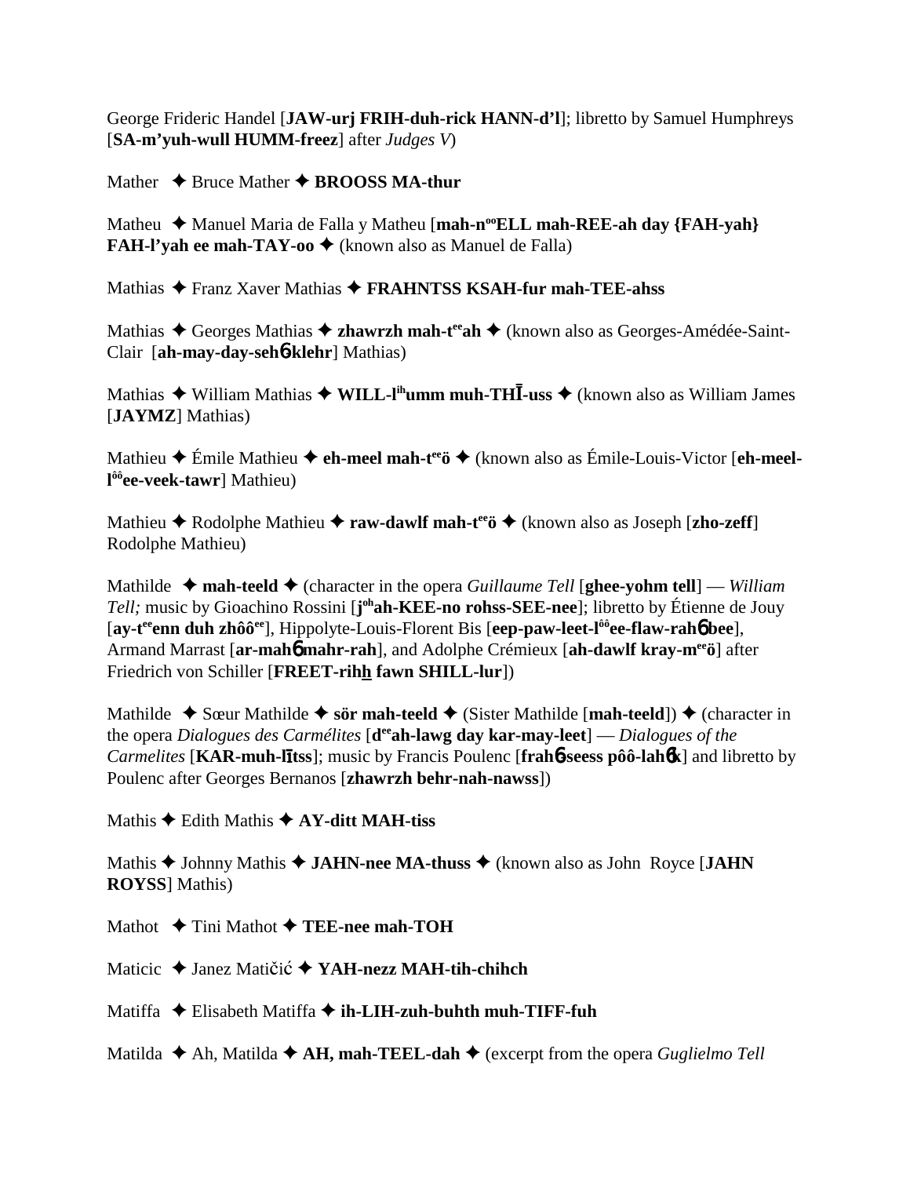George Frideric Handel [**JAW-urj FRIH-duh-rick HANN-d'l**]; libretto by Samuel Humphreys [**SA-m'yuh-wull HUMM-freez**] after *Judges V*)

Mather ✦ Bruce Mather ✦ **BROOSS MA-thur**

Matheu ✦ Manuel Maria de Falla y Matheu [**mah-n**ººELL **mah-REE-ah day {FAH-yah} FAH-l'yah ee mah-TAY-oo** ✦ (known also as Manuel de Falla)

Mathias ✦ Franz Xaver Mathias ✦ **FRAHNTSS KSAH-fur mah-TEE-ahss**

Mathias ✦ Georges Mathias ✦ **zhawrzh mah-t**ᵉᵉ**ah** ✦ (known also as Georges-Amédée-Saint-Clair [**ah-may-day-seh**ɲ**-klehr**] Mathias)

Mathias ✦ William Mathias ✦ **WILL-l**ⁱʰ**umm muh-THĪ-uss** ✦ (known also as William James [**JAYMZ**] Mathias)

Mathieu ✦ Émile Mathieu ✦ **eh-meel mah-t**ᵉᵉ**ö** ✦ (known also as Émile-Louis-Victor [**eh-meel-l**ôô**ee-veek-tawr**] Mathieu)

Mathieu ✦ Rodolphe Mathieu ✦ **raw-dawlf mah-t**ᵉᵉ**ö** ✦ (known also as Joseph [**zho-zeff**] Rodolphe Mathieu)

Mathilde ✦ **mah-teeld** ✦ (character in the opera *Guillaume Tell* [**ghee-yohm tell**] — *William Tell;* music by Gioachino Rossini [**j**ᵒʰ**ah-KEE-no rohss-SEE-nee**]; libretto by Étienne de Jouy [**ay-t**ᵉᵉ**enn duh zhôô**ᵉᵉ], Hippolyte-Louis-Florent Bis [**eep-paw-leet-l**ôô**ee-flaw-rah**ɲ **bee**], Armand Marrast [**ar-mah**ɲ **mahr-rah**], and Adolphe Crémieux [**ah-dawlf kray-m**ᵉᵉ**ö**] after Friedrich von Schiller [**FREET-rihh fawn SHILL-lur**])

Mathilde ✦ Sœur Mathilde ✦ **sör mah-teeld** ✦ (Sister Mathilde [**mah-teeld**]) ✦ (character in the opera *Dialogues des Carmélites* [**d**ᵉᵉ**ah-lawg day kar-may-leet**] — *Dialogues of the Carmelites* [**KAR-muh-lītss**]; music by Francis Poulenc [**frah**ɲ**-seess pôô-lah**ɲ**k**] and libretto by Poulenc after Georges Bernanos [**zhawrzh behr-nah-nawss**])

Mathis ✦ Edith Mathis ✦ **AY-ditt MAH-tiss**

Mathis ✦ Johnny Mathis ✦ **JAHN-nee MA-thuss** ✦ (known also as John Royce [**JAHN ROYSS**] Mathis)

Mathot ✦ Tini Mathot ✦ **TEE-nee mah-TOH**

Maticic ✦ Janez Matičić ✦ **YAH-nezz MAH-tih-chihch**

Matiffa ✦ Elisabeth Matiffa ✦ **ih-LIH-zuh-buhth muh-TIFF-fuh**

Matilda ✦ Ah, Matilda ✦ **AH, mah-TEEL-dah** ✦ (excerpt from the opera *Guglielmo Tell*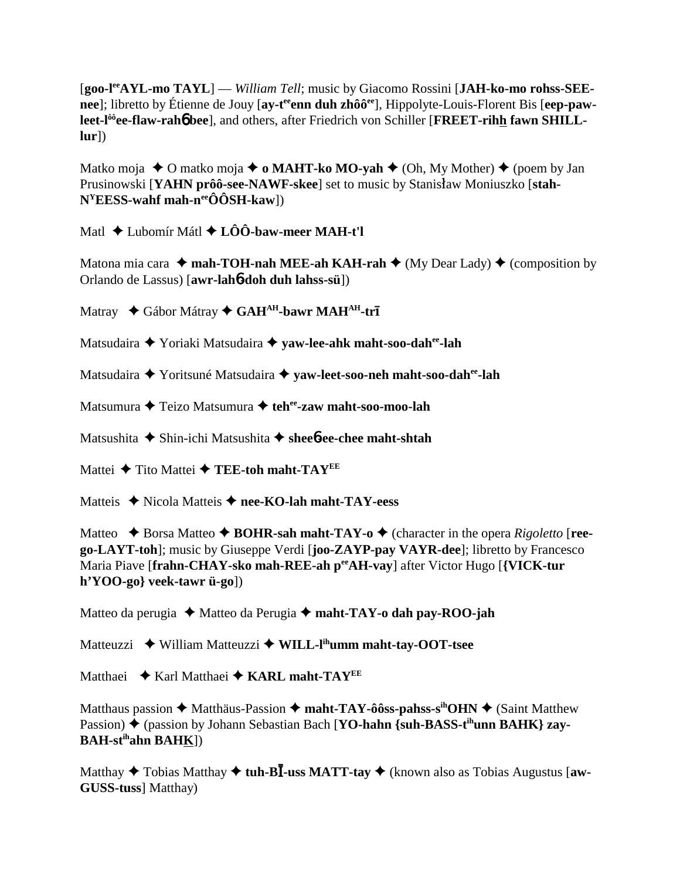[**goo-l**ee**AYL-mo TAYL**] — *William Tell*; music by Giacomo Rossini [**JAH-ko-mo rohss-SEE-nee**]; libretto by Étienne de Jouy [**ay-t**ee**enn duh zhôô**ee], Hippolyte-Louis-Florent Bis [**eep-paw-leet-l**ôô**ee-flaw-rah**ɳ **bee**], and others, after Friedrich von Schiller [**FREET-rihh fawn SHILL-lur**])

Matko moja ✦ O matko moja ✦ **o MAHT-ko MO-yah** ✦ (Oh, My Mother) ✦ (poem by Jan Prusinowski [**YAHN prôô-see-NAWF-skee**] set to music by Stanisław Moniuszko [**stah-N**Y**EESS-wahf mah-n**ee**ÔÔSH-kaw**])

Matl ✦ Lubomír Mátl ✦ **LÔÔ-baw-meer MAH-t'l**

Matona mia cara ✦ **mah-TOH-nah MEE-ah KAH-rah** ✦ (My Dear Lady) ✦ (composition by Orlando de Lassus) [**awr-lah**ɳ**-doh duh lahss-sü**])

Matray ✦ Gábor Mátray ✦ **GAH**AH**-bawr MAH**AH**-trī**

Matsudaira ✦ Yoriaki Matsudaira ✦ **yaw-lee-ahk maht-soo-dah**ee**-lah**

Matsudaira ✦ Yoritsuné Matsudaira ✦ **yaw-leet-soo-neh maht-soo-dah**ee**-lah**

Matsumura ✦ Teizo Matsumura ✦ **teh**ee**-zaw maht-soo-moo-lah**

Matsushita ✦ Shin-ichi Matsushita ✦ **shee**ɳ**-ee-chee maht-shtah**

Mattei ✦ Tito Mattei ✦ **TEE-toh maht-TAY**EE

Matteis ✦ Nicola Matteis ✦ **nee-KO-lah maht-TAY-eess**

Matteo ✦ Borsa Matteo ✦ **BOHR-sah maht-TAY-o** ✦ (character in the opera *Rigoletto* [**ree-go-LAYT-toh**]; music by Giuseppe Verdi [**joo-ZAYP-pay VAYR-dee**]; libretto by Francesco Maria Piave [**frahn-CHAY-sko mah-REE-ah p**ee**AH-vay**] after Victor Hugo [**{VICK-tur h'YOO-go} veek-tawr ü-go**])

Matteo da perugia ✦ Matteo da Perugia ✦ **maht-TAY-o dah pay-ROO-jah**

Matteuzzi ✦ William Matteuzzi ✦ **WILL-l**ih**umm maht-tay-OOT-tsee**

Matthaei ✦ Karl Matthaei ✦ **KARL maht-TAY**EE

Matthaus passion ✦ Matthäus-Passion ✦ **maht-TAY-ôôss-pahss-s**ih**OHN** ✦ (Saint Matthew Passion) ✦ (passion by Johann Sebastian Bach [**YO-hahn {suh-BASS-t**ih**unn BAHK} zay-BAH-st**ih**ahn BAHK**])

Matthay ✦ Tobias Matthay ✦ **tuh-BĪ-uss MATT-tay** ✦ (known also as Tobias Augustus [**aw-GUSS-tuss**] Matthay)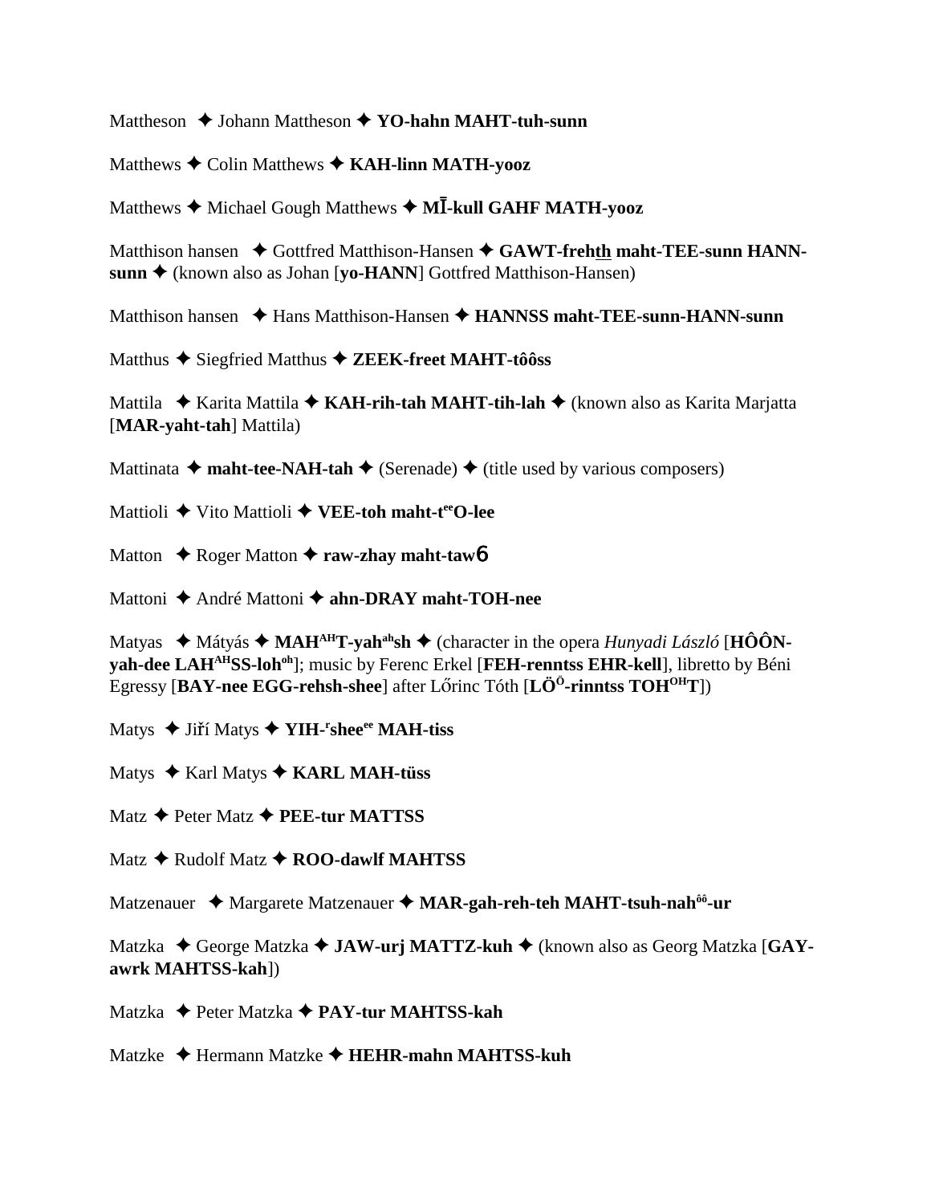Mattheson ✦ Johann Mattheson ✦ **YO-hahn MAHT-tuh-sunn**

Matthews ✦ Colin Matthews ✦ **KAH-linn MATH-yooz**

Matthews ✦ Michael Gough Matthews ✦ **MĪ-kull GAHF MATH-yooz**

Matthison hansen ✦ Gottfred Matthison-Hansen ✦ **GAWT-frehth maht-TEE-sunn HANN-sunn** ✦ (known also as Johan [**yo-HANN**] Gottfred Matthison-Hansen)

Matthison hansen ✦ Hans Matthison-Hansen ✦ **HANNSS maht-TEE-sunn-HANN-sunn**

Matthus ✦ Siegfried Matthus ✦ **ZEEK-freet MAHT-tôôss**

Mattila ✦ Karita Mattila ✦ **KAH-rih-tah MAHT-tih-lah** ✦ (known also as Karita Marjatta [**MAR-yaht-tah**] Mattila)

Mattinata ✦ **maht-tee-NAH-tah** ✦ (Serenade) ✦ (title used by various composers)

Mattioli ✦ Vito Mattioli ✦ **VEE-toh maht-t[ee]O-lee**

Matton ✦ Roger Matton ✦ **raw-zhay maht-tawɓ**

Mattoni ✦ André Mattoni ✦ **ahn-DRAY maht-TOH-nee**

Matyas ✦ Mátyás ✦ **MAH[AH]T-yah[ah]sh** ✦ (character in the opera *Hunyadi László* [**HÔÔN-yah-dee LAH[AH]SS-loh[oh]**]; music by Ferenc Erkel [**FEH-renntss EHR-kell**], libretto by Béni Egressy [**BAY-nee EGG-rehsh-shee**] after Lőrinc Tóth [**LÖ[Ö]-rinntss TOH[OH]T**])

Matys ✦ Jiří Matys ✦ **YIH-[r]shee[ee] MAH-tiss**

Matys ✦ Karl Matys ✦ **KARL MAH-tüss**

Matz ✦ Peter Matz ✦ **PEE-tur MATTSS**

Matz ✦ Rudolf Matz ✦ **ROO-dawlf MAHTSS**

Matzenauer ✦ Margarete Matzenauer ✦ **MAR-gah-reh-teh MAHT-tsuh-nah[ôô]-ur**

Matzka ✦ George Matzka ✦ **JAW-urj MATTZ-kuh** ✦ (known also as Georg Matzka [**GAY-awrk MAHTSS-kah**])

Matzka ✦ Peter Matzka ✦ **PAY-tur MAHTSS-kah**

Matzke ✦ Hermann Matzke ✦ **HEHR-mahn MAHTSS-kuh**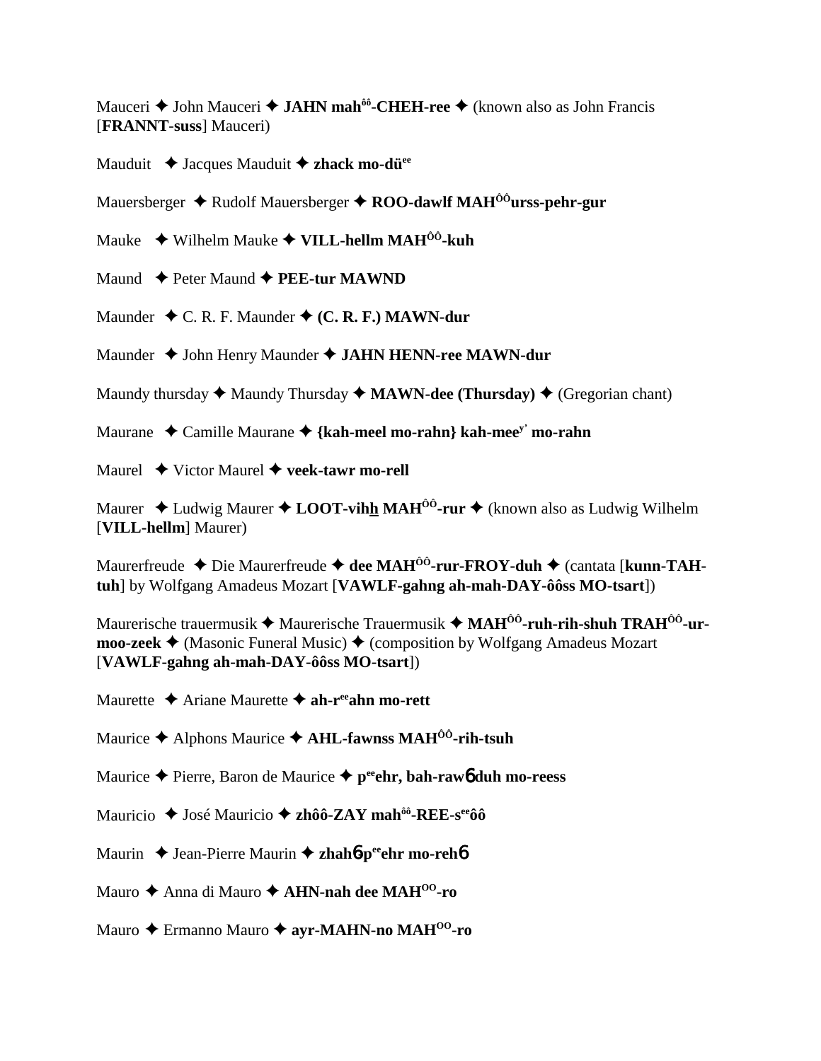Mauceri ✦ John Mauceri ✦ **JAHN mah^ôô-CHEH-ree** ✦ (known also as John Francis [**FRANNT-suss**] Mauceri)

Mauduit ✦ Jacques Mauduit ✦ **zhack mo-dü^ee**

Mauersberger ✦ Rudolf Mauersberger ✦ **ROO-dawlf MAH^ÔÔurss-pehr-gur**

Mauke ✦ Wilhelm Mauke ✦ **VILL-hellm MAH^ÔÔ-kuh**

Maund ✦ Peter Maund ✦ **PEE-tur MAWND**

Maunder ✦ C. R. F. Maunder ✦ **(C. R. F.) MAWN-dur**

Maunder ✦ John Henry Maunder ✦ **JAHN HENN-ree MAWN-dur**

Maundy thursday ✦ Maundy Thursday ✦ **MAWN-dee (Thursday)** ✦ (Gregorian chant)

Maurane ✦ Camille Maurane ✦ **{kah-meel mo-rahn} kah-mee^y' mo-rahn**

Maurel ✦ Victor Maurel ✦ **veek-tawr mo-rell**

Maurer ✦ Ludwig Maurer ✦ **LOOT-vihh MAH^ÔÔ-rur** ✦ (known also as Ludwig Wilhelm [**VILL-hellm**] Maurer)

Maurerfreude ✦ Die Maurerfreude ✦ **dee MAH^ÔÔ-rur-FROY-duh** ✦ (cantata [**kunn-TAH-tuh**] by Wolfgang Amadeus Mozart [**VAWLF-gahng ah-mah-DAY-ôôss MO-tsart**])

Maurerische trauermusik ✦ Maurerische Trauermusik ✦ **MAH^ÔÔ-ruh-rih-shuh TRAH^ÔÔ-ur-moo-zeek** ✦ (Masonic Funeral Music) ✦ (composition by Wolfgang Amadeus Mozart [**VAWLF-gahng ah-mah-DAY-ôôss MO-tsart**])

Maurette ✦ Ariane Maurette ✦ **ah-r^ee ahn mo-rett**

Maurice ✦ Alphons Maurice ✦ **AHL-fawnss MAH^ÔÔ-rih-tsuh**

Maurice ✦ Pierre, Baron de Maurice ✦ **p^ee ehr, bah-rawɓ duh mo-reess**

Mauricio ✦ José Mauricio ✦ **zhôô-ZAY mah^ôô-REE-s^ee ôô**

Maurin ✦ Jean-Pierre Maurin ✦ **zhahɓ-p^ee ehr mo-rehɓ**

Mauro ✦ Anna di Mauro ✦ **AHN-nah dee MAH^OO-ro**

Mauro ✦ Ermanno Mauro ✦ **ayr-MAHN-no MAH^OO-ro**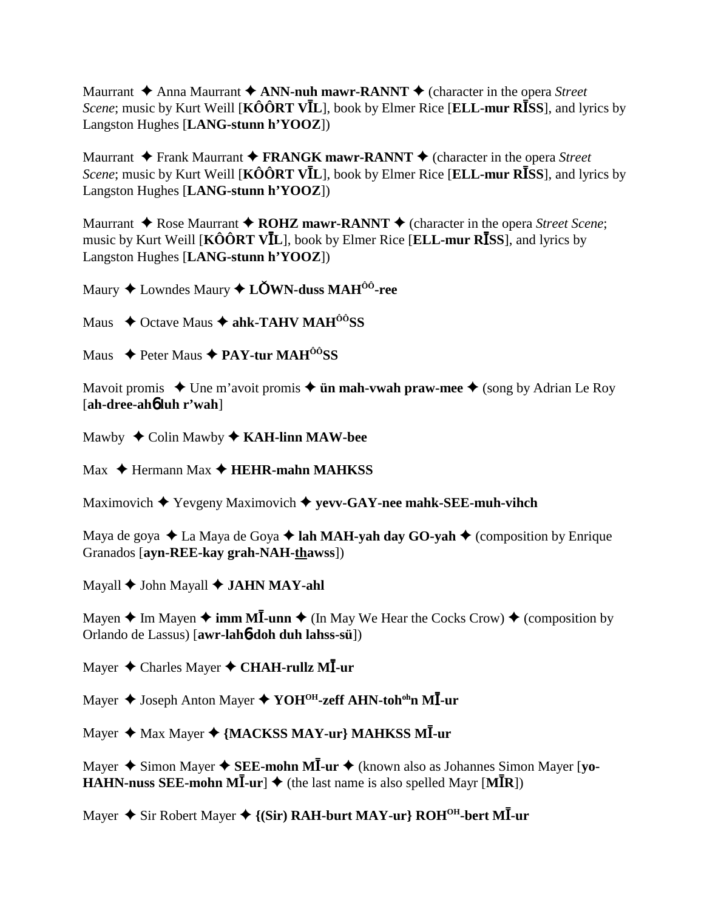Maurrant ✦ Anna Maurrant ✦ **ANN-nuh mawr-RANNT** ✦ (character in the opera *Street Scene*; music by Kurt Weill [**KÔÔRT VĪL**], book by Elmer Rice [**ELL-mur RĪSS**], and lyrics by Langston Hughes [**LANG-stunn h'YOOZ**])

Maurrant ✦ Frank Maurrant ✦ **FRANGK mawr-RANNT** ✦ (character in the opera *Street Scene*; music by Kurt Weill [**KÔÔRT VĪL**], book by Elmer Rice [**ELL-mur RĪSS**], and lyrics by Langston Hughes [**LANG-stunn h'YOOZ**])

Maurrant ✦ Rose Maurrant ✦ **ROHZ mawr-RANNT** ✦ (character in the opera *Street Scene*; music by Kurt Weill [**KÔÔRT VĪL**], book by Elmer Rice [**ELL-mur RĪSS**], and lyrics by Langston Hughes [**LANG-stunn h'YOOZ**])

Maury ✦ Lowndes Maury ✦ **LŎWN-duss MAH^ÔÔ-ree**

Maus ✦ Octave Maus ✦ **ahk-TAHV MAH^ÔÔSS**

Maus ✦ Peter Maus ✦ **PAY-tur MAH^ÔÔSS**

Mavoit promis ✦ Une m'avoit promis ✦ **ün mah-vwah praw-mee** ✦ (song by Adrian Le Roy [**ah-dree-ahɓ duh r'wah**]

Mawby ✦ Colin Mawby ✦ **KAH-linn MAW-bee**

Max ✦ Hermann Max ✦ **HEHR-mahn MAHKSS**

Maximovich ✦ Yevgeny Maximovich ✦ **yevv-GAY-nee mahk-SEE-muh-vihch**

Maya de goya ✦ La Maya de Goya ✦ **lah MAH-yah day GO-yah** ✦ (composition by Enrique Granados [**ayn-REE-kay grah-NAH-thawss**])

Mayall ✦ John Mayall ✦ **JAHN MAY-ahl**

Mayen ✦ Im Mayen ✦ **imm MĪ-unn** ✦ (In May We Hear the Cocks Crow) ✦ (composition by Orlando de Lassus) [**awr-lahɓ-doh duh lahss-sü**])

Mayer ✦ Charles Mayer ✦ **CHAH-rullz MĪ-ur**

Mayer ✦ Joseph Anton Mayer ✦ **YOH^OH-zeff AHN-toh^oh n MĪ-ur**

Mayer ✦ Max Mayer ✦ **{MACKSS MAY-ur} MAHKSS MĪ-ur**

Mayer ✦ Simon Mayer ✦ **SEE-mohn MĪ-ur** ✦ (known also as Johannes Simon Mayer [**yo-HAHN-nuss SEE-mohn MĪ-ur**] ✦ (the last name is also spelled Mayr [**MĪR**])

Mayer ✦ Sir Robert Mayer ✦ **{(Sir) RAH-burt MAY-ur} ROH^OH-bert MĪ-ur**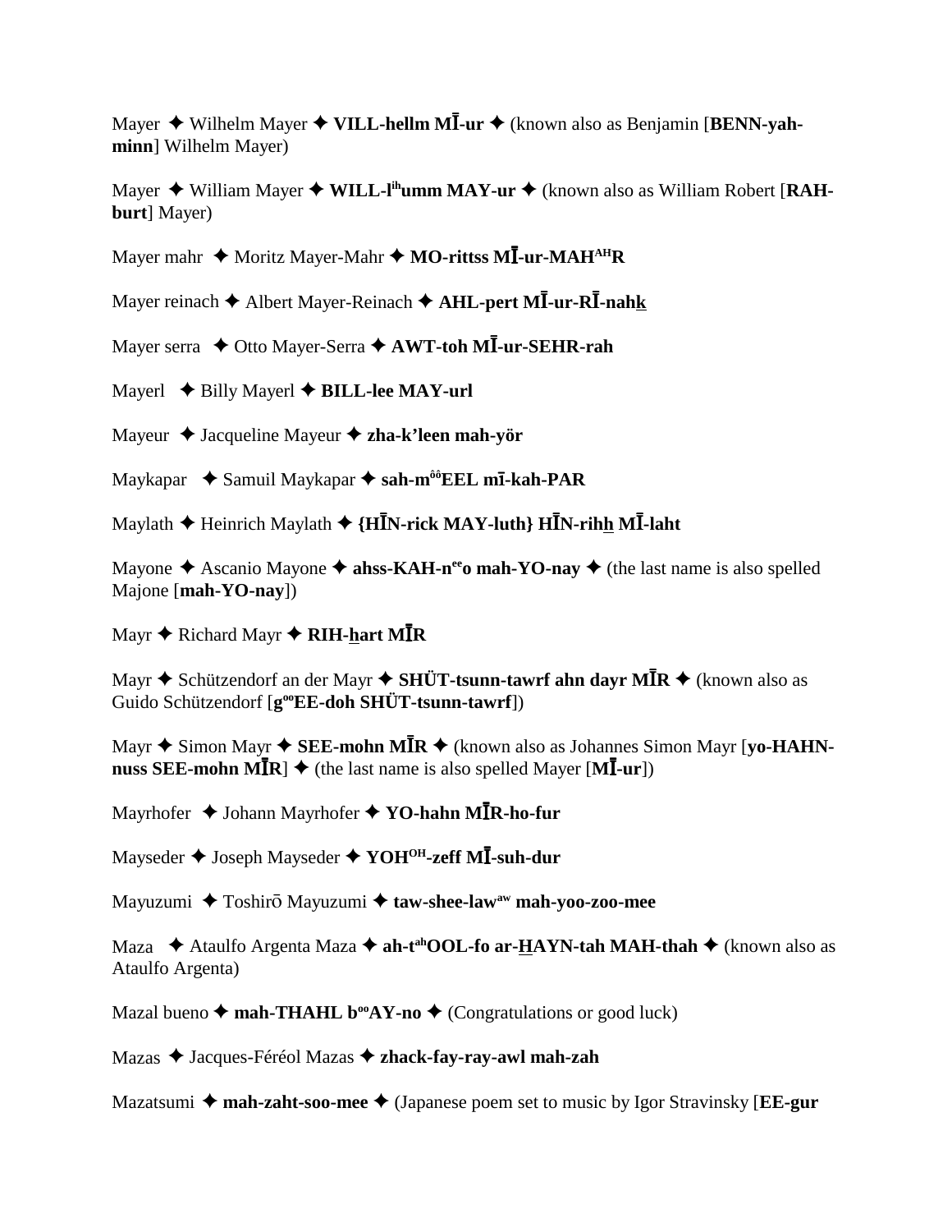Mayer ✦ Wilhelm Mayer ✦ **VILL-hellm MĪ-ur** ✦ (known also as Benjamin [**BENN-yah-minn**] Wilhelm Mayer)

Mayer ✦ William Mayer ✦ **WILL-l**[ih]**umm MAY-ur** ✦ (known also as William Robert [**RAH-burt**] Mayer)

Mayer mahr ✦ Moritz Mayer-Mahr ✦ **MO-rittss MĪ-ur-MAH**[AH]**R**

Mayer reinach ✦ Albert Mayer-Reinach ✦ **AHL-pert MĪ-ur-RĪ-nahk**

Mayer serra ✦ Otto Mayer-Serra ✦ **AWT-toh MĪ-ur-SEHR-rah**

Mayerl ✦ Billy Mayerl ✦ **BILL-lee MAY-url**

Mayeur ✦ Jacqueline Mayeur ✦ **zha-k'leen mah-yör**

Maykapar ✦ Samuil Maykapar ✦ **sah-m**[ôô]**EEL mī-kah-PAR**

Maylath ✦ Heinrich Maylath ✦ **{HĪN-rick MAY-luth} HĪN-rihh MĪ-laht**

Mayone ✦ Ascanio Mayone ✦ **ahss-KAH-n**[ee]**o mah-YO-nay** ✦ (the last name is also spelled Majone [**mah-YO-nay**])

Mayr ✦ Richard Mayr ✦ **RIH-hart MĪR**

Mayr ✦ Schützendorf an der Mayr ✦ **SHÜT-tsunn-tawrf ahn dayr MĪR** ✦ (known also as Guido Schützendorf [**g**[oo]**EE-doh SHÜT-tsunn-tawrf**])

Mayr ✦ Simon Mayr ✦ **SEE-mohn MĪR** ✦ (known also as Johannes Simon Mayr [**yo-HAHN-nuss SEE-mohn MĪR**] ✦ (the last name is also spelled Mayer [**MĪ-ur**])

Mayrhofer ✦ Johann Mayrhofer ✦ **YO-hahn MĪR-ho-fur**

Mayseder ✦ Joseph Mayseder ✦ **YOH**[OH]**-zeff MĪ-suh-dur**

Mayuzumi ✦ Toshirō Mayuzumi ✦ **taw-shee-law**[aw] **mah-yoo-zoo-mee**

Maza ✦ Ataulfo Argenta Maza ✦ **ah-t**[ah]**OOL-fo ar-HAYN-tah MAH-thah** ✦ (known also as Ataulfo Argenta)

Mazal bueno ✦ **mah-THAHL b**[oo]**AY-no** ✦ (Congratulations or good luck)

Mazas ✦ Jacques-Féréol Mazas ✦ **zhack-fay-ray-awl mah-zah**

Mazatsumi ✦ **mah-zaht-soo-mee** ✦ (Japanese poem set to music by Igor Stravinsky [**EE-gur**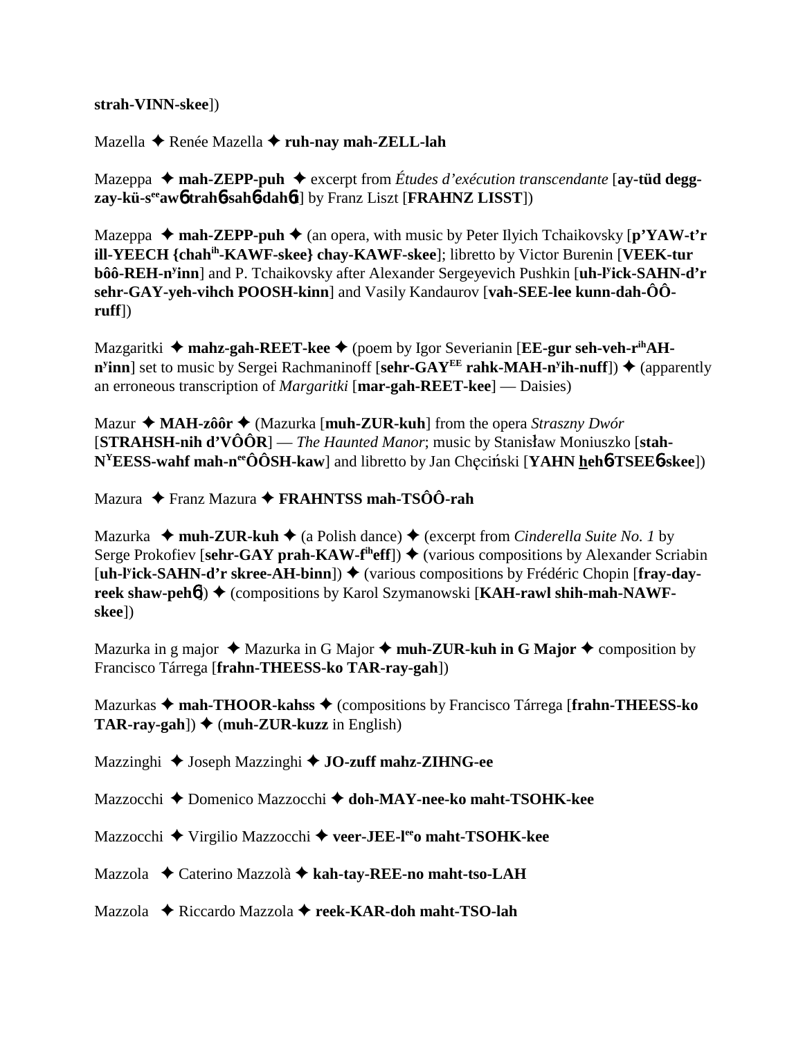**strah-VINN-skee**])

Mazella ✦ Renée Mazella ✦ **ruh-nay mah-ZELL-lah**

Mazeppa ✦ **mah-ZEPP-puh** ✦ excerpt from *Études d'exécution transcendante* [**ay-tüd degg-zay-kü-s[ee]awɓ trahɓ-sahɓ-dahɓt**] by Franz Liszt [**FRAHNZ LISST**])

Mazeppa ✦ **mah-ZEPP-puh** ✦ (an opera, with music by Peter Ilyich Tchaikovsky [**p'YAW-t'r ill-YEECH {chah[ih]-KAWF-skee} chay-KAWF-skee**]; libretto by Victor Burenin [**VEEK-tur bôô-REH-n[y]inn**] and P. Tchaikovsky after Alexander Sergeyevich Pushkin [**uh-l[y]ick-SAHN-d'r sehr-GAY-yeh-vihch POOSH-kinn**] and Vasily Kandaurov [**vah-SEE-lee kunn-dah-ÔÔ-ruff**])

Mazgaritki ✦ **mahz-gah-REET-kee** ✦ (poem by Igor Severianin [**EE-gur seh-veh-r[ih]AH-n[y]inn**] set to music by Sergei Rachmaninoff [**sehr-GAY[EE] rahk-MAH-n[y]ih-nuff**]) ✦ (apparently an erroneous transcription of *Margaritki* [**mar-gah-REET-kee**] — Daisies)

Mazur ✦ **MAH-zôôr** ✦ (Mazurka [**muh-ZUR-kuh**] from the opera *Straszny Dwór* [**STRAHSH-nih d'VÔÔR**] — *The Haunted Manor*; music by Stanisław Moniuszko [**stah-N[Y]EESS-wahf mah-n[ee]ÔÔSH-kaw**] and libretto by Jan Chęciński [**YAHN hehɓ-TSEEɓ-skee**])

Mazura ✦ Franz Mazura ✦ **FRAHNTSS mah-TSÔÔ-rah**

Mazurka ✦ **muh-ZUR-kuh** ✦ (a Polish dance) ✦ (excerpt from *Cinderella Suite No. 1* by Serge Prokofiev [**sehr-GAY prah-KAW-f[ih]eff**]) ✦ (various compositions by Alexander Scriabin [**uh-l[y]ick-SAHN-d'r skree-AH-binn**]) ✦ (various compositions by Frédéric Chopin [**fray-day-reek shaw-pehɓ**]) ✦ (compositions by Karol Szymanowski [**KAH-rawl shih-mah-NAWF-skee**])

Mazurka in g major ✦ Mazurka in G Major ✦ **muh-ZUR-kuh in G Major** ✦ composition by Francisco Tárrega [**frahn-THEESS-ko TAR-ray-gah**])

Mazurkas ✦ **mah-THOOR-kahss** ✦ (compositions by Francisco Tárrega [**frahn-THEESS-ko TAR-ray-gah**]) ✦ (**muh-ZUR-kuzz** in English)

Mazzinghi ✦ Joseph Mazzinghi ✦ **JO-zuff mahz-ZIHNG-ee**

Mazzocchi ✦ Domenico Mazzocchi ✦ **doh-MAY-nee-ko maht-TSOHK-kee**

Mazzocchi ✦ Virgilio Mazzocchi ✦ **veer-JEE-l[ee]o maht-TSOHK-kee**

Mazzola ✦ Caterino Mazzolà ✦ **kah-tay-REE-no maht-tso-LAH**

Mazzola ✦ Riccardo Mazzola ✦ **reek-KAR-doh maht-TSO-lah**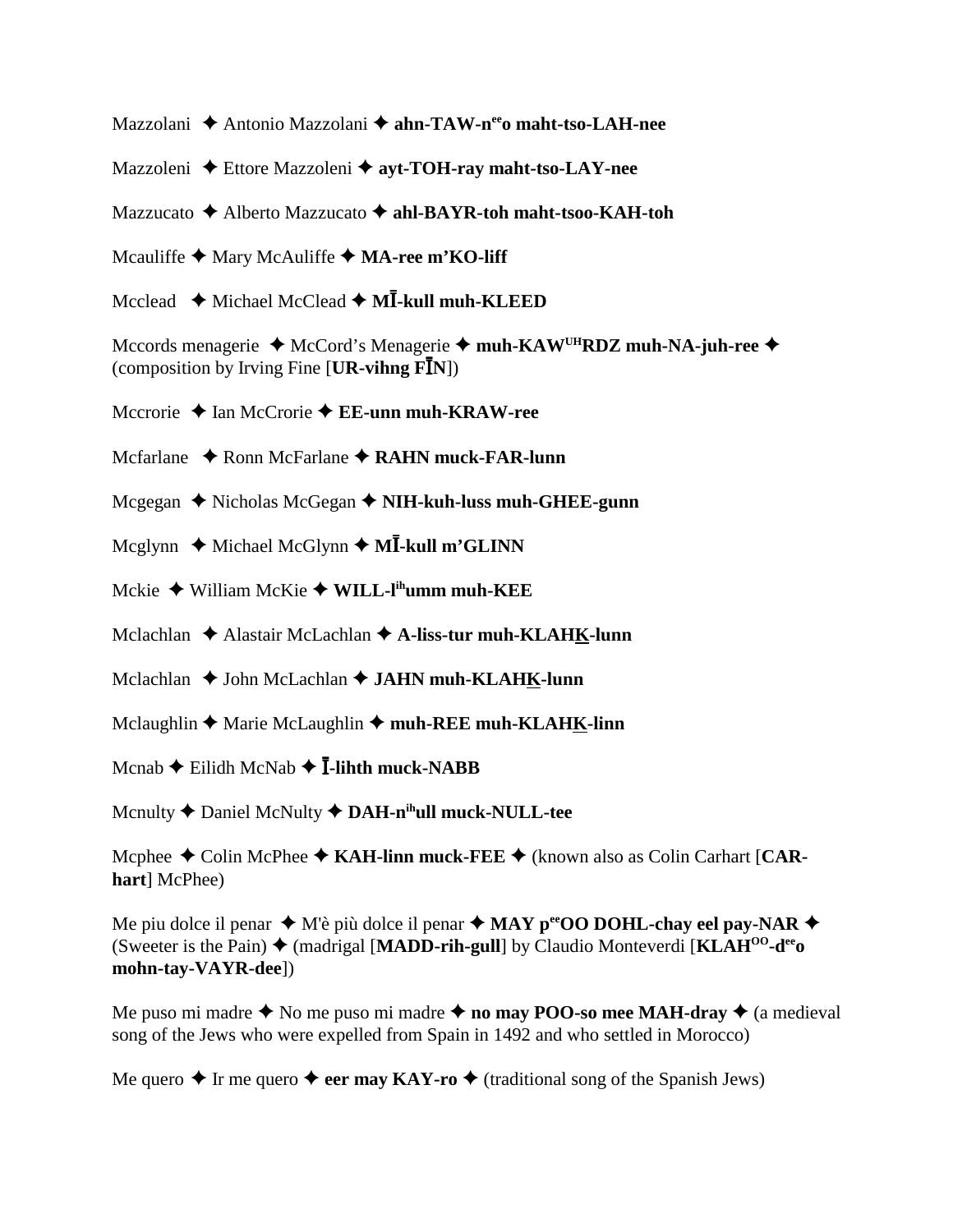Mazzolani ✦ Antonio Mazzolani ✦ **ahn-TAW-n^ee^o maht-tso-LAH-nee**

Mazzoleni ✦ Ettore Mazzoleni ✦ **ayt-TOH-ray maht-tso-LAY-nee**

Mazzucato ✦ Alberto Mazzucato ✦ **ahl-BAYR-toh maht-tsoo-KAH-toh**

Mcauliffe ✦ Mary McAuliffe ✦ **MA-ree m'KO-liff**

Mcclead ✦ Michael McClead ✦ **MĪ-kull muh-KLEED**

Mccords menagerie ✦ McCord's Menagerie ✦ **muh-KAW^UH^RDZ muh-NA-juh-ree** ✦ (composition by Irving Fine [**UR-vihng FĪN**])

Mccrorie ✦ Ian McCrorie ✦ **EE-unn muh-KRAW-ree**

Mcfarlane ✦ Ronn McFarlane ✦ **RAHN muck-FAR-lunn**

Mcgegan ✦ Nicholas McGegan ✦ **NIH-kuh-luss muh-GHEE-gunn**

Mcglynn ✦ Michael McGlynn ✦ **MĪ-kull m'GLINN**

Mckie ✦ William McKie ✦ **WILL-l^ih^umm muh-KEE**

Mclachlan ✦ Alastair McLachlan ✦ **A-liss-tur muh-KLAHK-lunn**

Mclachlan ✦ John McLachlan ✦ **JAHN muh-KLAHK-lunn**

Mclaughlin ✦ Marie McLaughlin ✦ **muh-REE muh-KLAHK-linn**

Mcnab ✦ Eilidh McNab ✦ **Ī-lihth muck-NABB**

Mcnulty ✦ Daniel McNulty ✦ **DAH-n^ih^ull muck-NULL-tee**

Mcphee ✦ Colin McPhee ✦ **KAH-linn muck-FEE** ✦ (known also as Colin Carhart [**CAR-hart**] McPhee)

Me piu dolce il penar ✦ M'è più dolce il penar ✦ **MAY p^ee^OO DOHL-chay eel pay-NAR** ✦ (Sweeter is the Pain) ✦ (madrigal [**MADD-rih-gull**] by Claudio Monteverdi [**KLAH^OO^-d^ee^o mohn-tay-VAYR-dee**])

Me puso mi madre ✦ No me puso mi madre ✦ **no may POO-so mee MAH-dray** ✦ (a medieval song of the Jews who were expelled from Spain in 1492 and who settled in Morocco)

Me quero ✦ Ir me quero ✦ **eer may KAY-ro** ✦ (traditional song of the Spanish Jews)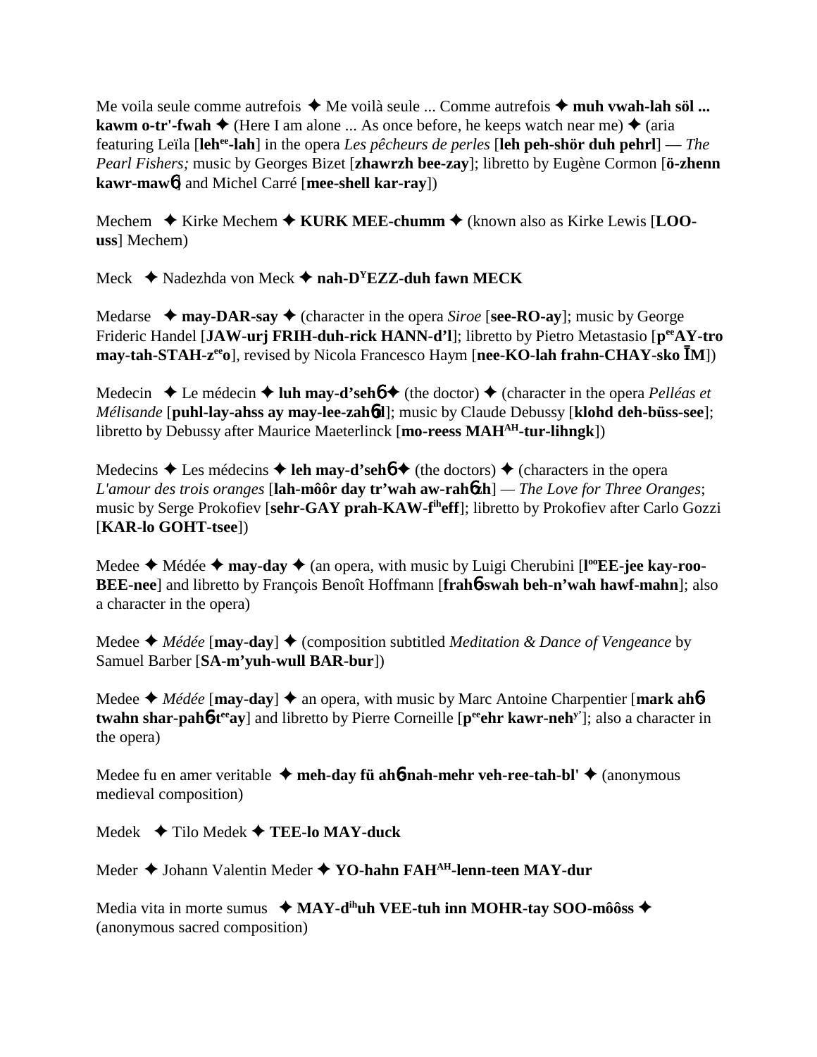Me voila seule comme autrefois ✦ Me voilà seule ... Comme autrefois ✦ **muh vwah-lah söl ... kawm o-tr'-fwah** ✦ (Here I am alone ... As once before, he keeps watch near me) ✦ (aria featuring Leïla [**leh**ee**-lah**] in the opera *Les pêcheurs de perles* [**leh peh-shör duh pehrl**] — *The Pearl Fishers;* music by Georges Bizet [**zhawrzh bee-zay**]; libretto by Eugène Cormon [**ö-zhenn kawr-maw**6] and Michel Carré [**mee-shell kar-ray**])

Mechem ✦ Kirke Mechem ✦ **KURK MEE-chumm** ✦ (known also as Kirke Lewis [**LOO-uss**] Mechem)

Meck ✦ Nadezhda von Meck ✦ **nah-D**Y**EZZ-duh fawn MECK**

Medarse ✦ **may-DAR-say** ✦ (character in the opera *Siroe* [**see-RO-ay**]; music by George Frideric Handel [**JAW-urj FRIH-duh-rick HANN-d'l**]; libretto by Pietro Metastasio [**p**ee**AY-tro may-tah-STAH-z**ee**o**], revised by Nicola Francesco Haym [**nee-KO-lah frahn-CHAY-sko ĪM**])

Medecin ✦ Le médecin ✦ **luh may-d'seh**6 ✦ (the doctor) ✦ (character in the opera *Pelléas et Mélisande* [**puhl-lay-ahss ay may-lee-zah**6**d**]; music by Claude Debussy [**klohd deh-büss-see**]; libretto by Debussy after Maurice Maeterlinck [**mo-reess MAH**AH**-tur-lihngk**])

Medecins ✦ Les médecins ✦ **leh may-d'seh**6 ✦ (the doctors) ✦ (characters in the opera *L'amour des trois oranges* [**lah-môôr day tr'wah aw-rah**6**zh**] — *The Love for Three Oranges*; music by Serge Prokofiev [**sehr-GAY prah-KAW-f**ih**eff**]; libretto by Prokofiev after Carlo Gozzi [**KAR-lo GOHT-tsee**])

Medee ✦ Médée ✦ **may-day** ✦ (an opera, with music by Luigi Cherubini [**l**oo**EE-jee kay-roo-BEE-nee**] and libretto by François Benoît Hoffmann [**frah**6**-swah beh-n'wah hawf-mahn**]; also a character in the opera)

Medee ✦ *Médée* [**may-day**] ✦ (composition subtitled *Meditation & Dance of Vengeance* by Samuel Barber [**SA-m'yuh-wull BAR-bur**])

Medee ✦ *Médée* [**may-day**] ✦ an opera, with music by Marc Antoine Charpentier [**mark ah**6 **twahn shar-pah**6**-t**ee**ay**] and libretto by Pierre Corneille [**p**ee**ehr kawr-neh**y'] ; also a character in the opera)

Medee fu en amer veritable ✦ **meh-day fü ah**6**-nah-mehr veh-ree-tah-bl'** ✦ (anonymous medieval composition)

Medek ✦ Tilo Medek ✦ **TEE-lo MAY-duck**

Meder ✦ Johann Valentin Meder ✦ **YO-hahn FAH**AH**-lenn-teen MAY-dur**

Media vita in morte sumus ✦ **MAY-d**ih**uh VEE-tuh inn MOHR-tay SOO-môôss** ✦ (anonymous sacred composition)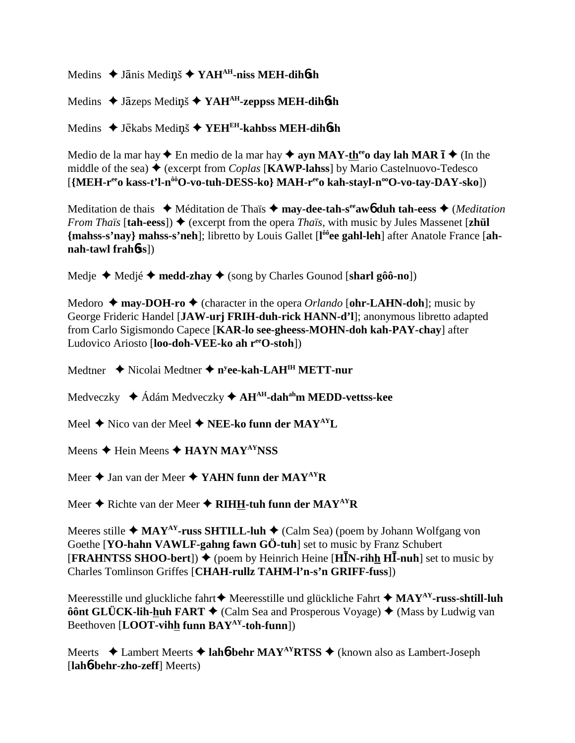Medins ✦ Jānis Mediņš ✦ **YAH$^{AH}$-niss MEH-dih6sh**

Medins ✦ Jāzeps Mediņš ✦ **YAH$^{AH}$-zeppss MEH-dih6sh**

Medins ✦ Jēkabs Mediņš ✦ **YEH$^{EH}$-kahbss MEH-dih6sh**

Medio de la mar hay ✦ En medio de la mar hay ✦ **ayn MAY-th$^{ee}$o day lah MAR ī** ✦ (In the middle of the sea) ✦ (excerpt from *Coplas* [**KAWP-lahss**] by Mario Castelnuovo-Tedesco [**{MEH-r$^{ee}$o kass-t'l-n$^{ôô}$O-vo-tuh-DESS-ko} MAH-r$^{ee}$o kah-stayl-n$^{oo}$O-vo-tay-DAY-sko**])

Meditation de thais ✦ Méditation de Thaïs ✦ **may-dee-tah-s$^{ee}$aw6 duh tah-eess** ✦ (*Meditation From Thaïs* [**tah-eess**]) ✦ (excerpt from the opera *Thaïs*, with music by Jules Massenet [**zhül {mahss-s'nay} mahss-s'neh**]; libretto by Louis Gallet [**l$^{ôô}$ee gahl-leh**] after Anatole France [**ah-nah-tawl frah6ss**])

Medje ✦ Medjé ✦ **medd-zhay** ✦ (song by Charles Gounod [**sharl gôô-no**])

Medoro ✦ **may-DOH-ro** ✦ (character in the opera *Orlando* [**ohr-LAHN-doh**]; music by George Frideric Handel [**JAW-urj FRIH-duh-rick HANN-d'l**]; anonymous libretto adapted from Carlo Sigismondo Capece [**KAR-lo see-gheess-MOHN-doh kah-PAY-chay**] after Ludovico Ariosto [**loo-doh-VEE-ko ah r$^{ee}$O-stoh**])

Medtner ✦ Nicolai Medtner ✦ **n$^{y}$ee-kah-LAH$^{IH}$ METT-nur**

Medveczky ✦ Ádám Medveczky ✦ **AH$^{AH}$-dah$^{ah}$m MEDD-vettss-kee**

Meel ✦ Nico van der Meel ✦ **NEE-ko funn der MAY$^{AY}$L**

Meens ✦ Hein Meens ✦ **HAYN MAY$^{AY}$NSS**

Meer ✦ Jan van der Meer ✦ **YAHN funn der MAY$^{AY}$R**

Meer ✦ Richte van der Meer ✦ **RIHH-tuh funn der MAY$^{AY}$R**

Meeres stille ✦ **MAY$^{AY}$-russ SHTILL-luh** ✦ (Calm Sea) (poem by Johann Wolfgang von Goethe [**YO-hahn VAWLF-gahng fawn GÖ-tuh**] set to music by Franz Schubert [**FRAHNTSS SHOO-bert**]) ✦ (poem by Heinrich Heine [**HĪN-rihh HĪ-nuh**] set to music by Charles Tomlinson Griffes [**CHAH-rullz TAHM-l'n-s'n GRIFF-fuss**])

Meeresstille und gluckliche fahrt ✦ Meeresstille und glückliche Fahrt ✦ **MAY$^{AY}$-russ-shtill-luh ôônt GLÜCK-lih-huh FART** ✦ (Calm Sea and Prosperous Voyage) ✦ (Mass by Ludwig van Beethoven [**LOOT-vihh funn BAY$^{AY}$-toh-funn**])

Meerts ✦ Lambert Meerts ✦ **lah6-behr MAY$^{AY}$RTSS** ✦ (known also as Lambert-Joseph [**lah6-behr-zho-zeff**] Meerts)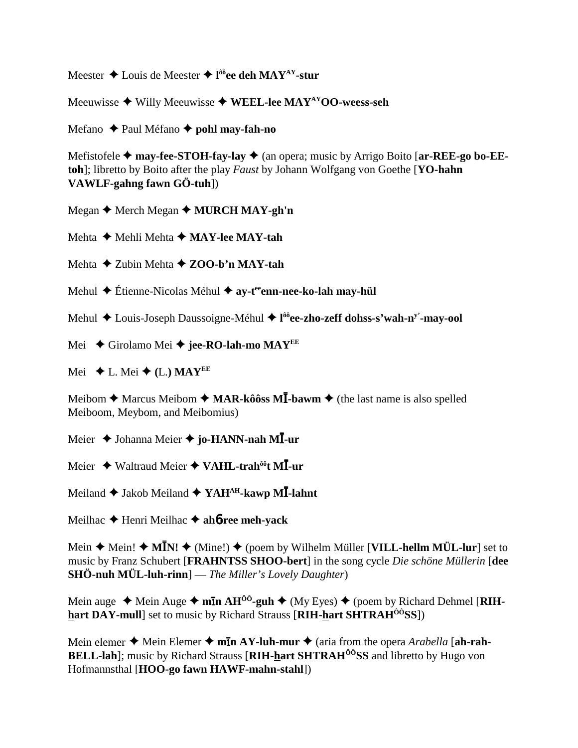Meester ✦ Louis de Meester ✦ **l$^{ôô}$ee deh MAY$^{AY}$-stur**

Meeuwisse ✦ Willy Meeuwisse ✦ **WEEL-lee MAY$^{AY}$OO-weess-seh**

Mefano ✦ Paul Méfano ✦ **pohl may-fah-no**

Mefistofele ✦ **may-fee-STOH-fay-lay** ✦ (an opera; music by Arrigo Boito [**ar-REE-go bo-EE-toh**]; libretto by Boito after the play *Faust* by Johann Wolfgang von Goethe [**YO-hahn VAWLF-gahng fawn GÖ-tuh**])

Megan ✦ Merch Megan ✦ **MURCH MAY-gh'n**

Mehta ✦ Mehli Mehta ✦ **MAY-lee MAY-tah**

Mehta ✦ Zubin Mehta ✦ **ZOO-b'n MAY-tah**

Mehul ✦ Étienne-Nicolas Méhul ✦ **ay-t$^{ee}$enn-nee-ko-lah may-hül**

Mehul ✦ Louis-Joseph Daussoigne-Méhul ✦ **l$^{ôô}$ee-zho-zeff dohss-s'wah-n$^{y'}$-may-ool**

Mei ✦ Girolamo Mei ✦ **jee-RO-lah-mo MAY$^{EE}$**

Mei ✦ L. Mei ✦ **(L.) MAY$^{EE}$**

Meibom ✦ Marcus Meibom ✦ **MAR-kôôss MĪ-bawm** ✦ (the last name is also spelled Meiboom, Meybom, and Meibomius)

Meier ✦ Johanna Meier ✦ **jo-HANN-nah MĪ-ur**

Meier ✦ Waltraud Meier ✦ **VAHL-trah$^{ôô}$t MĪ-ur**

Meiland ✦ Jakob Meiland ✦ **YAH$^{AH}$-kawp MĪ-lahnt**

Meilhac ✦ Henri Meilhac ✦ **ahɓ-ree meh-yack**

Mein ✦ Mein! ✦ **MĪN!** ✦ (Mine!) ✦ (poem by Wilhelm Müller [**VILL-hellm MÜL-lur**] set to music by Franz Schubert [**FRAHNTSS SHOO-bert**] in the song cycle *Die schöne Müllerin* [**dee SHÖ-nuh MÜL-luh-rinn**] — *The Miller's Lovely Daughter*)

Mein auge ✦ Mein Auge ✦ **mīn AH$^{ÔÔ}$-guh** ✦ (My Eyes) ✦ (poem by Richard Dehmel [**RIH-hart DAY-mull**] set to music by Richard Strauss [**RIH-hart SHTRAH$^{ÔÔ}$SS**])

Mein elemer ✦ Mein Elemer ✦ **mīn AY-luh-mur** ✦ (aria from the opera *Arabella* [**ah-rah-BELL-lah**]; music by Richard Strauss [**RIH-hart SHTRAH$^{ÔÔ}$SS** and libretto by Hugo von Hofmannsthal [**HOO-go fawn HAWF-mahn-stahl**])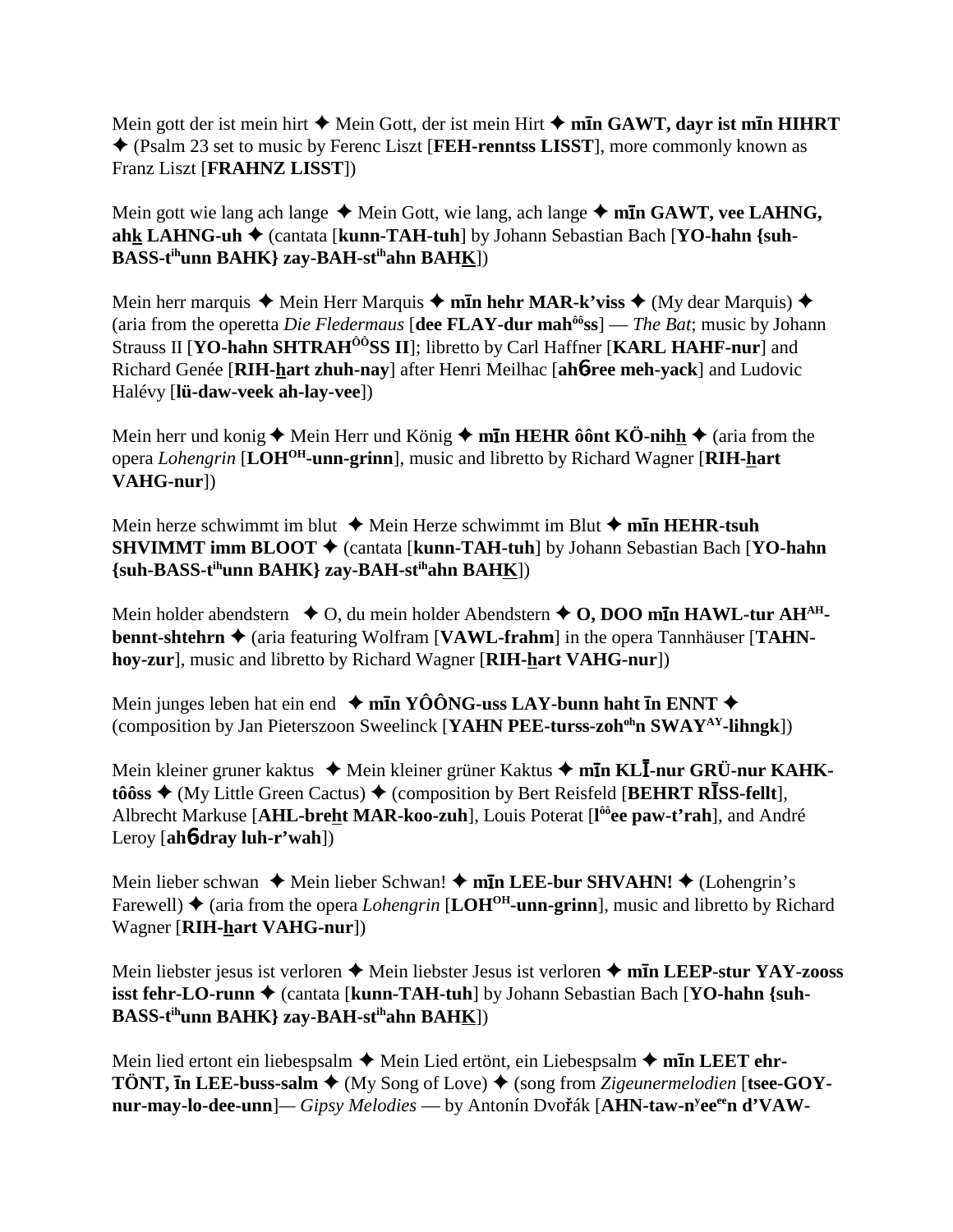Mein gott der ist mein hirt ✦ Mein Gott, der ist mein Hirt ✦ **mīn GAWT, dayr ist mīn HIHRT** ✦ (Psalm 23 set to music by Ferenc Liszt [**FEH-renntss LISST**], more commonly known as Franz Liszt [**FRAHNZ LISST**])

Mein gott wie lang ach lange ✦ Mein Gott, wie lang, ach lange ✦ **mīn GAWT, vee LAHNG, ahk LAHNG-uh** ✦ (cantata [**kunn-TAH-tuh**] by Johann Sebastian Bach [**YO-hahn {suh-BASS-t**ihunn **BAHK} zay-BAH-st**ihahn **BAHK**])

Mein herr marquis ✦ Mein Herr Marquis ✦ **mīn hehr MAR-k'viss** ✦ (My dear Marquis) ✦ (aria from the operetta *Die Fledermaus* [**dee FLAY-dur mah**ôô**ss**] — *The Bat*; music by Johann Strauss II [**YO-hahn SHTRAH**ÔÔ**SS II**]; libretto by Carl Haffner [**KARL HAHF-nur**] and Richard Genée [**RIH-hart zhuh-nay**] after Henri Meilhac [**ahб-ree meh-yack**] and Ludovic Halévy [**lü-daw-veek ah-lay-vee**])

Mein herr und konig ✦ Mein Herr und König ✦ **mīn HEHR ôônt KÖ-nihh** ✦ (aria from the opera *Lohengrin* [**LOH**OH**-unn-grinn**], music and libretto by Richard Wagner [**RIH-hart VAHG-nur**])

Mein herze schwimmt im blut ✦ Mein Herze schwimmt im Blut ✦ **mīn HEHR-tsuh SHVIMMT imm BLOOT** ✦ (cantata [**kunn-TAH-tuh**] by Johann Sebastian Bach [**YO-hahn {suh-BASS-t**ihunn **BAHK} zay-BAH-st**ihahn **BAHK**])

Mein holder abendstern ✦ O, du mein holder Abendstern ✦ **O, DOO mīn HAWL-tur AH**AH**-bennt-shtehrn** ✦ (aria featuring Wolfram [**VAWL-frahm**] in the opera Tannhäuser [**TAHN-hoy-zur**], music and libretto by Richard Wagner [**RIH-hart VAHG-nur**])

Mein junges leben hat ein end ✦ **mīn YÔÔNG-uss LAY-bunn haht īn ENNT** ✦ (composition by Jan Pieterszoon Sweelinck [**YAHN PEE-turss-zoh**oh**n SWAY**AY**-lihngk**])

Mein kleiner gruner kaktus ✦ Mein kleiner grüner Kaktus ✦ **mīn KLĪ-nur GRÜ-nur KAHK-tôôss** ✦ (My Little Green Cactus) ✦ (composition by Bert Reisfeld [**BEHRT RĪSS-fellt**], Albrecht Markuse [**AHL-breht MAR-koo-zuh**], Louis Poterat [**l**ôô**ee paw-t'rah**], and André Leroy [**ahб-dray luh-r'wah**])

Mein lieber schwan ✦ Mein lieber Schwan! ✦ **mīn LEE-bur SHVAHN!** ✦ (Lohengrin's Farewell) ✦ (aria from the opera *Lohengrin* [**LOH**OH**-unn-grinn**], music and libretto by Richard Wagner [**RIH-hart VAHG-nur**])

Mein liebster jesus ist verloren ✦ Mein liebster Jesus ist verloren ✦ **mīn LEEP-stur YAY-zooss isst fehr-LO-runn** ✦ (cantata [**kunn-TAH-tuh**] by Johann Sebastian Bach [**YO-hahn {suh-BASS-t**ihunn **BAHK} zay-BAH-st**ihahn **BAHK**])

Mein lied ertont ein liebespsalm ✦ Mein Lied ertönt, ein Liebespsalm ✦ **mīn LEET ehr-TÖNT, īn LEE-buss-salm** ✦ (My Song of Love) ✦ (song from *Zigeunermelodien* [**tsee-GOY-nur-may-lo-dee-unn**]— *Gipsy Melodies* — by Antonín Dvořák [**AHN-taw-n**y**ee**ee**n d'VAW-**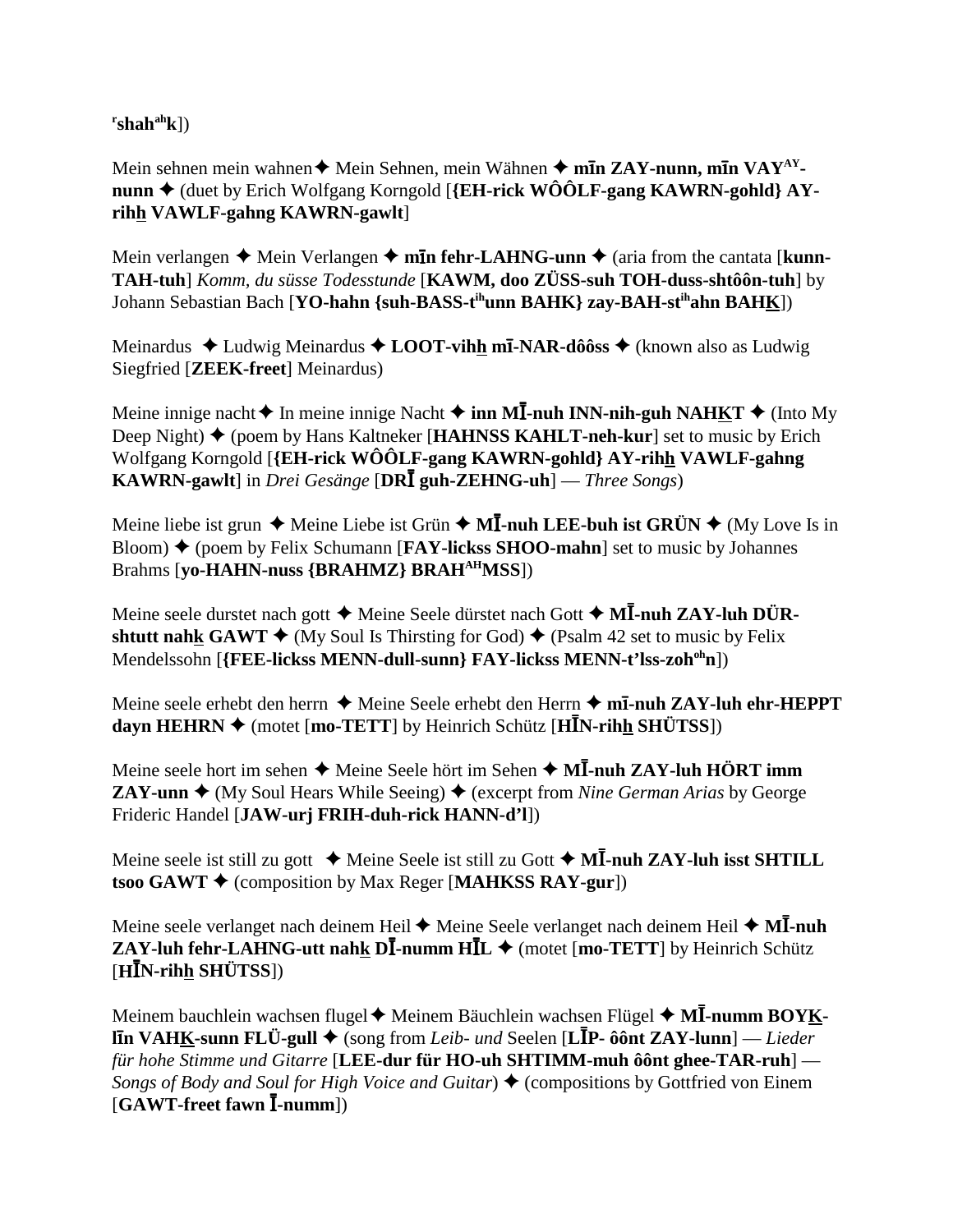ʳshahᵃʰk])

Mein sehnen mein wahnen ✦ Mein Sehnen, mein Wähnen ✦ **mīn ZAY-nunn, mīn VAYᴬʸ-nunn** ✦ (duet by Erich Wolfgang Korngold [**{EH-rick WÔÔLF-gang KAWRN-gohld} AY-rihh̲ VAWLF-gahng KAWRN-gawlt**]

Mein verlangen ✦ Mein Verlangen ✦ **mīn fehr-LAHNG-unn** ✦ (aria from the cantata [**kunn-TAH-tuh**] *Komm, du süsse Todesstunde* [**KAWM, doo ZÜSS-suh TOH-duss-shtôôn-tuh**] by Johann Sebastian Bach [**YO-hahn {suh-BASS-tⁱʰunn BAHK} zay-BAH-stⁱʰahn BAHK̲**])

Meinardus ✦ Ludwig Meinardus ✦ **LOOT-vihh̲ mī-NAR-dôôss** ✦ (known also as Ludwig Siegfried [**ZEEK-freet**] Meinardus)

Meine innige nacht ✦ In meine innige Nacht ✦ **inn MĪ-nuh INN-nih-guh NAHK̲T** ✦ (Into My Deep Night) ✦ (poem by Hans Kaltneker [**HAHNSS KAHLT-neh-kur**] set to music by Erich Wolfgang Korngold [**{EH-rick WÔÔLF-gang KAWRN-gohld} AY-rihh̲ VAWLF-gahng KAWRN-gawlt**] in *Drei Gesänge* [**DRĪ guh-ZEHNG-uh**] — *Three Songs*)

Meine liebe ist grun ✦ Meine Liebe ist Grün ✦ **MĪ-nuh LEE-buh ist GRÜN** ✦ (My Love Is in Bloom) ✦ (poem by Felix Schumann [**FAY-lickss SHOO-mahn**] set to music by Johannes Brahms [**yo-HAHN-nuss {BRAHMZ} BRAHᴬᴴMSS**])

Meine seele durstet nach gott ✦ Meine Seele dürstet nach Gott ✦ **MĪ-nuh ZAY-luh DÜR-shtutt nahk̲ GAWT** ✦ (My Soul Is Thirsting for God) ✦ (Psalm 42 set to music by Felix Mendelssohn [**{FEE-lickss MENN-dull-sunn} FAY-lickss MENN-t'lss-zohᵒʰn**])

Meine seele erhebt den herrn ✦ Meine Seele erhebt den Herrn ✦ **mī-nuh ZAY-luh ehr-HEPPT dayn HEHRN** ✦ (motet [**mo-TETT**] by Heinrich Schütz [**HĪN-rihh̲ SHÜTSS**])

Meine seele hort im sehen ✦ Meine Seele hört im Sehen ✦ **MĪ-nuh ZAY-luh HÖRT imm ZAY-unn** ✦ (My Soul Hears While Seeing) ✦ (excerpt from *Nine German Arias* by George Frideric Handel [**JAW-urj FRIH-duh-rick HANN-d'l**])

Meine seele ist still zu gott ✦ Meine Seele ist still zu Gott ✦ **MĪ-nuh ZAY-luh isst SHTILL tsoo GAWT** ✦ (composition by Max Reger [**MAHKSS RAY-gur**])

Meine seele verlanget nach deinem Heil ✦ Meine Seele verlanget nach deinem Heil ✦ **MĪ-nuh ZAY-luh fehr-LAHNG-utt nahk̲ DĪ-numm HĪL** ✦ (motet [**mo-TETT**] by Heinrich Schütz [**HĪN-rihh̲ SHÜTSS**])

Meinem bauchlein wachsen flugel ✦ Meinem Bäuchlein wachsen Flügel ✦ **MĪ-numm BOYK̲-līn VAHK̲-sunn FLÜ-gull** ✦ (song from *Leib- und* Seelen [**LĪP- ôônt ZAY-lunn**] — *Lieder für hohe Stimme und Gitarre* [**LEE-dur für HO-uh SHTIMM-muh ôônt ghee-TAR-ruh**] — *Songs of Body and Soul for High Voice and Guitar*) ✦ (compositions by Gottfried von Einem [**GAWT-freet fawn Ī-numm**])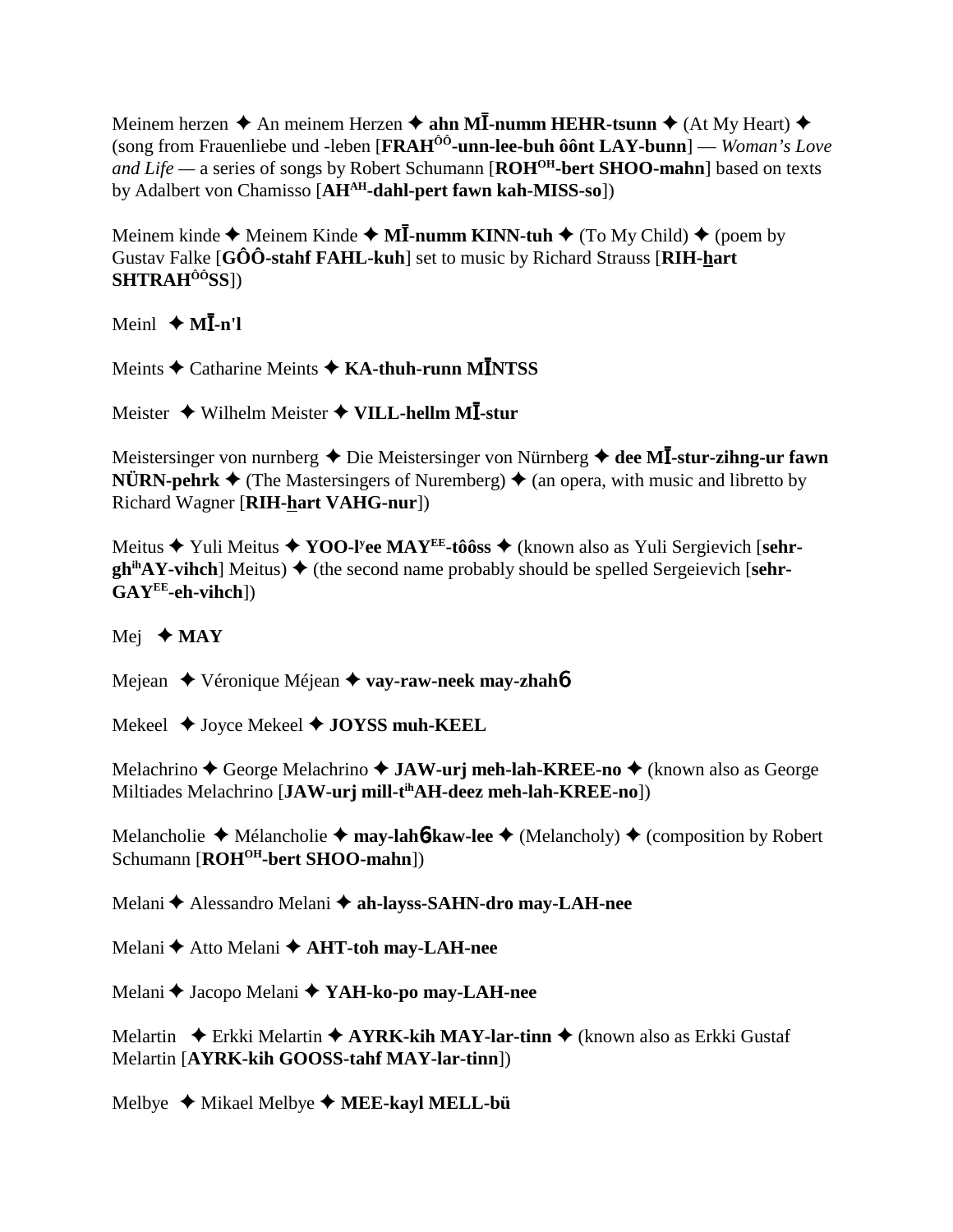Meinem herzen ✦ An meinem Herzen ✦ **ahn MĪ-numm HEHR-tsunn** ✦ (At My Heart) ✦ (song from Frauenliebe und -leben [**FRAH<sup>ÔÔ</sup>-unn-lee-buh ôônt LAY-bunn**] — *Woman's Love and Life* — a series of songs by Robert Schumann [**ROH<sup>OH</sup>-bert SHOO-mahn**] based on texts by Adalbert von Chamisso [**AH<sup>AH</sup>-dahl-pert fawn kah-MISS-so**])

Meinem kinde ✦ Meinem Kinde ✦ **MĪ-numm KINN-tuh** ✦ (To My Child) ✦ (poem by Gustav Falke [**GÔÔ-stahf FAHL-kuh**] set to music by Richard Strauss [**RIH-hart SHTRAH<sup>ÔÔ</sup>SS**])

Meinl ✦ **MĪ-n'l**

Meints ✦ Catharine Meints ✦ **KA-thuh-runn MĪNTSS**

Meister ✦ Wilhelm Meister ✦ **VILL-hellm MĪ-stur**

Meistersinger von nurnberg ✦ Die Meistersinger von Nürnberg ✦ **dee MĪ-stur-zihng-ur fawn NÜRN-pehrk** ✦ (The Mastersingers of Nuremberg) ✦ (an opera, with music and libretto by Richard Wagner [**RIH-hart VAHG-nur**])

Meitus ✦ Yuli Meitus ✦ **YOO-l<sup>y</sup>ee MAY<sup>EE</sup>-tôôss** ✦ (known also as Yuli Sergievich [**sehr-gh<sup>ih</sup>AY-vihch**] Meitus) ✦ (the second name probably should be spelled Sergeievich [**sehr-GAY<sup>EE</sup>-eh-vihch**])

Mej ✦ **MAY**

Mejean ✦ Véronique Méjean ✦ **vay-raw-neek may-zhahɓ**

Mekeel ✦ Joyce Mekeel ✦ **JOYSS muh-KEEL**

Melachrino ✦ George Melachrino ✦ **JAW-urj meh-lah-KREE-no** ✦ (known also as George Miltiades Melachrino [**JAW-urj mill-t<sup>ih</sup>AH-deez meh-lah-KREE-no**])

Melancholie ✦ Mélancholie ✦ **may-lahɓ-kaw-lee** ✦ (Melancholy) ✦ (composition by Robert Schumann [**ROH<sup>OH</sup>-bert SHOO-mahn**])

Melani ✦ Alessandro Melani ✦ **ah-layss-SAHN-dro may-LAH-nee**

Melani ✦ Atto Melani ✦ **AHT-toh may-LAH-nee**

Melani ✦ Jacopo Melani ✦ **YAH-ko-po may-LAH-nee**

Melartin ✦ Erkki Melartin ✦ **AYRK-kih MAY-lar-tinn** ✦ (known also as Erkki Gustaf Melartin [**AYRK-kih GOOSS-tahf MAY-lar-tinn**])

Melbye ✦ Mikael Melbye ✦ **MEE-kayl MELL-bü**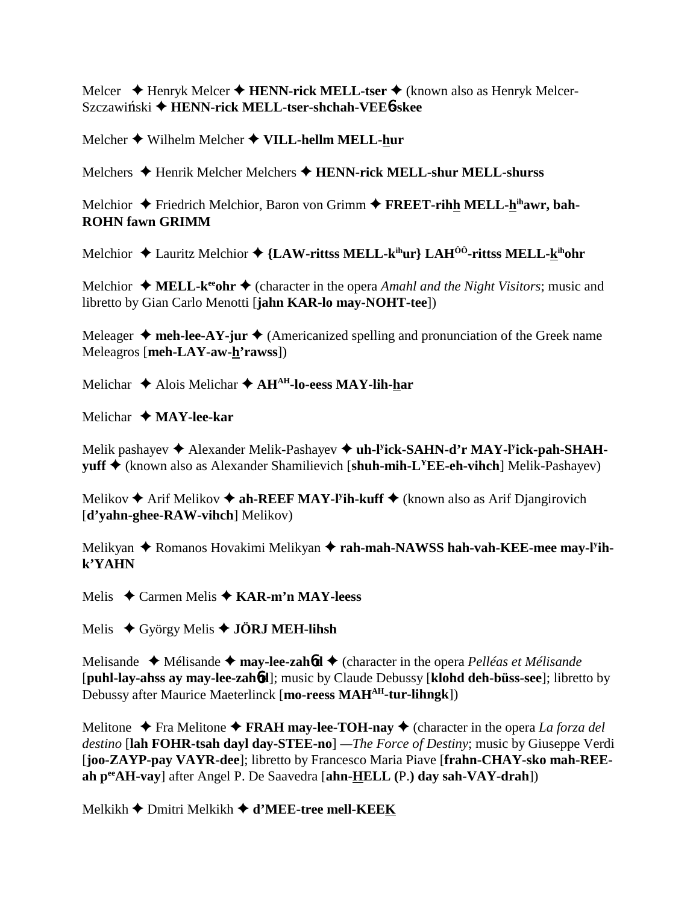Melcer ✦ Henryk Melcer ✦ **HENN-rick MELL-tser** ✦ (known also as Henryk Melcer-Szczawiński ✦ **HENN-rick MELL-tser-shchah-VEE**6**-skee**

Melcher ✦ Wilhelm Melcher ✦ **VILL-hellm MELL-hur**

Melchers ✦ Henrik Melcher Melchers ✦ **HENN-rick MELL-shur MELL-shurss**

Melchior ✦ Friedrich Melchior, Baron von Grimm ✦ **FREET-rihh MELL-h^ih^awr, bah-ROHN fawn GRIMM**

Melchior ✦ Lauritz Melchior ✦ **{LAW-rittss MELL-k^ih^ur} LAH^ÔÔ^-rittss MELL-k^ih^ohr**

Melchior ✦ **MELL-k^ee^ohr** ✦ (character in the opera *Amahl and the Night Visitors*; music and libretto by Gian Carlo Menotti [**jahn KAR-lo may-NOHT-tee**])

Meleager ✦ **meh-lee-AY-jur** ✦ (Americanized spelling and pronunciation of the Greek name Meleagros [**meh-LAY-aw-h'rawss**])

Melichar ✦ Alois Melichar ✦ **AH^AH^-lo-eess MAY-lih-har**

Melichar ✦ **MAY-lee-kar**

Melik pashayev ✦ Alexander Melik-Pashayev ✦ **uh-l^y^ick-SAHN-d'r MAY-l^y^ick-pah-SHAH-yuff** ✦ (known also as Alexander Shamilievich [**shuh-mih-L^Y^EE-eh-vihch**] Melik-Pashayev)

Melikov ✦ Arif Melikov ✦ **ah-REEF MAY-l^y^ih-kuff** ✦ (known also as Arif Djangirovich [**d'yahn-ghee-RAW-vihch**] Melikov)

Melikyan ✦ Romanos Hovakimi Melikyan ✦ **rah-mah-NAWSS hah-vah-KEE-mee may-l^y^ih-k'YAHN**

Melis ✦ Carmen Melis ✦ **KAR-m'n MAY-leess**

Melis ✦ György Melis ✦ **JÖRJ MEH-lihsh**

Melisande ✦ Mélisande ✦ **may-lee-zah**6**d** ✦ (character in the opera *Pelléas et Mélisande* [**puhl-lay-ahss ay may-lee-zah**6**d**]; music by Claude Debussy [**klohd deh-büss-see**]; libretto by Debussy after Maurice Maeterlinck [**mo-reess MAH^AH^-tur-lihngk**])

Melitone ✦ Fra Melitone ✦ **FRAH may-lee-TOH-nay** ✦ (character in the opera *La forza del destino* [**lah FOHR-tsah dayl day-STEE-no**] —*The Force of Destiny*; music by Giuseppe Verdi [**joo-ZAYP-pay VAYR-dee**]; libretto by Francesco Maria Piave [**frahn-CHAY-sko mah-REE-ah p^ee^AH-vay**] after Angel P. De Saavedra [**ahn-HELL (**P.**) day sah-VAY-drah**])

Melkikh ✦ Dmitri Melkikh ✦ **d'MEE-tree mell-KEEK**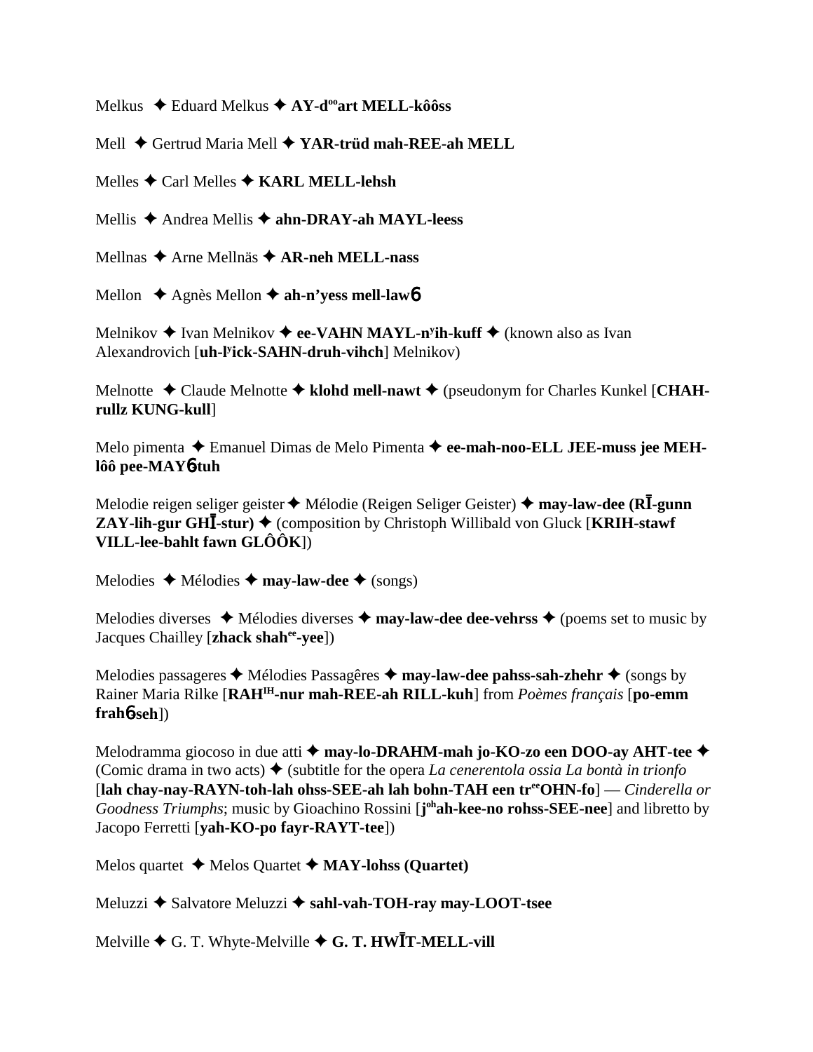Melkus ✦ Eduard Melkus ✦ **AY-d$^{oo}$art MELL-kôôss**

Mell ✦ Gertrud Maria Mell ✦ **YAR-trüd mah-REE-ah MELL**

Melles ✦ Carl Melles ✦ **KARL MELL-lehsh**

Mellis ✦ Andrea Mellis ✦ **ahn-DRAY-ah MAYL-leess**

Mellnas ✦ Arne Mellnäs ✦ **AR-neh MELL-nass**

Mellon ✦ Agnès Mellon ✦ **ah-n'yess mell-law6**

Melnikov ✦ Ivan Melnikov ✦ **ee-VAHN MAYL-n$^{y}$ih-kuff** ✦ (known also as Ivan Alexandrovich [**uh-l$^{y}$ick-SAHN-druh-vihch**] Melnikov)

Melnotte ✦ Claude Melnotte ✦ **klohd mell-nawt** ✦ (pseudonym for Charles Kunkel [**CHAH-rullz KUNG-kull**]

Melo pimenta ✦ Emanuel Dimas de Melo Pimenta ✦ **ee-mah-noo-ELL JEE-muss jee MEH-lôô pee-MAY6-tuh**

Melodie reigen seliger geister ✦ Mélodie (Reigen Seliger Geister) ✦ **may-law-dee (RĪ-gunn ZAY-lih-gur GHĪ-stur)** ✦ (composition by Christoph Willibald von Gluck [**KRIH-stawf VILL-lee-bahlt fawn GLÔÔK**])

Melodies ✦ Mélodies ✦ **may-law-dee** ✦ (songs)

Melodies diverses ✦ Mélodies diverses ✦ **may-law-dee dee-vehrss** ✦ (poems set to music by Jacques Chailley [**zhack shah$^{ee}$-yee**])

Melodies passageres ✦ Mélodies Passagêres ✦ **may-law-dee pahss-sah-zhehr** ✦ (songs by Rainer Maria Rilke [**RAH$^{IH}$-nur mah-REE-ah RILL-kuh**] from *Poèmes français* [**po-emm frah6-seh**])

Melodramma giocoso in due atti ✦ **may-lo-DRAHM-mah jo-KO-zo een DOO-ay AHT-tee** ✦ (Comic drama in two acts) ✦ (subtitle for the opera *La cenerentola ossia La bontà in trionfo* [**lah chay-nay-RAYN-toh-lah ohss-SEE-ah lah bohn-TAH een tr$^{ee}$OHN-fo**] — *Cinderella or Goodness Triumphs*; music by Gioachino Rossini [**j$^{oh}$ah-kee-no rohss-SEE-nee**] and libretto by Jacopo Ferretti [**yah-KO-po fayr-RAYT-tee**])

Melos quartet ✦ Melos Quartet ✦ **MAY-lohss (Quartet)**

Meluzzi ✦ Salvatore Meluzzi ✦ **sahl-vah-TOH-ray may-LOOT-tsee**

Melville ✦ G. T. Whyte-Melville ✦ **G. T. HWĪT-MELL-vill**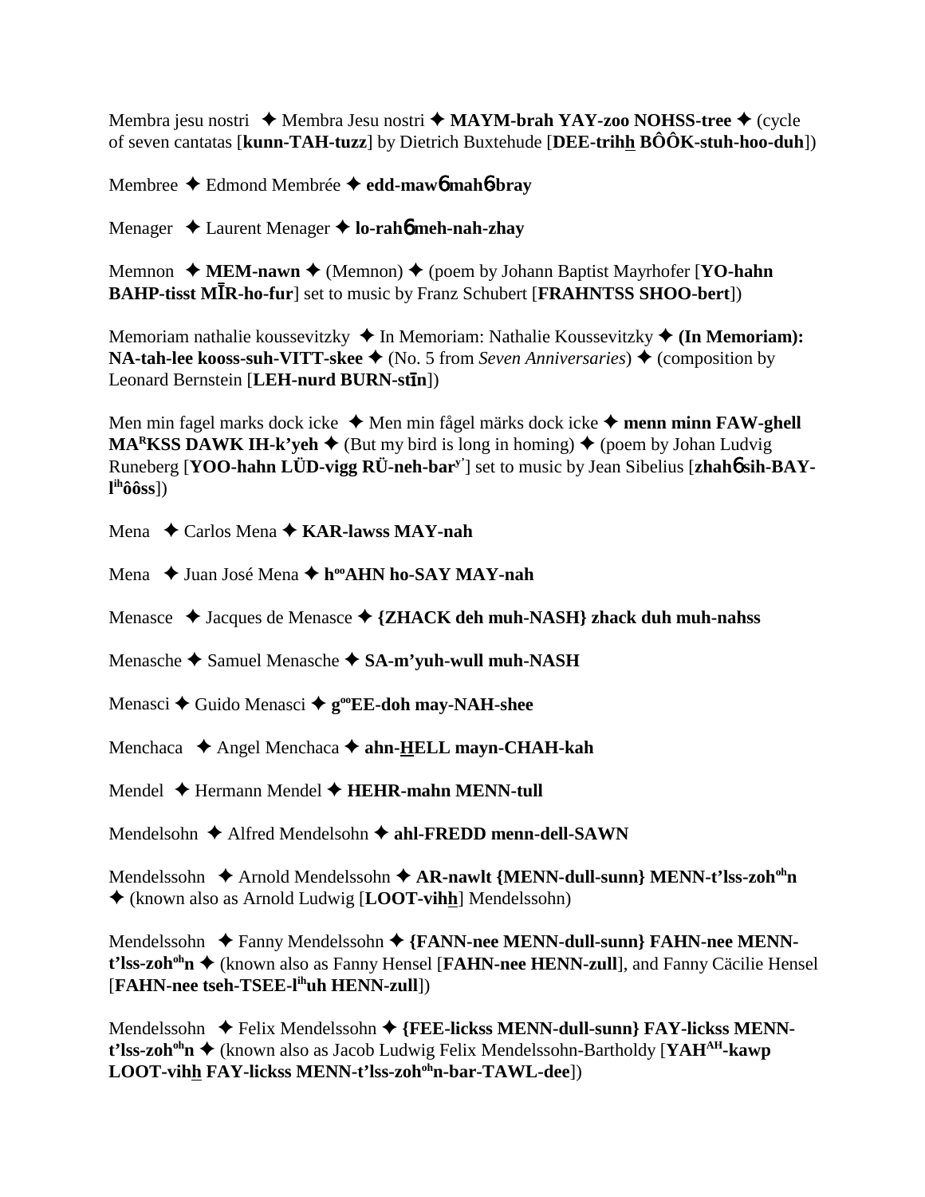Membra jesu nostri ✦ Membra Jesu nostri ✦ **MAYM-brah YAY-zoo NOHSS-tree** ✦ (cycle of seven cantatas [**kunn-TAH-tuzz**] by Dietrich Buxtehude [**DEE-trihh BÔÔK-stuh-hoo-duh**])

Membree ✦ Edmond Membrée ✦ **edd-maw6 mah6-bray**

Menager ✦ Laurent Menager ✦ **lo-rah6 meh-nah-zhay**

Memnon ✦ **MEM-nawn** ✦ (Memnon) ✦ (poem by Johann Baptist Mayrhofer [**YO-hahn BAHP-tisst MĪR-ho-fur**] set to music by Franz Schubert [**FRAHNTSS SHOO-bert**])

Memoriam nathalie koussevitzky ✦ In Memoriam: Nathalie Koussevitzky ✦ **(In Memoriam): NA-tah-lee kooss-suh-VITT-skee** ✦ (No. 5 from *Seven Anniversaries*) ✦ (composition by Leonard Bernstein [**LEH-nurd BURN-stīn**])

Men min fagel marks dock icke ✦ Men min fågel märks dock icke ✦ **menn minn FAW-ghell MA[R]KSS DAWK IH-k'yeh** ✦ (But my bird is long in homing) ✦ (poem by Johan Ludvig Runeberg [**YOO-hahn LÜD-vigg RÜ-neh-bar[y']**] set to music by Jean Sibelius [**zhah6 sih-BAY-l[ih]ôôss**])

Mena ✦ Carlos Mena ✦ **KAR-lawss MAY-nah**

Mena ✦ Juan José Mena ✦ **h[oo]AHN ho-SAY MAY-nah**

Menasce ✦ Jacques de Menasce ✦ **{ZHACK deh muh-NASH} zhack duh muh-nahss**

Menasche ✦ Samuel Menasche ✦ **SA-m'yuh-wull muh-NASH**

Menasci ✦ Guido Menasci ✦ **g[oo]EE-doh may-NAH-shee**

Menchaca ✦ Angel Menchaca ✦ **ahn-HELL mayn-CHAH-kah**

Mendel ✦ Hermann Mendel ✦ **HEHR-mahn MENN-tull**

Mendelsohn ✦ Alfred Mendelsohn ✦ **ahl-FREDD menn-dell-SAWN**

Mendelssohn ✦ Arnold Mendelssohn ✦ **AR-nawlt {MENN-dull-sunn} MENN-t'lss-zoh[oh]n** ✦ (known also as Arnold Ludwig [**LOOT-vihh**] Mendelssohn)

Mendelssohn ✦ Fanny Mendelssohn ✦ **{FANN-nee MENN-dull-sunn} FAHN-nee MENN-t'lss-zoh[oh]n** ✦ (known also as Fanny Hensel [**FAHN-nee HENN-zull**], and Fanny Cäcilie Hensel [**FAHN-nee tseh-TSEE-l[ih]uh HENN-zull**])

Mendelssohn ✦ Felix Mendelssohn ✦ **{FEE-lickss MENN-dull-sunn} FAY-lickss MENN-t'lss-zoh[oh]n** ✦ (known also as Jacob Ludwig Felix Mendelssohn-Bartholdy [**YAH[AH]-kawp LOOT-vihh FAY-lickss MENN-t'lss-zoh[oh]n-bar-TAWL-dee**])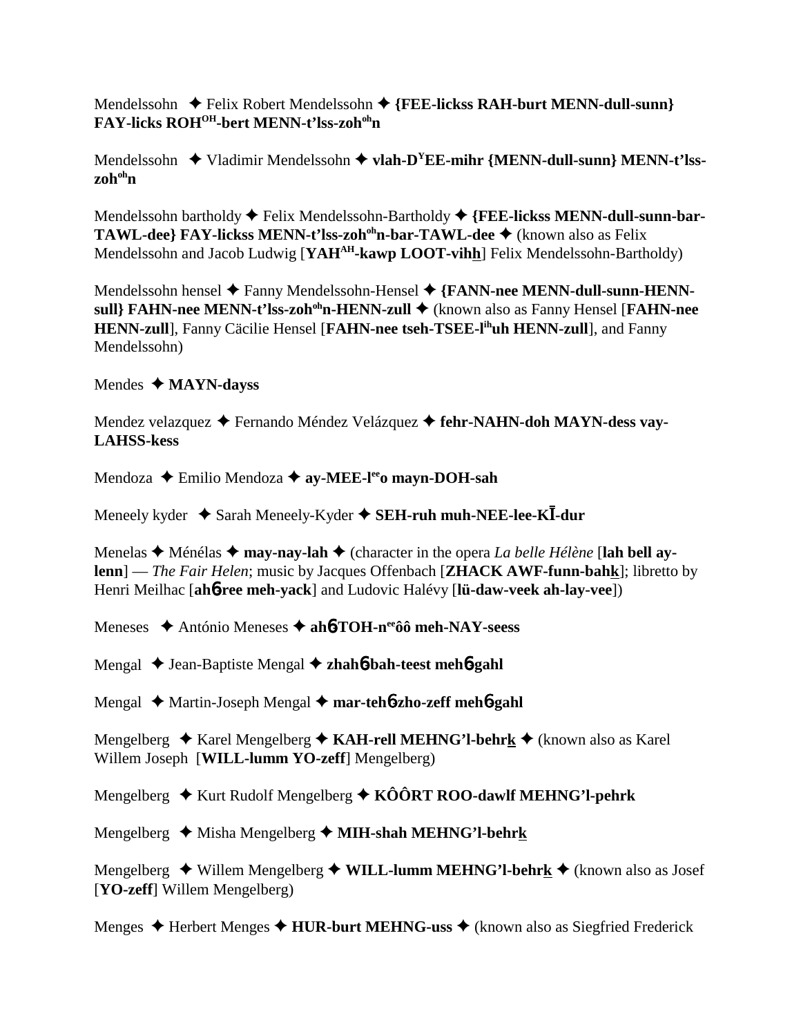Mendelssohn ✦ Felix Robert Mendelssohn ✦ **{FEE-lickss RAH-burt MENN-dull-sunn} FAY-licks ROH^OH-bert MENN-t'lss-zoh^oh n**

Mendelssohn ✦ Vladimir Mendelssohn ✦ **vlah-D^Y EE-mihr {MENN-dull-sunn} MENN-t'lss-zoh^oh n**

Mendelssohn bartholdy ✦ Felix Mendelssohn-Bartholdy ✦ **{FEE-lickss MENN-dull-sunn-bar-TAWL-dee} FAY-lickss MENN-t'lss-zoh^oh n-bar-TAWL-dee** ✦ (known also as Felix Mendelssohn and Jacob Ludwig [**YAH^AH-kawp LOOT-vihh**] Felix Mendelssohn-Bartholdy)

Mendelssohn hensel ✦ Fanny Mendelssohn-Hensel ✦ **{FANN-nee MENN-dull-sunn-HENN-sull} FAHN-nee MENN-t'lss-zoh^oh n-HENN-zull** ✦ (known also as Fanny Hensel [**FAHN-nee HENN-zull**], Fanny Cäcilie Hensel [**FAHN-nee tseh-TSEE-l^ih uh HENN-zull**], and Fanny Mendelssohn)

Mendes ✦ **MAYN-dayss**

Mendez velazquez ✦ Fernando Méndez Velázquez ✦ **fehr-NAHN-doh MAYN-dess vay-LAHSS-kess**

Mendoza ✦ Emilio Mendoza ✦ **ay-MEE-l^ee o mayn-DOH-sah**

Meneely kyder ✦ Sarah Meneely-Kyder ✦ **SEH-ruh muh-NEE-lee-KĪ-dur**

Menelas ✦ Ménélas ✦ **may-nay-lah** ✦ (character in the opera *La belle Hélène* [**lah bell ay-lenn**] — *The Fair Helen*; music by Jacques Offenbach [**ZHACK AWF-funn-bahk**]; libretto by Henri Meilhac [**ahɓ-ree meh-yack**] and Ludovic Halévy [**lü-daw-veek ah-lay-vee**])

Meneses ✦ António Meneses ✦ **ahɓ-TOH-n^ee ôô meh-NAY-seess**

Mengal ✦ Jean-Baptiste Mengal ✦ **zhahɓ-bah-teest mehɓ-gahl**

Mengal ✦ Martin-Joseph Mengal ✦ **mar-tehɓ-zho-zeff mehɓ-gahl**

Mengelberg ✦ Karel Mengelberg ✦ **KAH-rell MEHNG'l-behrk** ✦ (known also as Karel Willem Joseph [**WILL-lumm YO-zeff**] Mengelberg)

Mengelberg ✦ Kurt Rudolf Mengelberg ✦ **KÔÔRT ROO-dawlf MEHNG'l-pehrk**

Mengelberg ✦ Misha Mengelberg ✦ **MIH-shah MEHNG'l-behrk**

Mengelberg ✦ Willem Mengelberg ✦ **WILL-lumm MEHNG'l-behrk** ✦ (known also as Josef [**YO-zeff**] Willem Mengelberg)

Menges ✦ Herbert Menges ✦ **HUR-burt MEHNG-uss** ✦ (known also as Siegfried Frederick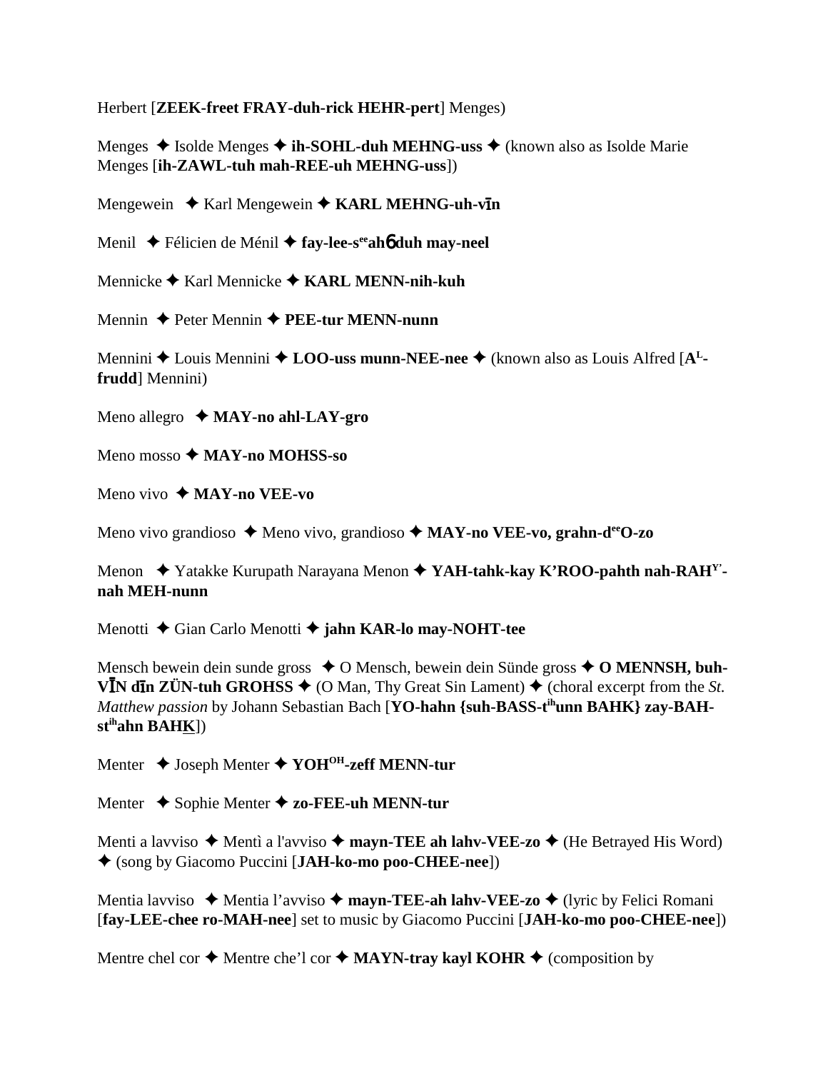Herbert [**ZEEK-freet FRAY-duh-rick HEHR-pert**] Menges)

Menges ✦ Isolde Menges ✦ **ih-SOHL-duh MEHNG-uss** ✦ (known also as Isolde Marie Menges [**ih-ZAWL-tuh mah-REE-uh MEHNG-uss**])

Mengewein ✦ Karl Mengewein ✦ **KARL MEHNG-uh-vīn**

Menil ✦ Félicien de Ménil ✦ **fay-lee-s**[ee]**ah**ɓ **duh may-neel**

Mennicke ✦ Karl Mennicke ✦ **KARL MENN-nih-kuh**

Mennin ✦ Peter Mennin ✦ **PEE-tur MENN-nunn**

Mennini ✦ Louis Mennini ✦ **LOO-uss munn-NEE-nee** ✦ (known also as Louis Alfred [**A**[L]**-frudd**] Mennini)

Meno allegro ✦ **MAY-no ahl-LAY-gro**

Meno mosso ✦ **MAY-no MOHSS-so**

Meno vivo ✦ **MAY-no VEE-vo**

Meno vivo grandioso ✦ Meno vivo, grandioso ✦ **MAY-no VEE-vo, grahn-d**[ee]**O-zo**

Menon ✦ Yatakke Kurupath Narayana Menon ✦ **YAH-tahk-kay K'ROO-pahth nah-RAH**[Y']**-nah MEH-nunn**

Menotti ✦ Gian Carlo Menotti ✦ **jahn KAR-lo may-NOHT-tee**

Mensch bewein dein sunde gross ✦ O Mensch, bewein dein Sünde gross ✦ **O MENNSH, buh-VĪN dīn ZÜN-tuh GROHSS** ✦ (O Man, Thy Great Sin Lament) ✦ (choral excerpt from the *St. Matthew passion* by Johann Sebastian Bach [**YO-hahn {suh-BASS-t**[ih]**unn BAHK} zay-BAH-st**[ih]**ahn BAHK**])

Menter ✦ Joseph Menter ✦ **YOH**[OH]**-zeff MENN-tur**

Menter ✦ Sophie Menter ✦ **zo-FEE-uh MENN-tur**

Menti a lavviso ✦ Mentì a l'avviso ✦ **mayn-TEE ah lahv-VEE-zo** ✦ (He Betrayed His Word) ✦ (song by Giacomo Puccini [**JAH-ko-mo poo-CHEE-nee**])

Mentia lavviso ✦ Mentia l'avviso ✦ **mayn-TEE-ah lahv-VEE-zo** ✦ (lyric by Felici Romani [**fay-LEE-chee ro-MAH-nee**] set to music by Giacomo Puccini [**JAH-ko-mo poo-CHEE-nee**])

Mentre chel cor ✦ Mentre che'l cor ✦ **MAYN-tray kayl KOHR** ✦ (composition by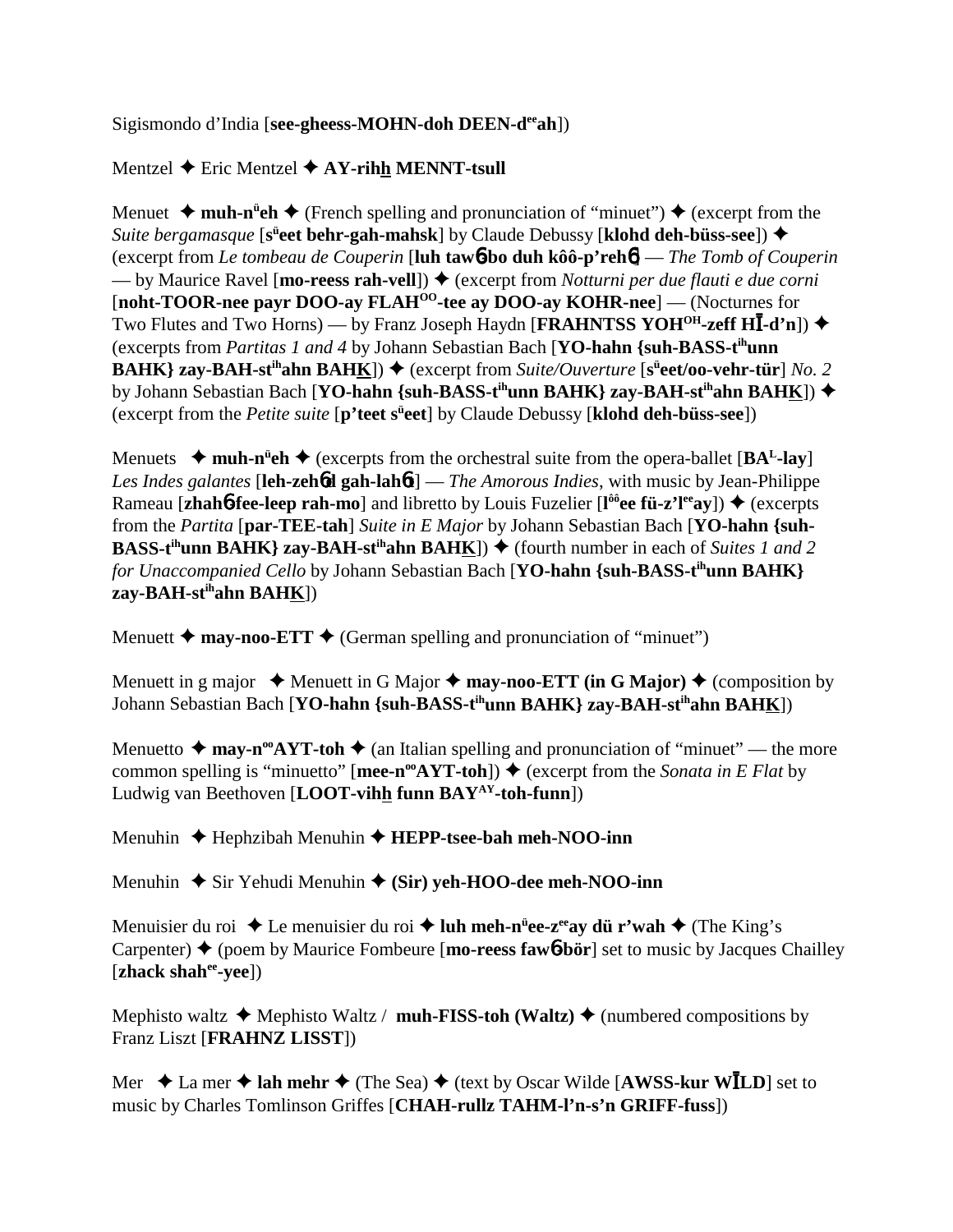Sigismondo d'India [**see-gheess-MOHN-doh DEEN-d$^{ee}$ah**])

Mentzel ✦ Eric Mentzel ✦ **AY-rihh MENNT-tsull**

Menuet ✦ **muh-n$^{ü}$eh** ✦ (French spelling and pronunciation of "minuet") ✦ (excerpt from the *Suite bergamasque* [**s$^{ü}$eet behr-gah-mahsk**] by Claude Debussy [**klohd deh-büss-see**]) ✦ (excerpt from *Le tombeau de Couperin* [**luh tawɓ-bo duh kôô-p'rehɓ**] — *The Tomb of Couperin* — by Maurice Ravel [**mo-reess rah-vell**]) ✦ (excerpt from *Notturni per due flauti e due corni* [**noht-TOOR-nee payr DOO-ay FLAH$^{OO}$-tee ay DOO-ay KOHR-nee**] — (Nocturnes for Two Flutes and Two Horns) — by Franz Joseph Haydn [**FRAHNTSS YOH$^{OH}$-zeff HĪ-d'n**]) ✦ (excerpts from *Partitas 1 and 4* by Johann Sebastian Bach [**YO-hahn {suh-BASS-t$^{ih}$unn BAHK} zay-BAH-st$^{ih}$ahn BAHK**]) ✦ (excerpt from *Suite/Ouverture* [**s$^{ü}$eet/oo-vehr-tür**] *No. 2* by Johann Sebastian Bach [**YO-hahn {suh-BASS-t$^{ih}$unn BAHK} zay-BAH-st$^{ih}$ahn BAHK**]) ✦ (excerpt from the *Petite suite* [**p'teet s$^{ü}$eet**] by Claude Debussy [**klohd deh-büss-see**])

Menuets ✦ **muh-n$^{ü}$eh** ✦ (excerpts from the orchestral suite from the opera-ballet [**BA$^{L}$-lay**] *Les Indes galantes* [**leh-zehɓd gah-lahɓt**] — *The Amorous Indies*, with music by Jean-Philippe Rameau [**zhahɓ-fee-leep rah-mo**] and libretto by Louis Fuzelier [**l$^{ôô}$ee fü-z'l$^{ee}$ay**]) ✦ (excerpts from the *Partita* [**par-TEE-tah**] *Suite in E Major* by Johann Sebastian Bach [**YO-hahn {suh-BASS-t$^{ih}$unn BAHK} zay-BAH-st$^{ih}$ahn BAHK**]) ✦ (fourth number in each of *Suites 1 and 2 for Unaccompanied Cello* by Johann Sebastian Bach [**YO-hahn {suh-BASS-t$^{ih}$unn BAHK} zay-BAH-st$^{ih}$ahn BAHK**])

Menuett ✦ **may-noo-ETT** ✦ (German spelling and pronunciation of "minuet")

Menuett in g major ✦ Menuett in G Major ✦ **may-noo-ETT (in G Major)** ✦ (composition by Johann Sebastian Bach [**YO-hahn {suh-BASS-t$^{ih}$unn BAHK} zay-BAH-st$^{ih}$ahn BAHK**])

Menuetto ✦ **may-n$^{oo}$AYT-toh** ✦ (an Italian spelling and pronunciation of "minuet" — the more common spelling is "minuetto" [**mee-n$^{oo}$AYT-toh**]) ✦ (excerpt from the *Sonata in E Flat* by Ludwig van Beethoven [**LOOT-vihh funn BAY$^{AY}$-toh-funn**])

Menuhin ✦ Hephzibah Menuhin ✦ **HEPP-tsee-bah meh-NOO-inn**

Menuhin ✦ Sir Yehudi Menuhin ✦ **(Sir) yeh-HOO-dee meh-NOO-inn**

Menuisier du roi ✦ Le menuisier du roi ✦ **luh meh-n$^{ü}$ee-z$^{ee}$ay dü r'wah** ✦ (The King's Carpenter) ✦ (poem by Maurice Fombeure [**mo-reess fawɓ-bör**] set to music by Jacques Chailley [**zhack shah$^{ee}$-yee**])

Mephisto waltz ✦ Mephisto Waltz / **muh-FISS-toh (Waltz)** ✦ (numbered compositions by Franz Liszt [**FRAHNZ LISST**])

Mer ✦ La mer ✦ **lah mehr** ✦ (The Sea) ✦ (text by Oscar Wilde [**AWSS-kur WĪLD**] set to music by Charles Tomlinson Griffes [**CHAH-rullz TAHM-l'n-s'n GRIFF-fuss**])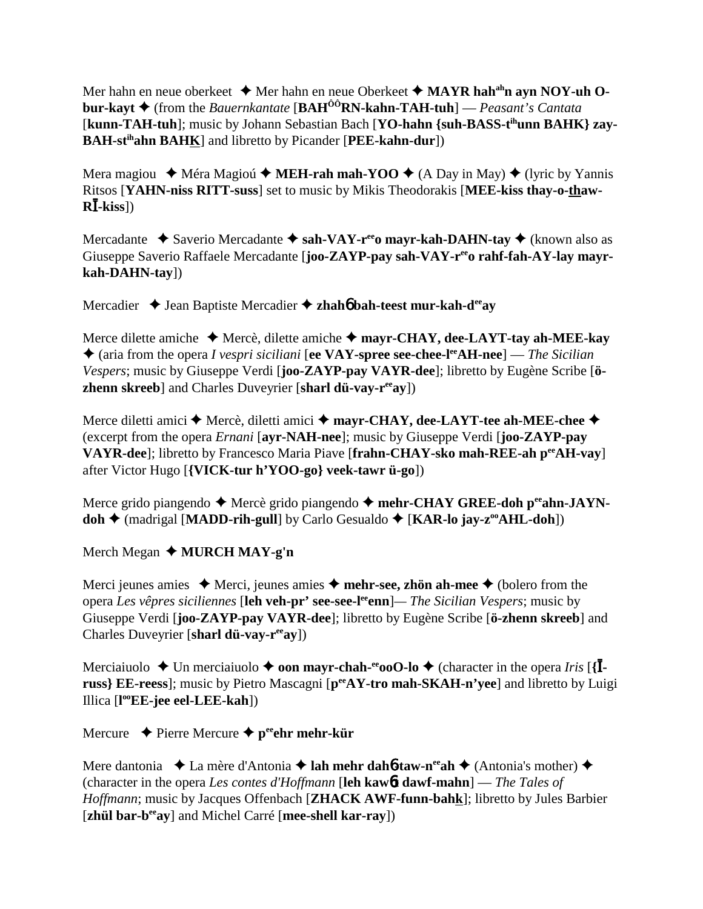Mer hahn en neue oberkeet ✦ Mer hahn en neue Oberkeet ✦ **MAYR hah^ah^n ayn NOY-uh O-bur-kayt** ✦ (from the *Bauernkantate* [**BAH^ôô^RN-kahn-TAH-tuh**] — *Peasant's Cantata* [**kunn-TAH-tuh**]; music by Johann Sebastian Bach [**YO-hahn {suh-BASS-t^ih^unn BAHK} zay-BAH-st^ih^ahn BAHK**] and libretto by Picander [**PEE-kahn-dur**])

Mera magiou ✦ Méra Magioú ✦ **MEH-rah mah-YOO** ✦ (A Day in May) ✦ (lyric by Yannis Ritsos [**YAHN-niss RITT-suss**] set to music by Mikis Theodorakis [**MEE-kiss thay-o-thaw-RĪ-kiss**])

Mercadante ✦ Saverio Mercadante ✦ **sah-VAY-r^ee^o mayr-kah-DAHN-tay** ✦ (known also as Giuseppe Saverio Raffaele Mercadante [**joo-ZAYP-pay sah-VAY-r^ee^o rahf-fah-AY-lay mayr-kah-DAHN-tay**])

Mercadier ✦ Jean Baptiste Mercadier ✦ **zhahɳ bah-teest mur-kah-d^ee^ay**

Merce dilette amiche ✦ Mercè, dilette amiche ✦ **mayr-CHAY, dee-LAYT-tay ah-MEE-kay** ✦ (aria from the opera *I vespri siciliani* [**ee VAY-spree see-chee-l^ee^AH-nee**] — *The Sicilian Vespers*; music by Giuseppe Verdi [**joo-ZAYP-pay VAYR-dee**]; libretto by Eugène Scribe [**ö-zhenn skreeb**] and Charles Duveyrier [**sharl dü-vay-r^ee^ay**])

Merce diletti amici ✦ Mercè, diletti amici ✦ **mayr-CHAY, dee-LAYT-tee ah-MEE-chee** ✦ (excerpt from the opera *Ernani* [**ayr-NAH-nee**]; music by Giuseppe Verdi [**joo-ZAYP-pay VAYR-dee**]; libretto by Francesco Maria Piave [**frahn-CHAY-sko mah-REE-ah p^ee^AH-vay**] after Victor Hugo [**{VICK-tur h'YOO-go} veek-tawr ü-go**])

Merce grido piangendo ✦ Mercè grido piangendo ✦ **mehr-CHAY GREE-doh p^ee^ahn-JAYN-doh** ✦ (madrigal [**MADD-rih-gull**] by Carlo Gesualdo ✦ [**KAR-lo jay-z^oo^AHL-doh**])

Merch Megan ✦ **MURCH MAY-g'n**

Merci jeunes amies ✦ Merci, jeunes amies ✦ **mehr-see, zhön ah-mee** ✦ (bolero from the opera *Les vêpres siciliennes* [**leh veh-pr' see-see-l^ee^enn**]— *The Sicilian Vespers*; music by Giuseppe Verdi [**joo-ZAYP-pay VAYR-dee**]; libretto by Eugène Scribe [**ö-zhenn skreeb**] and Charles Duveyrier [**sharl dü-vay-r^ee^ay**])

Merciaiuolo ✦ Un merciaiuolo ✦ **oon mayr-chah-^ee^ooO-lo** ✦ (character in the opera *Iris* [**{Ī-russ} EE-reess**]; music by Pietro Mascagni [**p^ee^AY-tro mah-SKAH-n'yee**] and libretto by Luigi Illica [**l^oo^EE-jee eel-LEE-kah**])

Mercure ✦ Pierre Mercure ✦ **p^ee^ehr mehr-kür**

Mere dantonia ✦ La mère d'Antonia ✦ **lah mehr dahɳ-taw-n^ee^ah** ✦ (Antonia's mother) ✦ (character in the opera *Les contes d'Hoffmann* [**leh kawɳt dawf-mahn**] — *The Tales of Hoffmann*; music by Jacques Offenbach [**ZHACK AWF-funn-bahk**]; libretto by Jules Barbier [**zhül bar-b^ee^ay**] and Michel Carré [**mee-shell kar-ray**])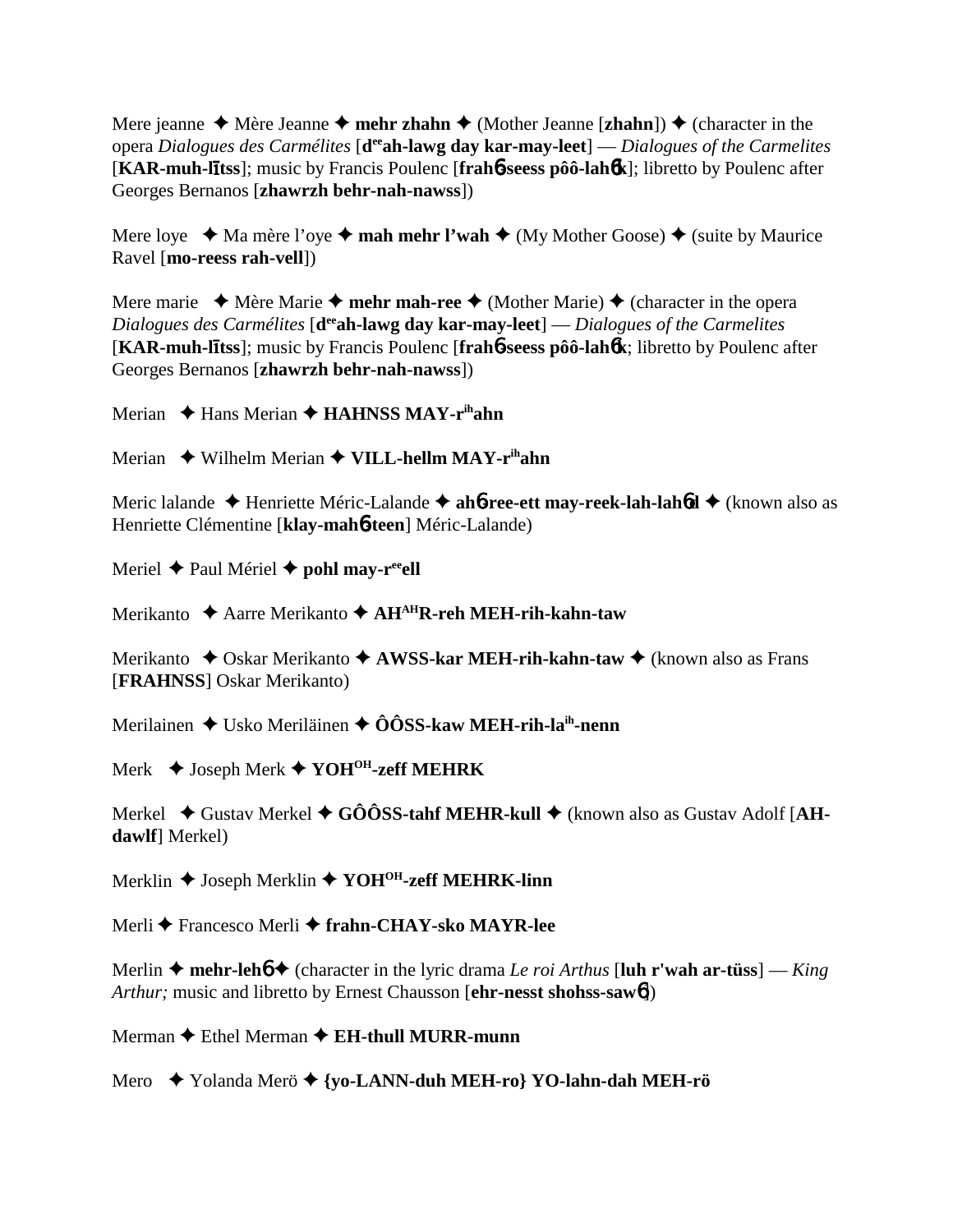Mere jeanne ✦ Mère Jeanne ✦ **mehr zhahn** ✦ (Mother Jeanne [**zhahn**]) ✦ (character in the opera *Dialogues des Carmélites* [**d**ee**ah-lawg day kar-may-leet**] — *Dialogues of the Carmelites* [**KAR-muh-lītss**]; music by Francis Poulenc [**frah**6**-seess pôô-lah**6**k**]; libretto by Poulenc after Georges Bernanos [**zhawrzh behr-nah-nawss**])

Mere loye ✦ Ma mère l'oye ✦ **mah mehr l'wah** ✦ (My Mother Goose) ✦ (suite by Maurice Ravel [**mo-reess rah-vell**])

Mere marie ✦ Mère Marie ✦ **mehr mah-ree** ✦ (Mother Marie) ✦ (character in the opera *Dialogues des Carmélites* [**d**ee**ah-lawg day kar-may-leet**] — *Dialogues of the Carmelites* [**KAR-muh-lītss**]; music by Francis Poulenc [**frah**6**-seess pôô-lah**6**k**; libretto by Poulenc after Georges Bernanos [**zhawrzh behr-nah-nawss**])

Merian ✦ Hans Merian ✦ **HAHNSS MAY-r**ih**ahn**

Merian ✦ Wilhelm Merian ✦ **VILL-hellm MAY-r**ih**ahn**

Meric lalande ✦ Henriette Méric-Lalande ✦ **ah**6**-ree-ett may-reek-lah-lah**6**d** ✦ (known also as Henriette Clémentine [**klay-mah**6**-teen**] Méric-Lalande)

Meriel ✦ Paul Mériel ✦ **pohl may-r**ee**ell**

Merikanto ✦ Aarre Merikanto ✦ **AH**AH**R-reh MEH-rih-kahn-taw**

Merikanto ✦ Oskar Merikanto ✦ **AWSS-kar MEH-rih-kahn-taw** ✦ (known also as Frans [**FRAHNSS**] Oskar Merikanto)

Merilainen ✦ Usko Meriläinen ✦ **ÔÔSS-kaw MEH-rih-la**ih**-nenn**

Merk ✦ Joseph Merk ✦ **YOH**OH**-zeff MEHRK**

Merkel ✦ Gustav Merkel ✦ **GÔÔSS-tahf MEHR-kull** ✦ (known also as Gustav Adolf [**AH-dawlf**] Merkel)

Merklin ✦ Joseph Merklin ✦ **YOH**OH**-zeff MEHRK-linn**

Merli ✦ Francesco Merli ✦ **frahn-CHAY-sko MAYR-lee**

Merlin ✦ **mehr-leh**6 ✦ (character in the lyric drama *Le roi Arthus* [**luh r'wah ar-tüss**] — *King Arthur;* music and libretto by Ernest Chausson [**ehr-nesst shohss-saw**6])

Merman ✦ Ethel Merman ✦ **EH-thull MURR-munn**

Mero ✦ Yolanda Merö ✦ **{yo-LANN-duh MEH-ro} YO-lahn-dah MEH-rö**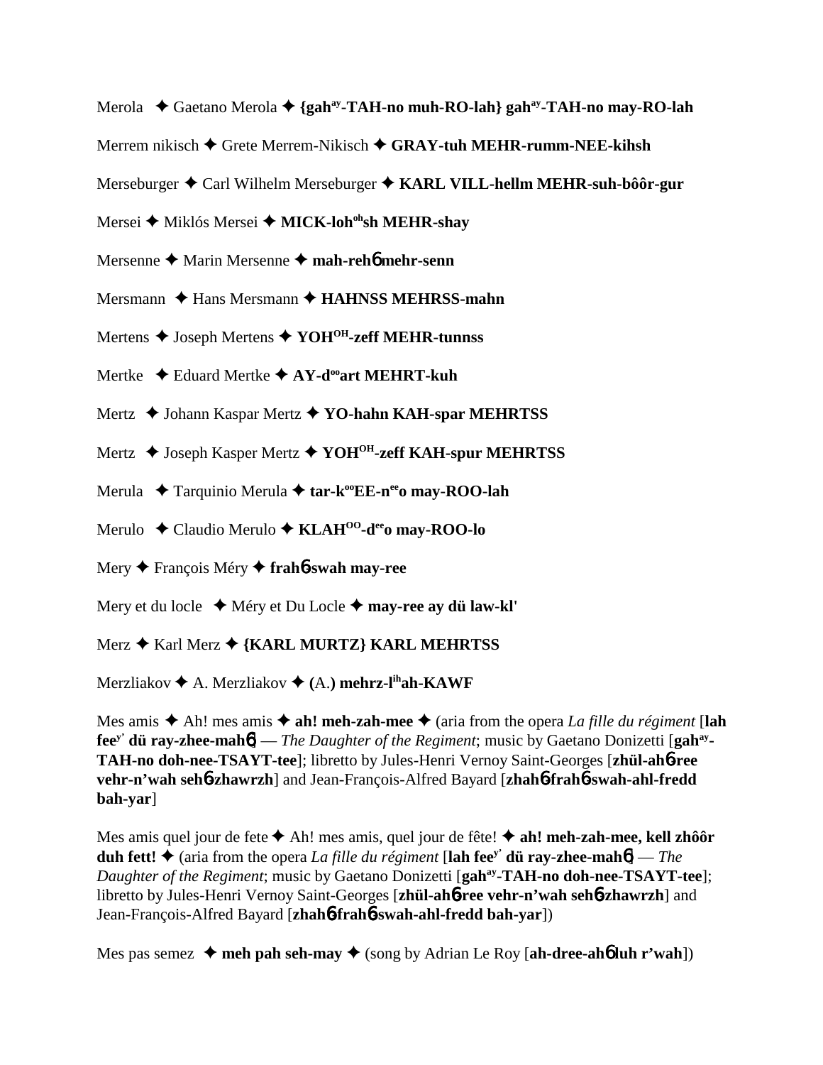Merola ✦ Gaetano Merola ✦ **{gah$^{ay}$-TAH-no muh-RO-lah} gah$^{ay}$-TAH-no may-RO-lah**

Merrem nikisch ✦ Grete Merrem-Nikisch ✦ **GRAY-tuh MEHR-rumm-NEE-kihsh**

Merseburger ✦ Carl Wilhelm Merseburger ✦ **KARL VILL-hellm MEHR-suh-bôôr-gur**

Mersei ✦ Miklós Mersei ✦ **MICK-loh$^{oh}$sh MEHR-shay**

Mersenne ✦ Marin Mersenne ✦ **mah-rehɓ mehr-senn**

Mersmann ✦ Hans Mersmann ✦ **HAHNSS MEHRSS-mahn**

Mertens ✦ Joseph Mertens ✦ **YOH$^{OH}$-zeff MEHR-tunnss**

Mertke ✦ Eduard Mertke ✦ **AY-d$^{oo}$art MEHRT-kuh**

Mertz ✦ Johann Kaspar Mertz ✦ **YO-hahn KAH-spar MEHRTSS**

Mertz ✦ Joseph Kasper Mertz ✦ **YOH$^{OH}$-zeff KAH-spur MEHRTSS**

Merula ✦ Tarquinio Merula ✦ **tar-k$^{oo}$EE-n$^{ee}$o may-ROO-lah**

Merulo ✦ Claudio Merulo ✦ **KLAH$^{OO}$-d$^{ee}$o may-ROO-lo**

Mery ✦ François Méry ✦ **frahɓ-swah may-ree**

Mery et du locle ✦ Méry et Du Locle ✦ **may-ree ay dü law-kl'**

Merz ✦ Karl Merz ✦ **{KARL MURTZ} KARL MEHRTSS**

Merzliakov ✦ A. Merzliakov ✦ **(**A.**) mehrz-l$^{ih}$ah-KAWF**

Mes amis ✦ Ah! mes amis ✦ **ah! meh-zah-mee** ✦ (aria from the opera *La fille du régiment* [**lah fee$^{y'}$ dü ray-zhee-mahɓ**] — *The Daughter of the Regiment*; music by Gaetano Donizetti [**gah$^{ay}$-TAH-no doh-nee-TSAYT-tee**]; libretto by Jules-Henri Vernoy Saint-Georges [**zhül-ahɓ-ree vehr-n'wah sehɓ-zhawrzh**] and Jean-François-Alfred Bayard [**zhahɓ-frahɓ-swah-ahl-fredd bah-yar**]

Mes amis quel jour de fete ✦ Ah! mes amis, quel jour de fête! ✦ **ah! meh-zah-mee, kell zhôôr duh fett!** ✦ (aria from the opera *La fille du régiment* [**lah fee$^{y'}$ dü ray-zhee-mahɓ**] — *The Daughter of the Regiment*; music by Gaetano Donizetti [**gah$^{ay}$-TAH-no doh-nee-TSAYT-tee**]; libretto by Jules-Henri Vernoy Saint-Georges [**zhül-ahɓ-ree vehr-n'wah sehɓ-zhawrzh**] and Jean-François-Alfred Bayard [**zhahɓ-frahɓ-swah-ahl-fredd bah-yar**])

Mes pas semez ✦ **meh pah seh-may** ✦ (song by Adrian Le Roy [**ah-dree-ahɓ luh r'wah**])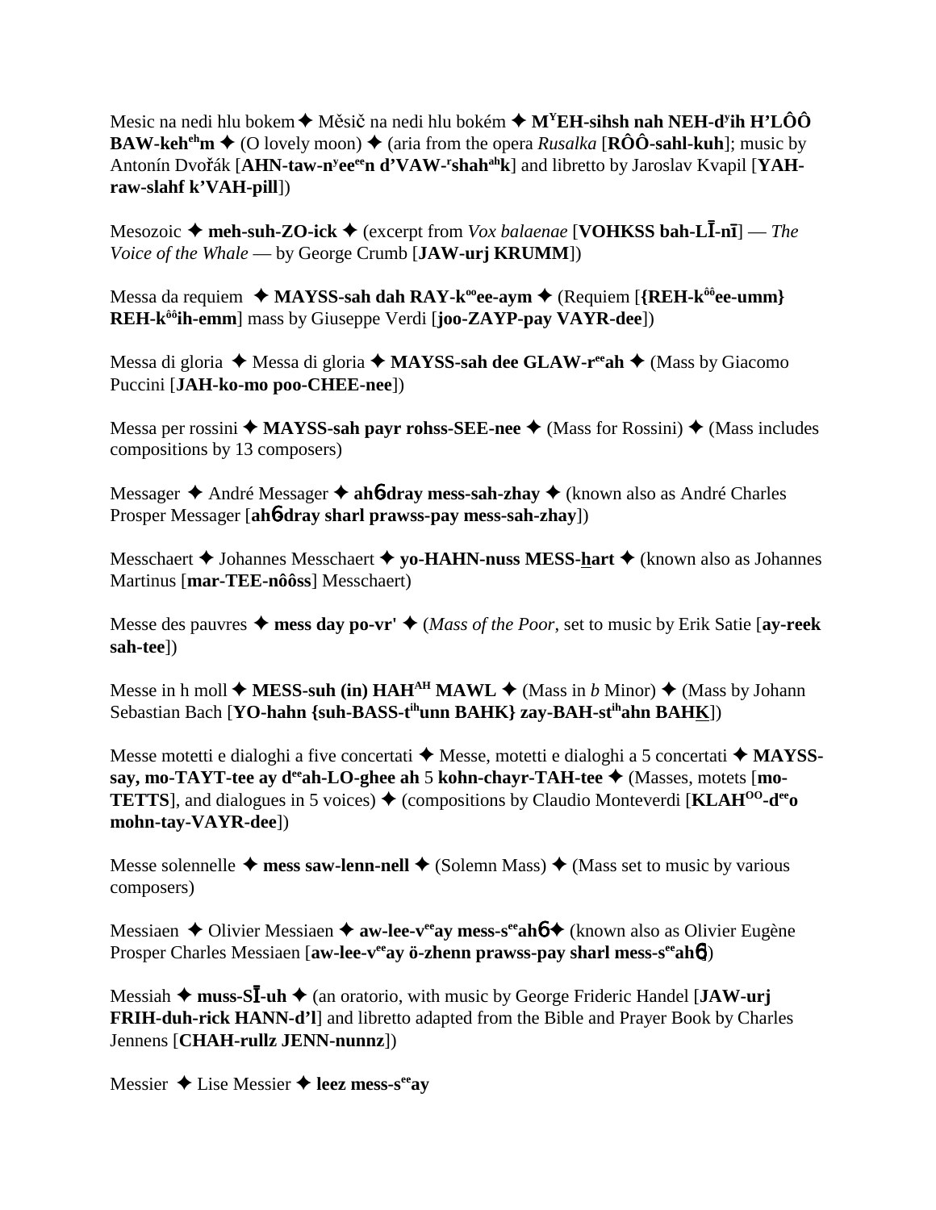Mesic na nedi hlu bokem ✦ Měsič na nedi hlu bokém ✦ **M^Y^EH-sihsh nah NEH-d^y^ih H'LÔÔ BAW-keh^eh^m** ✦ (O lovely moon) ✦ (aria from the opera *Rusalka* [**RÔÔ-sahl-kuh**]; music by Antonín Dvořák [**AHN-taw-n^y^ee^ee^n d'VAW-^r^shah^ah^k**] and libretto by Jaroslav Kvapil [**YAH-raw-slahf k'VAH-pill**])

Mesozoic ✦ **meh-suh-ZO-ick** ✦ (excerpt from *Vox balaenae* [**VOHKSS bah-LĪ-nī**] — *The Voice of the Whale* — by George Crumb [**JAW-urj KRUMM**])

Messa da requiem ✦ **MAYSS-sah dah RAY-k^oo^ee-aym** ✦ (Requiem [**{REH-k^ôô^ee-umm} REH-k^ôô^ih-emm**] mass by Giuseppe Verdi [**joo-ZAYP-pay VAYR-dee**])

Messa di gloria ✦ Messa di gloria ✦ **MAYSS-sah dee GLAW-r^ee^ah** ✦ (Mass by Giacomo Puccini [**JAH-ko-mo poo-CHEE-nee**])

Messa per rossini ✦ **MAYSS-sah payr rohss-SEE-nee** ✦ (Mass for Rossini) ✦ (Mass includes compositions by 13 composers)

Messager ✦ André Messager ✦ **ahɓ-dray mess-sah-zhay** ✦ (known also as André Charles Prosper Messager [**ahɓ-dray sharl prawss-pay mess-sah-zhay**])

Messchaert ✦ Johannes Messchaert ✦ **yo-HAHN-nuss MESS-hart** ✦ (known also as Johannes Martinus [**mar-TEE-nôôss**] Messchaert)

Messe des pauvres ✦ **mess day po-vr'** ✦ (*Mass of the Poor*, set to music by Erik Satie [**ay-reek sah-tee**])

Messe in h moll ✦ **MESS-suh (in) HAH^AH^ MAWL** ✦ (Mass in *b* Minor) ✦ (Mass by Johann Sebastian Bach [**YO-hahn {suh-BASS-t^ih^unn BAHK} zay-BAH-st^ih^ahn BAHK**])

Messe motetti e dialoghi a five concertati ✦ Messe, motetti e dialoghi a 5 concertati ✦ **MAYSS-say, mo-TAYT-tee ay d^ee^ah-LO-ghee ah** 5 **kohn-chayr-TAH-tee** ✦ (Masses, motets [**mo-TETTS**], and dialogues in 5 voices) ✦ (compositions by Claudio Monteverdi [**KLAH^OO^-d^ee^o mohn-tay-VAYR-dee**])

Messe solennelle ✦ **mess saw-lenn-nell** ✦ (Solemn Mass) ✦ (Mass set to music by various composers)

Messiaen ✦ Olivier Messiaen ✦ **aw-lee-v^ee^ay mess-s^ee^ahɓ** ✦ (known also as Olivier Eugène Prosper Charles Messiaen [**aw-lee-v^ee^ay ö-zhenn prawss-pay sharl mess-s^ee^ahɓ**])

Messiah ✦ **muss-SĪ-uh** ✦ (an oratorio, with music by George Frideric Handel [**JAW-urj FRIH-duh-rick HANN-d'l**] and libretto adapted from the Bible and Prayer Book by Charles Jennens [**CHAH-rullz JENN-nunnz**])

Messier ✦ Lise Messier ✦ **leez mess-s^ee^ay**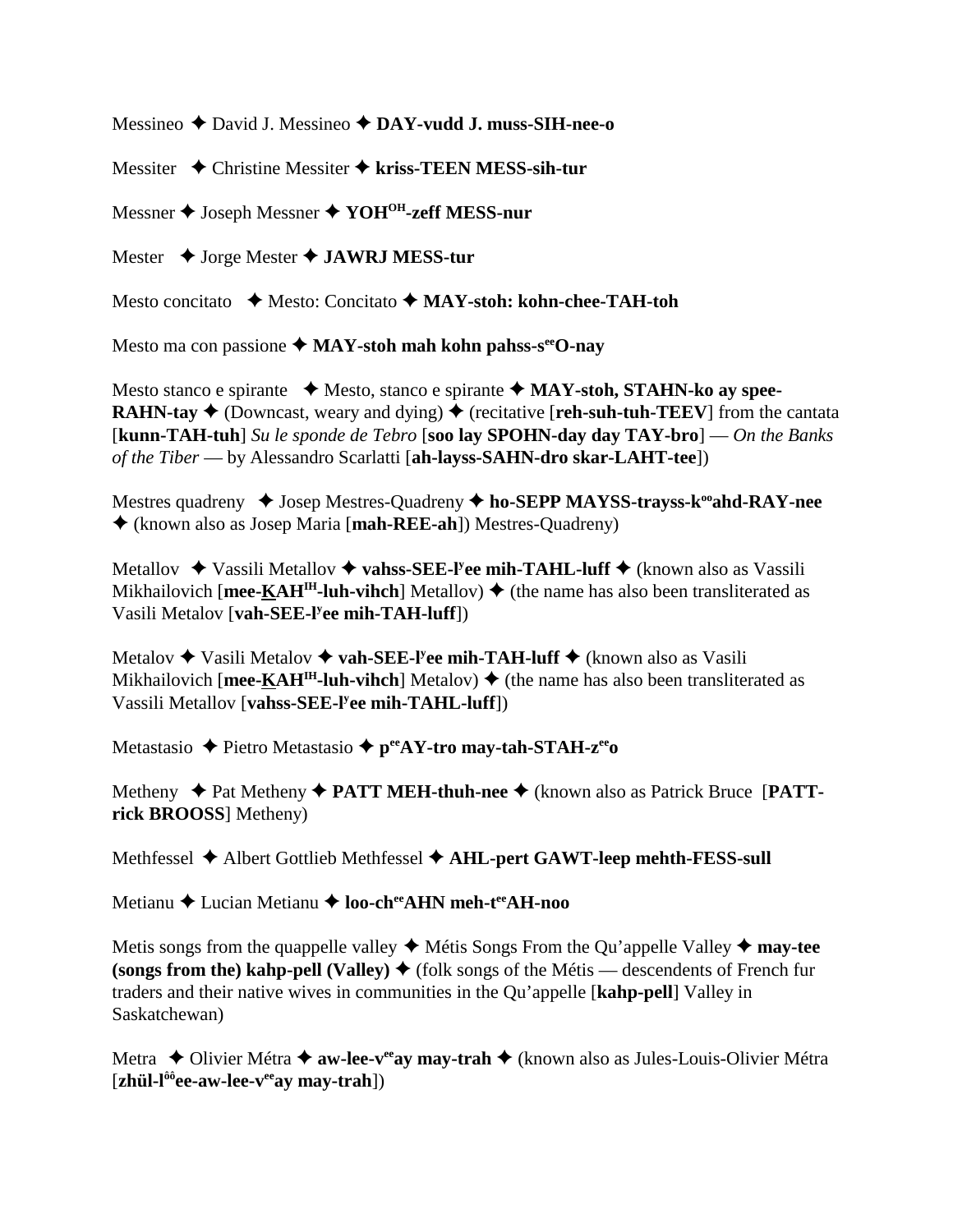Messineo ✦ David J. Messineo ✦ **DAY-vudd J. muss-SIH-nee-o**

Messiter ✦ Christine Messiter ✦ **kriss-TEEN MESS-sih-tur**

Messner ✦ Joseph Messner ✦ **YOH[OH]-zeff MESS-nur**

Mester ✦ Jorge Mester ✦ **JAWRJ MESS-tur**

Mesto concitato ✦ Mesto: Concitato ✦ **MAY-stoh: kohn-chee-TAH-toh**

Mesto ma con passione ✦ **MAY-stoh mah kohn pahss-s[ee]O-nay**

Mesto stanco e spirante ✦ Mesto, stanco e spirante ✦ **MAY-stoh, STAHN-ko ay spee-RAHN-tay** ✦ (Downcast, weary and dying) ✦ (recitative [**reh-suh-tuh-TEEV**] from the cantata [**kunn-TAH-tuh**] *Su le sponde de Tebro* [**soo lay SPOHN-day day TAY-bro**] — *On the Banks of the Tiber* — by Alessandro Scarlatti [**ah-layss-SAHN-dro skar-LAHT-tee**])

Mestres quadreny ✦ Josep Mestres-Quadreny ✦ **ho-SEPP MAYSS-trayss-k[oo]ahd-RAY-nee** ✦ (known also as Josep Maria [**mah-REE-ah**]) Mestres-Quadreny)

Metallov ✦ Vassili Metallov ✦ **vahss-SEE-l[y]ee mih-TAHL-luff** ✦ (known also as Vassili Mikhailovich [**mee-KAH[IH]-luh-vihch**] Metallov) ✦ (the name has also been transliterated as Vasili Metalov [**vah-SEE-l[y]ee mih-TAH-luff**])

Metalov ✦ Vasili Metalov ✦ **vah-SEE-l[y]ee mih-TAH-luff** ✦ (known also as Vasili Mikhailovich [**mee-KAH[IH]-luh-vihch**] Metalov) ✦ (the name has also been transliterated as Vassili Metallov [**vahss-SEE-l[y]ee mih-TAHL-luff**])

Metastasio ✦ Pietro Metastasio ✦ **p[ee]AY-tro may-tah-STAH-z[ee]o**

Metheny ✦ Pat Metheny ✦ **PATT MEH-thuh-nee** ✦ (known also as Patrick Bruce [**PATT-rick BROOSS**] Metheny)

Methfessel ✦ Albert Gottlieb Methfessel ✦ **AHL-pert GAWT-leep mehth-FESS-sull**

Metianu ✦ Lucian Metianu ✦ **loo-ch[ee]AHN meh-t[ee]AH-noo**

Metis songs from the quappelle valley ✦ Métis Songs From the Qu'appelle Valley ✦ **may-tee (songs from the) kahp-pell (Valley)** ✦ (folk songs of the Métis — descendents of French fur traders and their native wives in communities in the Qu'appelle [**kahp-pell**] Valley in Saskatchewan)

Metra ✦ Olivier Métra ✦ **aw-lee-v[ee]ay may-trah** ✦ (known also as Jules-Louis-Olivier Métra [**zhül-l[ôô]ee-aw-lee-v[ee]ay may-trah**])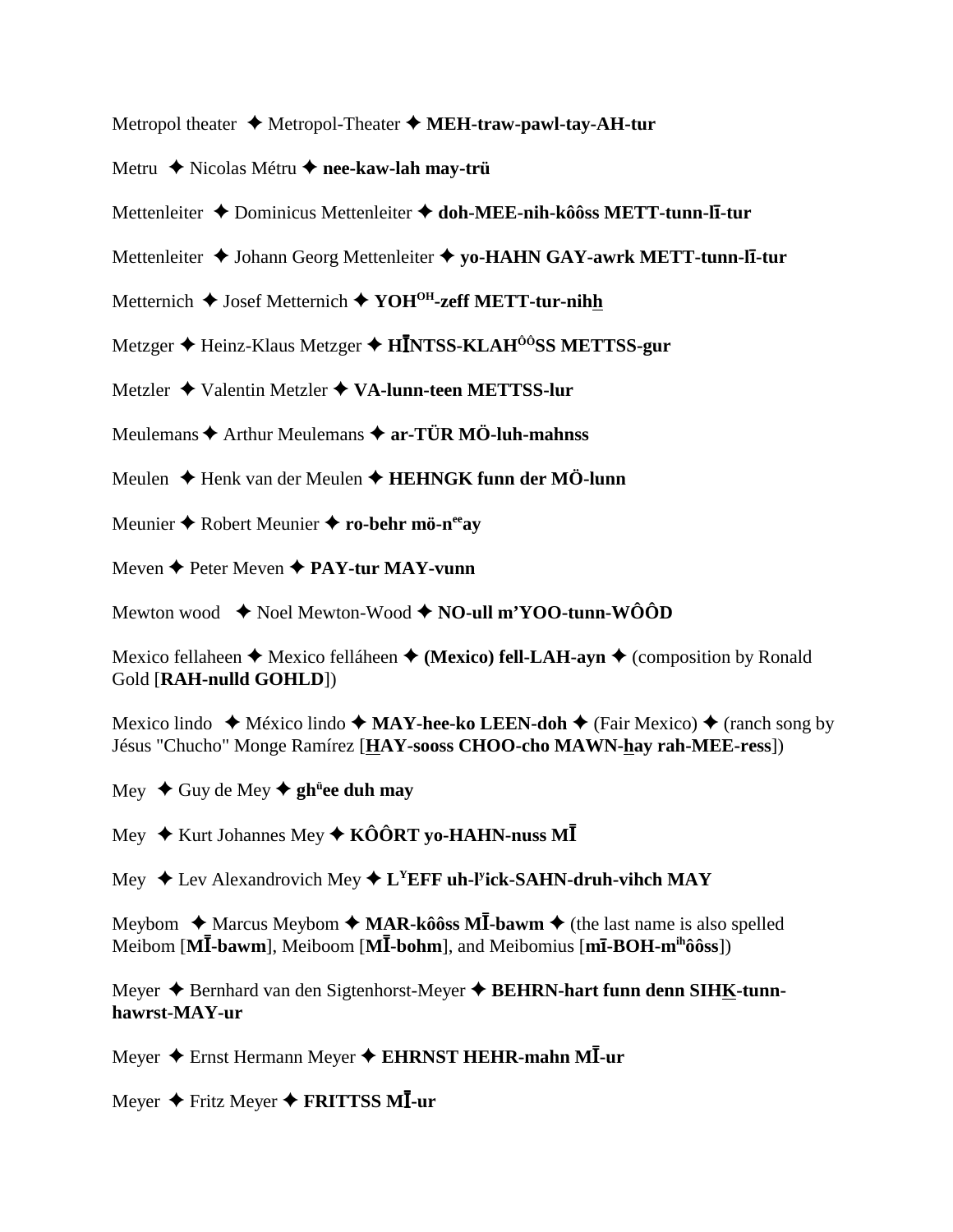Metropol theater ✦ Metropol-Theater ✦ **MEH-traw-pawl-tay-AH-tur**

Metru ✦ Nicolas Métru ✦ **nee-kaw-lah may-trü**

Mettenleiter ✦ Dominicus Mettenleiter ✦ **doh-MEE-nih-kôôss METT-tunn-lī-tur**

Mettenleiter ✦ Johann Georg Mettenleiter ✦ **yo-HAHN GAY-awrk METT-tunn-lī-tur**

Metternich ✦ Josef Metternich ✦ **YOH[OH]-zeff METT-tur-nihh**

Metzger ✦ Heinz-Klaus Metzger ✦ **HĪNTSS-KLAH[ÔÔ]SS METTSS-gur**

Metzler ✦ Valentin Metzler ✦ **VA-lunn-teen METTSS-lur**

Meulemans ✦ Arthur Meulemans ✦ **ar-TÜR MÖ-luh-mahnss**

Meulen ✦ Henk van der Meulen ✦ **HEHNGK funn der MÖ-lunn**

Meunier ✦ Robert Meunier ✦ **ro-behr mö-n[ee]ay**

Meven ✦ Peter Meven ✦ **PAY-tur MAY-vunn**

Mewton wood ✦ Noel Mewton-Wood ✦ **NO-ull m'YOO-tunn-WÔÔD**

Mexico fellaheen ✦ Mexico felláheen ✦ **(Mexico) fell-LAH-ayn** ✦ (composition by Ronald Gold [**RAH-nulld GOHLD**])

Mexico lindo ✦ México lindo ✦ **MAY-hee-ko LEEN-doh** ✦ (Fair Mexico) ✦ (ranch song by Jésus "Chucho" Monge Ramírez [**HAY-sooss CHOO-cho MAWN-hay rah-MEE-ress**])

Mey ✦ Guy de Mey ✦ **gh[ü]ee duh may**

Mey ✦ Kurt Johannes Mey ✦ **KÔÔRT yo-HAHN-nuss MĪ**

Mey ✦ Lev Alexandrovich Mey ✦ **L[Y]EFF uh-l[y]ick-SAHN-druh-vihch MAY**

Meybom ✦ Marcus Meybom ✦ **MAR-kôôss MĪ-bawm** ✦ (the last name is also spelled Meibom [**MĪ-bawm**], Meiboom [**MĪ-bohm**], and Meibomius [**mī-BOH-m[ih]ôôss**])

Meyer ✦ Bernhard van den Sigtenhorst-Meyer ✦ **BEHRN-hart funn denn SIHK-tunn-hawrst-MAY-ur**

Meyer ✦ Ernst Hermann Meyer ✦ **EHRNST HEHR-mahn MĪ-ur**

Meyer ✦ Fritz Meyer ✦ **FRITTSS MĪ-ur**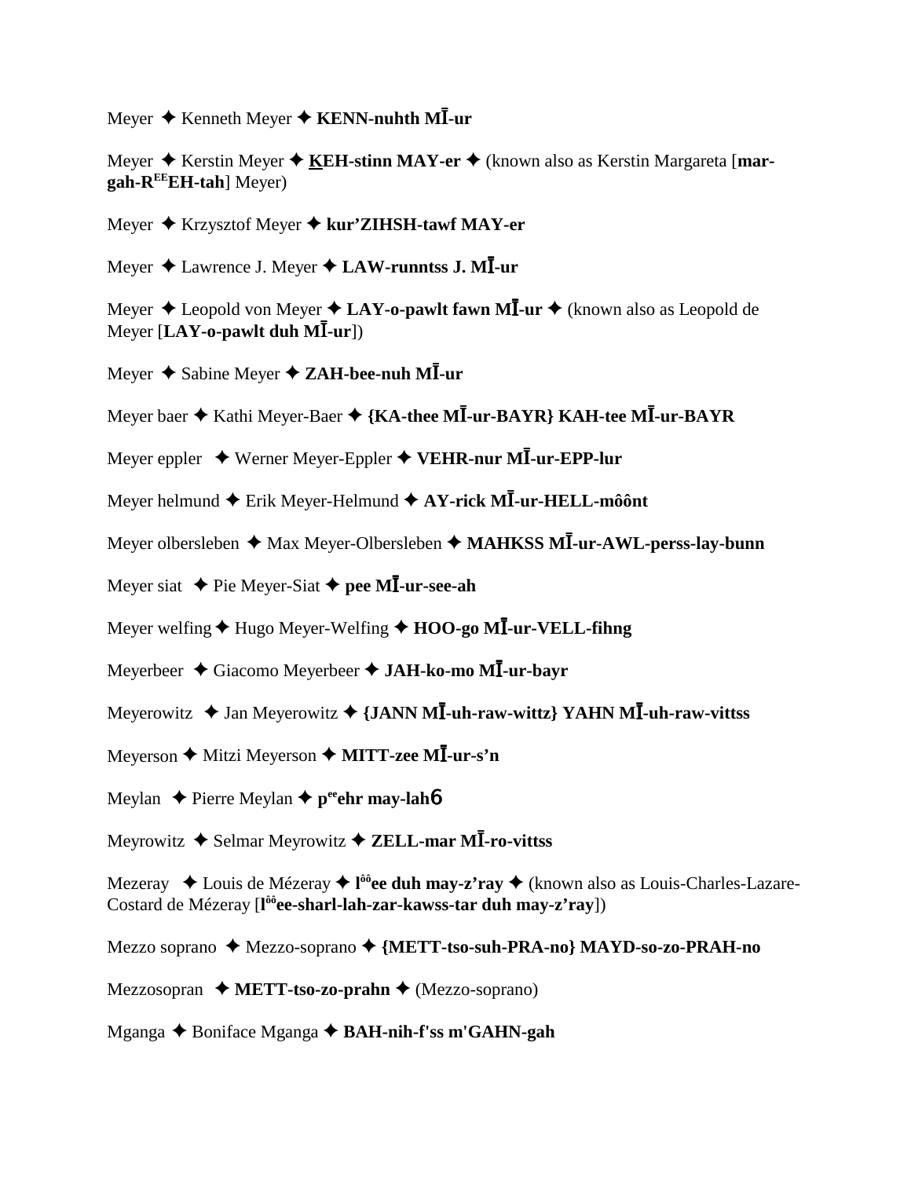Meyer ✦ Kenneth Meyer ✦ **KENN-nuhth MĪ-ur**

Meyer ✦ Kerstin Meyer ✦ **KEH-stinn MAY-er** ✦ (known also as Kerstin Margareta [**mar-gah-R$^{EE}$EH-tah**] Meyer)

Meyer ✦ Krzysztof Meyer ✦ **kur'ZIHSH-tawf MAY-er**

Meyer ✦ Lawrence J. Meyer ✦ **LAW-runntss J. MĪ-ur**

Meyer ✦ Leopold von Meyer ✦ **LAY-o-pawlt fawn MĪ-ur** ✦ (known also as Leopold de Meyer [**LAY-o-pawlt duh MĪ-ur**])

Meyer ✦ Sabine Meyer ✦ **ZAH-bee-nuh MĪ-ur**

Meyer baer ✦ Kathi Meyer-Baer ✦ **{KA-thee MĪ-ur-BAYR} KAH-tee MĪ-ur-BAYR**

Meyer eppler ✦ Werner Meyer-Eppler ✦ **VEHR-nur MĪ-ur-EPP-lur**

Meyer helmund ✦ Erik Meyer-Helmund ✦ **AY-rick MĪ-ur-HELL-môônt**

Meyer olbersleben ✦ Max Meyer-Olbersleben ✦ **MAHKSS MĪ-ur-AWL-perss-lay-bunn**

Meyer siat ✦ Pie Meyer-Siat ✦ **pee MĪ-ur-see-ah**

Meyer welfing ✦ Hugo Meyer-Welfing ✦ **HOO-go MĪ-ur-VELL-fihng**

Meyerbeer ✦ Giacomo Meyerbeer ✦ **JAH-ko-mo MĪ-ur-bayr**

Meyerowitz ✦ Jan Meyerowitz ✦ **{JANN MĪ-uh-raw-wittz} YAHN MĪ-uh-raw-vittss**

Meyerson ✦ Mitzi Meyerson ✦ **MITT-zee MĪ-ur-s'n**

Meylan ✦ Pierre Meylan ✦ **p$^{ee}$ehr may-lahб**

Meyrowitz ✦ Selmar Meyrowitz ✦ **ZELL-mar MĪ-ro-vittss**

Mezeray ✦ Louis de Mézeray ✦ **l$^{ôô}$ee duh may-z'ray** ✦ (known also as Louis-Charles-Lazare-Costard de Mézeray [**l$^{ôô}$ee-sharl-lah-zar-kawss-tar duh may-z'ray**])

Mezzo soprano ✦ Mezzo-soprano ✦ **{METT-tso-suh-PRA-no} MAYD-so-zo-PRAH-no**

Mezzosopran ✦ **METT-tso-zo-prahn** ✦ (Mezzo-soprano)

Mganga ✦ Boniface Mganga ✦ **BAH-nih-f'ss m'GAHN-gah**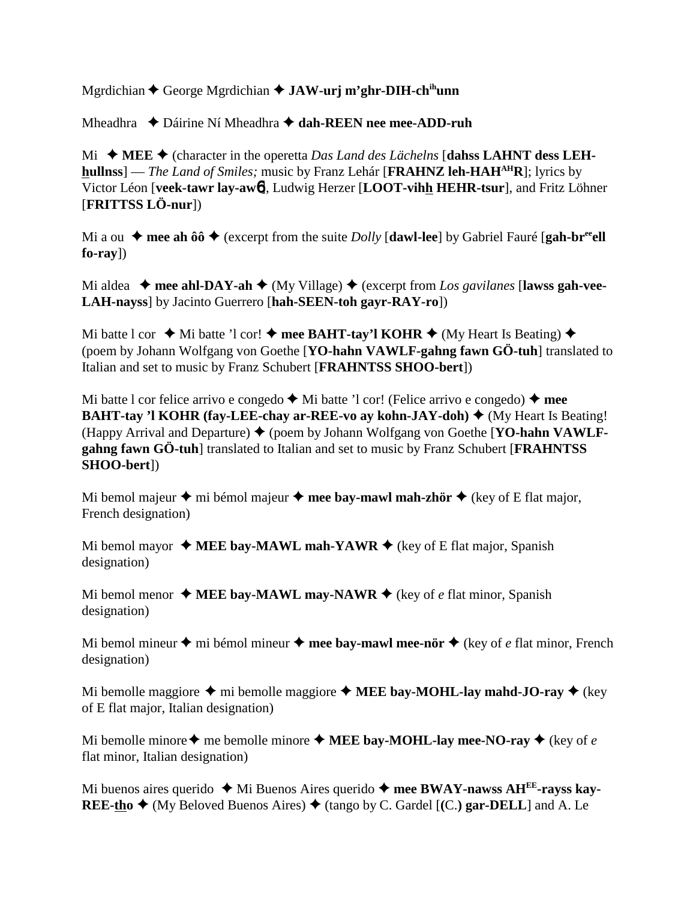Mgrdichian ✦ George Mgrdichian ✦ **JAW-urj m'ghr-DIH-ch**[ih]**unn**

Mheadhra ✦ Dáirine Ní Mheadhra ✦ **dah-REEN nee mee-ADD-ruh**

Mi ✦ **MEE** ✦ (character in the operetta *Das Land des Lächelns* [**dahss LAHNT dess LEH-hullnss**] — *The Land of Smiles;* music by Franz Lehár [**FRAHNZ leh-HAH**[AH]**R**]; lyrics by Victor Léon [**veek-tawr lay-awɴ**], Ludwig Herzer [**LOOT-vihh HEHR-tsur**], and Fritz Löhner [**FRITTSS LÖ-nur**])

Mi a ou ✦ **mee ah ôô** ✦ (excerpt from the suite *Dolly* [**dawl-lee**] by Gabriel Fauré [**gah-br**[ee]**ell fo-ray**])

Mi aldea ✦ **mee ahl-DAY-ah** ✦ (My Village) ✦ (excerpt from *Los gavilanes* [**lawss gah-vee-LAH-nayss**] by Jacinto Guerrero [**hah-SEEN-toh gayr-RAY-ro**])

Mi batte l cor ✦ Mi batte 'l cor! ✦ **mee BAHT-tay'l KOHR** ✦ (My Heart Is Beating) ✦ (poem by Johann Wolfgang von Goethe [**YO-hahn VAWLF-gahng fawn GÖ-tuh**] translated to Italian and set to music by Franz Schubert [**FRAHNTSS SHOO-bert**])

Mi batte l cor felice arrivo e congedo ✦ Mi batte 'l cor! (Felice arrivo e congedo) ✦ **mee BAHT-tay 'l KOHR (fay-LEE-chay ar-REE-vo ay kohn-JAY-doh)** ✦ (My Heart Is Beating! (Happy Arrival and Departure) ✦ (poem by Johann Wolfgang von Goethe [**YO-hahn VAWLF-gahng fawn GÖ-tuh**] translated to Italian and set to music by Franz Schubert [**FRAHNTSS SHOO-bert**])

Mi bemol majeur ✦ mi bémol majeur ✦ **mee bay-mawl mah-zhör** ✦ (key of E flat major, French designation)

Mi bemol mayor ✦ **MEE bay-MAWL mah-YAWR** ✦ (key of E flat major, Spanish designation)

Mi bemol menor ✦ **MEE bay-MAWL may-NAWR** ✦ (key of *e* flat minor, Spanish designation)

Mi bemol mineur ✦ mi bémol mineur ✦ **mee bay-mawl mee-nör** ✦ (key of *e* flat minor, French designation)

Mi bemolle maggiore ✦ mi bemolle maggiore ✦ **MEE bay-MOHL-lay mahd-JO-ray** ✦ (key of E flat major, Italian designation)

Mi bemolle minore ✦ me bemolle minore ✦ **MEE bay-MOHL-lay mee-NO-ray** ✦ (key of *e* flat minor, Italian designation)

Mi buenos aires querido ✦ Mi Buenos Aires querido ✦ **mee BWAY-nawss AH**[EE]**-rayss kay-REE-tho** ✦ (My Beloved Buenos Aires) ✦ (tango by C. Gardel [**(C.) gar-DELL**] and A. Le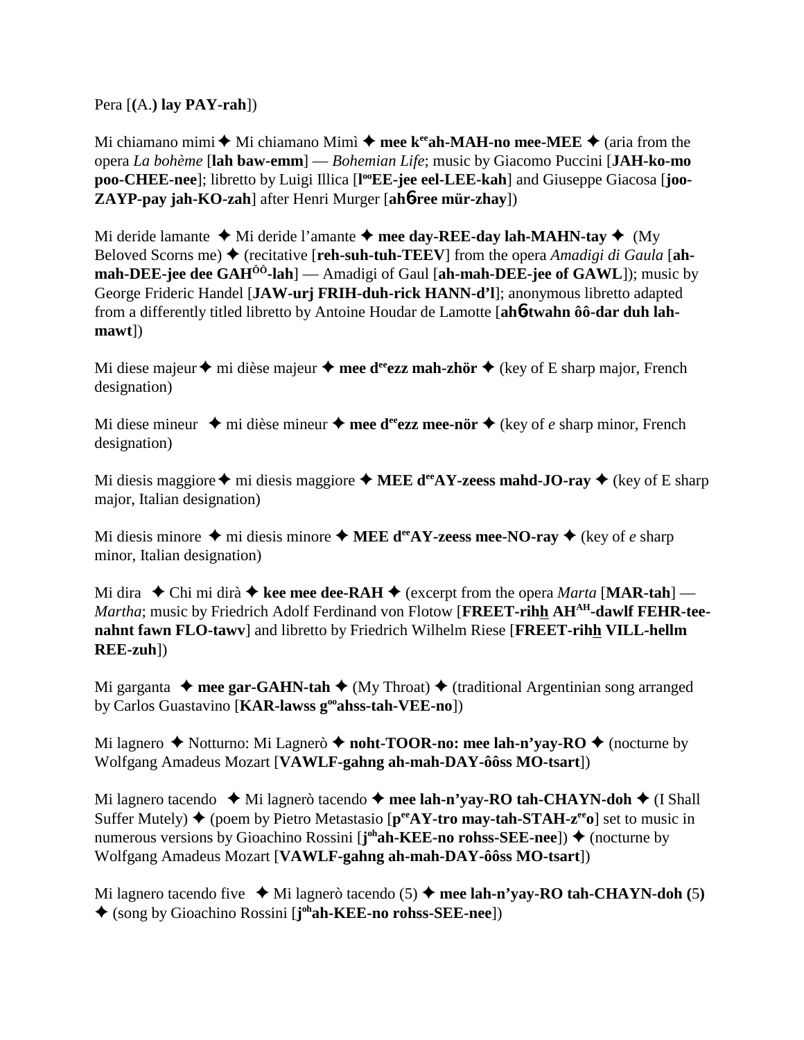Pera [(A.) **lay PAY-rah**])

Mi chiamano mimi ✦ Mi chiamano Mimì ✦ **mee k^ee^ah-MAH-no mee-MEE** ✦ (aria from the opera *La bohème* [**lah baw-emm**] — *Bohemian Life*; music by Giacomo Puccini [**JAH-ko-mo poo-CHEE-nee**]; libretto by Luigi Illica [**l^oo^EE-jee eel-LEE-kah**] and Giuseppe Giacosa [**joo-ZAYP-pay jah-KO-zah**] after Henri Murger [**ah6-ree mür-zhay**])

Mi deride lamante ✦ Mi deride l'amante ✦ **mee day-REE-day lah-MAHN-tay** ✦ (My Beloved Scorns me) ✦ (recitative [**reh-suh-tuh-TEEV**] from the opera *Amadigi di Gaula* [**ah-mah-DEE-jee dee GAH^ÔÔ^-lah**] — Amadigi of Gaul [**ah-mah-DEE-jee of GAWL**]); music by George Frideric Handel [**JAW-urj FRIH-duh-rick HANN-d'l**]; anonymous libretto adapted from a differently titled libretto by Antoine Houdar de Lamotte [**ah6-twahn ôô-dar duh lah-mawt**])

Mi diese majeur ✦ mi dièse majeur ✦ **mee d^ee^ezz mah-zhör** ✦ (key of E sharp major, French designation)

Mi diese mineur ✦ mi dièse mineur ✦ **mee d^ee^ezz mee-nör** ✦ (key of *e* sharp minor, French designation)

Mi diesis maggiore ✦ mi diesis maggiore ✦ **MEE d^ee^AY-zeess mahd-JO-ray** ✦ (key of E sharp major, Italian designation)

Mi diesis minore ✦ mi diesis minore ✦ **MEE d^ee^AY-zeess mee-NO-ray** ✦ (key of *e* sharp minor, Italian designation)

Mi dira ✦ Chi mi dirà ✦ **kee mee dee-RAH** ✦ (excerpt from the opera *Marta* [**MAR-tah**] — *Martha*; music by Friedrich Adolf Ferdinand von Flotow [**FREET-rihh AH^AH^-dawlf FEHR-tee-nahnt fawn FLO-tawv**] and libretto by Friedrich Wilhelm Riese [**FREET-rihh VILL-hellm REE-zuh**])

Mi garganta ✦ **mee gar-GAHN-tah** ✦ (My Throat) ✦ (traditional Argentinian song arranged by Carlos Guastavino [**KAR-lawss g^oo^ahss-tah-VEE-no**])

Mi lagnero ✦ Notturno: Mi Lagnerò ✦ **noht-TOOR-no: mee lah-n'yay-RO** ✦ (nocturne by Wolfgang Amadeus Mozart [**VAWLF-gahng ah-mah-DAY-ôôss MO-tsart**])

Mi lagnero tacendo ✦ Mi lagnerò tacendo ✦ **mee lah-n'yay-RO tah-CHAYN-doh** ✦ (I Shall Suffer Mutely) ✦ (poem by Pietro Metastasio [**p^ee^AY-tro may-tah-STAH-z^ee^o**] set to music in numerous versions by Gioachino Rossini [**j^oh^ah-KEE-no rohss-SEE-nee**]) ✦ (nocturne by Wolfgang Amadeus Mozart [**VAWLF-gahng ah-mah-DAY-ôôss MO-tsart**])

Mi lagnero tacendo five ✦ Mi lagnerò tacendo (5) ✦ **mee lah-n'yay-RO tah-CHAYN-doh (5)** ✦ (song by Gioachino Rossini [**j^oh^ah-KEE-no rohss-SEE-nee**])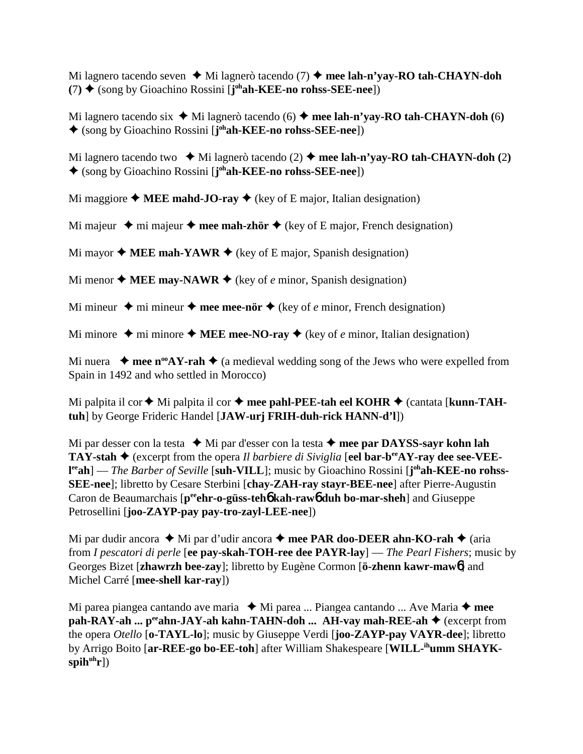Mi lagnero tacendo seven ✦ Mi lagnerò tacendo (7) ✦ **mee lah-n'yay-RO tah-CHAYN-doh (7)** ✦ (song by Gioachino Rossini [**j**oh**ah-KEE-no rohss-SEE-nee**])

Mi lagnero tacendo six ✦ Mi lagnerò tacendo (6) ✦ **mee lah-n'yay-RO tah-CHAYN-doh (6)** ✦ (song by Gioachino Rossini [**j**oh**ah-KEE-no rohss-SEE-nee**])

Mi lagnero tacendo two ✦ Mi lagnerò tacendo (2) ✦ **mee lah-n'yay-RO tah-CHAYN-doh (2)** ✦ (song by Gioachino Rossini [**j**oh**ah-KEE-no rohss-SEE-nee**])

Mi maggiore ✦ **MEE mahd-JO-ray** ✦ (key of E major, Italian designation)

Mi majeur ✦ mi majeur ✦ **mee mah-zhör** ✦ (key of E major, French designation)

Mi mayor ✦ **MEE mah-YAWR** ✦ (key of E major, Spanish designation)

Mi menor ✦ **MEE may-NAWR** ✦ (key of *e* minor, Spanish designation)

Mi mineur ✦ mi mineur ✦ **mee mee-nör** ✦ (key of *e* minor, French designation)

Mi minore ✦ mi minore ✦ **MEE mee-NO-ray** ✦ (key of *e* minor, Italian designation)

Mi nuera ✦ **mee n**oo**AY-rah** ✦ (a medieval wedding song of the Jews who were expelled from Spain in 1492 and who settled in Morocco)

Mi palpita il cor ✦ Mi palpita il cor ✦ **mee pahl-PEE-tah eel KOHR** ✦ (cantata [**kunn-TAH-tuh**] by George Frideric Handel [**JAW-urj FRIH-duh-rick HANN-d'l**])

Mi par desser con la testa ✦ Mi par d'esser con la testa ✦ **mee par DAYSS-sayr kohn lah TAY-stah** ✦ (excerpt from the opera *Il barbiere di Siviglia* [**eel bar-b**ee**AY-ray dee see-VEE-l**ee**ah**] — *The Barber of Seville* [**suh-VILL**]; music by Gioachino Rossini [**j**oh**ah-KEE-no rohss-SEE-nee**]; libretto by Cesare Sterbini [**chay-ZAH-ray stayr-BEE-nee**] after Pierre-Augustin Caron de Beaumarchais [**p**ee**ehr-o-güss-tehɲ kah-rawɲ duh bo-mar-sheh**] and Giuseppe Petrosellini [**joo-ZAYP-pay pay-tro-zayl-LEE-nee**])

Mi par dudir ancora ✦ Mi par d'udir ancora ✦ **mee PAR doo-DEER ahn-KO-rah** ✦ (aria from *I pescatori di perle* [**ee pay-skah-TOH-ree dee PAYR-lay**] — *The Pearl Fishers*; music by Georges Bizet [**zhawrzh bee-zay**]; libretto by Eugène Cormon [**ö-zhenn kawr-mawɲ**] and Michel Carré [**mee-shell kar-ray**])

Mi parea piangea cantando ave maria ✦ Mi parea ... Piangea cantando ... Ave Maria ✦ **mee pah-RAY-ah ... p**ee**ahn-JAY-ah kahn-TAHN-doh ... AH-vay mah-REE-ah** ✦ (excerpt from the opera *Otello* [**o-TAYL-lo**]; music by Giuseppe Verdi [**joo-ZAYP-pay VAYR-dee**]; libretto by Arrigo Boito [**ar-REE-go bo-EE-toh**] after William Shakespeare [**WILL-**ih**umm SHAYK-spih**uh**r**])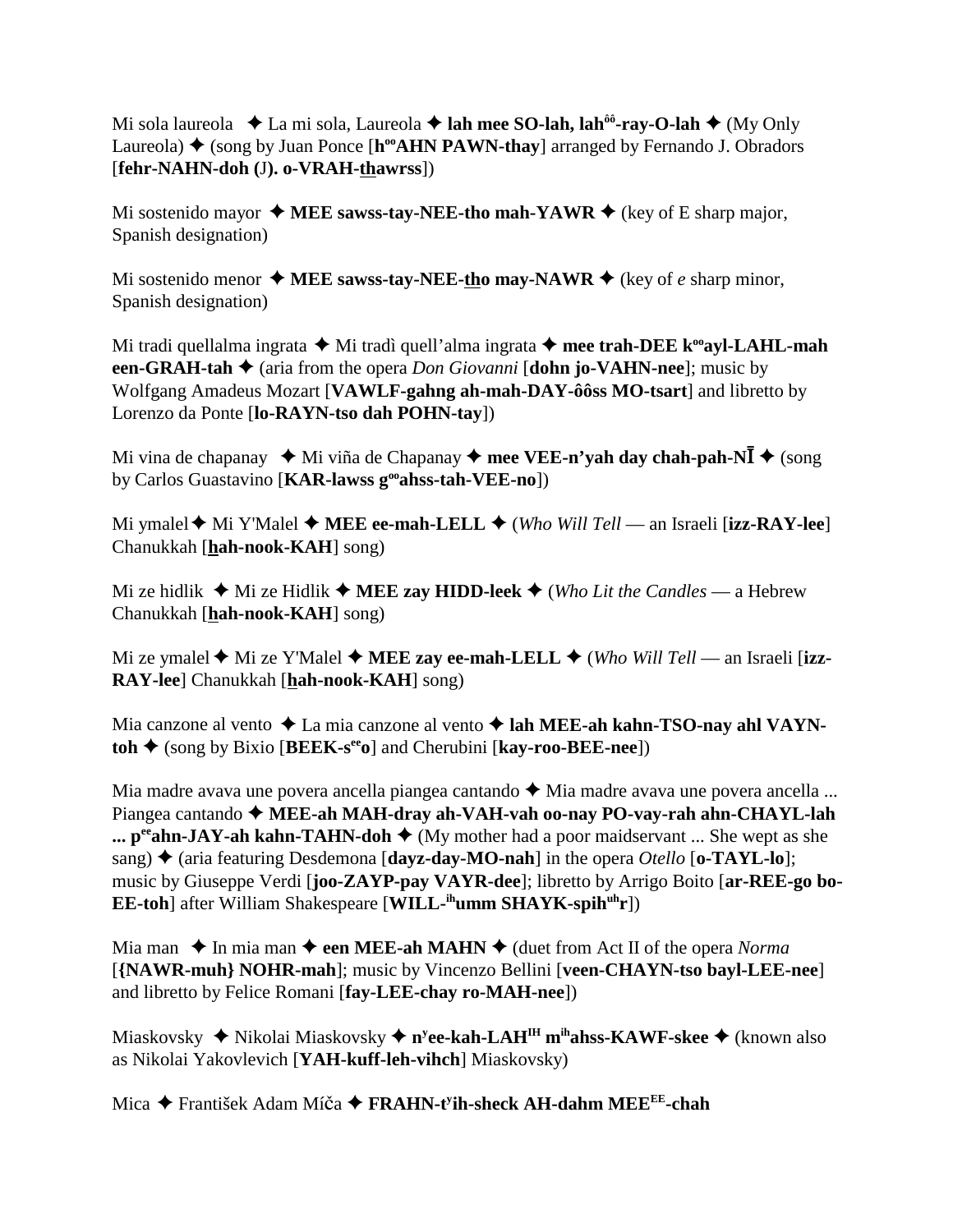Mi sola laureola ✦ La mi sola, Laureola ✦ **lah mee SO-lah, lah$^{ôô}$-ray-O-lah** ✦ (My Only Laureola) ✦ (song by Juan Ponce [**h$^{oo}$AHN PAWN-thay**] arranged by Fernando J. Obradors [**fehr-NAHN-doh (J). o-VRAH-thawrss**])

Mi sostenido mayor ✦ **MEE sawss-tay-NEE-tho mah-YAWR** ✦ (key of E sharp major, Spanish designation)

Mi sostenido menor ✦ **MEE sawss-tay-NEE-tho may-NAWR** ✦ (key of *e* sharp minor, Spanish designation)

Mi tradi quellalma ingrata ✦ Mi tradì quell'alma ingrata ✦ **mee trah-DEE k$^{oo}$ayl-LAHL-mah een-GRAH-tah** ✦ (aria from the opera *Don Giovanni* [**dohn jo-VAHN-nee**]; music by Wolfgang Amadeus Mozart [**VAWLF-gahng ah-mah-DAY-ôôss MO-tsart**] and libretto by Lorenzo da Ponte [**lo-RAYN-tso dah POHN-tay**])

Mi vina de chapanay ✦ Mi viña de Chapanay ✦ **mee VEE-n'yah day chah-pah-NĪ** ✦ (song by Carlos Guastavino [**KAR-lawss g$^{oo}$ahss-tah-VEE-no**])

Mi ymalel ✦ Mi Y'Malel ✦ **MEE ee-mah-LELL** ✦ (*Who Will Tell* — an Israeli [**izz-RAY-lee**] Chanukkah [**hah-nook-KAH**] song)

Mi ze hidlik ✦ Mi ze Hidlik ✦ **MEE zay HIDD-leek** ✦ (*Who Lit the Candles* — a Hebrew Chanukkah [**hah-nook-KAH**] song)

Mi ze ymalel ✦ Mi ze Y'Malel ✦ **MEE zay ee-mah-LELL** ✦ (*Who Will Tell* — an Israeli [**izz-RAY-lee**] Chanukkah [**hah-nook-KAH**] song)

Mia canzone al vento ✦ La mia canzone al vento ✦ **lah MEE-ah kahn-TSO-nay ahl VAYN-toh** ✦ (song by Bixio [**BEEK-s$^{ee}$o**] and Cherubini [**kay-roo-BEE-nee**])

Mia madre avava une povera ancella piangea cantando ✦ Mia madre avava une povera ancella ... Piangea cantando ✦ **MEE-ah MAH-dray ah-VAH-vah oo-nay PO-vay-rah ahn-CHAYL-lah ... p$^{ee}$ahn-JAY-ah kahn-TAHN-doh** ✦ (My mother had a poor maidservant ... She wept as she sang) ✦ (aria featuring Desdemona [**dayz-day-MO-nah**] in the opera *Otello* [**o-TAYL-lo**]; music by Giuseppe Verdi [**joo-ZAYP-pay VAYR-dee**]; libretto by Arrigo Boito [**ar-REE-go bo-EE-toh**] after William Shakespeare [**WILL-$^{ih}$umm SHAYK-spih$^{uh}$r**])

Mia man ✦ In mia man ✦ **een MEE-ah MAHN** ✦ (duet from Act II of the opera *Norma* [**{NAWR-muh} NOHR-mah**]; music by Vincenzo Bellini [**veen-CHAYN-tso bayl-LEE-nee**] and libretto by Felice Romani [**fay-LEE-chay ro-MAH-nee**])

Miaskovsky ✦ Nikolai Miaskovsky ✦ **n$^{y}$ee-kah-LAH$^{IH}$ m$^{ih}$ahss-KAWF-skee** ✦ (known also as Nikolai Yakovlevich [**YAH-kuff-leh-vihch**] Miaskovsky)

Mica ✦ František Adam Míča ✦ **FRAHN-t$^{y}$ih-sheck AH-dahm MEE$^{EE}$-chah**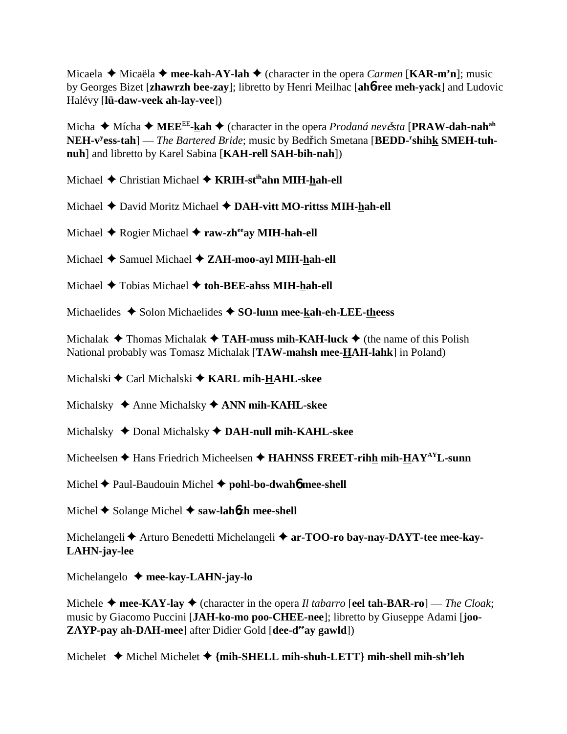Micaela ✦ Micaëla ✦ **mee-kah-AY-lah** ✦ (character in the opera *Carmen* [**KAR-m'n**]; music by Georges Bizet [**zhawrzh bee-zay**]; libretto by Henri Meilhac [**ahɶ-ree meh-yack**] and Ludovic Halévy [**lü-daw-veek ah-lay-vee**])

Micha ✦ Mícha ✦ **MEE**[EE]**-kah** ✦ (character in the opera *Prodaná nevěsta* [**PRAW-dah-nah**[ah] **NEH-v**[y]**ess-tah**] — *The Bartered Bride*; music by Bedřich Smetana [**BEDD-**[r]**shihk SMEH-tuh-nuh**] and libretto by Karel Sabina [**KAH-rell SAH-bih-nah**])

Michael ✦ Christian Michael ✦ **KRIH-st**[ih]**ahn MIH-hah-ell**

Michael ✦ David Moritz Michael ✦ **DAH-vitt MO-rittss MIH-hah-ell**

Michael ✦ Rogier Michael ✦ **raw-zh**[ee]**ay MIH-hah-ell**

Michael ✦ Samuel Michael ✦ **ZAH-moo-ayl MIH-hah-ell**

Michael ✦ Tobias Michael ✦ **toh-BEE-ahss MIH-hah-ell**

Michaelides ✦ Solon Michaelides ✦ **SO-lunn mee-kah-eh-LEE-theess**

Michalak ✦ Thomas Michalak ✦ **TAH-muss mih-KAH-luck** ✦ (the name of this Polish National probably was Tomasz Michalak [**TAW-mahsh mee-HAH-lahk**] in Poland)

Michalski ✦ Carl Michalski ✦ **KARL mih-HAHL-skee**

Michalsky ✦ Anne Michalsky ✦ **ANN mih-KAHL-skee**

Michalsky ✦ Donal Michalsky ✦ **DAH-null mih-KAHL-skee**

Micheelsen ✦ Hans Friedrich Micheelsen ✦ **HAHNSS FREET-rihh mih-HAY**[AY]**L-sunn**

Michel ✦ Paul-Baudouin Michel ✦ **pohl-bo-dwahɶ mee-shell**

Michel ✦ Solange Michel ✦ **saw-lahɶzh mee-shell**

Michelangeli ✦ Arturo Benedetti Michelangeli ✦ **ar-TOO-ro bay-nay-DAYT-tee mee-kay-LAHN-jay-lee**

Michelangelo ✦ **mee-kay-LAHN-jay-lo**

Michele ✦ **mee-KAY-lay** ✦ (character in the opera *Il tabarro* [**eel tah-BAR-ro**] — *The Cloak*; music by Giacomo Puccini [**JAH-ko-mo poo-CHEE-nee**]; libretto by Giuseppe Adami [**joo-ZAYP-pay ah-DAH-mee**] after Didier Gold [**dee-d**[ee]**ay gawld**])

Michelet ✦ Michel Michelet ✦ **{mih-SHELL mih-shuh-LETT} mih-shell mih-sh'leh**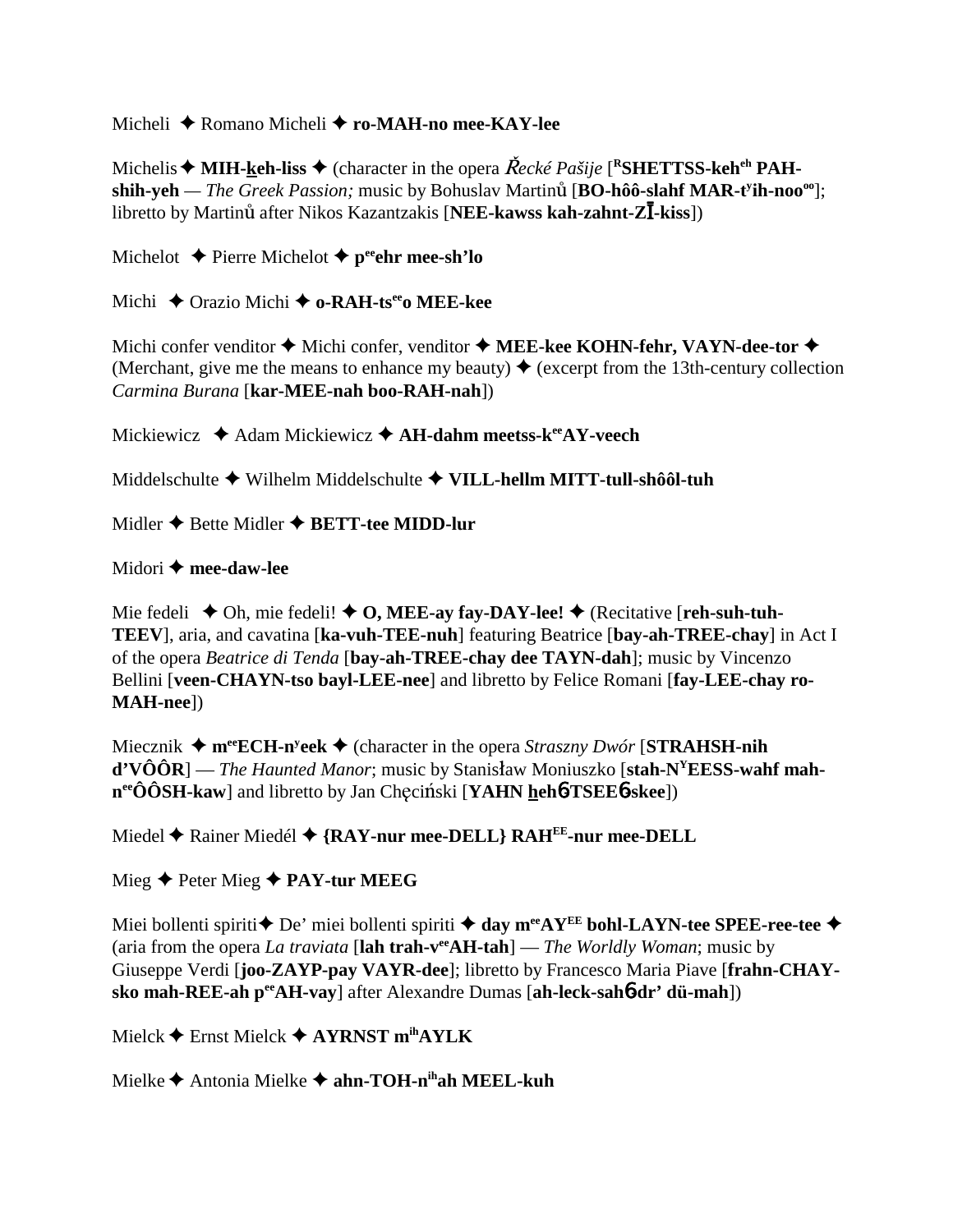Micheli ✦ Romano Micheli ✦ **ro-MAH-no mee-KAY-lee**

Michelis ✦ **MIH-keh-liss** ✦ (character in the opera *Řecké Pašije* [**RSHETTSS-kehᵉʰ PAH-shih-yeh** — *The Greek Passion;* music by Bohuslav Martinů [**BO-hôô-slahf MAR-tʸih-nooᵒᵒ**]; libretto by Martinů after Nikos Kazantzakis [**NEE-kawss kah-zahnt-ZĪ-kiss**])

Michelot ✦ Pierre Michelot ✦ **pᵉᵉehr mee-sh'lo**

Michi ✦ Orazio Michi ✦ **o-RAH-tsᵉᵉo MEE-kee**

Michi confer venditor ✦ Michi confer, venditor ✦ **MEE-kee KOHN-fehr, VAYN-dee-tor** ✦ (Merchant, give me the means to enhance my beauty) ✦ (excerpt from the 13th-century collection *Carmina Burana* [**kar-MEE-nah boo-RAH-nah**])

Mickiewicz ✦ Adam Mickiewicz ✦ **AH-dahm meetss-kᵉᵉAY-veech**

Middelschulte ✦ Wilhelm Middelschulte ✦ **VILL-hellm MITT-tull-shôôl-tuh**

Midler ✦ Bette Midler ✦ **BETT-tee MIDD-lur**

Midori ✦ **mee-daw-lee**

Mie fedeli ✦ Oh, mie fedeli! ✦ **O, MEE-ay fay-DAY-lee!** ✦ (Recitative [**reh-suh-tuh-TEEV**], aria, and cavatina [**ka-vuh-TEE-nuh**] featuring Beatrice [**bay-ah-TREE-chay**] in Act I of the opera *Beatrice di Tenda* [**bay-ah-TREE-chay dee TAYN-dah**]; music by Vincenzo Bellini [**veen-CHAYN-tso bayl-LEE-nee**] and libretto by Felice Romani [**fay-LEE-chay ro-MAH-nee**])

Miecznik ✦ **mᵉᵉECH-nʸeek** ✦ (character in the opera *Straszny Dwór* [**STRAHSH-nih d'VÔÔR**] — *The Haunted Manor*; music by Stanisław Moniuszko [**stah-NʸEESS-wahf mah-nᵉᵉÔÔSH-kaw**] and libretto by Jan Chęciński [**YAHN heh6-TSEE6-skee**])

Miedel ✦ Rainer Miedél ✦ **{RAY-nur mee-DELL} RAHᴱᴱ-nur mee-DELL**

Mieg ✦ Peter Mieg ✦ **PAY-tur MEEG**

Miei bollenti spiriti ✦ De' miei bollenti spiriti ✦ **day mᵉᵉAYᴱᴱ bohl-LAYN-tee SPEE-ree-tee** ✦ (aria from the opera *La traviata* [**lah trah-vᵉᵉAH-tah**] — *The Worldly Woman*; music by Giuseppe Verdi [**joo-ZAYP-pay VAYR-dee**]; libretto by Francesco Maria Piave [**frahn-CHAY-sko mah-REE-ah pᵉᵉAH-vay**] after Alexandre Dumas [**ah-leck-sah6-dr' dü-mah**])

Mielck ✦ Ernst Mielck ✦ **AYRNST mⁱʰAYLK**

Mielke ✦ Antonia Mielke ✦ **ahn-TOH-nⁱʰah MEEL-kuh**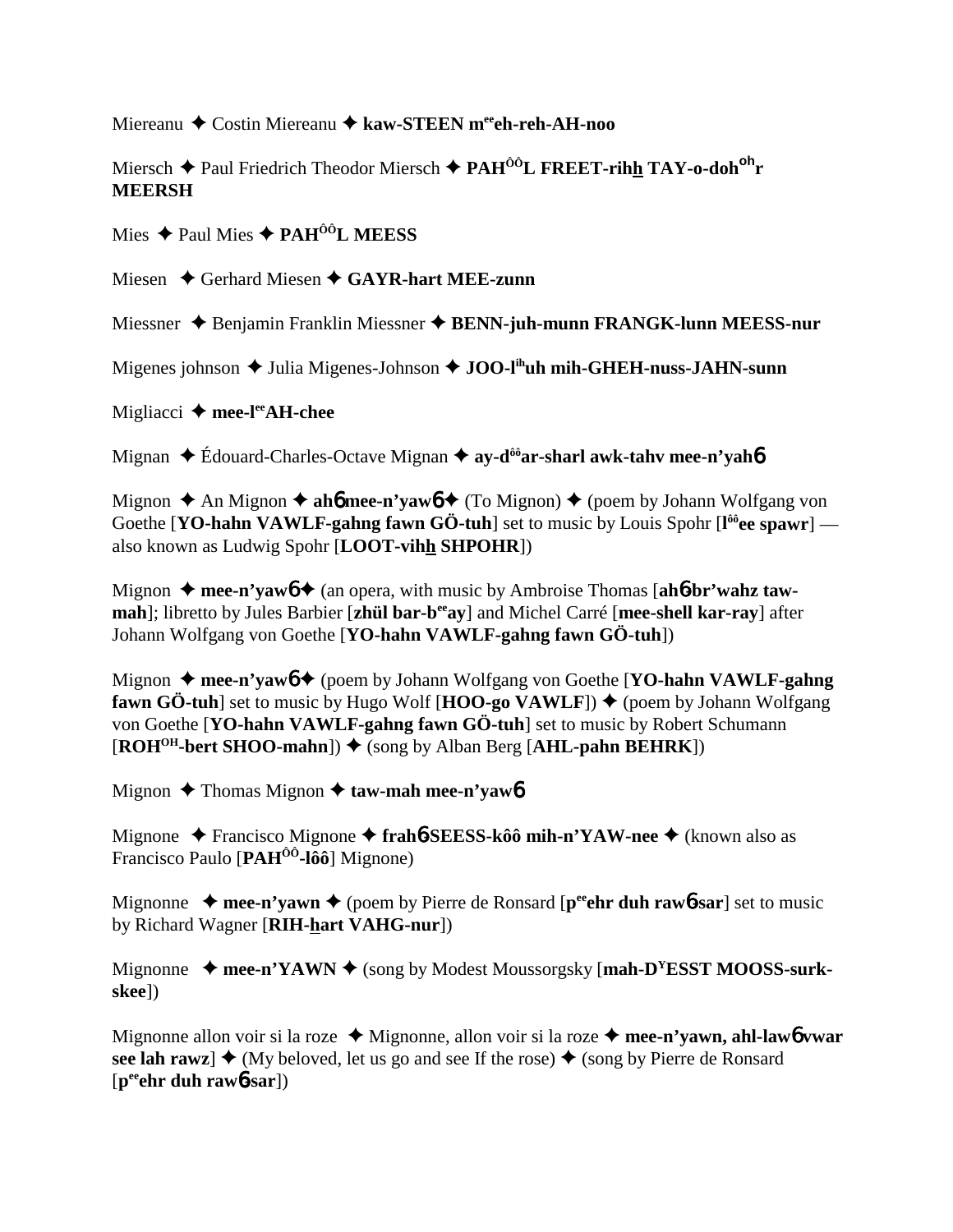Miereanu ✦ Costin Miereanu ✦ **kaw-STEEN meeeh-reh-AH-noo**

Miersch ✦ Paul Friedrich Theodor Miersch ✦ **PAHÔÔL FREET-rihh TAY-o-dohohr MEERSH**

Mies ✦ Paul Mies ✦ **PAHÔÔL MEESS**

Miesen ✦ Gerhard Miesen ✦ **GAYR-hart MEE-zunn**

Miessner ✦ Benjamin Franklin Miessner ✦ **BENN-juh-munn FRANGK-lunn MEESS-nur**

Migenes johnson ✦ Julia Migenes-Johnson ✦ **JOO-lihuh mih-GHEH-nuss-JAHN-sunn**

Migliacci ✦ **mee-leeAH-chee**

Mignan ✦ Édouard-Charles-Octave Mignan ✦ **ay-dôôar-sharl awk-tahv mee-n'yahɓ**

Mignon ✦ An Mignon ✦ **ahɓ mee-n'yawɓ** ✦ (To Mignon) ✦ (poem by Johann Wolfgang von Goethe [**YO-hahn VAWLF-gahng fawn GÖ-tuh**] set to music by Louis Spohr [**lôôee spawr**] — also known as Ludwig Spohr [**LOOT-vihh SHPOHR**])

Mignon ✦ **mee-n'yawɓ** ✦ (an opera, with music by Ambroise Thomas [**ahɓ-br'wahz taw-mah**]; libretto by Jules Barbier [**zhül bar-beeay**] and Michel Carré [**mee-shell kar-ray**] after Johann Wolfgang von Goethe [**YO-hahn VAWLF-gahng fawn GÖ-tuh**])

Mignon ✦ **mee-n'yawɓ** ✦ (poem by Johann Wolfgang von Goethe [**YO-hahn VAWLF-gahng fawn GÖ-tuh**] set to music by Hugo Wolf [**HOO-go VAWLF**]) ✦ (poem by Johann Wolfgang von Goethe [**YO-hahn VAWLF-gahng fawn GÖ-tuh**] set to music by Robert Schumann [**ROHOH-bert SHOO-mahn**]) ✦ (song by Alban Berg [**AHL-pahn BEHRK**])

Mignon ✦ Thomas Mignon ✦ **taw-mah mee-n'yawɓ**

Mignone ✦ Francisco Mignone ✦ **frahɓ-SEESS-kôô mih-n'YAW-nee** ✦ (known also as Francisco Paulo [**PAHÔÔ-lôô**] Mignone)

Mignonne ✦ **mee-n'yawn** ✦ (poem by Pierre de Ronsard [**peeehr duh rawɓ-sar**] set to music by Richard Wagner [**RIH-hart VAHG-nur**])

Mignonne ✦ **mee-n'YAWN** ✦ (song by Modest Moussorgsky [**mah-DYESST MOOSS-surk-skee**])

Mignonne allon voir si la roze ✦ Mignonne, allon voir si la roze ✦ **mee-n'yawn, ahl-lawɓ vwar see lah rawz**] ✦ (My beloved, let us go and see If the rose) ✦ (song by Pierre de Ronsard [**peeehr duh rawɓ-sar**])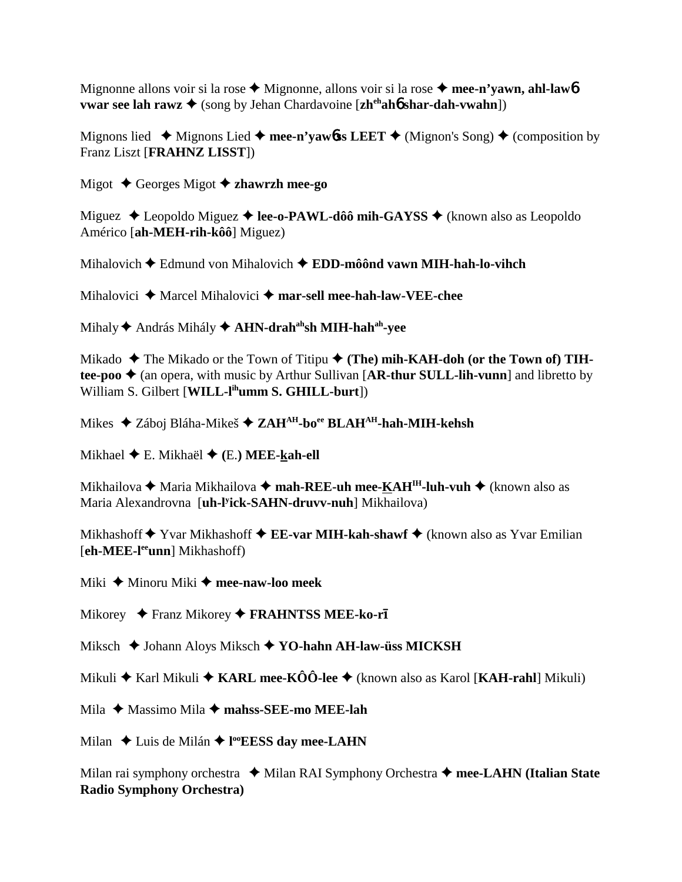Mignonne allons voir si la rose ✦ Mignonne, allons voir si la rose ✦ **mee-n'yawn, ahl-lawɓ vwar see lah rawz** ✦ (song by Jehan Chardavoine [**zh**[eh]**ahɓ shar-dah-vwahn**])

Mignons lied ✦ Mignons Lied ✦ **mee-n'yawɓs LEET** ✦ (Mignon's Song) ✦ (composition by Franz Liszt [**FRAHNZ LISST**])

Migot ✦ Georges Migot ✦ **zhawrzh mee-go**

Miguez ✦ Leopoldo Miguez ✦ **lee-o-PAWL-dôô mih-GAYSS** ✦ (known also as Leopoldo Américo [**ah-MEH-rih-kôô**] Miguez)

Mihalovich ✦ Edmund von Mihalovich ✦ **EDD-môônd vawn MIH-hah-lo-vihch**

Mihalovici ✦ Marcel Mihalovici ✦ **mar-sell mee-hah-law-VEE-chee**

Mihaly ✦ András Mihály ✦ **AHN-drah**[ah]**sh MIH-hah**[ah]**-yee**

Mikado ✦ The Mikado or the Town of Titipu ✦ **(The) mih-KAH-doh (or the Town of) TIH-tee-poo** ✦ (an opera, with music by Arthur Sullivan [**AR-thur SULL-lih-vunn**] and libretto by William S. Gilbert [**WILL-l**[ih]**umm S. GHILL-burt**])

Mikes ✦ Záboj Bláha-Mikeš ✦ **ZAH**[AH]**-bo**[ee] **BLAH**[AH]**-hah-MIH-kehsh**

Mikhael ✦ E. Mikhaël ✦ **(E.) MEE-kah-ell**

Mikhailova ✦ Maria Mikhailova ✦ **mah-REE-uh mee-KAH**[IH]**-luh-vuh** ✦ (known also as Maria Alexandrovna [**uh-l**[y]**ick-SAHN-druvv-nuh**] Mikhailova)

Mikhashoff ✦ Yvar Mikhashoff ✦ **EE-var MIH-kah-shawf** ✦ (known also as Yvar Emilian [**eh-MEE-l**[ee]**unn**] Mikhashoff)

Miki ✦ Minoru Miki ✦ **mee-naw-loo meek**

Mikorey ✦ Franz Mikorey ✦ **FRAHNTSS MEE-ko-rī**

Miksch ✦ Johann Aloys Miksch ✦ **YO-hahn AH-law-üss MICKSH**

Mikuli ✦ Karl Mikuli ✦ **KARL mee-KÔÔ-lee** ✦ (known also as Karol [**KAH-rahl**] Mikuli)

Mila ✦ Massimo Mila ✦ **mahss-SEE-mo MEE-lah**

Milan ✦ Luis de Milán ✦ **l**[oo]**EESS day mee-LAHN**

Milan rai symphony orchestra ✦ Milan RAI Symphony Orchestra ✦ **mee-LAHN (Italian State Radio Symphony Orchestra)**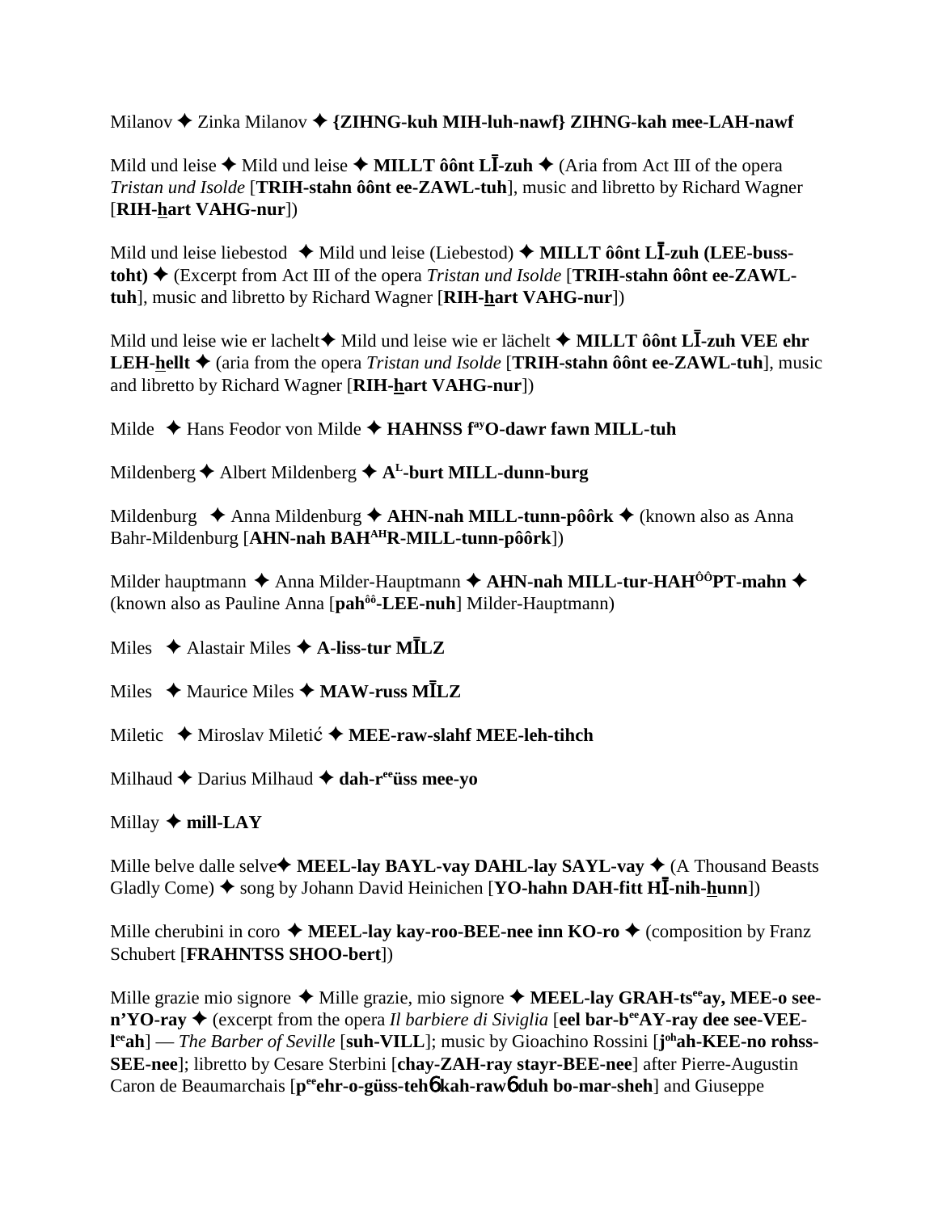Milanov ✦ Zinka Milanov ✦ **{ZIHNG-kuh MIH-luh-nawf} ZIHNG-kah mee-LAH-nawf**

Mild und leise ✦ Mild und leise ✦ **MILLT ôônt LĪ-zuh** ✦ (Aria from Act III of the opera *Tristan und Isolde* [**TRIH-stahn ôônt ee-ZAWL-tuh**], music and libretto by Richard Wagner [**RIH-hart VAHG-nur**])

Mild und leise liebestod ✦ Mild und leise (Liebestod) ✦ **MILLT ôônt LĪ-zuh (LEE-buss-toht)** ✦ (Excerpt from Act III of the opera *Tristan und Isolde* [**TRIH-stahn ôônt ee-ZAWL-tuh**], music and libretto by Richard Wagner [**RIH-hart VAHG-nur**])

Mild und leise wie er lachelt✦ Mild und leise wie er lächelt ✦ **MILLT ôônt LĪ-zuh VEE ehr LEH-hellt** ✦ (aria from the opera *Tristan und Isolde* [**TRIH-stahn ôônt ee-ZAWL-tuh**], music and libretto by Richard Wagner [**RIH-hart VAHG-nur**])

Milde ✦ Hans Feodor von Milde ✦ **HAHNSS f^ay^O-dawr fawn MILL-tuh**

Mildenberg ✦ Albert Mildenberg ✦ **A^L^-burt MILL-dunn-burg**

Mildenburg ✦ Anna Mildenburg ✦ **AHN-nah MILL-tunn-pôôrk** ✦ (known also as Anna Bahr-Mildenburg [**AHN-nah BAH^AH^R-MILL-tunn-pôôrk**])

Milder hauptmann ✦ Anna Milder-Hauptmann ✦ **AHN-nah MILL-tur-HAH^ÔÔ^PT-mahn** ✦ (known also as Pauline Anna [**pah^ôô^-LEE-nuh**] Milder-Hauptmann)

Miles ✦ Alastair Miles ✦ **A-liss-tur MĪLZ**

Miles ✦ Maurice Miles ✦ **MAW-russ MĪLZ**

Miletic ✦ Miroslav Miletić ✦ **MEE-raw-slahf MEE-leh-tihch**

Milhaud ✦ Darius Milhaud ✦ **dah-r^ee^üss mee-yo**

Millay ✦ **mill-LAY**

Mille belve dalle selve✦ **MEEL-lay BAYL-vay DAHL-lay SAYL-vay** ✦ (A Thousand Beasts Gladly Come) ✦ song by Johann David Heinichen [**YO-hahn DAH-fitt HĪ-nih-hunn**])

Mille cherubini in coro ✦ **MEEL-lay kay-roo-BEE-nee inn KO-ro** ✦ (composition by Franz Schubert [**FRAHNTSS SHOO-bert**])

Mille grazie mio signore ✦ Mille grazie, mio signore ✦ **MEEL-lay GRAH-ts^ee^ay, MEE-o see-n'YO-ray** ✦ (excerpt from the opera *Il barbiere di Siviglia* [**eel bar-b^ee^AY-ray dee see-VEE-l^ee^ah**] — *The Barber of Seville* [**suh-VILL**]; music by Gioachino Rossini [**j^oh^ah-KEE-no rohss-SEE-nee**]; libretto by Cesare Sterbini [**chay-ZAH-ray stayr-BEE-nee**] after Pierre-Augustin Caron de Beaumarchais [**p^ee^ehr-o-güss-tehǿ kah-rawǿ duh bo-mar-sheh**] and Giuseppe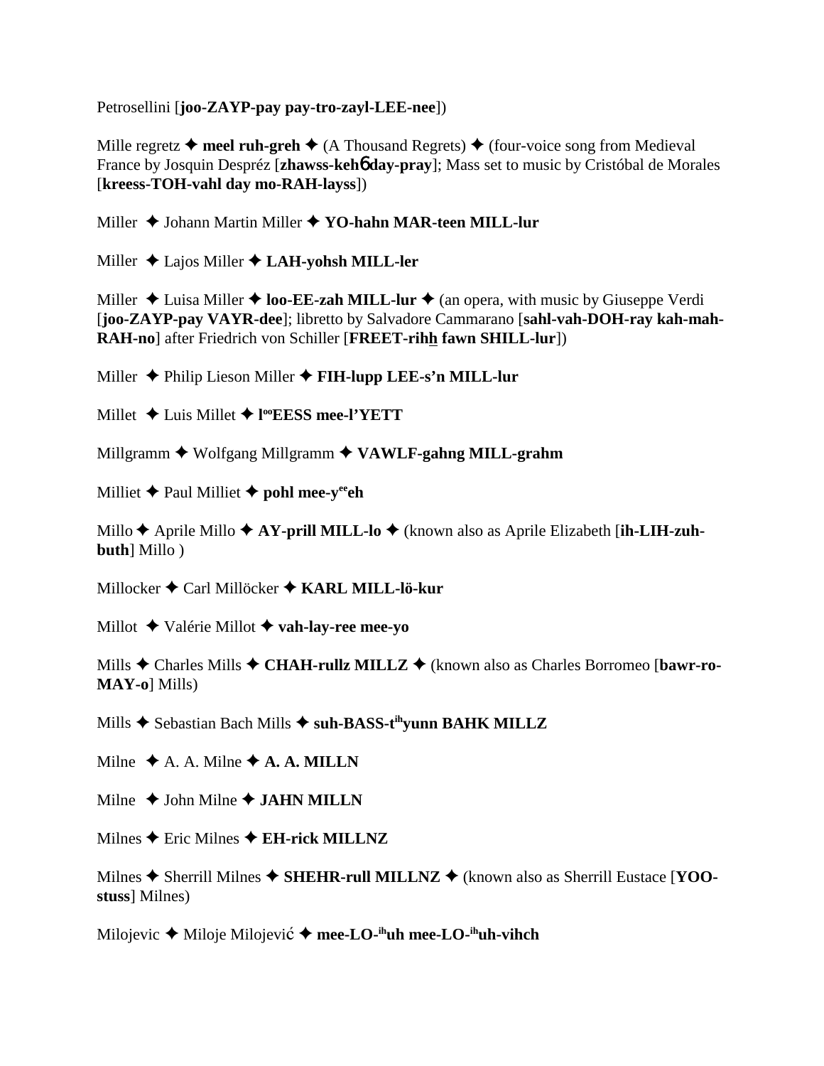Petrosellini [**joo-ZAYP-pay pay-tro-zayl-LEE-nee**])

Mille regretz ✦ **meel ruh-greh** ✦ (A Thousand Regrets) ✦ (four-voice song from Medieval France by Josquin Despréz [**zhawss-keh6 day-pray**]; Mass set to music by Cristóbal de Morales [**kreess-TOH-vahl day mo-RAH-layss**])

Miller ✦ Johann Martin Miller ✦ **YO-hahn MAR-teen MILL-lur**

Miller ✦ Lajos Miller ✦ **LAH-yohsh MILL-ler**

Miller ✦ Luisa Miller ✦ **loo-EE-zah MILL-lur** ✦ (an opera, with music by Giuseppe Verdi [**joo-ZAYP-pay VAYR-dee**]; libretto by Salvadore Cammarano [**sahl-vah-DOH-ray kah-mah-RAH-no**] after Friedrich von Schiller [**FREET-rihh fawn SHILL-lur**])

Miller ✦ Philip Lieson Miller ✦ **FIH-lupp LEE-s'n MILL-lur**

Millet ✦ Luis Millet ✦ **l^oo^EESS mee-l'YETT**

Millgramm ✦ Wolfgang Millgramm ✦ **VAWLF-gahng MILL-grahm**

Milliet ✦ Paul Milliet ✦ **pohl mee-y^ee^eh**

Millo ✦ Aprile Millo ✦ **AY-prill MILL-lo** ✦ (known also as Aprile Elizabeth [**ih-LIH-zuh-buth**] Millo )

Millocker ✦ Carl Millöcker ✦ **KARL MILL-lö-kur**

Millot ✦ Valérie Millot ✦ **vah-lay-ree mee-yo**

Mills ✦ Charles Mills ✦ **CHAH-rullz MILLZ** ✦ (known also as Charles Borromeo [**bawr-ro-MAY-o**] Mills)

Mills ✦ Sebastian Bach Mills ✦ **suh-BASS-t^ih^yunn BAHK MILLZ**

Milne ✦ A. A. Milne ✦ **A. A. MILLN**

Milne ✦ John Milne ✦ **JAHN MILLN**

Milnes ✦ Eric Milnes ✦ **EH-rick MILLNZ**

Milnes ✦ Sherrill Milnes ✦ **SHEHR-rull MILLNZ** ✦ (known also as Sherrill Eustace [**YOO-stuss**] Milnes)

Milojevic ✦ Miloje Milojević ✦ **mee-LO-^ih^uh mee-LO-^ih^uh-vihch**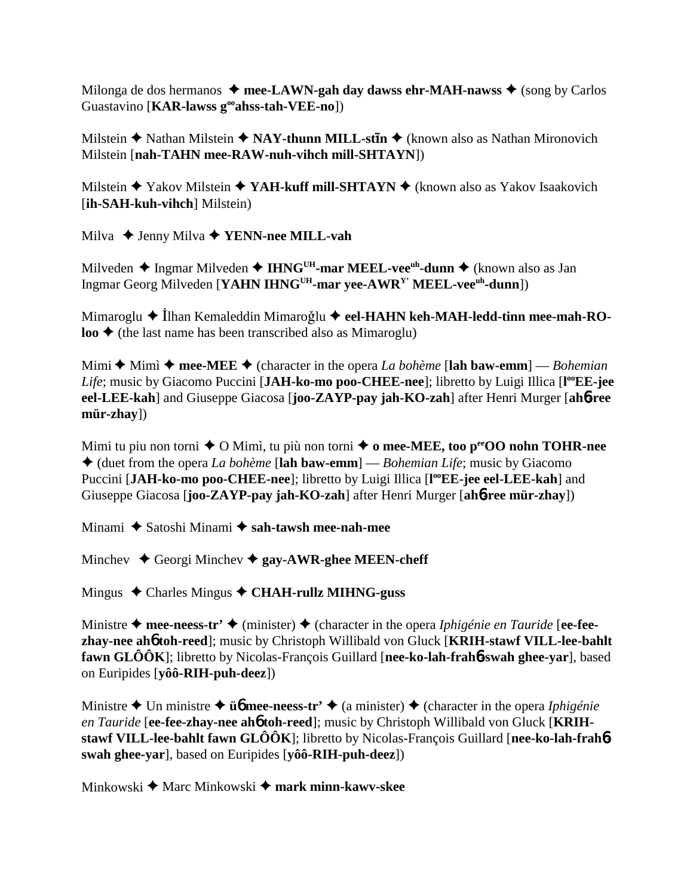Milonga de dos hermanos ✦ **mee-LAWN-gah day dawss ehr-MAH-nawss** ✦ (song by Carlos Guastavino [**KAR-lawss g**ᵒᵒ**ahss-tah-VEE-no**])

Milstein ✦ Nathan Milstein ✦ **NAY-thunn MILL-stīn** ✦ (known also as Nathan Mironovich Milstein [**nah-TAHN mee-RAW-nuh-vihch mill-SHTAYN**])

Milstein ✦ Yakov Milstein ✦ **YAH-kuff mill-SHTAYN** ✦ (known also as Yakov Isaakovich [**ih-SAH-kuh-vihch**] Milstein)

Milva ✦ Jenny Milva ✦ **YENN-nee MILL-vah**

Milveden ✦ Ingmar Milveden ✦ **IHNG**ᵁᴴ**-mar MEEL-vee**ᵘʰ**-dunn** ✦ (known also as Jan Ingmar Georg Milveden [**YAHN IHNG**ᵁᴴ**-mar yee-AWR**ʸ᾿ **MEEL-vee**ᵘʰ**-dunn**])

Mimaroglu ✦ İlhan Kemaleddin Mimaroğlu ✦ **eel-HAHN keh-MAH-ledd-tinn mee-mah-RO-loo** ✦ (the last name has been transcribed also as Mimaroglu)

Mimi ✦ Mimì ✦ **mee-MEE** ✦ (character in the opera *La bohème* [**lah baw-emm**] — *Bohemian Life*; music by Giacomo Puccini [**JAH-ko-mo poo-CHEE-nee**]; libretto by Luigi Illica [**l**ᵒᵒ**EE-jee eel-LEE-kah**] and Giuseppe Giacosa [**joo-ZAYP-pay jah-KO-zah**] after Henri Murger [**ah**ɓ**-ree mür-zhay**])

Mimi tu piu non torni ✦ O Mimì, tu più non torni ✦ **o mee-MEE, too p**ᵉᵉ**OO nohn TOHR-nee** ✦ (duet from the opera *La bohème* [**lah baw-emm**] — *Bohemian Life*; music by Giacomo Puccini [**JAH-ko-mo poo-CHEE-nee**]; libretto by Luigi Illica [**l**ᵒᵒ**EE-jee eel-LEE-kah**] and Giuseppe Giacosa [**joo-ZAYP-pay jah-KO-zah**] after Henri Murger [**ah**ɓ**-ree mür-zhay**])

Minami ✦ Satoshi Minami ✦ **sah-tawsh mee-nah-mee**

Minchev ✦ Georgi Minchev ✦ **gay-AWR-ghee MEEN-cheff**

Mingus ✦ Charles Mingus ✦ **CHAH-rullz MIHNG-guss**

Ministre ✦ **mee-neess-tr'** ✦ (minister) ✦ (character in the opera *Iphigénie en Tauride* [**ee-fee-zhay-nee ah**ɓ **toh-reed**]; music by Christoph Willibald von Gluck [**KRIH-stawf VILL-lee-bahlt fawn GLÔÔK**]; libretto by Nicolas-François Guillard [**nee-ko-lah-frah**ɓ**-swah ghee-yar**], based on Euripides [**yôô-RIH-puh-deez**])

Ministre ✦ Un ministre ✦ **ü**ɓ **mee-neess-tr'** ✦ (a minister) ✦ (character in the opera *Iphigénie en Tauride* [**ee-fee-zhay-nee ah**ɓ **toh-reed**]; music by Christoph Willibald von Gluck [**KRIH-stawf VILL-lee-bahlt fawn GLÔÔK**]; libretto by Nicolas-François Guillard [**nee-ko-lah-frah**ɓ**-swah ghee-yar**], based on Euripides [**yôô-RIH-puh-deez**])

Minkowski ✦ Marc Minkowski ✦ **mark minn-kawv-skee**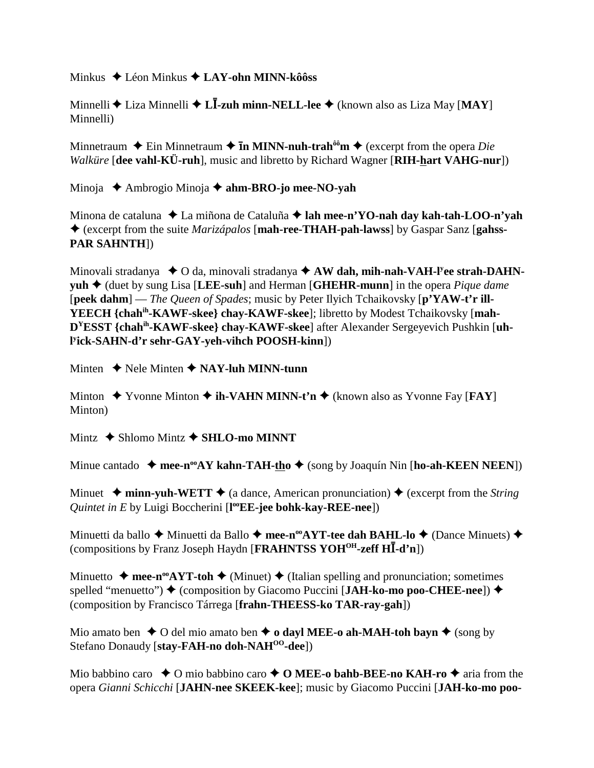Minkus ✦ Léon Minkus ✦ **LAY-ohn MINN-kôôss**

Minnelli ✦ Liza Minnelli ✦ **LĪ-zuh minn-NELL-lee** ✦ (known also as Liza May [**MAY**] Minnelli)

Minnetraum ✦ Ein Minnetraum ✦ **īn MINN-nuh-trah$^{ôô}$m** ✦ (excerpt from the opera *Die Walküre* [**dee vahl-KÜ-ruh**], music and libretto by Richard Wagner [**RIH-hart VAHG-nur**])

Minoja ✦ Ambrogio Minoja ✦ **ahm-BRO-jo mee-NO-yah**

Minona de cataluna ✦ La miñona de Cataluña ✦ **lah mee-n'YO-nah day kah-tah-LOO-n'yah** ✦ (excerpt from the suite *Marizápalos* [**mah-ree-THAH-pah-lawss**] by Gaspar Sanz [**gahss-PAR SAHNTH**])

Minovali stradanya ✦ O da, minovali stradanya ✦ **AW dah, mih-nah-VAH-l$^{y}$ee strah-DAHN-yuh** ✦ (duet by sung Lisa [**LEE-suh**] and Herman [**GHEHR-munn**] in the opera *Pique dame* [**peek dahm**] — *The Queen of Spades*; music by Peter Ilyich Tchaikovsky [**p'YAW-t'r ill-YEECH {chah$^{ih}$-KAWF-skee} chay-KAWF-skee**]; libretto by Modest Tchaikovsky [**mah-D$^{Y}$ESST {chah$^{ih}$-KAWF-skee} chay-KAWF-skee**] after Alexander Sergeyevich Pushkin [**uh-l$^{y}$ick-SAHN-d'r sehr-GAY-yeh-vihch POOSH-kinn**])

Minten ✦ Nele Minten ✦ **NAY-luh MINN-tunn**

Minton ✦ Yvonne Minton ✦ **ih-VAHN MINN-t'n** ✦ (known also as Yvonne Fay [**FAY**] Minton)

Mintz ✦ Shlomo Mintz ✦ **SHLO-mo MINNT**

Minue cantado ✦ **mee-n$^{oo}$AY kahn-TAH-tho** ✦ (song by Joaquín Nin [**ho-ah-KEEN NEEN**])

Minuet ✦ **minn-yuh-WETT** ✦ (a dance, American pronunciation) ✦ (excerpt from the *String Quintet in E* by Luigi Boccherini [**l$^{oo}$EE-jee bohk-kay-REE-nee**])

Minuetti da ballo ✦ Minuetti da Ballo ✦ **mee-n$^{oo}$AYT-tee dah BAHL-lo** ✦ (Dance Minuets) ✦ (compositions by Franz Joseph Haydn [**FRAHNTSS YOH$^{OH}$-zeff HĪ-d'n**])

Minuetto ✦ **mee-n$^{oo}$AYT-toh** ✦ (Minuet) ✦ (Italian spelling and pronunciation; sometimes spelled "menuetto") ✦ (composition by Giacomo Puccini [**JAH-ko-mo poo-CHEE-nee**]) ✦ (composition by Francisco Tárrega [**frahn-THEESS-ko TAR-ray-gah**])

Mio amato ben ✦ O del mio amato ben ✦ **o dayl MEE-o ah-MAH-toh bayn** ✦ (song by Stefano Donaudy [**stay-FAH-no doh-NAH$^{OO}$-dee**])

Mio babbino caro ✦ O mio babbino caro ✦ **O MEE-o bahb-BEE-no KAH-ro** ✦ aria from the opera *Gianni Schicchi* [**JAHN-nee SKEEK-kee**]; music by Giacomo Puccini [**JAH-ko-mo poo-**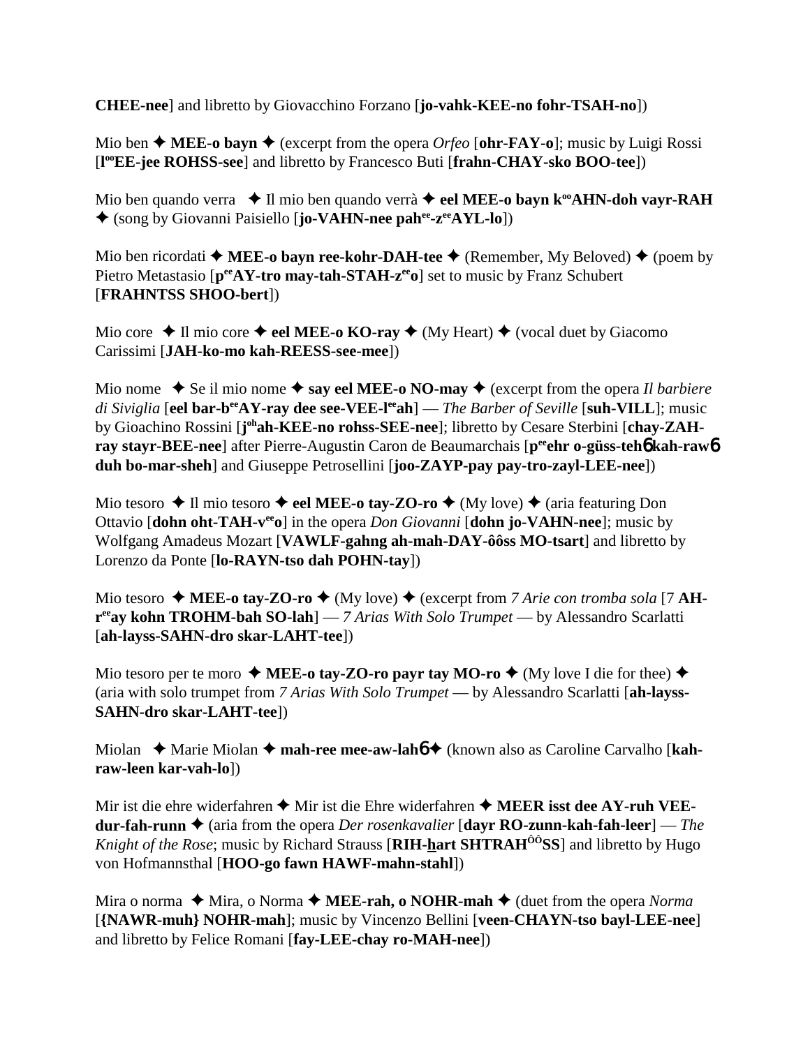**CHEE-nee**] and libretto by Giovacchino Forzano [**jo-vahk-KEE-no fohr-TSAH-no**])

Mio ben ✦ **MEE-o bayn** ✦ (excerpt from the opera *Orfeo* [**ohr-FAY-o**]; music by Luigi Rossi [**l**ᵒᵒ**EE-jee ROHSS-see**] and libretto by Francesco Buti [**frahn-CHAY-sko BOO-tee**])

Mio ben quando verra ✦ Il mio ben quando verrà ✦ **eel MEE-o bayn k**ᵒᵒ**AHN-doh vayr-RAH** ✦ (song by Giovanni Paisiello [**jo-VAHN-nee pah**ᵉᵉ**-z**ᵉᵉ**AYL-lo**])

Mio ben ricordati ✦ **MEE-o bayn ree-kohr-DAH-tee** ✦ (Remember, My Beloved) ✦ (poem by Pietro Metastasio [**p**ᵉᵉ**AY-tro may-tah-STAH-z**ᵉᵉ**o**] set to music by Franz Schubert [**FRAHNTSS SHOO-bert**])

Mio core ✦ Il mio core ✦ **eel MEE-o KO-ray** ✦ (My Heart) ✦ (vocal duet by Giacomo Carissimi [**JAH-ko-mo kah-REESS-see-mee**])

Mio nome ✦ Se il mio nome ✦ **say eel MEE-o NO-may** ✦ (excerpt from the opera *Il barbiere di Siviglia* [**eel bar-b**ᵉᵉ**AY-ray dee see-VEE-l**ᵉᵉ**ah**] — *The Barber of Seville* [**suh-VILL**]; music by Gioachino Rossini [**j**ᵒʰ**ah-KEE-no rohss-SEE-nee**]; libretto by Cesare Sterbini [**chay-ZAH-ray stayr-BEE-nee**] after Pierre-Augustin Caron de Beaumarchais [**p**ᵉᵉ**ehr o-güss-teh**6 **kah-raw**6 **duh bo-mar-sheh**] and Giuseppe Petrosellini [**joo-ZAYP-pay pay-tro-zayl-LEE-nee**])

Mio tesoro ✦ Il mio tesoro ✦ **eel MEE-o tay-ZO-ro** ✦ (My love) ✦ (aria featuring Don Ottavio [**dohn oht-TAH-v**ᵉᵉ**o**] in the opera *Don Giovanni* [**dohn jo-VAHN-nee**]; music by Wolfgang Amadeus Mozart [**VAWLF-gahng ah-mah-DAY-ôôss MO-tsart**] and libretto by Lorenzo da Ponte [**lo-RAYN-tso dah POHN-tay**])

Mio tesoro ✦ **MEE-o tay-ZO-ro** ✦ (My love) ✦ (excerpt from *7 Arie con tromba sola* [7 **AH-r**ᵉᵉ**ay kohn TROHM-bah SO-lah**] — *7 Arias With Solo Trumpet* — by Alessandro Scarlatti [**ah-layss-SAHN-dro skar-LAHT-tee**])

Mio tesoro per te moro ✦ **MEE-o tay-ZO-ro payr tay MO-ro** ✦ (My love I die for thee) ✦ (aria with solo trumpet from *7 Arias With Solo Trumpet* — by Alessandro Scarlatti [**ah-layss-SAHN-dro skar-LAHT-tee**])

Miolan ✦ Marie Miolan ✦ **mah-ree mee-aw-lah**6 ✦ (known also as Caroline Carvalho [**kah-raw-leen kar-vah-lo**])

Mir ist die ehre widerfahren ✦ Mir ist die Ehre widerfahren ✦ **MEER isst dee AY-ruh VEE-dur-fah-runn** ✦ (aria from the opera *Der rosenkavalier* [**dayr RO-zunn-kah-fah-leer**] — *The Knight of the Rose*; music by Richard Strauss [**RIH-hart SHTRAH**ᵒᵒ**SS**] and libretto by Hugo von Hofmannsthal [**HOO-go fawn HAWF-mahn-stahl**])

Mira o norma ✦ Mira, o Norma ✦ **MEE-rah, o NOHR-mah** ✦ (duet from the opera *Norma* [**{NAWR-muh} NOHR-mah**]; music by Vincenzo Bellini [**veen-CHAYN-tso bayl-LEE-nee**] and libretto by Felice Romani [**fay-LEE-chay ro-MAH-nee**])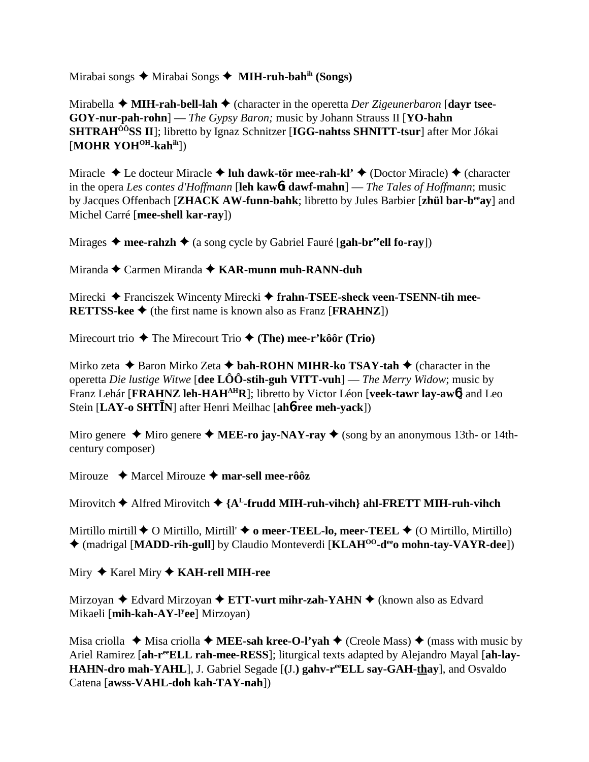Mirabai songs ✦ Mirabai Songs ✦ **MIH-ruh-bah^ih (Songs)**

Mirabella ✦ **MIH-rah-bell-lah** ✦ (character in the operetta *Der Zigeunerbaron* [**dayr tsee-GOY-nur-pah-rohn**] — *The Gypsy Baron;* music by Johann Strauss II [**YO-hahn SHTRAH^ÔÔSS II**]; libretto by Ignaz Schnitzer [**IGG-nahtss SHNITT-tsur**] after Mor Jókai [**MOHR YOH^OH-kah^ih**])

Miracle ✦ Le docteur Miracle ✦ **luh dawk-tör mee-rah-kl'** ✦ (Doctor Miracle) ✦ (character in the opera *Les contes d'Hoffmann* [**leh kawɓt dawf-mahn**] — *The Tales of Hoffmann*; music by Jacques Offenbach [**ZHACK AW-funn-bahk**; libretto by Jules Barbier [**zhül bar-b^ee ay**] and Michel Carré [**mee-shell kar-ray**])

Mirages ✦ **mee-rahzh** ✦ (a song cycle by Gabriel Fauré [**gah-br^ee ell fo-ray**])

Miranda ✦ Carmen Miranda ✦ **KAR-munn muh-RANN-duh**

Mirecki ✦ Franciszek Wincenty Mirecki ✦ **frahn-TSEE-sheck veen-TSENN-tih mee-RETTSS-kee** ✦ (the first name is known also as Franz [**FRAHNZ**])

Mirecourt trio ✦ The Mirecourt Trio ✦ **(The) mee-r'kôôr (Trio)**

Mirko zeta ✦ Baron Mirko Zeta ✦ **bah-ROHN MIHR-ko TSAY-tah** ✦ (character in the operetta *Die lustige Witwe* [**dee LÔÔ-stih-guh VITT-vuh**] — *The Merry Widow*; music by Franz Lehár [**FRAHNZ leh-HAH^AH R**]; libretto by Victor Léon [**veek-tawr lay-awɓ**] and Leo Stein [**LAY-o SHTĪN**] after Henri Meilhac [**ahɓ-ree meh-yack**])

Miro genere ✦ Miro genere ✦ **MEE-ro jay-NAY-ray** ✦ (song by an anonymous 13th- or 14th-century composer)

Mirouze ✦ Marcel Mirouze ✦ **mar-sell mee-rôôz**

Mirovitch ✦ Alfred Mirovitch ✦ **{A^L-frudd MIH-ruh-vihch} ahl-FRETT MIH-ruh-vihch**

Mirtillo mirtill ✦ O Mirtillo, Mirtill' ✦ **o meer-TEEL-lo, meer-TEEL** ✦ (O Mirtillo, Mirtillo) ✦ (madrigal [**MADD-rih-gull**] by Claudio Monteverdi [**KLAH^OO-d^ee o mohn-tay-VAYR-dee**])

Miry ✦ Karel Miry ✦ **KAH-rell MIH-ree**

Mirzoyan ✦ Edvard Mirzoyan ✦ **ETT-vurt mihr-zah-YAHN** ✦ (known also as Edvard Mikaeli [**mih-kah-AY-l^y ee**] Mirzoyan)

Misa criolla ✦ Misa criolla ✦ **MEE-sah kree-O-l'yah** ✦ (Creole Mass) ✦ (mass with music by Ariel Ramirez [**ah-r^ee ELL rah-mee-RESS**]; liturgical texts adapted by Alejandro Mayal [**ah-lay-HAHN-dro mah-YAHL**], J. Gabriel Segade [**(J.) gahv-r^ee ELL say-GAH-thay**], and Osvaldo Catena [**awss-VAHL-doh kah-TAY-nah**])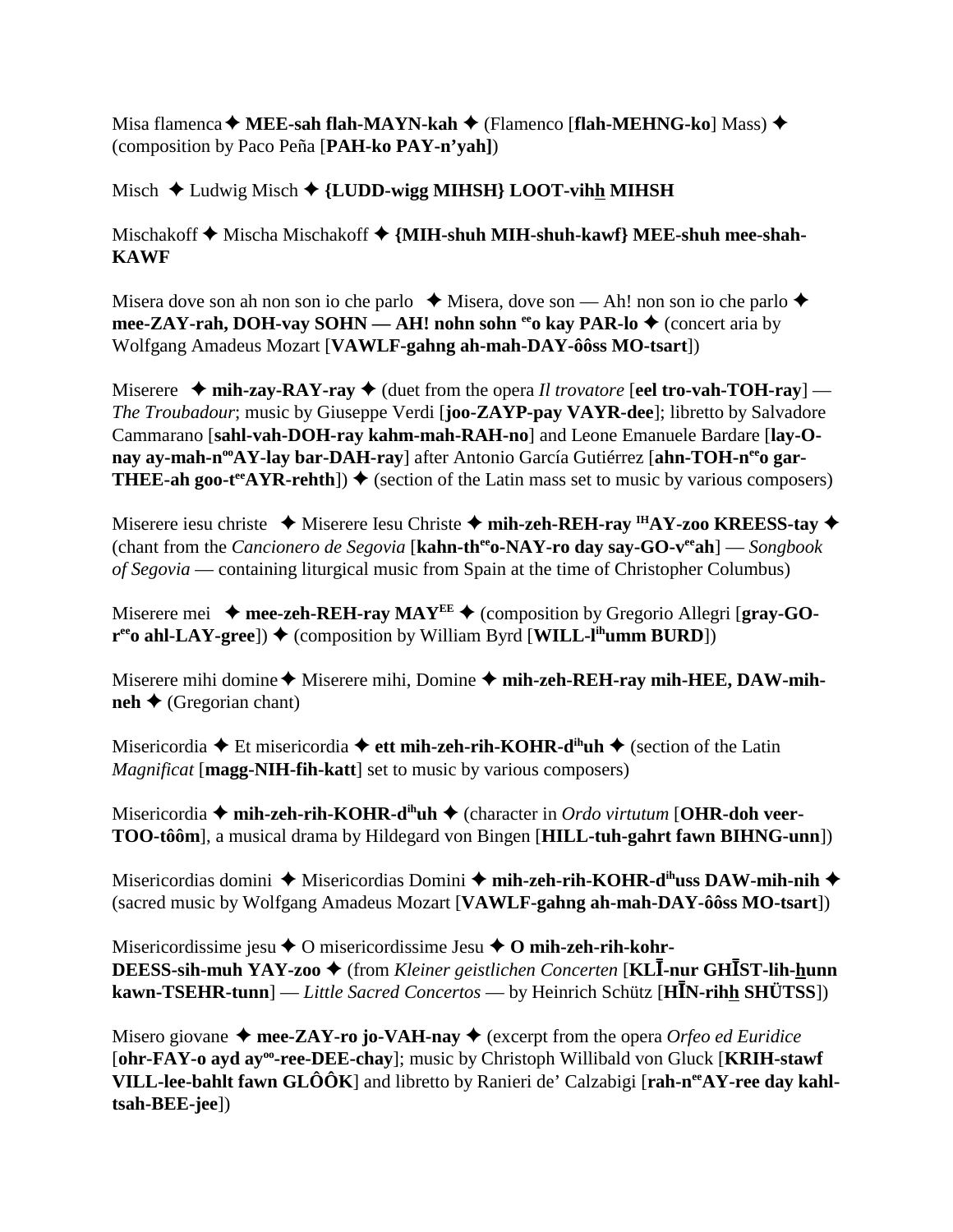Misa flamenca ✦ **MEE-sah flah-MAYN-kah** ✦ (Flamenco [**flah-MEHNG-ko**] Mass) ✦ (composition by Paco Peña [**PAH-ko PAY-n'yah]**)

Misch ✦ Ludwig Misch ✦ **{LUDD-wigg MIHSH} LOOT-vihh MIHSH**

Mischakoff ✦ Mischa Mischakoff ✦ **{MIH-shuh MIH-shuh-kawf} MEE-shuh mee-shah-KAWF**

Misera dove son ah non son io che parlo ✦ Misera, dove son — Ah! non son io che parlo ✦ **mee-ZAY-rah, DOH-vay SOHN — AH! nohn sohn [ee]o kay PAR-lo** ✦ (concert aria by Wolfgang Amadeus Mozart [**VAWLF-gahng ah-mah-DAY-ôôss MO-tsart**])

Miserere ✦ **mih-zay-RAY-ray** ✦ (duet from the opera *Il trovatore* [**eel tro-vah-TOH-ray**] — *The Troubadour*; music by Giuseppe Verdi [**joo-ZAYP-pay VAYR-dee**]; libretto by Salvadore Cammarano [**sahl-vah-DOH-ray kahm-mah-RAH-no**] and Leone Emanuele Bardare [**lay-O-nay ay-mah-n[oo]AY-lay bar-DAH-ray**] after Antonio García Gutiérrez [**ahn-TOH-n[ee]o gar-THEE-ah goo-t[ee]AYR-rehth**]) ✦ (section of the Latin mass set to music by various composers)

Miserere iesu christe ✦ Miserere Iesu Christe ✦ **mih-zeh-REH-ray [IH]AY-zoo KREESS-tay** ✦ (chant from the *Cancionero de Segovia* [**kahn-th[ee]o-NAY-ro day say-GO-v[ee]ah**] — *Songbook of Segovia* — containing liturgical music from Spain at the time of Christopher Columbus)

Miserere mei ✦ **mee-zeh-REH-ray MAY[EE]** ✦ (composition by Gregorio Allegri [**gray-GO-r[ee]o ahl-LAY-gree**]) ✦ (composition by William Byrd [**WILL-l[ih]umm BURD**])

Miserere mihi domine ✦ Miserere mihi, Domine ✦ **mih-zeh-REH-ray mih-HEE, DAW-mih-neh** ✦ (Gregorian chant)

Misericordia ✦ Et misericordia ✦ **ett mih-zeh-rih-KOHR-d[ih]uh** ✦ (section of the Latin *Magnificat* [**magg-NIH-fih-katt**] set to music by various composers)

Misericordia ✦ **mih-zeh-rih-KOHR-d[ih]uh** ✦ (character in *Ordo virtutum* [**OHR-doh veer-TOO-tôôm**], a musical drama by Hildegard von Bingen [**HILL-tuh-gahrt fawn BIHNG-unn**])

Misericordias domini ✦ Misericordias Domini ✦ **mih-zeh-rih-KOHR-d[ih]uss DAW-mih-nih** ✦ (sacred music by Wolfgang Amadeus Mozart [**VAWLF-gahng ah-mah-DAY-ôôss MO-tsart**])

Misericordissime jesu ✦ O misericordissime Jesu ✦ **O mih-zeh-rih-kohr-DEESS-sih-muh YAY-zoo** ✦ (from *Kleiner geistlichen Concerten* [**KLĪ-nur GHĪST-lih-hunn kawn-TSEHR-tunn**] — *Little Sacred Concertos* — by Heinrich Schütz [**HĪN-rihh SHÜTSS**])

Misero giovane ✦ **mee-ZAY-ro jo-VAH-nay** ✦ (excerpt from the opera *Orfeo ed Euridice* [**ohr-FAY-o ayd ay[oo]-ree-DEE-chay**]; music by Christoph Willibald von Gluck [**KRIH-stawf VILL-lee-bahlt fawn GLÔÔK**] and libretto by Ranieri de' Calzabigi [**rah-n[ee]AY-ree day kahl-tsah-BEE-jee**])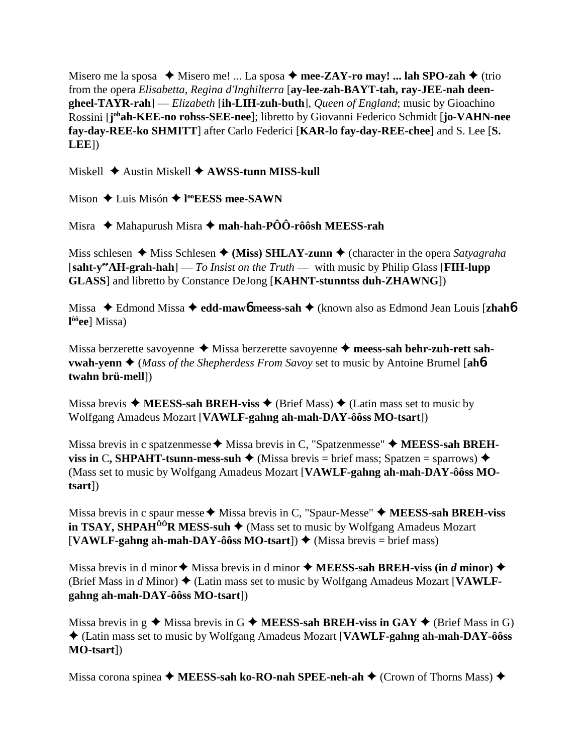Misero me la sposa ✦ Misero me! ... La sposa ✦ **mee-ZAY-ro may! ... lah SPO-zah** ✦ (trio from the opera *Elisabetta, Regina d'Inghilterra* [**ay-lee-zah-BAYT-tah, ray-JEE-nah deen-gheel-TAYR-rah**] — *Elizabeth* [**ih-LIH-zuh-buth**], *Queen of England*; music by Gioachino Rossini [**j**[oh]**ah-KEE-no rohss-SEE-nee**]; libretto by Giovanni Federico Schmidt [**jo-VAHN-nee fay-day-REE-ko SHMITT**] after Carlo Federici [**KAR-lo fay-day-REE-chee**] and S. Lee [**S. LEE**])

Miskell ✦ Austin Miskell ✦ **AWSS-tunn MISS-kull**

Mison ✦ Luis Misón ✦ **l**[oo]**EESS mee-SAWN**

Misra ✦ Mahapurush Misra ✦ **mah-hah-PÔÔ-rôôsh MEESS-rah**

Miss schlesen ✦ Miss Schlesen ✦ **(Miss) SHLAY-zunn** ✦ (character in the opera *Satyagraha* [**saht-y**[ee]**AH-grah-hah**] — *To Insist on the Truth* — with music by Philip Glass [**FIH-lupp GLASS**] and libretto by Constance DeJong [**KAHNT-stunntss duh-ZHAWNG**])

Missa ✦ Edmond Missa ✦ **edd-mawɓ meess-sah** ✦ (known also as Edmond Jean Louis [**zhahɓ l**[ôô]**ee**] Missa)

Missa berzerette savoyenne ✦ Missa berzerette savoyenne ✦ **meess-sah behr-zuh-rett sah-vwah-yenn** ✦ (*Mass of the Shepherdess From Savoy* set to music by Antoine Brumel [**ahɓ twahn brü-mell**])

Missa brevis ✦ **MEESS-sah BREH-viss** ✦ (Brief Mass) ✦ (Latin mass set to music by Wolfgang Amadeus Mozart [**VAWLF-gahng ah-mah-DAY-ôôss MO-tsart**])

Missa brevis in c spatzenmesse ✦ Missa brevis in C, "Spatzenmesse" ✦ **MEESS-sah BREH-viss in** C**, SHPAHT-tsunn-mess-suh** ✦ (Missa brevis = brief mass; Spatzen = sparrows) ✦ (Mass set to music by Wolfgang Amadeus Mozart [**VAWLF-gahng ah-mah-DAY-ôôss MO-tsart**])

Missa brevis in c spaur messe ✦ Missa brevis in C, "Spaur-Messe" ✦ **MEESS-sah BREH-viss in TSAY, SHPAH**[ÔÔ]**R MESS-suh** ✦ (Mass set to music by Wolfgang Amadeus Mozart [**VAWLF-gahng ah-mah-DAY-ôôss MO-tsart**]) ✦ (Missa brevis = brief mass)

Missa brevis in d minor ✦ Missa brevis in d minor ✦ **MEESS-sah BREH-viss (in *d* minor)** ✦ (Brief Mass in *d* Minor) ✦ (Latin mass set to music by Wolfgang Amadeus Mozart [**VAWLF-gahng ah-mah-DAY-ôôss MO-tsart**])

Missa brevis in g ✦ Missa brevis in G ✦ **MEESS-sah BREH-viss in GAY** ✦ (Brief Mass in G) ✦ (Latin mass set to music by Wolfgang Amadeus Mozart [**VAWLF-gahng ah-mah-DAY-ôôss MO-tsart**])

Missa corona spinea ✦ **MEESS-sah ko-RO-nah SPEE-neh-ah** ✦ (Crown of Thorns Mass) ✦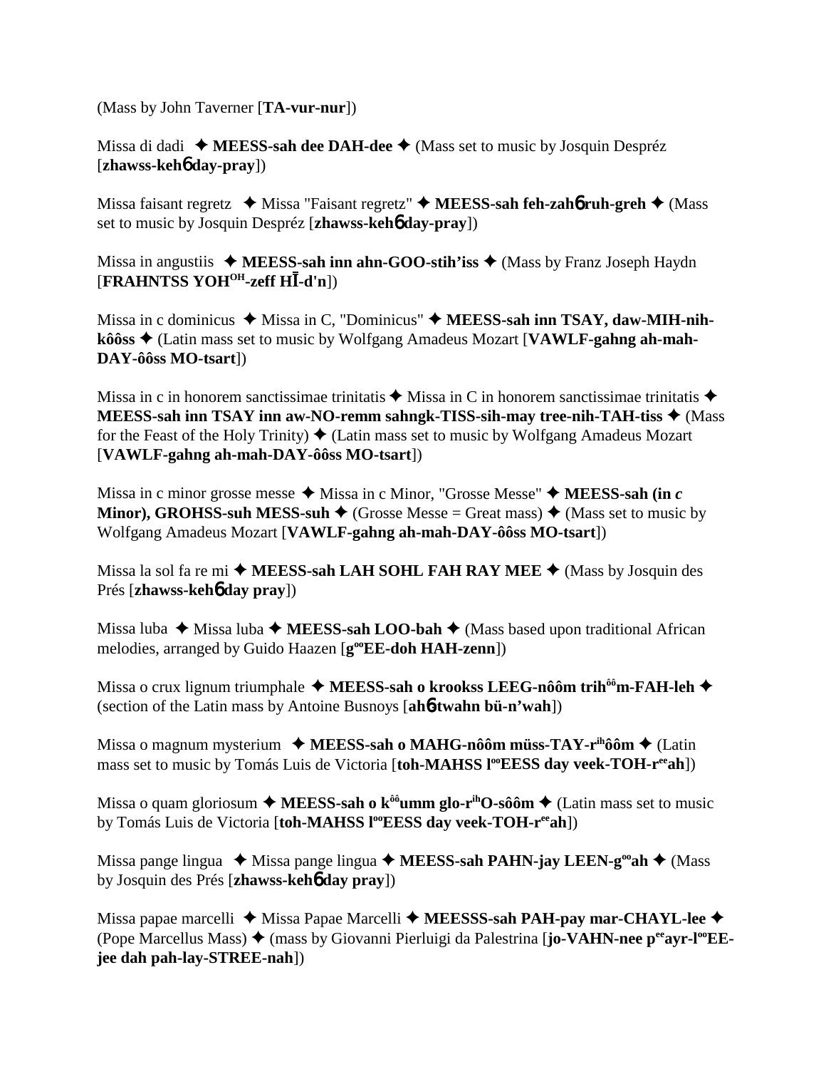(Mass by John Taverner [**TA-vur-nur**])

Missa di dadi ✦ **MEESS-sah dee DAH-dee** ✦ (Mass set to music by Josquin Despréz [**zhawss-keh6 day-pray**])

Missa faisant regretz ✦ Missa "Faisant regretz" ✦ **MEESS-sah feh-zah6 ruh-greh** ✦ (Mass set to music by Josquin Despréz [**zhawss-keh6 day-pray**])

Missa in angustiis ✦ **MEESS-sah inn ahn-GOO-stih'iss** ✦ (Mass by Franz Joseph Haydn [**FRAHNTSS YOH**OH**-zeff HĪ-d'n**])

Missa in c dominicus ✦ Missa in C, "Dominicus" ✦ **MEESS-sah inn TSAY, daw-MIH-nih-kôôss** ✦ (Latin mass set to music by Wolfgang Amadeus Mozart [**VAWLF-gahng ah-mah-DAY-ôôss MO-tsart**])

Missa in c in honorem sanctissimae trinitatis ✦ Missa in C in honorem sanctissimae trinitatis ✦ **MEESS-sah inn TSAY inn aw-NO-remm sahngk-TISS-sih-may tree-nih-TAH-tiss** ✦ (Mass for the Feast of the Holy Trinity) ✦ (Latin mass set to music by Wolfgang Amadeus Mozart [**VAWLF-gahng ah-mah-DAY-ôôss MO-tsart**])

Missa in c minor grosse messe ✦ Missa in c Minor, "Grosse Messe" ✦ **MEESS-sah (in *c* Minor), GROHSS-suh MESS-suh** ✦ (Grosse Messe = Great mass) ✦ (Mass set to music by Wolfgang Amadeus Mozart [**VAWLF-gahng ah-mah-DAY-ôôss MO-tsart**])

Missa la sol fa re mi ✦ **MEESS-sah LAH SOHL FAH RAY MEE** ✦ (Mass by Josquin des Prés [**zhawss-keh6 day pray**])

Missa luba ✦ Missa luba ✦ **MEESS-sah LOO-bah** ✦ (Mass based upon traditional African melodies, arranged by Guido Haazen [**g**oo**EE-doh HAH-zenn**])

Missa o crux lignum triumphale ✦ **MEESS-sah o krookss LEEG-nôôm trih**ôô**m-FAH-leh** ✦ (section of the Latin mass by Antoine Busnoys [**ah6-twahn bü-n'wah**])

Missa o magnum mysterium ✦ **MEESS-sah o MAHG-nôôm müss-TAY-r**ih**ôôm** ✦ (Latin mass set to music by Tomás Luis de Victoria [**toh-MAHSS l**oo**EESS day veek-TOH-r**ee**ah**])

Missa o quam gloriosum ✦ **MEESS-sah o k**ôô**umm glo-r**ih**O-sôôm** ✦ (Latin mass set to music by Tomás Luis de Victoria [**toh-MAHSS l**oo**EESS day veek-TOH-r**ee**ah**])

Missa pange lingua ✦ Missa pange lingua ✦ **MEESS-sah PAHN-jay LEEN-g**oo**ah** ✦ (Mass by Josquin des Prés [**zhawss-keh6 day pray**])

Missa papae marcelli ✦ Missa Papae Marcelli ✦ **MEESSS-sah PAH-pay mar-CHAYL-lee** ✦ (Pope Marcellus Mass) ✦ (mass by Giovanni Pierluigi da Palestrina [**jo-VAHN-nee p**ee**ayr-l**oo**EE-jee dah pah-lay-STREE-nah**])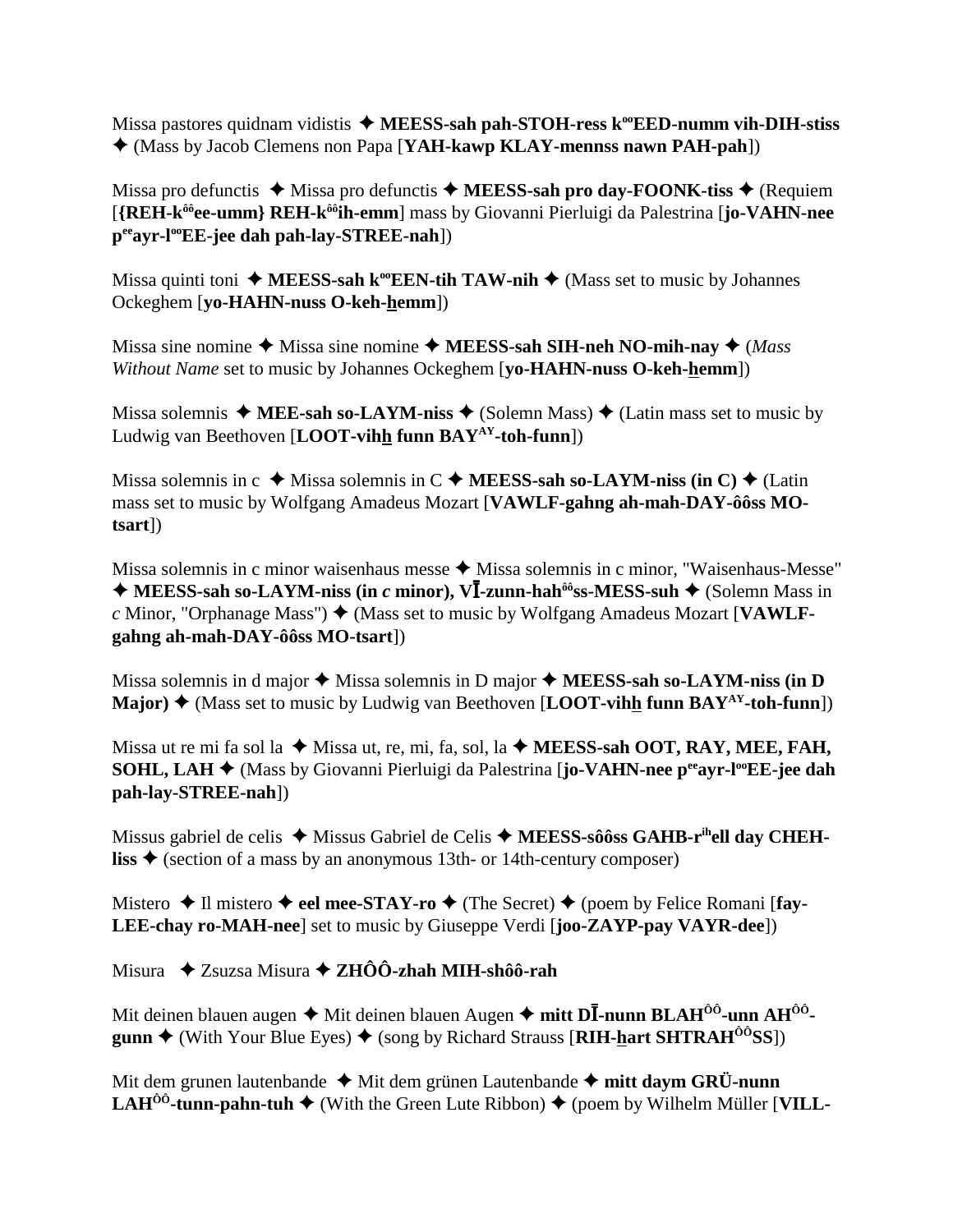Missa pastores quidnam vidistis ✦ **MEESS-sah pah-STOH-ress k[oo]EED-numm vih-DIH-stiss** ✦ (Mass by Jacob Clemens non Papa [**YAH-kawp KLAY-mennss nawn PAH-pah**])

Missa pro defunctis ✦ Missa pro defunctis ✦ **MEESS-sah pro day-FOONK-tiss** ✦ (Requiem [**{REH-k[ôô]ee-umm} REH-k[ôô]ih-emm**] mass by Giovanni Pierluigi da Palestrina [**jo-VAHN-nee p[ee]ayr-l[oo]EE-jee dah pah-lay-STREE-nah**])

Missa quinti toni ✦ **MEESS-sah k[oo]EEN-tih TAW-nih** ✦ (Mass set to music by Johannes Ockeghem [**yo-HAHN-nuss O-keh-hemm**])

Missa sine nomine ✦ Missa sine nomine ✦ **MEESS-sah SIH-neh NO-mih-nay** ✦ (*Mass Without Name* set to music by Johannes Ockeghem [**yo-HAHN-nuss O-keh-hemm**])

Missa solemnis ✦ **MEE-sah so-LAYM-niss** ✦ (Solemn Mass) ✦ (Latin mass set to music by Ludwig van Beethoven [**LOOT-vihh funn BAY[AY]-toh-funn**])

Missa solemnis in c ✦ Missa solemnis in C ✦ **MEESS-sah so-LAYM-niss (in C)** ✦ (Latin mass set to music by Wolfgang Amadeus Mozart [**VAWLF-gahng ah-mah-DAY-ôôss MO-tsart**])

Missa solemnis in c minor waisenhaus messe ✦ Missa solemnis in c minor, "Waisenhaus-Messe" ✦ **MEESS-sah so-LAYM-niss (in *c* minor), VĪ-zunn-hah[ôô]ss-MESS-suh** ✦ (Solemn Mass in *c* Minor, "Orphanage Mass") ✦ (Mass set to music by Wolfgang Amadeus Mozart [**VAWLF-gahng ah-mah-DAY-ôôss MO-tsart**])

Missa solemnis in d major ✦ Missa solemnis in D major ✦ **MEESS-sah so-LAYM-niss (in D Major)** ✦ (Mass set to music by Ludwig van Beethoven [**LOOT-vihh funn BAY[AY]-toh-funn**])

Missa ut re mi fa sol la ✦ Missa ut, re, mi, fa, sol, la ✦ **MEESS-sah OOT, RAY, MEE, FAH, SOHL, LAH** ✦ (Mass by Giovanni Pierluigi da Palestrina [**jo-VAHN-nee p[ee]ayr-l[oo]EE-jee dah pah-lay-STREE-nah**])

Missus gabriel de celis ✦ Missus Gabriel de Celis ✦ **MEESS-sôôss GAHB-r[ih]ell day CHEH-liss** ✦ (section of a mass by an anonymous 13th- or 14th-century composer)

Mistero ✦ Il mistero ✦ **eel mee-STAY-ro** ✦ (The Secret) ✦ (poem by Felice Romani [**fay-LEE-chay ro-MAH-nee**] set to music by Giuseppe Verdi [**joo-ZAYP-pay VAYR-dee**])

Misura ✦ Zsuzsa Misura ✦ **ZHÔÔ-zhah MIH-shôô-rah**

Mit deinen blauen augen ✦ Mit deinen blauen Augen ✦ **mitt DĪ-nunn BLAH[ÔÔ]-unn AH[ÔÔ]-gunn** ✦ (With Your Blue Eyes) ✦ (song by Richard Strauss [**RIH-hart SHTRAH[ÔÔ]SS**])

Mit dem grunen lautenbande ✦ Mit dem grünen Lautenbande ✦ **mitt daym GRÜ-nunn LAH[ÔÔ]-tunn-pahn-tuh** ✦ (With the Green Lute Ribbon) ✦ (poem by Wilhelm Müller [**VILL-**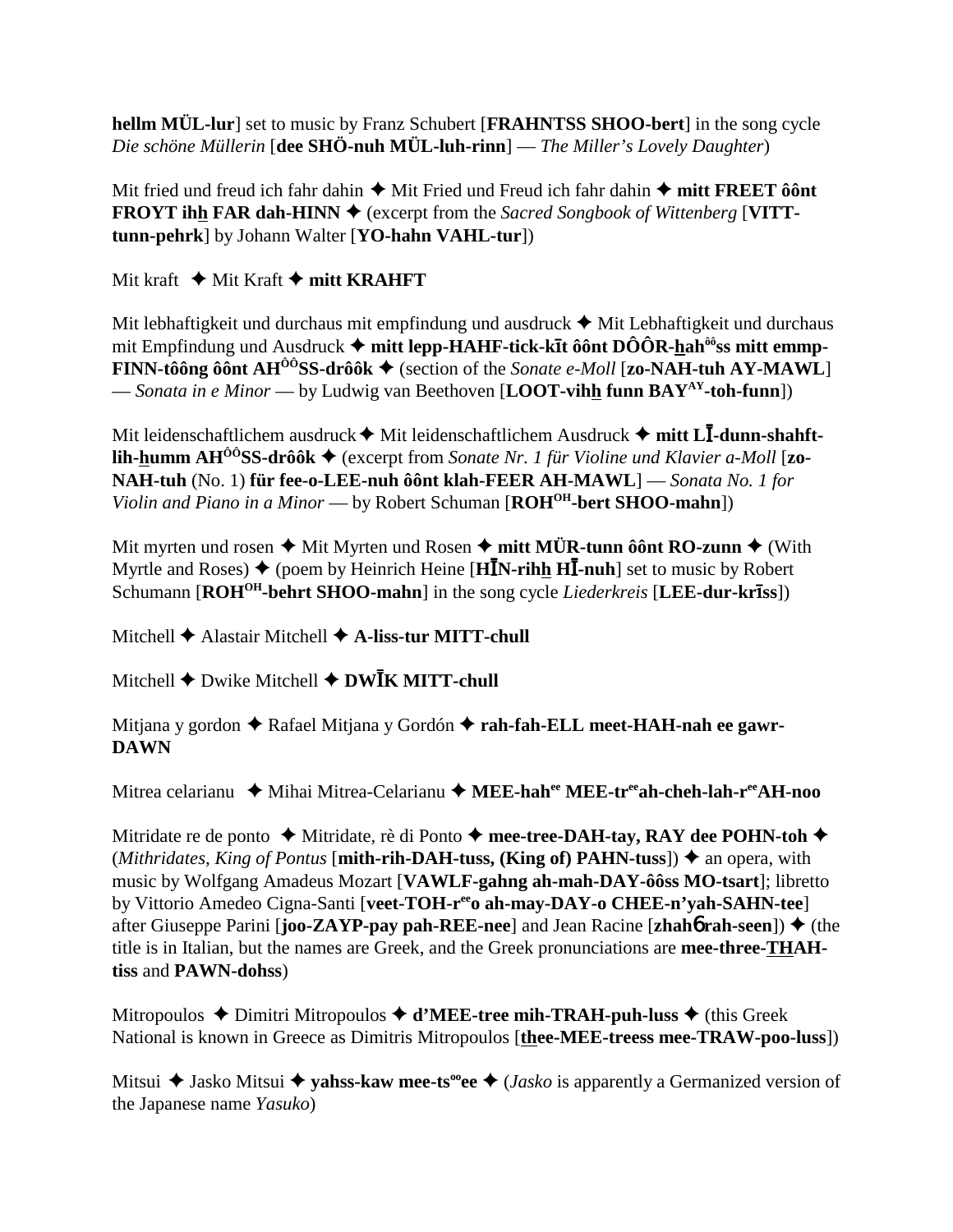**hellm MÜL-lur**] set to music by Franz Schubert [**FRAHNTSS SHOO-bert**] in the song cycle *Die schöne Müllerin* [**dee SHÖ-nuh MÜL-luh-rinn**] — *The Miller's Lovely Daughter*)

Mit fried und freud ich fahr dahin ✦ Mit Fried und Freud ich fahr dahin ✦ **mitt FREET ôônt FROYT ihh̲ FAR dah-HINN** ✦ (excerpt from the *Sacred Songbook of Wittenberg* [**VITT-tunn-pehrk**] by Johann Walter [**YO-hahn VAHL-tur**])

Mit kraft ✦ Mit Kraft ✦ **mitt KRAHFT**

Mit lebhaftigkeit und durchaus mit empfindung und ausdruck ✦ Mit Lebhaftigkeit und durchaus mit Empfindung und Ausdruck ✦ **mitt lepp-HAHF-tick-kīt ôônt DÔÔR-h̲ah$^{ôô}$ss mitt emmp-FINN-tôông ôônt AH$^{ÔÔ}$SS-drôôk** ✦ (section of the *Sonate e-Moll* [**zo-NAH-tuh AY-MAWL**] — *Sonata in e Minor* — by Ludwig van Beethoven [**LOOT-vihh̲ funn BAY$^{AY}$-toh-funn**])

Mit leidenschaftlichem ausdruck ✦ Mit leidenschaftlichem Ausdruck ✦ **mitt LĪ-dunn-shahft-lih-h̲umm AH$^{ÔÔ}$SS-drôôk** ✦ (excerpt from *Sonate Nr. 1 für Violine und Klavier a-Moll* [**zo-NAH-tuh** (No. 1) **für fee-o-LEE-nuh ôônt klah-FEER AH-MAWL**] — *Sonata No. 1 for Violin and Piano in a Minor* — by Robert Schuman [**ROH$^{OH}$-bert SHOO-mahn**])

Mit myrten und rosen ✦ Mit Myrten und Rosen ✦ **mitt MÜR-tunn ôônt RO-zunn** ✦ (With Myrtle and Roses) ✦ (poem by Heinrich Heine [**HĪN-rihh̲ HĪ-nuh**] set to music by Robert Schumann [**ROH$^{OH}$-behrt SHOO-mahn**] in the song cycle *Liederkreis* [**LEE-dur-krīss**])

Mitchell ✦ Alastair Mitchell ✦ **A-liss-tur MITT-chull**

Mitchell ✦ Dwike Mitchell ✦ **DWĪK MITT-chull**

Mitjana y gordon ✦ Rafael Mitjana y Gordón ✦ **rah-fah-ELL meet-HAH-nah ee gawr-DAWN**

Mitrea celarianu ✦ Mihai Mitrea-Celarianu ✦ **MEE-hah$^{ee}$ MEE-tr$^{ee}$ah-cheh-lah-r$^{ee}$AH-noo**

Mitridate re de ponto ✦ Mitridate, rè di Ponto ✦ **mee-tree-DAH-tay, RAY dee POHN-toh** ✦ (*Mithridates, King of Pontus* [**mith-rih-DAH-tuss, (King of) PAHN-tuss**]) ✦ an opera, with music by Wolfgang Amadeus Mozart [**VAWLF-gahng ah-mah-DAY-ôôss MO-tsart**]; libretto by Vittorio Amedeo Cigna-Santi [**veet-TOH-r$^{ee}$o ah-may-DAY-o CHEE-n'yah-SAHN-tee**] after Giuseppe Parini [**joo-ZAYP-pay pah-REE-nee**] and Jean Racine [**zhahɓ rah-seen**]) ✦ (the title is in Italian, but the names are Greek, and the Greek pronunciations are **mee-three-TH̲AH-tiss** and **PAWN-dohss**)

Mitropoulos ✦ Dimitri Mitropoulos ✦ **d'MEE-tree mih-TRAH-puh-luss** ✦ (this Greek National is known in Greece as Dimitris Mitropoulos [**th̲ee-MEE-treess mee-TRAW-poo-luss**])

Mitsui ✦ Jasko Mitsui ✦ **yahss-kaw mee-ts$^{oo}$ee** ✦ (*Jasko* is apparently a Germanized version of the Japanese name *Yasuko*)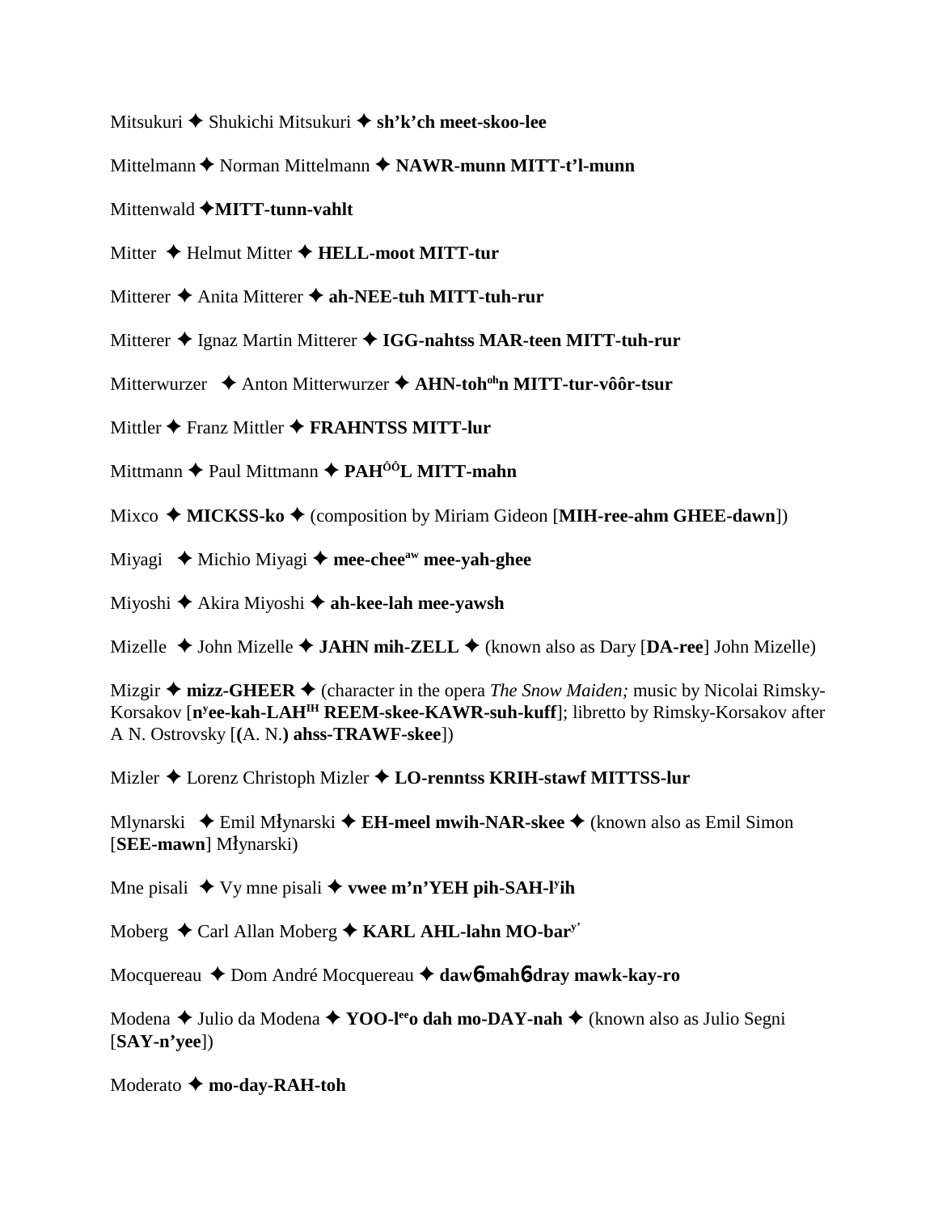Mitsukuri ✦ Shukichi Mitsukuri ✦ **sh'k'ch meet-skoo-lee**

Mittelmann ✦ Norman Mittelmann ✦ **NAWR-munn MITT-t'l-munn**

Mittenwald ✦**MITT-tunn-vahlt**

Mitter ✦ Helmut Mitter ✦ **HELL-moot MITT-tur**

Mitterer ✦ Anita Mitterer ✦ **ah-NEE-tuh MITT-tuh-rur**

Mitterer ✦ Ignaz Martin Mitterer ✦ **IGG-nahtss MAR-teen MITT-tuh-rur**

Mitterwurzer ✦ Anton Mitterwurzer ✦ **AHN-toh**oh**n MITT-tur-vôôr-tsur**

Mittler ✦ Franz Mittler ✦ **FRAHNTSS MITT-lur**

Mittmann ✦ Paul Mittmann ✦ **PAH**ÔÔ**L MITT-mahn**

Mixco ✦ **MICKSS-ko** ✦ (composition by Miriam Gideon [**MIH-ree-ahm GHEE-dawn**])

Miyagi ✦ Michio Miyagi ✦ **mee-chee**aw **mee-yah-ghee**

Miyoshi ✦ Akira Miyoshi ✦ **ah-kee-lah mee-yawsh**

Mizelle ✦ John Mizelle ✦ **JAHN mih-ZELL** ✦ (known also as Dary [**DA-ree**] John Mizelle)

Mizgir ✦ **mizz-GHEER** ✦ (character in the opera *The Snow Maiden;* music by Nicolai Rimsky-Korsakov [**n**y**ee-kah-LAH**IH **REEM-skee-KAWR-suh-kuff**]; libretto by Rimsky-Korsakov after A N. Ostrovsky [**(**A. N.**) ahss-TRAWF-skee**])

Mizler ✦ Lorenz Christoph Mizler ✦ **LO-renntss KRIH-stawf MITTSS-lur**

Mlynarski ✦ Emil Młynarski ✦ **EH-meel mwih-NAR-skee** ✦ (known also as Emil Simon [**SEE-mawn**] Młynarski)

Mne pisali ✦ Vy mne pisali ✦ **vwee m'n'YEH pih-SAH-l**y**ih**

Moberg ✦ Carl Allan Moberg ✦ **KARL AHL-lahn MO-bar**y'

Mocquereau ✦ Dom André Mocquereau ✦ **dawɓ mahɓ-dray mawk-kay-ro**

Modena ✦ Julio da Modena ✦ **YOO-l**ee**o dah mo-DAY-nah** ✦ (known also as Julio Segni [**SAY-n'yee**])

Moderato ✦ **mo-day-RAH-toh**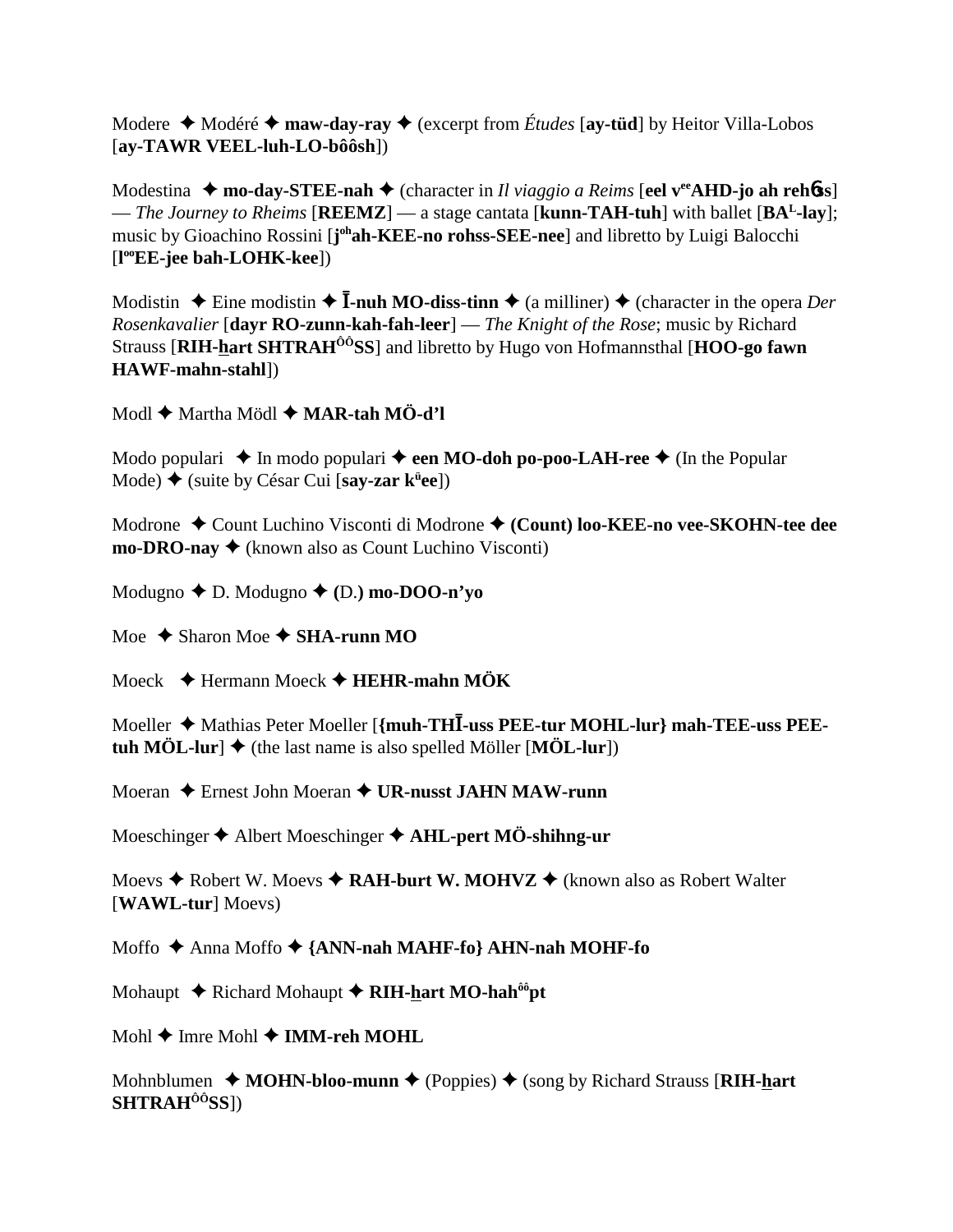Modere ✦ Modéré ✦ **maw-day-ray** ✦ (excerpt from *Études* [**ay-tüd**] by Heitor Villa-Lobos [**ay-TAWR VEEL-luh-LO-bôôsh**])

Modestina ✦ **mo-day-STEE-nah** ✦ (character in *Il viaggio a Reims* [**eel v**ee**AHD-jo ah reh**6**ss**] — *The Journey to Rheims* [**REEMZ**] — a stage cantata [**kunn-TAH-tuh**] with ballet [**BA**L**-lay**]; music by Gioachino Rossini [**j**oh**ah-KEE-no rohss-SEE-nee**] and libretto by Luigi Balocchi [**l**oo**EE-jee bah-LOHK-kee**])

Modistin ✦ Eine modistin ✦ **Ī-nuh MO-diss-tinn** ✦ (a milliner) ✦ (character in the opera *Der Rosenkavalier* [**dayr RO-zunn-kah-fah-leer**] — *The Knight of the Rose*; music by Richard Strauss [**RIH-hart SHTRAH**ôô**SS**] and libretto by Hugo von Hofmannsthal [**HOO-go fawn HAWF-mahn-stahl**])

Modl ✦ Martha Mödl ✦ **MAR-tah MÖ-d'l**

Modo populari ✦ In modo populari ✦ **een MO-doh po-poo-LAH-ree** ✦ (In the Popular Mode) ✦ (suite by César Cui [**say-zar k**ü**ee**])

Modrone ✦ Count Luchino Visconti di Modrone ✦ **(Count) loo-KEE-no vee-SKOHN-tee dee mo-DRO-nay** ✦ (known also as Count Luchino Visconti)

Modugno ✦ D. Modugno ✦ **(**D.**) mo-DOO-n'yo**

Moe ✦ Sharon Moe ✦ **SHA-runn MO**

Moeck ✦ Hermann Moeck ✦ **HEHR-mahn MÖK**

Moeller ✦ Mathias Peter Moeller [**{muh-THĪ-uss PEE-tur MOHL-lur} mah-TEE-uss PEE-tuh MÖL-lur**] ✦ (the last name is also spelled Möller [**MÖL-lur**])

Moeran ✦ Ernest John Moeran ✦ **UR-nusst JAHN MAW-runn**

Moeschinger ✦ Albert Moeschinger ✦ **AHL-pert MÖ-shihng-ur**

Moevs ✦ Robert W. Moevs ✦ **RAH-burt W. MOHVZ** ✦ (known also as Robert Walter [**WAWL-tur**] Moevs)

Moffo ✦ Anna Moffo ✦ **{ANN-nah MAHF-fo} AHN-nah MOHF-fo**

Mohaupt ✦ Richard Mohaupt ✦ **RIH-hart MO-hah**ôô**pt**

Mohl ✦ Imre Mohl ✦ **IMM-reh MOHL**

Mohnblumen ✦ **MOHN-bloo-munn** ✦ (Poppies) ✦ (song by Richard Strauss [**RIH-hart SHTRAH**ôô**SS**])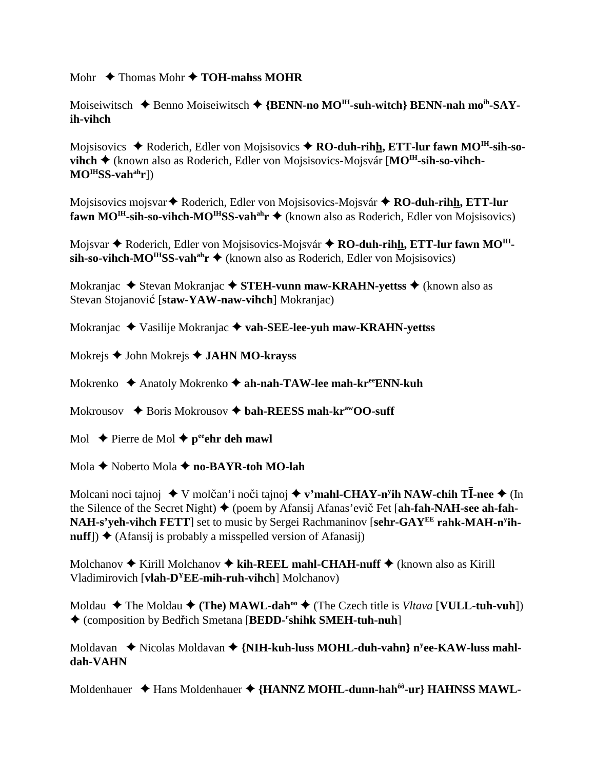Mohr ✦ Thomas Mohr ✦ **TOH-mahss MOHR**

Moiseiwitsch ✦ Benno Moiseiwitsch ✦ **{BENN-no MO[IH]-suh-witch} BENN-nah mo[ih]-SAY-ih-vihch**

Mojsisovics ✦ Roderich, Edler von Mojsisovics ✦ **RO-duh-rihh, ETT-lur fawn MO[IH]-sih-so-vihch** ✦ (known also as Roderich, Edler von Mojsisovics-Mojsvár [**MO[IH]-sih-so-vihch-MO[IH]SS-vah[ah]r**])

Mojsisovics mojsvar ✦ Roderich, Edler von Mojsisovics-Mojsvár ✦ **RO-duh-rihh, ETT-lur fawn MO[IH]-sih-so-vihch-MO[IH]SS-vah[ah]r** ✦ (known also as Roderich, Edler von Mojsisovics)

Mojsvar ✦ Roderich, Edler von Mojsisovics-Mojsvár ✦ **RO-duh-rihh, ETT-lur fawn MO[IH]-sih-so-vihch-MO[IH]SS-vah[ah]r** ✦ (known also as Roderich, Edler von Mojsisovics)

Mokranjac ✦ Stevan Mokranjac ✦ **STEH-vunn maw-KRAHN-yettss** ✦ (known also as Stevan Stojanović [**staw-YAW-naw-vihch**] Mokranjac)

Mokranjac ✦ Vasilije Mokranjac ✦ **vah-SEE-lee-yuh maw-KRAHN-yettss**

Mokrejs ✦ John Mokrejs ✦ **JAHN MO-krayss**

Mokrenko ✦ Anatoly Mokrenko ✦ **ah-nah-TAW-lee mah-kr[ee]ENN-kuh**

Mokrousov ✦ Boris Mokrousov ✦ **bah-REESS mah-kr[aw]OO-suff**

Mol ✦ Pierre de Mol ✦ **p[ee]ehr deh mawl**

Mola ✦ Noberto Mola ✦ **no-BAYR-toh MO-lah**

Molcani noci tajnoj ✦ V molčan'i noči tajnoj ✦ **v'mahl-CHAY-n[y]ih NAW-chih TĪ-nee** ✦ (In the Silence of the Secret Night) ✦ (poem by Afansij Afanas'evič Fet [**ah-fah-NAH-see ah-fah-NAH-s'yeh-vihch FETT**] set to music by Sergei Rachmaninov [**sehr-GAY[EE] rahk-MAH-n[y]ih-nuff**]) ✦ (Afansij is probably a misspelled version of Afanasij)

Molchanov ✦ Kirill Molchanov ✦ **kih-REEL mahl-CHAH-nuff** ✦ (known also as Kirill Vladimirovich [**vlah-D[Y]EE-mih-ruh-vihch**] Molchanov)

Moldau ✦ The Moldau ✦ **(The) MAWL-dah[oo]** ✦ (The Czech title is *Vltava* [**VULL-tuh-vuh**]) ✦ (composition by Bedřich Smetana [**BEDD-[r]shihk SMEH-tuh-nuh**]

Moldavan ✦ Nicolas Moldavan ✦ **{NIH-kuh-luss MOHL-duh-vahn} n[y]ee-KAW-luss mahl-dah-VAHN**

Moldenhauer ✦ Hans Moldenhauer ✦ **{HANNZ MOHL-dunn-hah[ôô]-ur} HAHNSS MAWL-**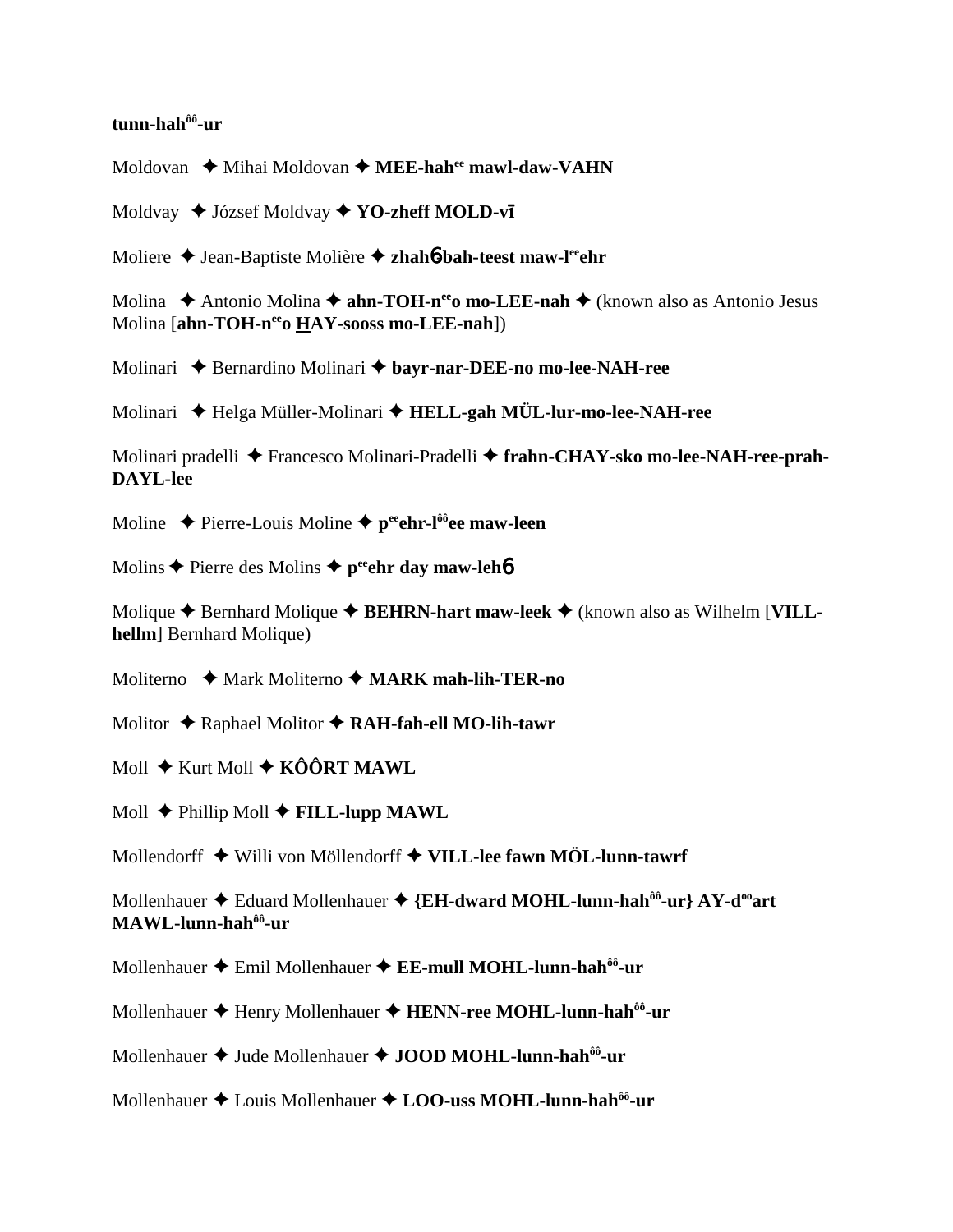**tunn-hah^ôô-ur**

Moldovan ✦ Mihai Moldovan ✦ **MEE-hah^ee mawl-daw-VAHN**

Moldvay ✦ József Moldvay ✦ **YO-zheff MOLD-vī**

Moliere ✦ Jean-Baptiste Molière ✦ **zhahɓ bah-teest maw-l^ee ehr**

Molina ✦ Antonio Molina ✦ **ahn-TOH-n^ee o mo-LEE-nah** ✦ (known also as Antonio Jesus Molina [**ahn-TOH-n^ee o HAY-sooss mo-LEE-nah**])

Molinari ✦ Bernardino Molinari ✦ **bayr-nar-DEE-no mo-lee-NAH-ree**

Molinari ✦ Helga Müller-Molinari ✦ **HELL-gah MÜL-lur-mo-lee-NAH-ree**

Molinari pradelli ✦ Francesco Molinari-Pradelli ✦ **frahn-CHAY-sko mo-lee-NAH-ree-prah-DAYL-lee**

Moline ✦ Pierre-Louis Moline ✦ **p^ee ehr-l^ôô ee maw-leen**

Molins ✦ Pierre des Molins ✦ **p^ee ehr day maw-lehɓ**

Molique ✦ Bernhard Molique ✦ **BEHRN-hart maw-leek** ✦ (known also as Wilhelm [**VILL-hellm**] Bernhard Molique)

Moliterno ✦ Mark Moliterno ✦ **MARK mah-lih-TER-no**

Molitor ✦ Raphael Molitor ✦ **RAH-fah-ell MO-lih-tawr**

Moll ✦ Kurt Moll ✦ **KÔÔRT MAWL**

Moll ✦ Phillip Moll ✦ **FILL-lupp MAWL**

Mollendorff ✦ Willi von Möllendorff ✦ **VILL-lee fawn MÖL-lunn-tawrf**

Mollenhauer ✦ Eduard Mollenhauer ✦ **{EH-dward MOHL-lunn-hah^ôô-ur} AY-d^oo art MAWL-lunn-hah^ôô-ur**

Mollenhauer ✦ Emil Mollenhauer ✦ **EE-mull MOHL-lunn-hah^ôô-ur**

Mollenhauer ✦ Henry Mollenhauer ✦ **HENN-ree MOHL-lunn-hah^ôô-ur**

Mollenhauer ✦ Jude Mollenhauer ✦ **JOOD MOHL-lunn-hah^ôô-ur**

Mollenhauer ✦ Louis Mollenhauer ✦ **LOO-uss MOHL-lunn-hah^ôô-ur**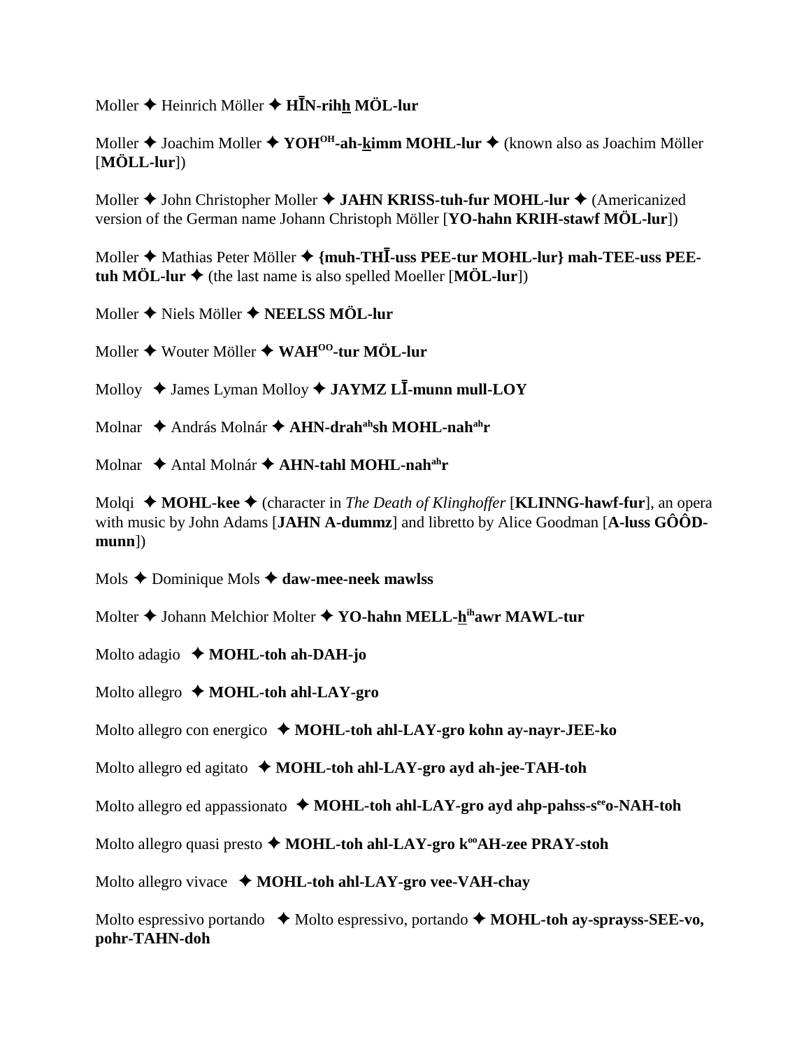Moller ✦ Heinrich Möller ✦ **HĪN-rih<u>h</u> MÖL-lur**

Moller ✦ Joachim Moller ✦ **YOH[OH]-ah-<u>k</u>imm MOHL-lur** ✦ (known also as Joachim Möller [**MÖLL-lur**])

Moller ✦ John Christopher Moller ✦ **JAHN KRISS-tuh-fur MOHL-lur** ✦ (Americanized version of the German name Johann Christoph Möller [**YO-hahn KRIH-stawf MÖL-lur**])

Moller ✦ Mathias Peter Möller ✦ **{muh-THĪ-uss PEE-tur MOHL-lur} mah-TEE-uss PEE-tuh MÖL-lur** ✦ (the last name is also spelled Moeller [**MÖL-lur**])

Moller ✦ Niels Möller ✦ **NEELSS MÖL-lur**

Moller ✦ Wouter Möller ✦ **WAH[OO]-tur MÖL-lur**

Molloy ✦ James Lyman Molloy ✦ **JAYMZ LĪ-munn mull-LOY**

Molnar ✦ András Molnár ✦ **AHN-drah[ah]sh MOHL-nah[ah]r**

Molnar ✦ Antal Molnár ✦ **AHN-tahl MOHL-nah[ah]r**

Molqi ✦ **MOHL-kee** ✦ (character in *The Death of Klinghoffer* [**KLINNG-hawf-fur**], an opera with music by John Adams [**JAHN A-dummz**] and libretto by Alice Goodman [**A-luss GÔÔD-munn**])

Mols ✦ Dominique Mols ✦ **daw-mee-neek mawlss**

Molter ✦ Johann Melchior Molter ✦ **YO-hahn MELL-<u>h</u>[ih]awr MAWL-tur**

Molto adagio ✦ **MOHL-toh ah-DAH-jo**

Molto allegro ✦ **MOHL-toh ahl-LAY-gro**

Molto allegro con energico ✦ **MOHL-toh ahl-LAY-gro kohn ay-nayr-JEE-ko**

Molto allegro ed agitato ✦ **MOHL-toh ahl-LAY-gro ayd ah-jee-TAH-toh**

Molto allegro ed appassionato ✦ **MOHL-toh ahl-LAY-gro ayd ahp-pahss-s[ee]o-NAH-toh**

Molto allegro quasi presto ✦ **MOHL-toh ahl-LAY-gro k[oo]AH-zee PRAY-stoh**

Molto allegro vivace ✦ **MOHL-toh ahl-LAY-gro vee-VAH-chay**

Molto espressivo portando ✦ Molto espressivo, portando ✦ **MOHL-toh ay-sprayss-SEE-vo, pohr-TAHN-doh**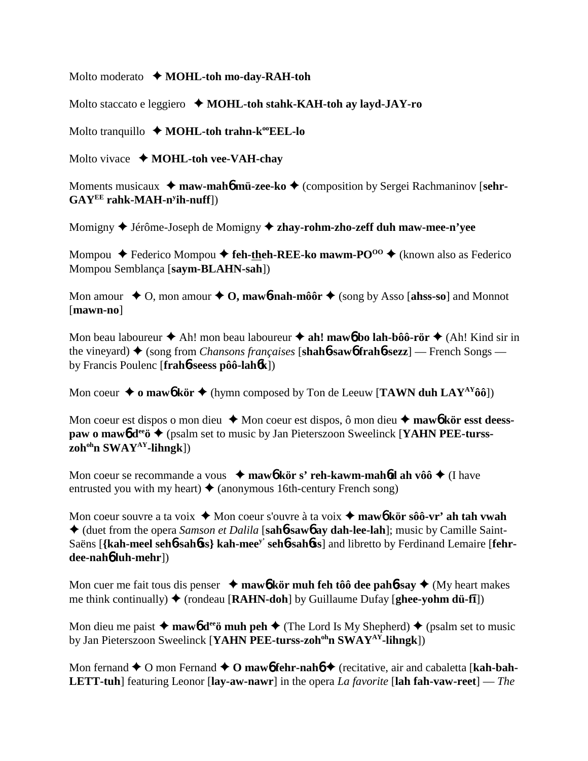Molto moderato ✦ **MOHL-toh mo-day-RAH-toh**

Molto staccato e leggiero ✦ **MOHL-toh stahk-KAH-toh ay layd-JAY-ro**

Molto tranquillo ✦ **MOHL-toh trahn-k[oo]EEL-lo**

Molto vivace ✦ **MOHL-toh vee-VAH-chay**

Moments musicaux ✦ **maw-mahɓ mü-zee-ko** ✦ (composition by Sergei Rachmaninov [**sehr-GAY[EE] rahk-MAH-n[y]ih-nuff**])

Momigny ✦ Jérôme-Joseph de Momigny ✦ **zhay-rohm-zho-zeff duh maw-mee-n'yee**

Mompou ✦ Federico Mompou ✦ **feh-theh-REE-ko mawm-PO[OO]** ✦ (known also as Federico Mompou Semblança [**saym-BLAHN-sah**])

Mon amour ✦ O, mon amour ✦ **O, mawɓ-nah-môôr** ✦ (song by Asso [**ahss-so**] and Monnot [**mawn-no**]

Mon beau laboureur ✦ Ah! mon beau laboureur ✦ **ah! mawɓ bo lah-bôô-rör** ✦ (Ah! Kind sir in the vineyard) ✦ (song from *Chansons françaises* [**shahɓ-sawɓ frahɓ-sezz**] — French Songs — by Francis Poulenc [**frahɓ-seess pôô-lahɓk**])

Mon coeur ✦ **o mawɓ kör** ✦ (hymn composed by Ton de Leeuw [**TAWN duh LAY[AY]ôô**])

Mon coeur est dispos o mon dieu ✦ Mon coeur est dispos, ô mon dieu ✦ **mawɓ kör esst deess-paw o mawɓ d[ee]ö** ✦ (psalm set to music by Jan Pieterszoon Sweelinck [**YAHN PEE-turss-zoh[oh]n SWAY[AY]-lihngk**])

Mon coeur se recommande a vous ✦ **mawɓ kör s' reh-kawm-mahɓd ah vôô** ✦ (I have entrusted you with my heart) ✦ (anonymous 16th-century French song)

Mon coeur souvre a ta voix ✦ Mon coeur s'ouvre à ta voix ✦ **mawɓ kör sôô-vr' ah tah vwah** ✦ (duet from the opera *Samson et Dalila* [**sahɓ-sawɓ ay dah-lee-lah**]; music by Camille Saint-Saëns [**{kah-meel sehɓ-sahɓs} kah-mee[y'] sehɓ-sahɓs**] and libretto by Ferdinand Lemaire [**fehr-dee-nahɓ luh-mehr**])

Mon cuer me fait tous dis penser ✦ **mawɓ kör muh feh tôô dee pahɓ-say** ✦ (My heart makes me think continually) ✦ (rondeau [**RAHN-doh**] by Guillaume Dufay [**ghee-yohm dü-fī**])

Mon dieu me paist ✦ **mawɓ d[ee]ö muh peh** ✦ (The Lord Is My Shepherd) ✦ (psalm set to music by Jan Pieterszoon Sweelinck [**YAHN PEE-turss-zoh[oh]n SWAY[AY]-lihngk**])

Mon fernand ✦ O mon Fernand ✦ **O mawɓ fehr-nahɓ** ✦ (recitative, air and cabaletta [**kah-bah-LETT-tuh**] featuring Leonor [**lay-aw-nawr**] in the opera *La favorite* [**lah fah-vaw-reet**] — *The*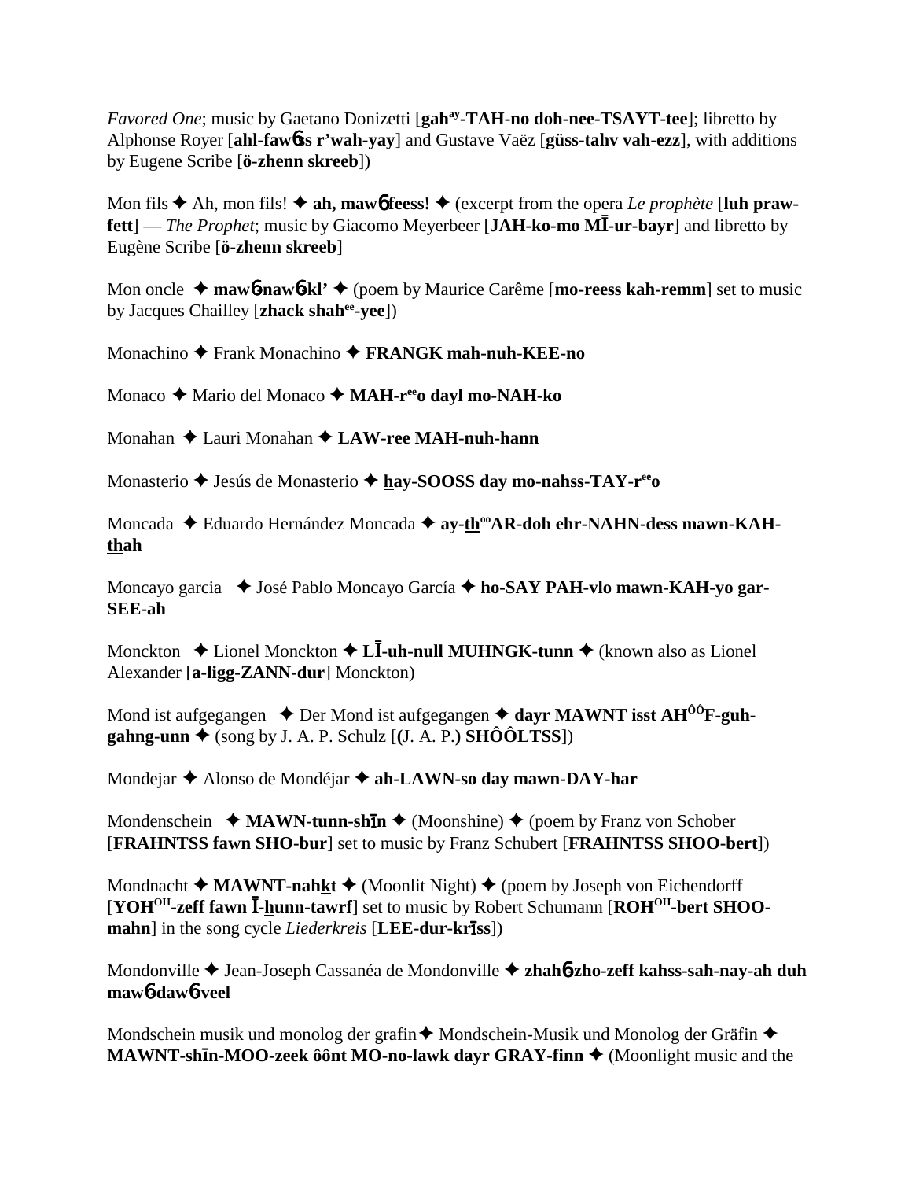*Favored One*; music by Gaetano Donizetti [**gah^ay-TAH-no doh-nee-TSAYT-tee**]; libretto by Alphonse Royer [**ahl-fawɓss r'wah-yay**] and Gustave Vaëz [**güss-tahv vah-ezz**], with additions by Eugene Scribe [**ö-zhenn skreeb**])

Mon fils ✦ Ah, mon fils! ✦ **ah, mawɓ feess!** ✦ (excerpt from the opera *Le prophète* [**luh praw-fett**] — *The Prophet*; music by Giacomo Meyerbeer [**JAH-ko-mo MĪ-ur-bayr**] and libretto by Eugène Scribe [**ö-zhenn skreeb**]

Mon oncle ✦ **mawɓ-nawɓ-kl'** ✦ (poem by Maurice Carême [**mo-reess kah-remm**] set to music by Jacques Chailley [**zhack shah^ee-yee**])

Monachino ✦ Frank Monachino ✦ **FRANGK mah-nuh-KEE-no**

Monaco ✦ Mario del Monaco ✦ **MAH-r^ee o dayl mo-NAH-ko**

Monahan ✦ Lauri Monahan ✦ **LAW-ree MAH-nuh-hann**

Monasterio ✦ Jesús de Monasterio ✦ **hay-SOOSS day mo-nahss-TAY-r^ee o**

Moncada ✦ Eduardo Hernández Moncada ✦ **ay-th^oo AR-doh ehr-NAHN-dess mawn-KAH-thah**

Moncayo garcia ✦ José Pablo Moncayo García ✦ **ho-SAY PAH-vlo mawn-KAH-yo gar-SEE-ah**

Monckton ✦ Lionel Monckton ✦ **LĪ-uh-null MUHNGK-tunn** ✦ (known also as Lionel Alexander [**a-ligg-ZANN-dur**] Monckton)

Mond ist aufgegangen ✦ Der Mond ist aufgegangen ✦ **dayr MAWNT isst AH^ÔÔ F-guh-gahng-unn** ✦ (song by J. A. P. Schulz [**(J. A. P.) SHÔÔLTSS**])

Mondejar ✦ Alonso de Mondéjar ✦ **ah-LAWN-so day mawn-DAY-har**

Mondenschein ✦ **MAWN-tunn-shīn** ✦ (Moonshine) ✦ (poem by Franz von Schober [**FRAHNTSS fawn SHO-bur**] set to music by Franz Schubert [**FRAHNTSS SHOO-bert**])

Mondnacht ✦ **MAWNT-nahkt** ✦ (Moonlit Night) ✦ (poem by Joseph von Eichendorff [**YOH^OH-zeff fawn Ī-hunn-tawrf**] set to music by Robert Schumann [**ROH^OH-bert SHOO-mahn**] in the song cycle *Liederkreis* [**LEE-dur-krīss**])

Mondonville ✦ Jean-Joseph Cassanéa de Mondonville ✦ **zhahɓ-zho-zeff kahss-sah-nay-ah duh mawɓ-dawɓ-veel**

Mondschein musik und monolog der grafin ✦ Mondschein-Musik und Monolog der Gräfin ✦ **MAWNT-shīn-MOO-zeek ôônt MO-no-lawk dayr GRAY-finn** ✦ (Moonlight music and the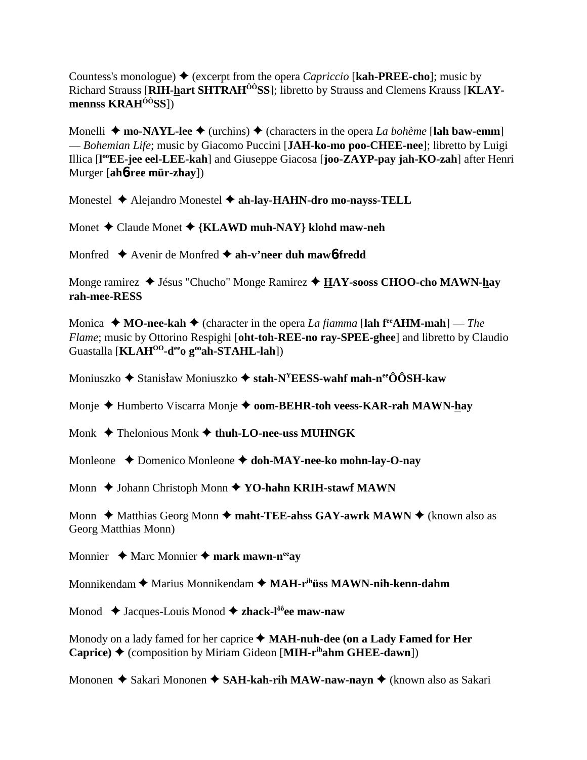Countess's monologue) ✦ (excerpt from the opera *Capriccio* [**kah-PREE-cho**]; music by Richard Strauss [**RIH-hart SHTRAH^ÔÔ^SS**]; libretto by Strauss and Clemens Krauss [**KLAY-mennss KRAH^ÔÔ^SS**])

Monelli ✦ **mo-NAYL-lee** ✦ (urchins) ✦ (characters in the opera *La bohème* [**lah baw-emm**] — *Bohemian Life*; music by Giacomo Puccini [**JAH-ko-mo poo-CHEE-nee**]; libretto by Luigi Illica [**l^oo^EE-jee eel-LEE-kah**] and Giuseppe Giacosa [**joo-ZAYP-pay jah-KO-zah**] after Henri Murger [**ah6ree mür-zhay**])

Monestel ✦ Alejandro Monestel ✦ **ah-lay-HAHN-dro mo-nayss-TELL**

Monet ✦ Claude Monet ✦ **{KLAWD muh-NAY} klohd maw-neh**

Monfred ✦ Avenir de Monfred ✦ **ah-v'neer duh maw6 fredd**

Monge ramirez ✦ Jésus "Chucho" Monge Ramirez ✦ **HAY-sooss CHOO-cho MAWN-hay rah-mee-RESS**

Monica ✦ **MO-nee-kah** ✦ (character in the opera *La fiamma* [**lah f^ee^AHM-mah**] — *The Flame*; music by Ottorino Respighi [**oht-toh-REE-no ray-SPEE-ghee**] and libretto by Claudio Guastalla [**KLAH^OO^-d^ee^o g^oo^ah-STAHL-lah**])

Moniuszko ✦ Stanisław Moniuszko ✦ **stah-N^Y^EESS-wahf mah-n^ee^ÔÔSH-kaw**

Monje ✦ Humberto Viscarra Monje ✦ **oom-BEHR-toh veess-KAR-rah MAWN-hay**

Monk ✦ Thelonious Monk ✦ **thuh-LO-nee-uss MUHNGK**

Monleone ✦ Domenico Monleone ✦ **doh-MAY-nee-ko mohn-lay-O-nay**

Monn ✦ Johann Christoph Monn ✦ **YO-hahn KRIH-stawf MAWN**

Monn ✦ Matthias Georg Monn ✦ **maht-TEE-ahss GAY-awrk MAWN** ✦ (known also as Georg Matthias Monn)

Monnier ✦ Marc Monnier ✦ **mark mawn-n^ee^ay**

Monnikendam ✦ Marius Monnikendam ✦ **MAH-r^ih^üss MAWN-nih-kenn-dahm**

Monod ✦ Jacques-Louis Monod ✦ **zhack-l^ôô^ee maw-naw**

Monody on a lady famed for her caprice ✦ **MAH-nuh-dee (on a Lady Famed for Her Caprice)** ✦ (composition by Miriam Gideon [**MIH-r^ih^ahm GHEE-dawn**])

Mononen ✦ Sakari Mononen ✦ **SAH-kah-rih MAW-naw-nayn** ✦ (known also as Sakari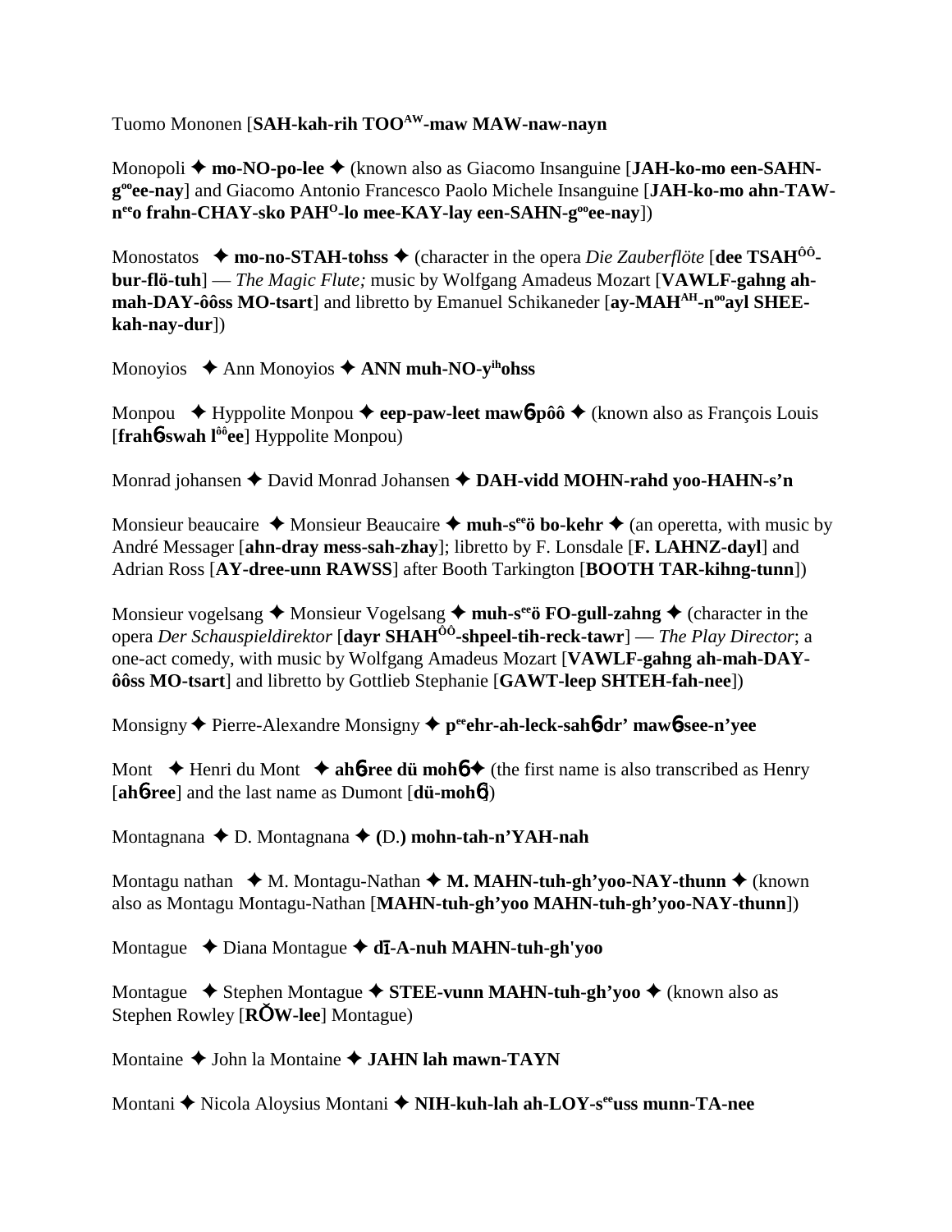Tuomo Mononen [**SAH-kah-rih TOO^AW-maw MAW-naw-nayn**

Monopoli ✦ **mo-NO-po-lee** ✦ (known also as Giacomo Insanguine [**JAH-ko-mo een-SAHN-g^oo ee-nay**] and Giacomo Antonio Francesco Paolo Michele Insanguine [**JAH-ko-mo ahn-TAW-n^ee o frahn-CHAY-sko PAH^O-lo mee-KAY-lay een-SAHN-g^oo ee-nay**])

Monostatos ✦ **mo-no-STAH-tohss** ✦ (character in the opera *Die Zauberflöte* [**dee TSAH^ÔÔ-bur-flö-tuh**] — *The Magic Flute;* music by Wolfgang Amadeus Mozart [**VAWLF-gahng ah-mah-DAY-ôôss MO-tsart**] and libretto by Emanuel Schikaneder [**ay-MAH^AH-n^oo ayl SHEE-kah-nay-dur**])

Monoyios ✦ Ann Monoyios ✦ **ANN muh-NO-y^ih ohss**

Monpou ✦ Hyppolite Monpou ✦ **eep-paw-leet maw6-pôô** ✦ (known also as François Louis [**frah6-swah l^ôô ee**] Hyppolite Monpou)

Monrad johansen ✦ David Monrad Johansen ✦ **DAH-vidd MOHN-rahd yoo-HAHN-s'n**

Monsieur beaucaire ✦ Monsieur Beaucaire ✦ **muh-s^ee ö bo-kehr** ✦ (an operetta, with music by André Messager [**ahn-dray mess-sah-zhay**]; libretto by F. Lonsdale [**F. LAHNZ-dayl**] and Adrian Ross [**AY-dree-unn RAWSS**] after Booth Tarkington [**BOOTH TAR-kihng-tunn**])

Monsieur vogelsang ✦ Monsieur Vogelsang ✦ **muh-s^ee ö FO-gull-zahng** ✦ (character in the opera *Der Schauspieldirektor* [**dayr SHAH^ÔÔ-shpeel-tih-reck-tawr**] — *The Play Director*; a one-act comedy, with music by Wolfgang Amadeus Mozart [**VAWLF-gahng ah-mah-DAY-ôôss MO-tsart**] and libretto by Gottlieb Stephanie [**GAWT-leep SHTEH-fah-nee**])

Monsigny ✦ Pierre-Alexandre Monsigny ✦ **p^ee ehr-ah-leck-sah6-dr' maw6-see-n'yee**

Mont ✦ Henri du Mont ✦ **ah6-ree dü moh6** ✦ (the first name is also transcribed as Henry [**ah6-ree**] and the last name as Dumont [**dü-moh6**])

Montagnana ✦ D. Montagnana ✦ **(D.) mohn-tah-n'YAH-nah**

Montagu nathan ✦ M. Montagu-Nathan ✦ **M. MAHN-tuh-gh'yoo-NAY-thunn** ✦ (known also as Montagu Montagu-Nathan [**MAHN-tuh-gh'yoo MAHN-tuh-gh'yoo-NAY-thunn**])

Montague ✦ Diana Montague ✦ **dī-A-nuh MAHN-tuh-gh'yoo**

Montague ✦ Stephen Montague ✦ **STEE-vunn MAHN-tuh-gh'yoo** ✦ (known also as Stephen Rowley [**RŎW-lee**] Montague)

Montaine ✦ John la Montaine ✦ **JAHN lah mawn-TAYN**

Montani ✦ Nicola Aloysius Montani ✦ **NIH-kuh-lah ah-LOY-s^ee uss munn-TA-nee**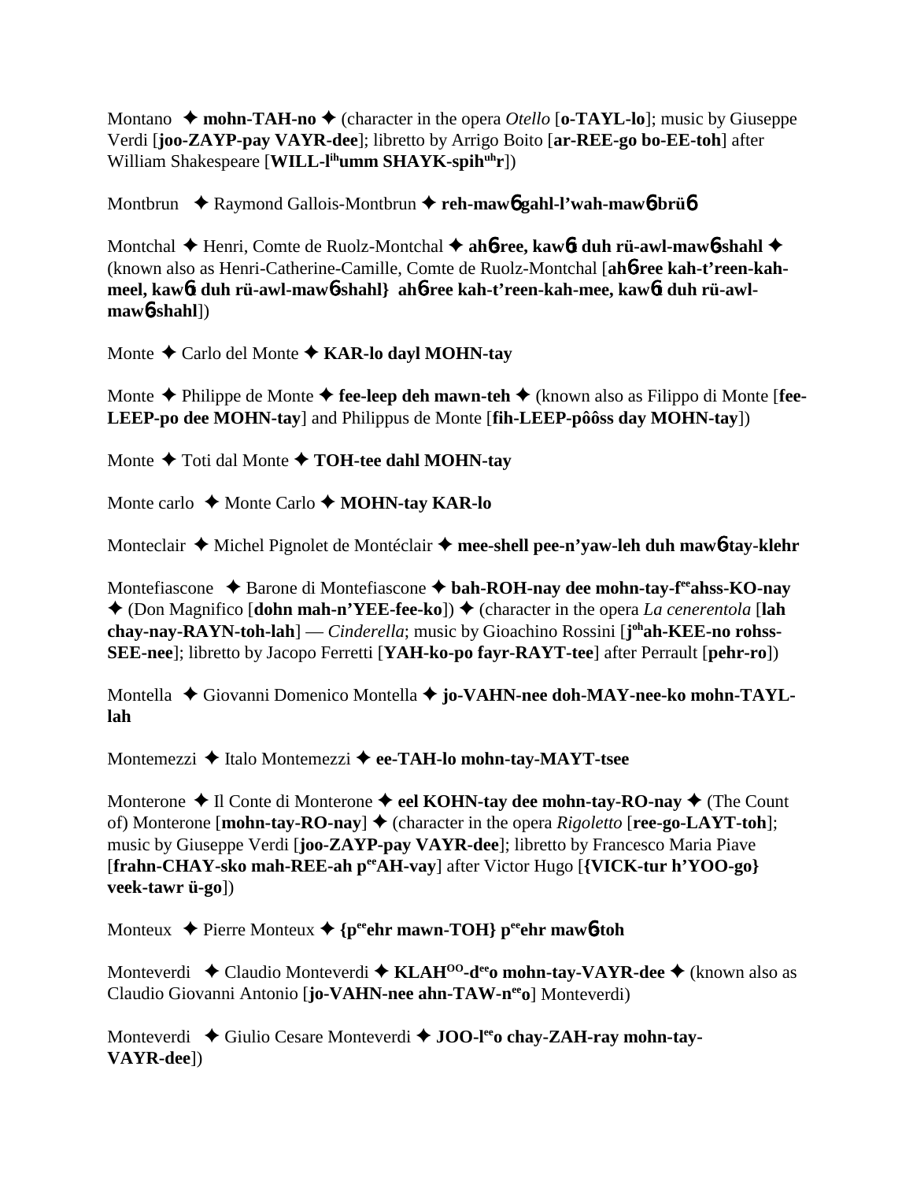Montano ✦ **mohn-TAH-no** ✦ (character in the opera *Otello* [**o-TAYL-lo**]; music by Giuseppe Verdi [**joo-ZAYP-pay VAYR-dee**]; libretto by Arrigo Boito [**ar-REE-go bo-EE-toh**] after William Shakespeare [**WILL-l^ih^umm SHAYK-spih^uh^r**])

Montbrun ✦ Raymond Gallois-Montbrun ✦ **reh-maw6 gahl-l'wah-maw6-brü6**

Montchal ✦ Henri, Comte de Ruolz-Montchal ✦ **ah6-ree, kaw6t duh rü-awl-maw6-shahl** ✦ (known also as Henri-Catherine-Camille, Comte de Ruolz-Montchal [**ah6-ree kah-t'reen-kah-meel, kaw6t duh rü-awl-maw6-shahl} ah6-ree kah-t'reen-kah-mee, kaw6t duh rü-awl-maw6-shahl**])

Monte ✦ Carlo del Monte ✦ **KAR-lo dayl MOHN-tay**

Monte ✦ Philippe de Monte ✦ **fee-leep deh mawn-teh** ✦ (known also as Filippo di Monte [**fee-LEEP-po dee MOHN-tay**] and Philippus de Monte [**fih-LEEP-pôôss day MOHN-tay**])

Monte ✦ Toti dal Monte ✦ **TOH-tee dahl MOHN-tay**

Monte carlo ✦ Monte Carlo ✦ **MOHN-tay KAR-lo**

Monteclair ✦ Michel Pignolet de Montéclair ✦ **mee-shell pee-n'yaw-leh duh maw6-tay-klehr**

Montefiascone ✦ Barone di Montefiascone ✦ **bah-ROH-nay dee mohn-tay-f^ee^ahss-KO-nay** ✦ (Don Magnifico [**dohn mah-n'YEE-fee-ko**]) ✦ (character in the opera *La cenerentola* [**lah chay-nay-RAYN-toh-lah**] — *Cinderella*; music by Gioachino Rossini [**j^oh^ah-KEE-no rohss-SEE-nee**]; libretto by Jacopo Ferretti [**YAH-ko-po fayr-RAYT-tee**] after Perrault [**pehr-ro**])

Montella ✦ Giovanni Domenico Montella ✦ **jo-VAHN-nee doh-MAY-nee-ko mohn-TAYL-lah**

Montemezzi ✦ Italo Montemezzi ✦ **ee-TAH-lo mohn-tay-MAYT-tsee**

Monterone ✦ Il Conte di Monterone ✦ **eel KOHN-tay dee mohn-tay-RO-nay** ✦ (The Count of) Monterone [**mohn-tay-RO-nay**] ✦ (character in the opera *Rigoletto* [**ree-go-LAYT-toh**]; music by Giuseppe Verdi [**joo-ZAYP-pay VAYR-dee**]; libretto by Francesco Maria Piave [**frahn-CHAY-sko mah-REE-ah p^ee^AH-vay**] after Victor Hugo [**{VICK-tur h'YOO-go} veek-tawr ü-go**])

Monteux ✦ Pierre Monteux ✦ **{p^ee^ehr mawn-TOH} p^ee^ehr maw6-toh**

Monteverdi ✦ Claudio Monteverdi ✦ **KLAH^OO^-d^ee^o mohn-tay-VAYR-dee** ✦ (known also as Claudio Giovanni Antonio [**jo-VAHN-nee ahn-TAW-n^ee^o**] Monteverdi)

Monteverdi ✦ Giulio Cesare Monteverdi ✦ **JOO-l^ee^o chay-ZAH-ray mohn-tay-VAYR-dee**])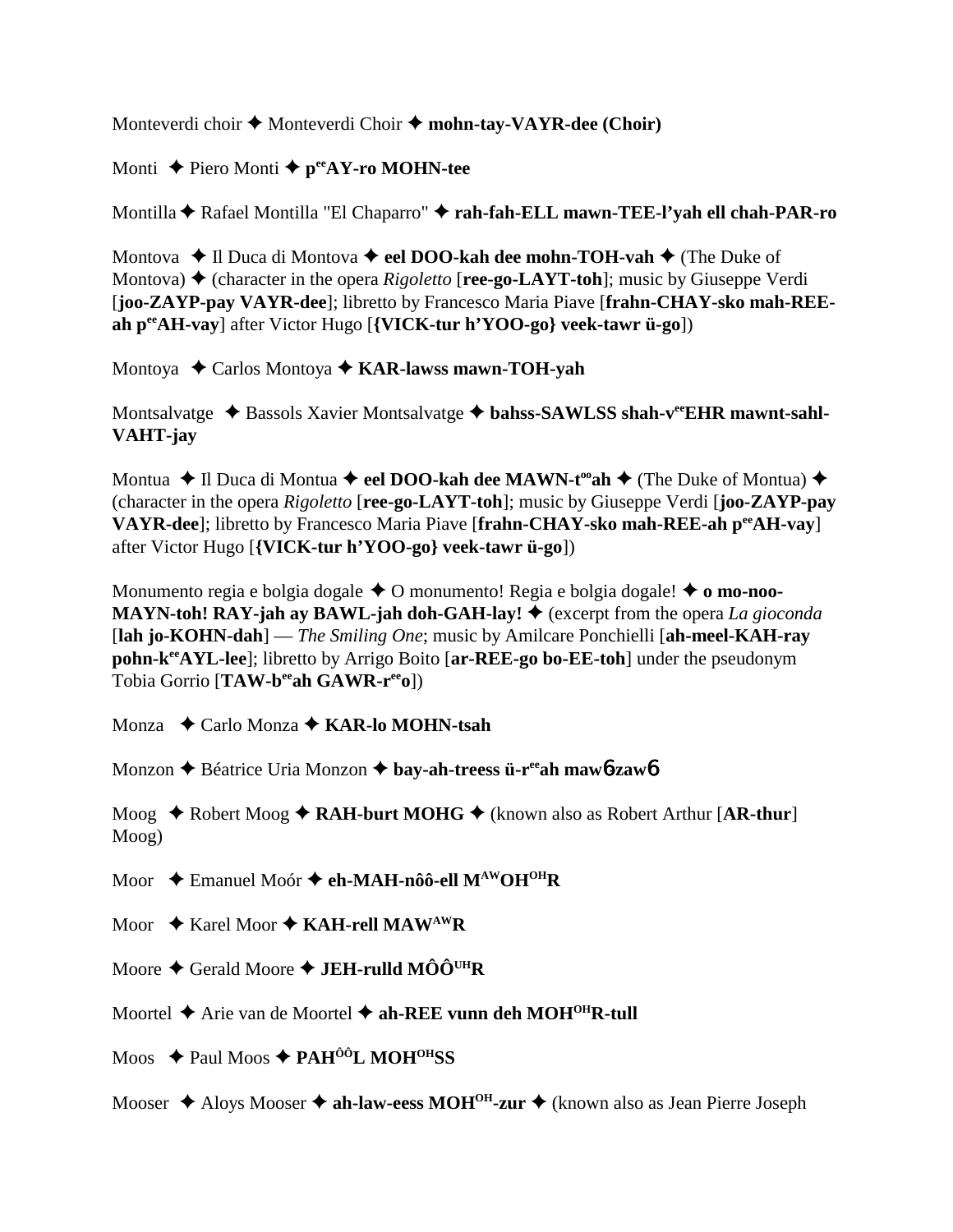Monteverdi choir ✦ Monteverdi Choir ✦ **mohn-tay-VAYR-dee (Choir)**

Monti ✦ Piero Monti ✦ **p$^{ee}$AY-ro MOHN-tee**

Montilla ✦ Rafael Montilla "El Chaparro" ✦ **rah-fah-ELL mawn-TEE-l'yah ell chah-PAR-ro**

Montova ✦ Il Duca di Montova ✦ **eel DOO-kah dee mohn-TOH-vah** ✦ (The Duke of Montova) ✦ (character in the opera *Rigoletto* [**ree-go-LAYT-toh**]; music by Giuseppe Verdi [**joo-ZAYP-pay VAYR-dee**]; libretto by Francesco Maria Piave [**frahn-CHAY-sko mah-REE-ah p$^{ee}$AH-vay**] after Victor Hugo [**{VICK-tur h'YOO-go} veek-tawr ü-go**])

Montoya ✦ Carlos Montoya ✦ **KAR-lawss mawn-TOH-yah**

Montsalvatge ✦ Bassols Xavier Montsalvatge ✦ **bahss-SAWLSS shah-v$^{ee}$EHR mawnt-sahl-VAHT-jay**

Montua ✦ Il Duca di Montua ✦ **eel DOO-kah dee MAWN-t$^{oo}$ah** ✦ (The Duke of Montua) ✦ (character in the opera *Rigoletto* [**ree-go-LAYT-toh**]; music by Giuseppe Verdi [**joo-ZAYP-pay VAYR-dee**]; libretto by Francesco Maria Piave [**frahn-CHAY-sko mah-REE-ah p$^{ee}$AH-vay**] after Victor Hugo [**{VICK-tur h'YOO-go} veek-tawr ü-go**])

Monumento regia e bolgia dogale ✦ O monumento! Regia e bolgia dogale! ✦ **o mo-noo-MAYN-toh! RAY-jah ay BAWL-jah doh-GAH-lay!** ✦ (excerpt from the opera *La gioconda* [**lah jo-KOHN-dah**] — *The Smiling One*; music by Amilcare Ponchielli [**ah-meel-KAH-ray pohn-k$^{ee}$AYL-lee**]; libretto by Arrigo Boito [**ar-REE-go bo-EE-toh**] under the pseudonym Tobia Gorrio [**TAW-b$^{ee}$ah GAWR-r$^{ee}$o**])

Monza ✦ Carlo Monza ✦ **KAR-lo MOHN-tsah**

Monzon ✦ Béatrice Uria Monzon ✦ **bay-ah-treess ü-r$^{ee}$ah maw6zaw6**

Moog ✦ Robert Moog ✦ **RAH-burt MOHG** ✦ (known also as Robert Arthur [**AR-thur**] Moog)

Moor ✦ Emanuel Moór ✦ **eh-MAH-nôô-ell M$^{AW}$OH$^{OH}$R**

Moor ✦ Karel Moor ✦ **KAH-rell MAW$^{AW}$R**

Moore ✦ Gerald Moore ✦ **JEH-rulld MÔÔ$^{UH}$R**

Moortel ✦ Arie van de Moortel ✦ **ah-REE vunn deh MOH$^{OH}$R-tull**

Moos ✦ Paul Moos ✦ **PAH$^{ÔÔ}$L MOH$^{OH}$SS**

Mooser ✦ Aloys Mooser ✦ **ah-law-eess MOH$^{OH}$-zur** ✦ (known also as Jean Pierre Joseph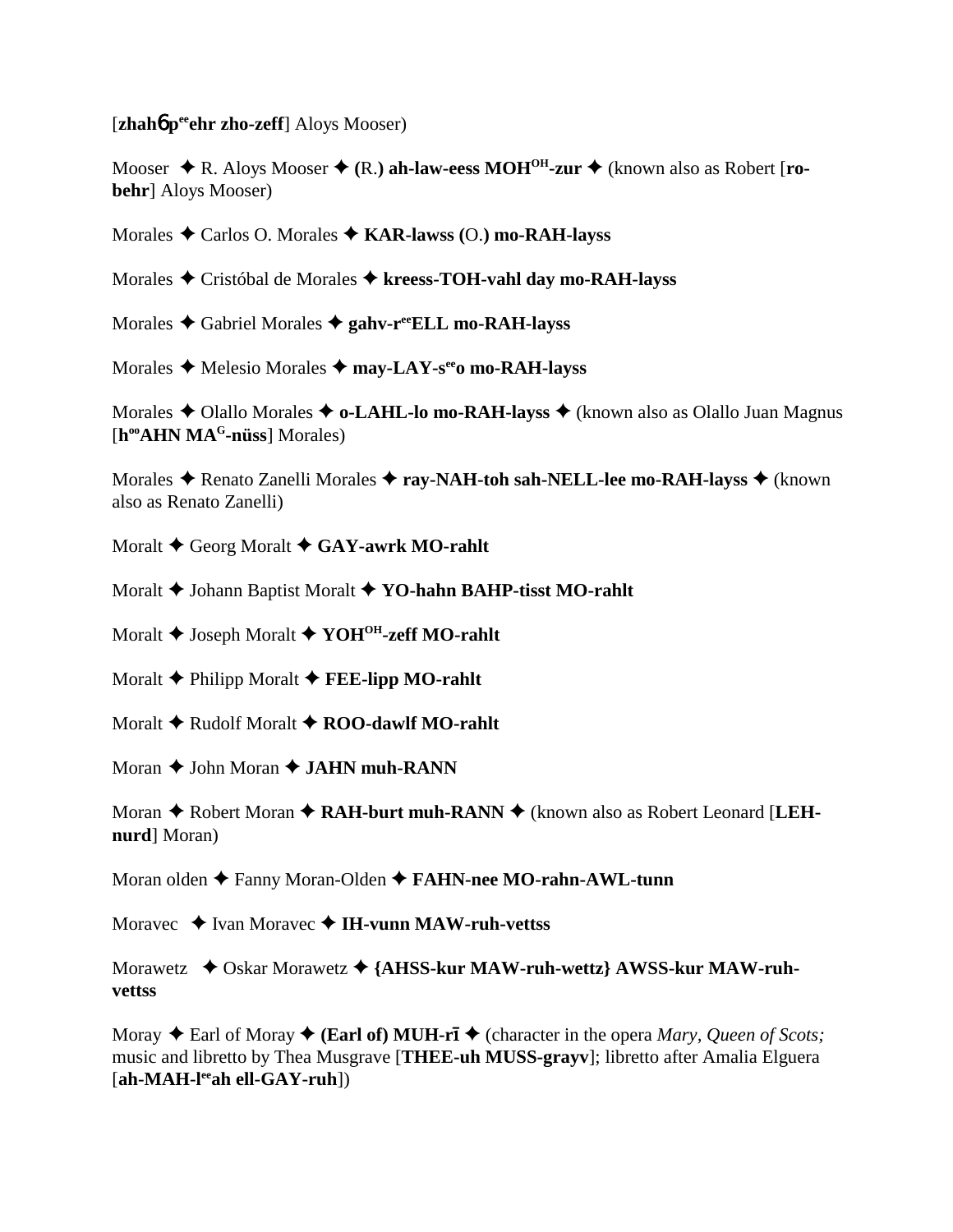[**zhah**6**p**ee**ehr zho-zeff**] Aloys Mooser)

Mooser ✦ R. Aloys Mooser ✦ **(**R.**) ah-law-eess MOH**OH**-zur** ✦ (known also as Robert [**ro-behr**] Aloys Mooser)

Morales ✦ Carlos O. Morales ✦ **KAR-lawss (**O.**) mo-RAH-layss**

Morales ✦ Cristóbal de Morales ✦ **kreess-TOH-vahl day mo-RAH-layss**

Morales ✦ Gabriel Morales ✦ **gahv-r**ee**ELL mo-RAH-layss**

Morales ✦ Melesio Morales ✦ **may-LAY-s**ee**o mo-RAH-layss**

Morales ✦ Olallo Morales ✦ **o-LAHL-lo mo-RAH-layss** ✦ (known also as Olallo Juan Magnus [**h**oo**AHN MA**G**-nüss**] Morales)

Morales ✦ Renato Zanelli Morales ✦ **ray-NAH-toh sah-NELL-lee mo-RAH-layss** ✦ (known also as Renato Zanelli)

Moralt ✦ Georg Moralt ✦ **GAY-awrk MO-rahlt**

Moralt ✦ Johann Baptist Moralt ✦ **YO-hahn BAHP-tisst MO-rahlt**

Moralt ✦ Joseph Moralt ✦ **YOH**OH**-zeff MO-rahlt**

Moralt ✦ Philipp Moralt ✦ **FEE-lipp MO-rahlt**

Moralt ✦ Rudolf Moralt ✦ **ROO-dawlf MO-rahlt**

Moran ✦ John Moran ✦ **JAHN muh-RANN**

Moran ✦ Robert Moran ✦ **RAH-burt muh-RANN** ✦ (known also as Robert Leonard [**LEH-nurd**] Moran)

Moran olden ✦ Fanny Moran-Olden ✦ **FAHN-nee MO-rahn-AWL-tunn**

Moravec ✦ Ivan Moravec ✦ **IH-vunn MAW-ruh-vettss**

Morawetz ✦ Oskar Morawetz ✦ **{AHSS-kur MAW-ruh-wettz} AWSS-kur MAW-ruh-vettss**

Moray ✦ Earl of Moray ✦ **(Earl of) MUH-rī** ✦ (character in the opera *Mary, Queen of Scots;* music and libretto by Thea Musgrave [**THEE-uh MUSS-grayv**]; libretto after Amalia Elguera [**ah-MAH-l**ee**ah ell-GAY-ruh**])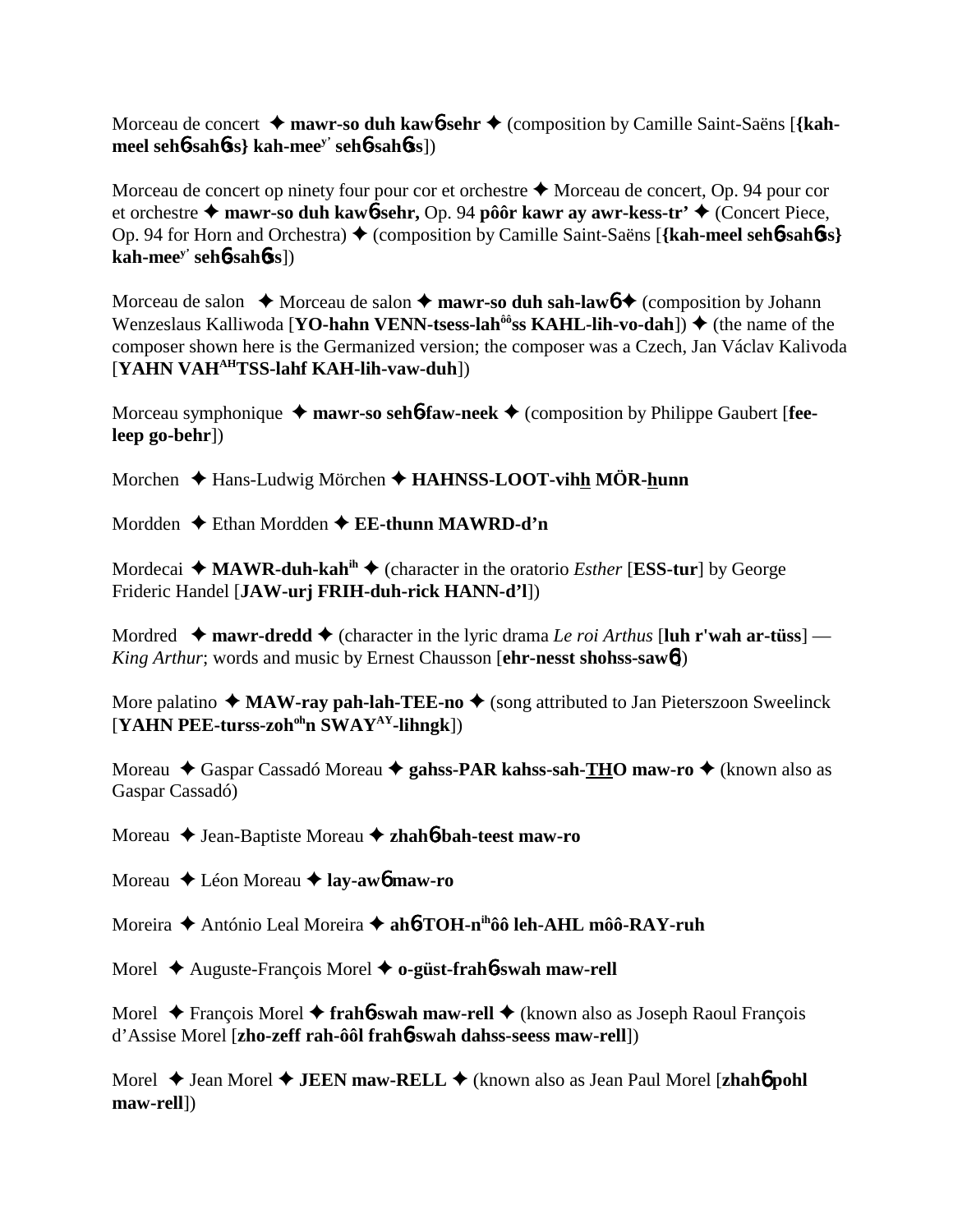Morceau de concert ✦ **mawr-so duh kaw6-sehr** ✦ (composition by Camille Saint-Saëns [**{kah-meel seh6-sah6ss} kah-mee^y' seh6-sah6ss**])

Morceau de concert op ninety four pour cor et orchestre ✦ Morceau de concert, Op. 94 pour cor et orchestre ✦ **mawr-so duh kaw6-sehr,** Op. 94 **pôôr kawr ay awr-kess-tr'** ✦ (Concert Piece, Op. 94 for Horn and Orchestra) ✦ (composition by Camille Saint-Saëns [**{kah-meel seh6-sah6ss} kah-mee^y' seh6-sah6ss**])

Morceau de salon ✦ Morceau de salon ✦ **mawr-so duh sah-law6** ✦ (composition by Johann Wenzeslaus Kalliwoda [**YO-hahn VENN-tsess-lah^ôôss KAHL-lih-vo-dah**]) ✦ (the name of the composer shown here is the Germanized version; the composer was a Czech, Jan Václav Kalivoda [**YAHN VAH^AH TSS-lahf KAH-lih-vaw-duh**])

Morceau symphonique ✦ **mawr-so seh6-faw-neek** ✦ (composition by Philippe Gaubert [**fee-leep go-behr**])

Morchen ✦ Hans-Ludwig Mörchen ✦ **HAHNSS-LOOT-vihh MÖR-hunn**

Mordden ✦ Ethan Mordden ✦ **EE-thunn MAWRD-d'n**

Mordecai ✦ **MAWR-duh-kah^ih** ✦ (character in the oratorio *Esther* [**ESS-tur**] by George Frideric Handel [**JAW-urj FRIH-duh-rick HANN-d'l**])

Mordred ✦ **mawr-dredd** ✦ (character in the lyric drama *Le roi Arthus* [**luh r'wah ar-tüss**] — *King Arthur*; words and music by Ernest Chausson [**ehr-nesst shohss-saw6**])

More palatino ✦ **MAW-ray pah-lah-TEE-no** ✦ (song attributed to Jan Pieterszoon Sweelinck [**YAHN PEE-turss-zoh^oh n SWAY^AY-lihngk**])

Moreau ✦ Gaspar Cassadó Moreau ✦ **gahss-PAR kahss-sah-THO maw-ro** ✦ (known also as Gaspar Cassadó)

Moreau ✦ Jean-Baptiste Moreau ✦ **zhah6-bah-teest maw-ro**

Moreau ✦ Léon Moreau ✦ **lay-aw6 maw-ro**

Moreira ✦ António Leal Moreira ✦ **ah6-TOH-n^ih ôô leh-AHL môô-RAY-ruh**

Morel ✦ Auguste-François Morel ✦ **o-güst-frah6-swah maw-rell**

Morel ✦ François Morel ✦ **frah6-swah maw-rell** ✦ (known also as Joseph Raoul François d'Assise Morel [**zho-zeff rah-ôôl frah6-swah dahss-seess maw-rell**])

Morel ✦ Jean Morel ✦ **JEEN maw-RELL** ✦ (known also as Jean Paul Morel [**zhah6 pohl maw-rell**])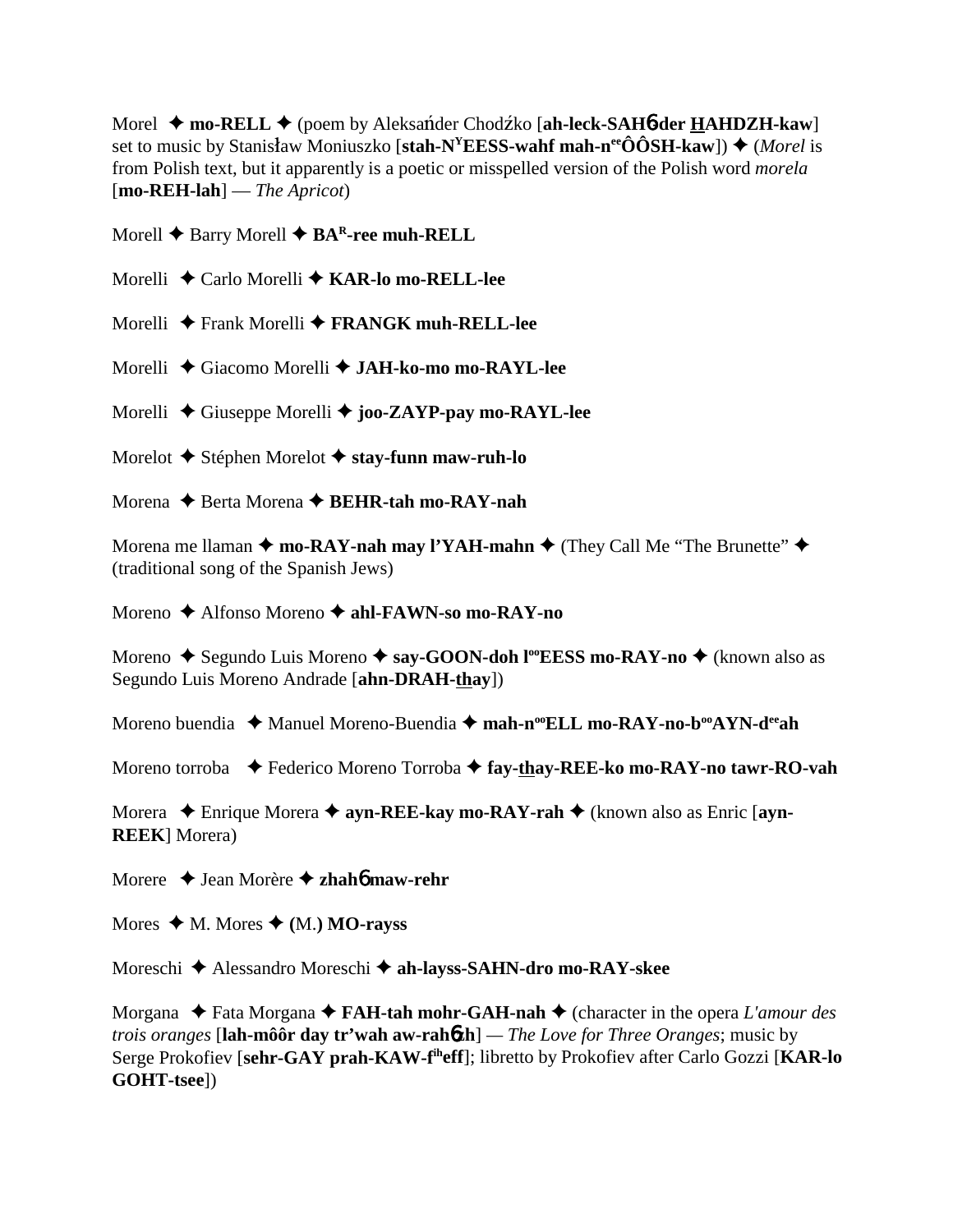Morel ✦ **mo-RELL** ✦ (poem by Aleksańder Chodźko [**ah-leck-SAHб-der HAHDZH-kaw**] set to music by Stanisław Moniuszko [**stah-N^Y^EESS-wahf mah-n^ee^ÔÔSH-kaw**]) ✦ (*Morel* is from Polish text, but it apparently is a poetic or misspelled version of the Polish word *morela* [**mo-REH-lah**] — *The Apricot*)

Morell ✦ Barry Morell ✦ **BA^R^-ree muh-RELL**

Morelli ✦ Carlo Morelli ✦ **KAR-lo mo-RELL-lee**

Morelli ✦ Frank Morelli ✦ **FRANGK muh-RELL-lee**

Morelli ✦ Giacomo Morelli ✦ **JAH-ko-mo mo-RAYL-lee**

Morelli ✦ Giuseppe Morelli ✦ **joo-ZAYP-pay mo-RAYL-lee**

Morelot ✦ Stéphen Morelot ✦ **stay-funn maw-ruh-lo**

Morena ✦ Berta Morena ✦ **BEHR-tah mo-RAY-nah**

Morena me llaman ✦ **mo-RAY-nah may l'YAH-mahn** ✦ (They Call Me "The Brunette" ✦ (traditional song of the Spanish Jews)

Moreno ✦ Alfonso Moreno ✦ **ahl-FAWN-so mo-RAY-no**

Moreno ✦ Segundo Luis Moreno ✦ **say-GOON-doh l^oo^EESS mo-RAY-no** ✦ (known also as Segundo Luis Moreno Andrade [**ahn-DRAH-thay**])

Moreno buendia ✦ Manuel Moreno-Buendia ✦ **mah-n^oo^ELL mo-RAY-no-b^oo^AYN-d^ee^ah**

Moreno torroba ✦ Federico Moreno Torroba ✦ **fay-thay-REE-ko mo-RAY-no tawr-RO-vah**

Morera ✦ Enrique Morera ✦ **ayn-REE-kay mo-RAY-rah** ✦ (known also as Enric [**ayn-REEK**] Morera)

Morere ✦ Jean Morère ✦ **zhahб maw-rehr**

Mores ✦ M. Mores ✦ **(M.) MO-rayss**

Moreschi ✦ Alessandro Moreschi ✦ **ah-layss-SAHN-dro mo-RAY-skee**

Morgana ✦ Fata Morgana ✦ **FAH-tah mohr-GAH-nah** ✦ (character in the opera *L'amour des trois oranges* [**lah-môôr day tr'wah aw-rahбzh**] — *The Love for Three Oranges*; music by Serge Prokofiev [**sehr-GAY prah-KAW-f^ih^eff**]; libretto by Prokofiev after Carlo Gozzi [**KAR-lo GOHT-tsee**])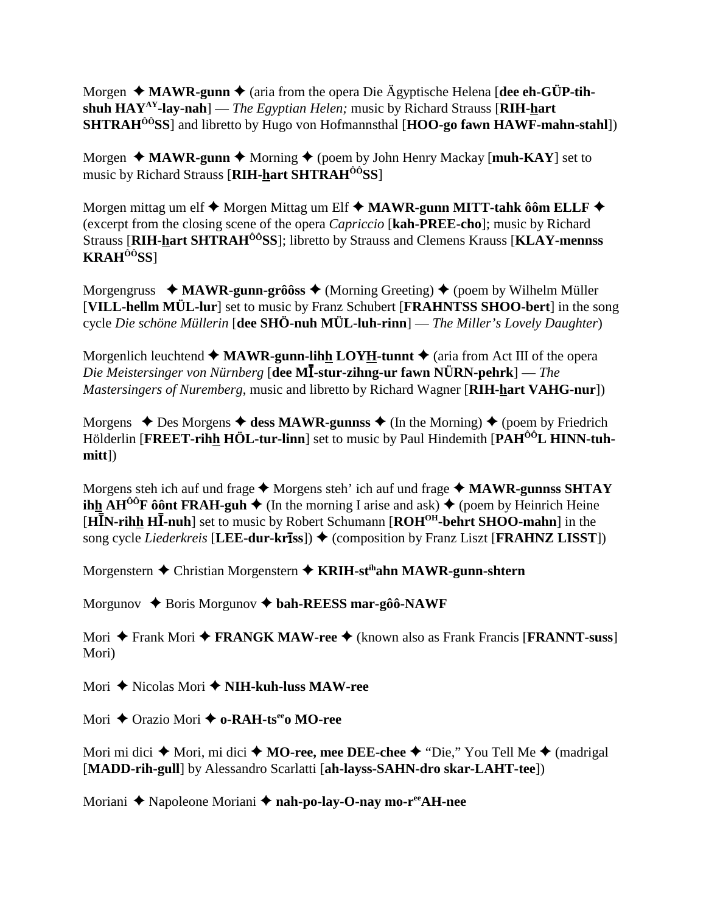Morgen ✦ **MAWR-gunn** ✦ (aria from the opera Die Ägyptische Helena [**dee eh-GÜP-tih-shuh HAY^AY-lay-nah**] — *The Egyptian Helen;* music by Richard Strauss [**RIH-hart SHTRAH^ÔÔSS**] and libretto by Hugo von Hofmannsthal [**HOO-go fawn HAWF-mahn-stahl**])

Morgen ✦ **MAWR-gunn** ✦ Morning ✦ (poem by John Henry Mackay [**muh-KAY**] set to music by Richard Strauss [**RIH-hart SHTRAH^ÔÔSS**]

Morgen mittag um elf ✦ Morgen Mittag um Elf ✦ **MAWR-gunn MITT-tahk ôôm ELLF** ✦ (excerpt from the closing scene of the opera *Capriccio* [**kah-PREE-cho**]; music by Richard Strauss [**RIH-hart SHTRAH^ÔÔSS**]; libretto by Strauss and Clemens Krauss [**KLAY-mennss KRAH^ÔÔSS**]

Morgengruss ✦ **MAWR-gunn-grôôss** ✦ (Morning Greeting) ✦ (poem by Wilhelm Müller [**VILL-hellm MÜL-lur**] set to music by Franz Schubert [**FRAHNTSS SHOO-bert**] in the song cycle *Die schöne Müllerin* [**dee SHÖ-nuh MÜL-luh-rinn**] — *The Miller's Lovely Daughter*)

Morgenlich leuchtend ✦ **MAWR-gunn-lihh LOYH-tunnt** ✦ (aria from Act III of the opera *Die Meistersinger von Nürnberg* [**dee MĪ-stur-zihng-ur fawn NÜRN-pehrk**] — *The Mastersingers of Nuremberg*, music and libretto by Richard Wagner [**RIH-hart VAHG-nur**])

Morgens ✦ Des Morgens ✦ **dess MAWR-gunnss** ✦ (In the Morning) ✦ (poem by Friedrich Hölderlin [**FREET-rihh HÖL-tur-linn**] set to music by Paul Hindemith [**PAH^ÔÔL HINN-tuh-mitt**])

Morgens steh ich auf und frage ✦ Morgens steh' ich auf und frage ✦ **MAWR-gunnss SHTAY ihh AH^ÔÔF ôônt FRAH-guh** ✦ (In the morning I arise and ask) ✦ (poem by Heinrich Heine [**HĪN-rihh HĪ-nuh**] set to music by Robert Schumann [**ROH^OH-behrt SHOO-mahn**] in the song cycle *Liederkreis* [**LEE-dur-krīss**]) ✦ (composition by Franz Liszt [**FRAHNZ LISST**])

Morgenstern ✦ Christian Morgenstern ✦ **KRIH-st^ihahn MAWR-gunn-shtern**

Morgunov ✦ Boris Morgunov ✦ **bah-REESS mar-gôô-NAWF**

Mori ✦ Frank Mori ✦ **FRANGK MAW-ree** ✦ (known also as Frank Francis [**FRANNT-suss**] Mori)

Mori ✦ Nicolas Mori ✦ **NIH-kuh-luss MAW-ree**

Mori ✦ Orazio Mori ✦ **o-RAH-ts^eeo MO-ree**

Mori mi dici ✦ Mori, mi dici ✦ **MO-ree, mee DEE-chee** ✦ "Die," You Tell Me ✦ (madrigal [**MADD-rih-gull**] by Alessandro Scarlatti [**ah-layss-SAHN-dro skar-LAHT-tee**])

Moriani ✦ Napoleone Moriani ✦ **nah-po-lay-O-nay mo-r^eeAH-nee**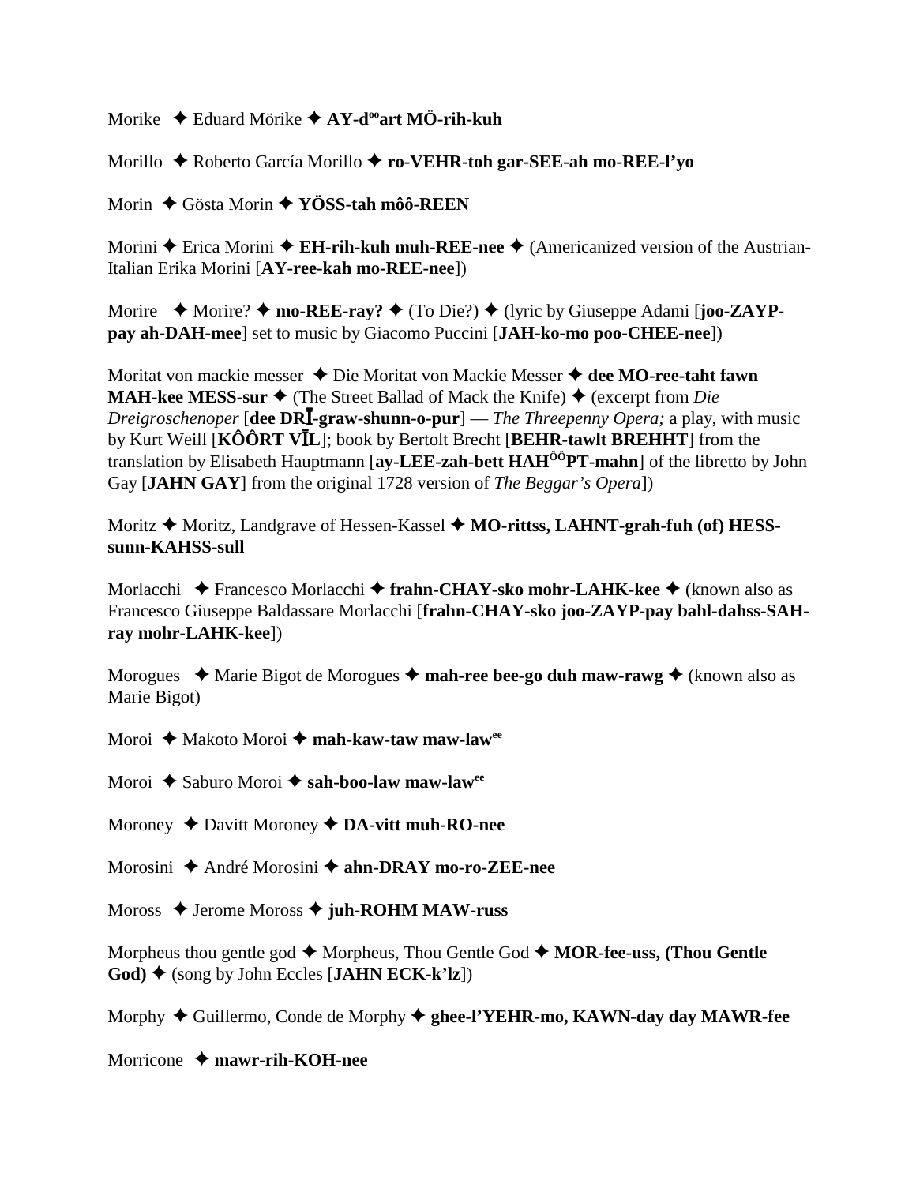Morike ✦ Eduard Mörike ✦ **AY-d°°art MÖ-rih-kuh**

Morillo ✦ Roberto García Morillo ✦ **ro-VEHR-toh gar-SEE-ah mo-REE-l'yo**

Morin ✦ Gösta Morin ✦ **YÖSS-tah môô-REEN**

Morini ✦ Erica Morini ✦ **EH-rih-kuh muh-REE-nee** ✦ (Americanized version of the Austrian-Italian Erika Morini [**AY-ree-kah mo-REE-nee**])

Morire ✦ Morire? ✦ **mo-REE-ray?** ✦ (To Die?) ✦ (lyric by Giuseppe Adami [**joo-ZAYP-pay ah-DAH-mee**] set to music by Giacomo Puccini [**JAH-ko-mo poo-CHEE-nee**])

Moritat von mackie messer ✦ Die Moritat von Mackie Messer ✦ **dee MO-ree-taht fawn MAH-kee MESS-sur** ✦ (The Street Ballad of Mack the Knife) ✦ (excerpt from *Die Dreigroschenoper* [**dee DRĪ-graw-shunn-o-pur**] — *The Threepenny Opera;* a play, with music by Kurt Weill [**KÔÔRT VĪL**]; book by Bertolt Brecht [**BEHR-tawlt BREHHT**] from the translation by Elisabeth Hauptmann [**ay-LEE-zah-bett HAH$^{ÔÔ}$PT-mahn**] of the libretto by John Gay [**JAHN GAY**] from the original 1728 version of *The Beggar's Opera*])

Moritz ✦ Moritz, Landgrave of Hessen-Kassel ✦ **MO-rittss, LAHNT-grah-fuh (of) HESS-sunn-KAHSS-sull**

Morlacchi ✦ Francesco Morlacchi ✦ **frahn-CHAY-sko mohr-LAHK-kee** ✦ (known also as Francesco Giuseppe Baldassare Morlacchi [**frahn-CHAY-sko joo-ZAYP-pay bahl-dahss-SAH-ray mohr-LAHK-kee**])

Morogues ✦ Marie Bigot de Morogues ✦ **mah-ree bee-go duh maw-rawg** ✦ (known also as Marie Bigot)

Moroi ✦ Makoto Moroi ✦ **mah-kaw-taw maw-law$^{ee}$**

Moroi ✦ Saburo Moroi ✦ **sah-boo-law maw-law$^{ee}$**

Moroney ✦ Davitt Moroney ✦ **DA-vitt muh-RO-nee**

Morosini ✦ André Morosini ✦ **ahn-DRAY mo-ro-ZEE-nee**

Moross ✦ Jerome Moross ✦ **juh-ROHM MAW-russ**

Morpheus thou gentle god ✦ Morpheus, Thou Gentle God ✦ **MOR-fee-uss, (Thou Gentle God)** ✦ (song by John Eccles [**JAHN ECK-k'lz**])

Morphy ✦ Guillermo, Conde de Morphy ✦ **ghee-l'YEHR-mo, KAWN-day day MAWR-fee**

Morricone ✦ **mawr-rih-KOH-nee**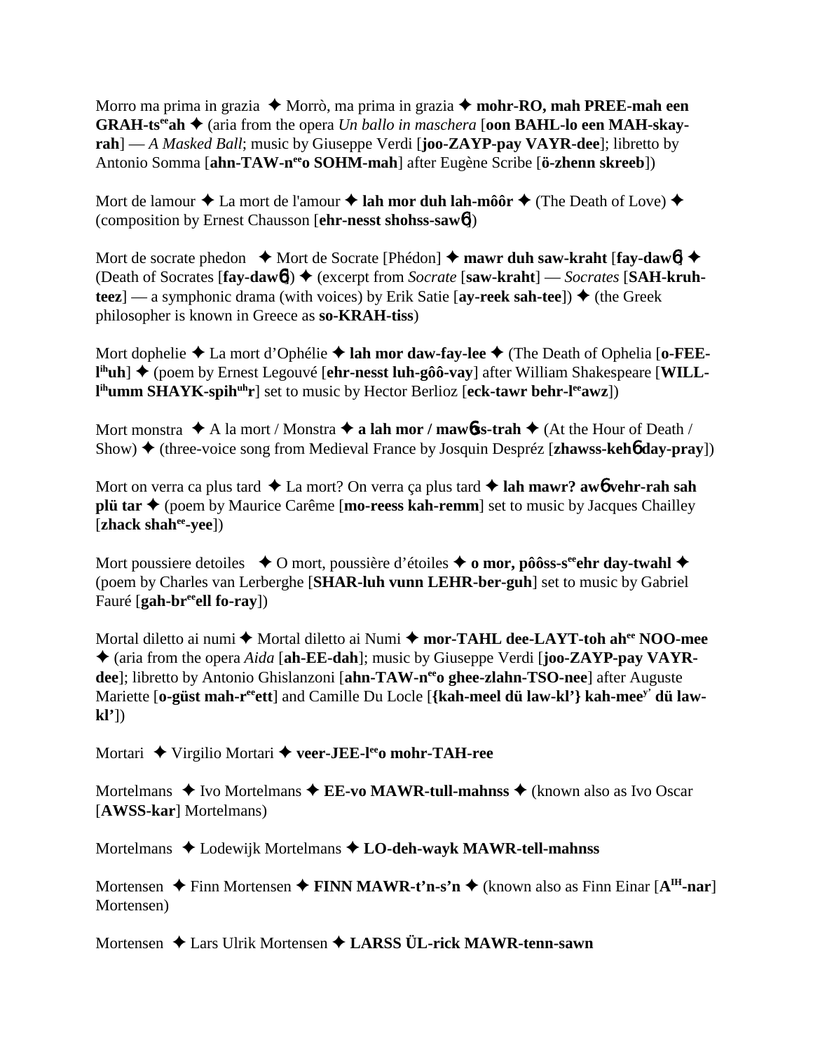Morro ma prima in grazia ✦ Morrò, ma prima in grazia ✦ **mohr-RO, mah PREE-mah een GRAH-ts**ee**ah** ✦ (aria from the opera *Un ballo in maschera* [**oon BAHL-lo een MAH-skay-rah**] — *A Masked Ball*; music by Giuseppe Verdi [**joo-ZAYP-pay VAYR-dee**]; libretto by Antonio Somma [**ahn-TAW-n**ee**o SOHM-mah**] after Eugène Scribe [**ö-zhenn skreeb**])

Mort de lamour ✦ La mort de l'amour ✦ **lah mor duh lah-môôr** ✦ (The Death of Love) ✦ (composition by Ernest Chausson [**ehr-nesst shohss-saw**6])

Mort de socrate phedon ✦ Mort de Socrate [Phédon] ✦ **mawr duh saw-kraht** [**fay-daw**6] ✦ (Death of Socrates [**fay-daw**6]) ✦ (excerpt from *Socrate* [**saw-kraht**] — *Socrates* [**SAH-kruh-teez**] — a symphonic drama (with voices) by Erik Satie [**ay-reek sah-tee**]) ✦ (the Greek philosopher is known in Greece as **so-KRAH-tiss**)

Mort dophelie ✦ La mort d'Ophélie ✦ **lah mor daw-fay-lee** ✦ (The Death of Ophelia [**o-FEE-l**ih**uh**] ✦ (poem by Ernest Legouvé [**ehr-nesst luh-gôô-vay**] after William Shakespeare [**WILL-l**ih**umm SHAYK-spih**uh**r**] set to music by Hector Berlioz [**eck-tawr behr-l**ee**awz**])

Mort monstra ✦ A la mort / Monstra ✦ **a lah mor / maw**6**s-trah** ✦ (At the Hour of Death / Show) ✦ (three-voice song from Medieval France by Josquin Despréz [**zhawss-keh**6 **day-pray**])

Mort on verra ca plus tard ✦ La mort? On verra ça plus tard ✦ **lah mawr? aw**6 **vehr-rah sah plü tar** ✦ (poem by Maurice Carême [**mo-reess kah-remm**] set to music by Jacques Chailley [**zhack shah**ee**-yee**])

Mort poussiere detoiles ✦ O mort, poussière d'étoiles ✦ **o mor, pôôss-s**ee**ehr day-twahl** ✦ (poem by Charles van Lerberghe [**SHAR-luh vunn LEHR-ber-guh**] set to music by Gabriel Fauré [**gah-br**ee**ell fo-ray**])

Mortal diletto ai numi ✦ Mortal diletto ai Numi ✦ **mor-TAHL dee-LAYT-toh ah**ee **NOO-mee** ✦ (aria from the opera *Aida* [**ah-EE-dah**]; music by Giuseppe Verdi [**joo-ZAYP-pay VAYR-dee**]; libretto by Antonio Ghislanzoni [**ahn-TAW-n**ee**o ghee-zlahn-TSO-nee**] after Auguste Mariette [**o-güst mah-r**ee**ett**] and Camille Du Locle [**{kah-meel dü law-kl'} kah-mee**y' **dü law-kl'**])

Mortari ✦ Virgilio Mortari ✦ **veer-JEE-l**ee**o mohr-TAH-ree**

Mortelmans ✦ Ivo Mortelmans ✦ **EE-vo MAWR-tull-mahnss** ✦ (known also as Ivo Oscar [**AWSS-kar**] Mortelmans)

Mortelmans ✦ Lodewijk Mortelmans ✦ **LO-deh-wayk MAWR-tell-mahnss**

Mortensen ✦ Finn Mortensen ✦ **FINN MAWR-t'n-s'n** ✦ (known also as Finn Einar [**A**IH**-nar**] Mortensen)

Mortensen ✦ Lars Ulrik Mortensen ✦ **LARSS ÜL-rick MAWR-tenn-sawn**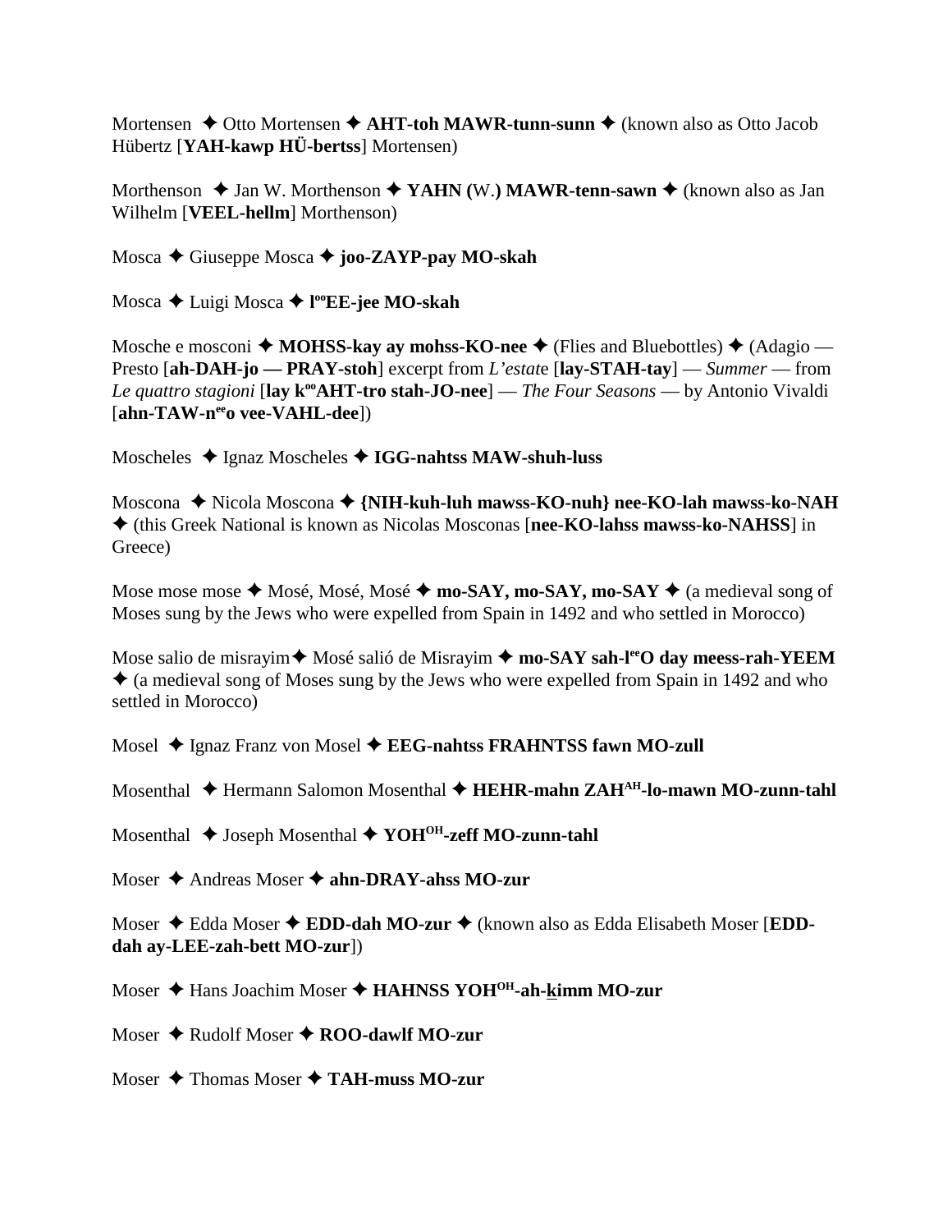Mortensen ✦ Otto Mortensen ✦ **AHT-toh MAWR-tunn-sunn** ✦ (known also as Otto Jacob Hübertz [**YAH-kawp HÜ-bertss**] Mortensen)

Morthenson ✦ Jan W. Morthenson ✦ **YAHN (**W.**) MAWR-tenn-sawn** ✦ (known also as Jan Wilhelm [**VEEL-hellm**] Morthenson)

Mosca ✦ Giuseppe Mosca ✦ **joo-ZAYP-pay MO-skah**

Mosca ✦ Luigi Mosca ✦ **l°°EE-jee MO-skah**

Mosche e mosconi ✦ **MOHSS-kay ay mohss-KO-nee** ✦ (Flies and Bluebottles) ✦ (Adagio — Presto [**ah-DAH-jo — PRAY-stoh**] excerpt from *L'estate* [**lay-STAH-tay**] — *Summer* — from *Le quattro stagioni* [**lay k°°AHT-tro stah-JO-nee**] — *The Four Seasons* — by Antonio Vivaldi [**ahn-TAW-n**ee**o vee-VAHL-dee**])

Moscheles ✦ Ignaz Moscheles ✦ **IGG-nahtss MAW-shuh-luss**

Moscona ✦ Nicola Moscona ✦ **{NIH-kuh-luh mawss-KO-nuh} nee-KO-lah mawss-ko-NAH** ✦ (this Greek National is known as Nicolas Mosconas [**nee-KO-lahss mawss-ko-NAHSS**] in Greece)

Mose mose mose ✦ Mosé, Mosé, Mosé ✦ **mo-SAY, mo-SAY, mo-SAY** ✦ (a medieval song of Moses sung by the Jews who were expelled from Spain in 1492 and who settled in Morocco)

Mose salio de misrayim✦ Mosé salió de Misrayim ✦ **mo-SAY sah-l**ee**O day meess-rah-YEEM** ✦ (a medieval song of Moses sung by the Jews who were expelled from Spain in 1492 and who settled in Morocco)

Mosel ✦ Ignaz Franz von Mosel ✦ **EEG-nahtss FRAHNTSS fawn MO-zull**

Mosenthal ✦ Hermann Salomon Mosenthal ✦ **HEHR-mahn ZAH**AH**-lo-mawn MO-zunn-tahl**

Mosenthal ✦ Joseph Mosenthal ✦ **YOH**OH**-zeff MO-zunn-tahl**

Moser ✦ Andreas Moser ✦ **ahn-DRAY-ahss MO-zur**

Moser ✦ Edda Moser ✦ **EDD-dah MO-zur** ✦ (known also as Edda Elisabeth Moser [**EDD-dah ay-LEE-zah-bett MO-zur**])

Moser ✦ Hans Joachim Moser ✦ **HAHNSS YOH**OH**-ah-kimm MO-zur**

Moser ✦ Rudolf Moser ✦ **ROO-dawlf MO-zur**

Moser ✦ Thomas Moser ✦ **TAH-muss MO-zur**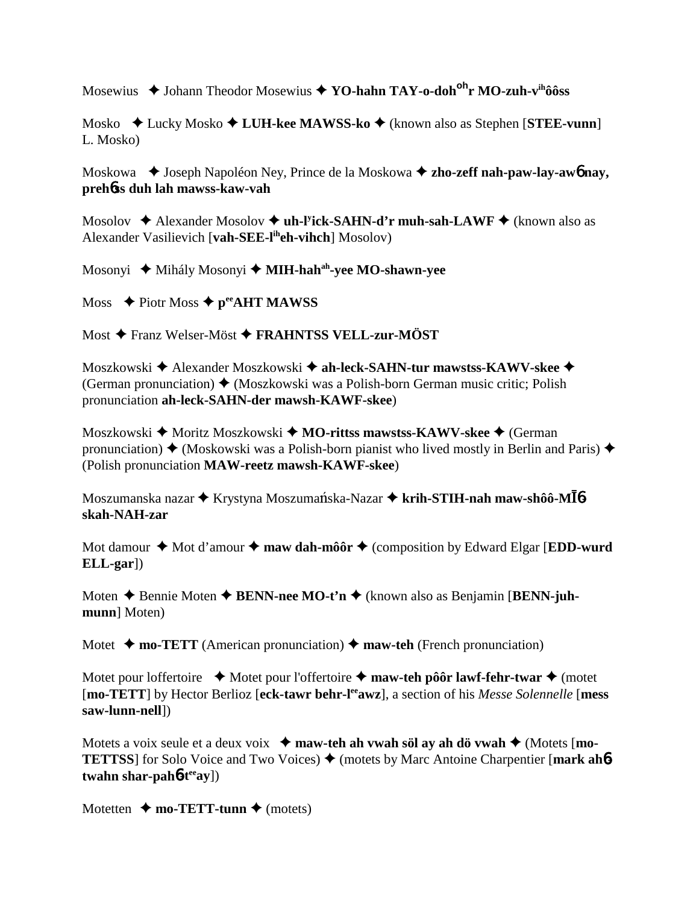Mosewius ✦ Johann Theodor Mosewius ✦ **YO-hahn TAY-o-doh^oh^r MO-zuh-v^ih^ôôss**

Mosko ✦ Lucky Mosko ✦ **LUH-kee MAWSS-ko** ✦ (known also as Stephen [**STEE-vunn**] L. Mosko)

Moskowa ✦ Joseph Napoléon Ney, Prince de la Moskowa ✦ **zho-zeff nah-paw-lay-aw6 nay, preh6ss duh lah mawss-kaw-vah**

Mosolov ✦ Alexander Mosolov ✦ **uh-l^y^ick-SAHN-d'r muh-sah-LAWF** ✦ (known also as Alexander Vasilievich [**vah-SEE-l^ih^eh-vihch**] Mosolov)

Mosonyi ✦ Mihály Mosonyi ✦ **MIH-hah^ah^-yee MO-shawn-yee**

Moss ✦ Piotr Moss ✦ **p^ee^AHT MAWSS**

Most ✦ Franz Welser-Möst ✦ **FRAHNTSS VELL-zur-MÖST**

Moszkowski ✦ Alexander Moszkowski ✦ **ah-leck-SAHN-tur mawstss-KAWV-skee** ✦ (German pronunciation) ✦ (Moszkowski was a Polish-born German music critic; Polish pronunciation **ah-leck-SAHN-der mawsh-KAWF-skee**)

Moszkowski ✦ Moritz Moszkowski ✦ **MO-rittss mawstss-KAWV-skee** ✦ (German pronunciation) ✦ (Moskowski was a Polish-born pianist who lived mostly in Berlin and Paris) ✦ (Polish pronunciation **MAW-reetz mawsh-KAWF-skee**)

Moszumanska nazar ✦ Krystyna Moszumańska-Nazar ✦ **krih-STIH-nah maw-shôô-MĪ6 skah-NAH-zar**

Mot damour ✦ Mot d'amour ✦ **maw dah-môôr** ✦ (composition by Edward Elgar [**EDD-wurd ELL-gar**])

Moten ✦ Bennie Moten ✦ **BENN-nee MO-t'n** ✦ (known also as Benjamin [**BENN-juh-munn**] Moten)

Motet ✦ **mo-TETT** (American pronunciation) ✦ **maw-teh** (French pronunciation)

Motet pour loffertoire ✦ Motet pour l'offertoire ✦ **maw-teh pôôr lawf-fehr-twar** ✦ (motet [**mo-TETT**] by Hector Berlioz [**eck-tawr behr-l^ee^awz**], a section of his *Messe Solenelle* [**mess saw-lunn-nell**])

Motets a voix seule et a deux voix ✦ **maw-teh ah vwah söl ay ah dö vwah** ✦ (Motets [**mo-TETTSS**] for Solo Voice and Two Voices) ✦ (motets by Marc Antoine Charpentier [**mark ah6 twahn shar-pah6t^ee^ay**])

Motetten ✦ **mo-TETT-tunn** ✦ (motets)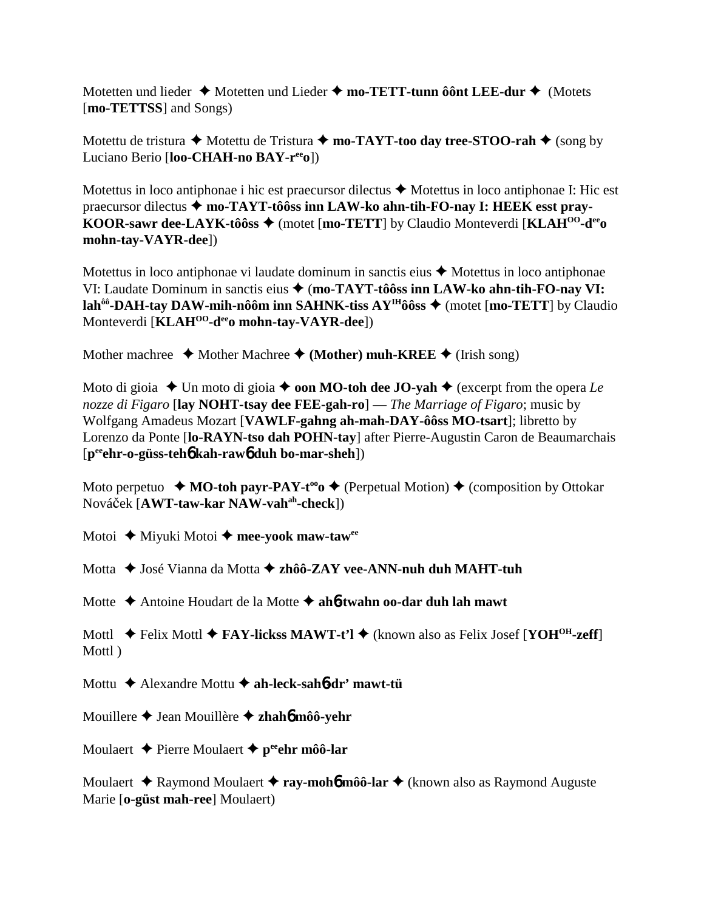Motetten und lieder ✦ Motetten und Lieder ✦ **mo-TETT-tunn ôônt LEE-dur** ✦ (Motets [**mo-TETTSS**] and Songs)

Motettu de tristura ✦ Motettu de Tristura ✦ **mo-TAYT-too day tree-STOO-rah** ✦ (song by Luciano Berio [**loo-CHAH-no BAY-r**ee**o**])

Motettus in loco antiphonae i hic est praecursor dilectus ✦ Motettus in loco antiphonae I: Hic est praecursor dilectus ✦ **mo-TAYT-tôôss inn LAW-ko ahn-tih-FO-nay I: HEEK esst pray-KOOR-sawr dee-LAYK-tôôss** ✦ (motet [**mo-TETT**] by Claudio Monteverdi [**KLAH**OO**-d**ee**o mohn-tay-VAYR-dee**])

Motettus in loco antiphonae vi laudate dominum in sanctis eius ✦ Motettus in loco antiphonae VI: Laudate Dominum in sanctis eius ✦ (**mo-TAYT-tôôss inn LAW-ko ahn-tih-FO-nay VI: lah**ôô**-DAH-tay DAW-mih-nôôm inn SAHNK-tiss AY**IH**ôôss** ✦ (motet [**mo-TETT**] by Claudio Monteverdi [**KLAH**OO**-d**ee**o mohn-tay-VAYR-dee**])

Mother machree ✦ Mother Machree ✦ **(Mother) muh-KREE** ✦ (Irish song)

Moto di gioia ✦ Un moto di gioia ✦ **oon MO-toh dee JO-yah** ✦ (excerpt from the opera *Le nozze di Figaro* [**lay NOHT-tsay dee FEE-gah-ro**] — *The Marriage of Figaro*; music by Wolfgang Amadeus Mozart [**VAWLF-gahng ah-mah-DAY-ôôss MO-tsart**]; libretto by Lorenzo da Ponte [**lo-RAYN-tso dah POHN-tay**] after Pierre-Augustin Caron de Beaumarchais [**p**ee**ehr-o-güss-teh**ɓ **kah-raw**ɓ **duh bo-mar-sheh**])

Moto perpetuo ✦ **MO-toh payr-PAY-t**oo**o** ✦ (Perpetual Motion) ✦ (composition by Ottokar Nováček [**AWT-taw-kar NAW-vah**ah**-check**])

Motoi ✦ Miyuki Motoi ✦ **mee-yook maw-taw**ee

Motta ✦ José Vianna da Motta ✦ **zhôô-ZAY vee-ANN-nuh duh MAHT-tuh**

Motte ✦ Antoine Houdart de la Motte ✦ **ah**ɓ**-twahn oo-dar duh lah mawt**

Mottl ✦ Felix Mottl ✦ **FAY-lickss MAWT-t'l** ✦ (known also as Felix Josef [**YOH**OH**-zeff**] Mottl )

Mottu ✦ Alexandre Mottu ✦ **ah-leck-sah**ɓ**-dr' mawt-tü**

Mouillere ✦ Jean Mouillère ✦ **zhah**ɓ **môô-yehr**

Moulaert ✦ Pierre Moulaert ✦ **p**ee**ehr môô-lar**

Moulaert ✦ Raymond Moulaert ✦ **ray-moh**ɓ **môô-lar** ✦ (known also as Raymond Auguste Marie [**o-güst mah-ree**] Moulaert)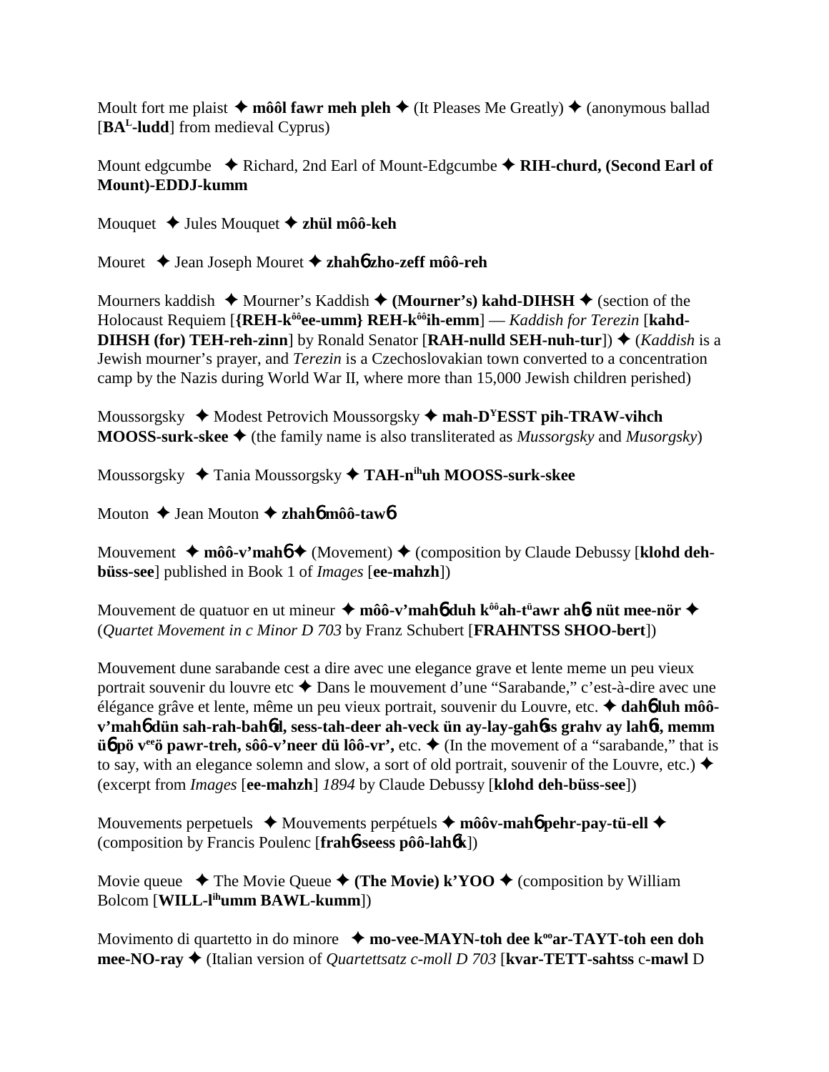Moult fort me plaist ✦ **môôl fawr meh pleh** ✦ (It Pleases Me Greatly) ✦ (anonymous ballad [**BA**[L]**-ludd**] from medieval Cyprus)

Mount edgcumbe ✦ Richard, 2nd Earl of Mount-Edgcumbe ✦ **RIH-churd, (Second Earl of Mount)-EDDJ-kumm**

Mouquet ✦ Jules Mouquet ✦ **zhül môô-keh**

Mouret ✦ Jean Joseph Mouret ✦ **zhah**6 **zho-zeff môô-reh**

Mourners kaddish ✦ Mourner's Kaddish ✦ **(Mourner's) kahd-DIHSH** ✦ (section of the Holocaust Requiem [**{REH-k**[ôô]**ee-umm} REH-k**[ôô]**ih-emm**] — *Kaddish for Terezin* [**kahd-DIHSH (for) TEH-reh-zinn**] by Ronald Senator [**RAH-nulld SEH-nuh-tur**]) ✦ (*Kaddish* is a Jewish mourner's prayer, and *Terezin* is a Czechoslovakian town converted to a concentration camp by the Nazis during World War II, where more than 15,000 Jewish children perished)

Moussorgsky ✦ Modest Petrovich Moussorgsky ✦ **mah-D**[Y]**ESST pih-TRAW-vihch MOOSS-surk-skee** ✦ (the family name is also transliterated as *Mussorgsky* and *Musorgsky*)

Moussorgsky ✦ Tania Moussorgsky ✦ **TAH-n**[ih]**uh MOOSS-surk-skee**

Mouton ✦ Jean Mouton ✦ **zhah**6 **môô-taw**6

Mouvement ✦ **môô-v'mah**6 ✦ (Movement) ✦ (composition by Claude Debussy [**klohd deh-büss-see**] published in Book 1 of *Images* [**ee-mahzh**])

Mouvement de quatuor en ut mineur ✦ **môô-v'mah**6 **duh k**[ôô]**ah-t**[ü]**awr ah**6 **nüt mee-nör** ✦ (*Quartet Movement in c Minor D 703* by Franz Schubert [**FRAHNTSS SHOO-bert**])

Mouvement dune sarabande cest a dire avec une elegance grave et lente meme un peu vieux portrait souvenir du louvre etc ✦ Dans le mouvement d'une "Sarabande," c'est-à-dire avec une élégance grâve et lente, même un peu vieux portrait, souvenir du Louvre, etc. ✦ **dah**6 **luh môô-v'mah**6 **dün sah-rah-bah**6**d, sess-tah-deer ah-veck ün ay-lay-gah**6**ss grahv ay lah**6**t, memm ü**6 **pö v**[ee]**ö pawr-treh, sôô-v'neer dü lôô-vr',** etc. ✦ (In the movement of a "sarabande," that is to say, with an elegance solemn and slow, a sort of old portrait, souvenir of the Louvre, etc.) ✦ (excerpt from *Images* [**ee-mahzh**] *1894* by Claude Debussy [**klohd deh-büss-see**])

Mouvements perpetuels ✦ Mouvements perpétuels ✦ **môôv-mah**6 **pehr-pay-tü-ell** ✦ (composition by Francis Poulenc [**frah**6**-seess pôô-lah**6**k**])

Movie queue ✦ The Movie Queue ✦ **(The Movie) k'YOO** ✦ (composition by William Bolcom [**WILL-l**[ih]**umm BAWL-kumm**])

Movimento di quartetto in do minore ✦ **mo-vee-MAYN-toh dee k**[oo]**ar-TAYT-toh een doh mee-NO-ray** ✦ (Italian version of *Quartettsatz c-moll D 703* [**kvar-TETT-sahtss** c-**mawl** D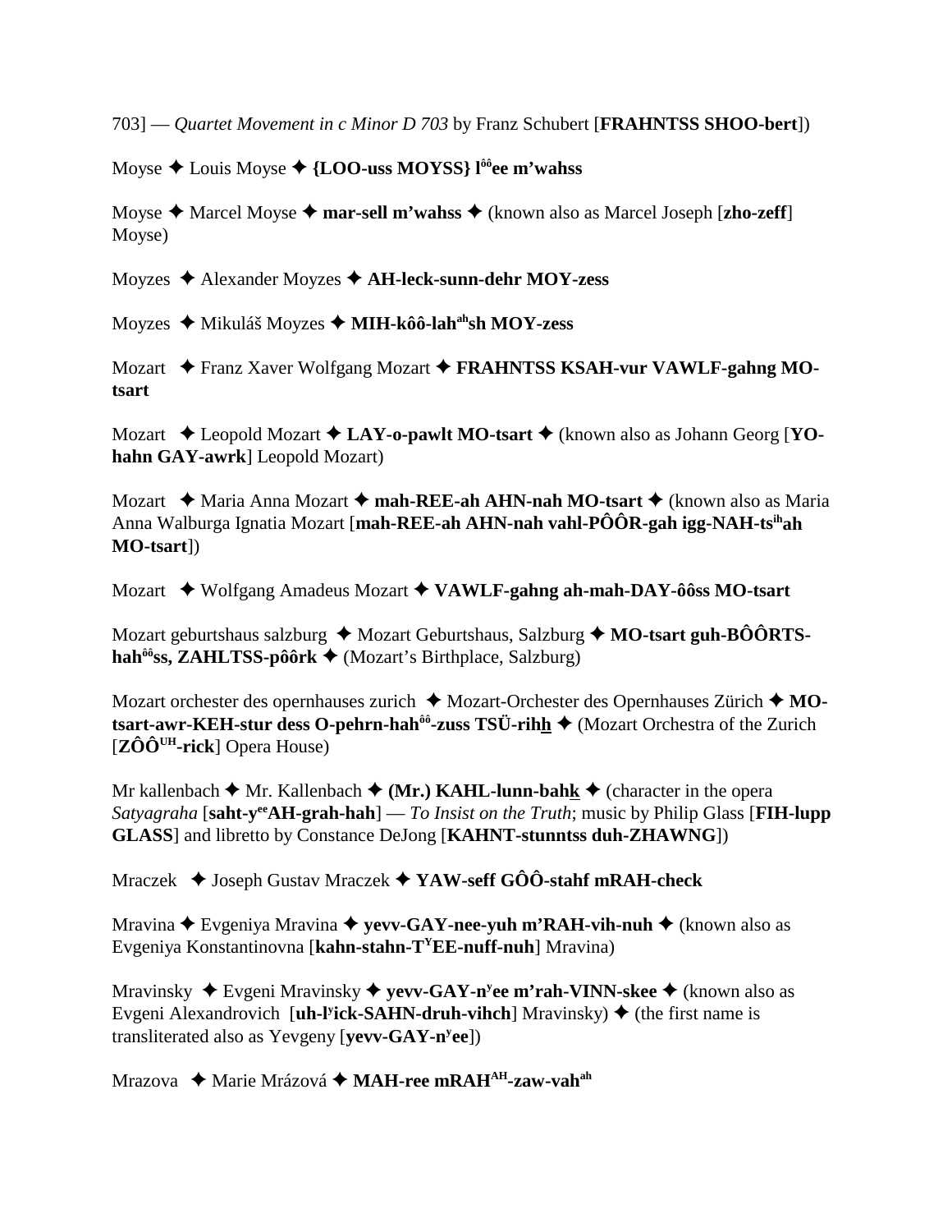703] — *Quartet Movement in c Minor D 703* by Franz Schubert [**FRAHNTSS SHOO-bert**])

Moyse ✦ Louis Moyse ✦ **{LOO-uss MOYSS} l[ôô]ee m'wahss**

Moyse ✦ Marcel Moyse ✦ **mar-sell m'wahss** ✦ (known also as Marcel Joseph [**zho-zeff**] Moyse)

Moyzes ✦ Alexander Moyzes ✦ **AH-leck-sunn-dehr MOY-zess**

Moyzes ✦ Mikuláš Moyzes ✦ **MIH-kôô-lah[ah]sh MOY-zess**

Mozart ✦ Franz Xaver Wolfgang Mozart ✦ **FRAHNTSS KSAH-vur VAWLF-gahng MO-tsart**

Mozart ✦ Leopold Mozart ✦ **LAY-o-pawlt MO-tsart** ✦ (known also as Johann Georg [**YO-hahn GAY-awrk**] Leopold Mozart)

Mozart ✦ Maria Anna Mozart ✦ **mah-REE-ah AHN-nah MO-tsart** ✦ (known also as Maria Anna Walburga Ignatia Mozart [**mah-REE-ah AHN-nah vahl-PÔÔR-gah igg-NAH-ts[ih]ah MO-tsart**])

Mozart ✦ Wolfgang Amadeus Mozart ✦ **VAWLF-gahng ah-mah-DAY-ôôss MO-tsart**

Mozart geburtshaus salzburg ✦ Mozart Geburtshaus, Salzburg ✦ **MO-tsart guh-BÔÔRTS-hah[ôô]ss, ZAHLTSS-pôôrk** ✦ (Mozart's Birthplace, Salzburg)

Mozart orchester des opernhauses zurich ✦ Mozart-Orchester des Opernhauses Zürich ✦ **MO-tsart-awr-KEH-stur dess O-pehrn-hah[ôô]-zuss TSÜ-rihh** ✦ (Mozart Orchestra of the Zurich [**ZÔÔ[UH]-rick**] Opera House)

Mr kallenbach ✦ Mr. Kallenbach ✦ **(Mr.) KAHL-lunn-bahk** ✦ (character in the opera *Satyagraha* [**saht-y[ee]AH-grah-hah**] — *To Insist on the Truth*; music by Philip Glass [**FIH-lupp GLASS**] and libretto by Constance DeJong [**KAHNT-stunntss duh-ZHAWNG**])

Mraczek ✦ Joseph Gustav Mraczek ✦ **YAW-seff GÔÔ-stahf mRAH-check**

Mravina ✦ Evgeniya Mravina ✦ **yevv-GAY-nee-yuh m'RAH-vih-nuh** ✦ (known also as Evgeniya Konstantinovna [**kahn-stahn-T[Y]EE-nuff-nuh**] Mravina)

Mravinsky ✦ Evgeni Mravinsky ✦ **yevv-GAY-n[y]ee m'rah-VINN-skee** ✦ (known also as Evgeni Alexandrovich [**uh-l[y]ick-SAHN-druh-vihch**] Mravinsky) ✦ (the first name is transliterated also as Yevgeny [**yevv-GAY-n[y]ee**])

Mrazova ✦ Marie Mrázová ✦ **MAH-ree mRAH[AH]-zaw-vah[ah]**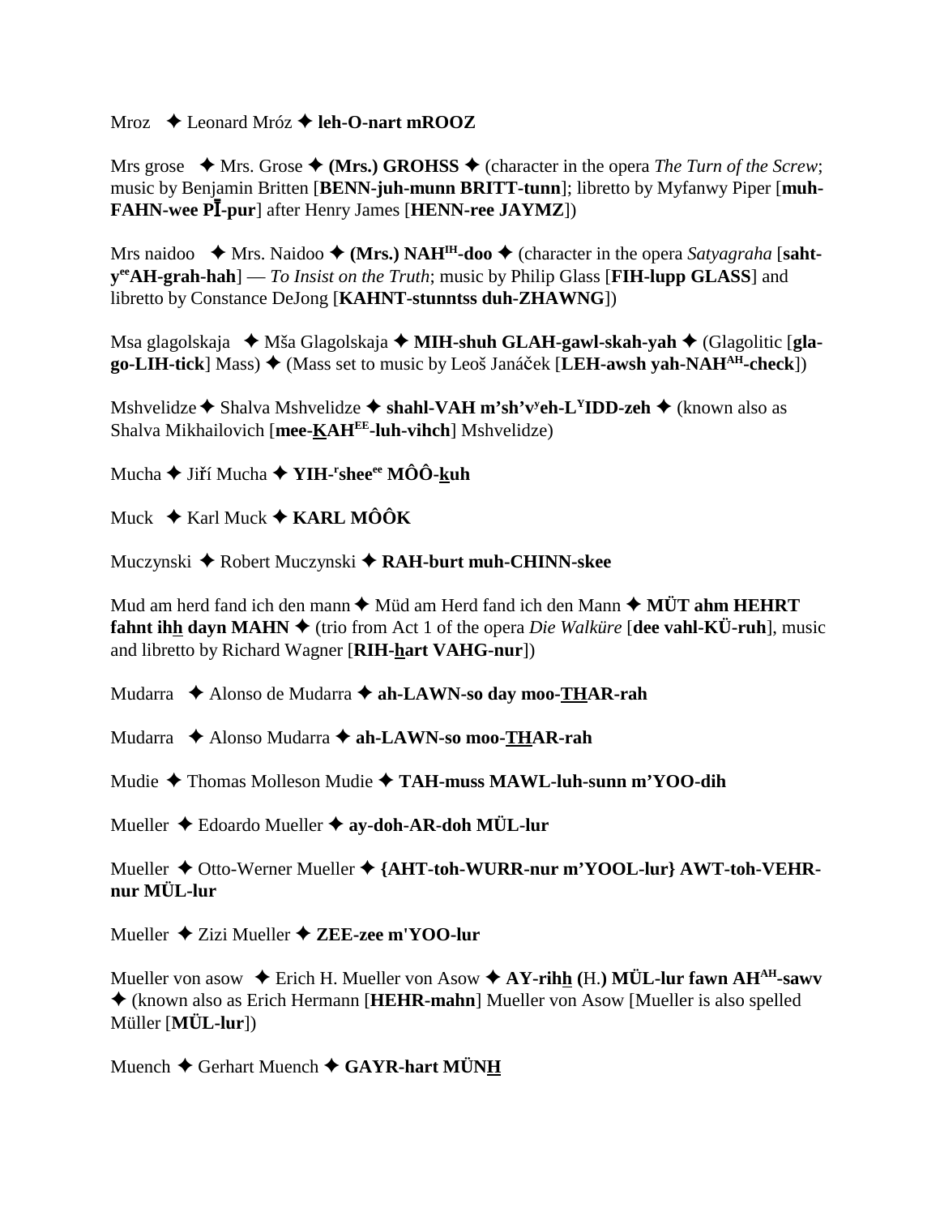Mroz ✦ Leonard Mróz ✦ **leh-O-nart mROOZ**

Mrs grose ✦ Mrs. Grose ✦ **(Mrs.) GROHSS** ✦ (character in the opera *The Turn of the Screw*; music by Benjamin Britten [**BENN-juh-munn BRITT-tunn**]; libretto by Myfanwy Piper [**muh-FAHN-wee PĪ-pur**] after Henry James [**HENN-ree JAYMZ**])

Mrs naidoo ✦ Mrs. Naidoo ✦ **(Mrs.) NAH^IH-doo** ✦ (character in the opera *Satyagraha* [**saht-y^ee AH-grah-hah**] — *To Insist on the Truth*; music by Philip Glass [**FIH-lupp GLASS**] and libretto by Constance DeJong [**KAHNT-stunntss duh-ZHAWNG**])

Msa glagolskaja ✦ Mša Glagolskaja ✦ **MIH-shuh GLAH-gawl-skah-yah** ✦ (Glagolitic [**gla-go-LIH-tick**] Mass) ✦ (Mass set to music by Leoš Janáček [**LEH-awsh yah-NAH^AH-check**])

Mshvelidze ✦ Shalva Mshvelidze ✦ **shahl-VAH m'sh'v^y eh-L^Y IDD-zeh** ✦ (known also as Shalva Mikhailovich [**mee-KAH^EE-luh-vihch**] Mshvelidze)

Mucha ✦ Jiří Mucha ✦ **YIH-^r shee^ee MÔÔ-kuh**

Muck ✦ Karl Muck ✦ **KARL MÔÔK**

Muczynski ✦ Robert Muczynski ✦ **RAH-burt muh-CHINN-skee**

Mud am herd fand ich den mann ✦ Müd am Herd fand ich den Mann ✦ **MÜT ahm HEHRT fahnt ihh dayn MAHN** ✦ (trio from Act 1 of the opera *Die Walküre* [**dee vahl-KÜ-ruh**], music and libretto by Richard Wagner [**RIH-hart VAHG-nur**])

Mudarra ✦ Alonso de Mudarra ✦ **ah-LAWN-so day moo-THAR-rah**

Mudarra ✦ Alonso Mudarra ✦ **ah-LAWN-so moo-THAR-rah**

Mudie ✦ Thomas Molleson Mudie ✦ **TAH-muss MAWL-luh-sunn m'YOO-dih**

Mueller ✦ Edoardo Mueller ✦ **ay-doh-AR-doh MÜL-lur**

Mueller ✦ Otto-Werner Mueller ✦ **{AHT-toh-WURR-nur m'YOOL-lur} AWT-toh-VEHR-nur MÜL-lur**

Mueller ✦ Zizi Mueller ✦ **ZEE-zee m'YOO-lur**

Mueller von asow ✦ Erich H. Mueller von Asow ✦ **AY-rihh (H.) MÜL-lur fawn AH^AH-sawv** ✦ (known also as Erich Hermann [**HEHR-mahn**] Mueller von Asow [Mueller is also spelled Müller [**MÜL-lur**])

Muench ✦ Gerhart Muench ✦ **GAYR-hart MÜNH**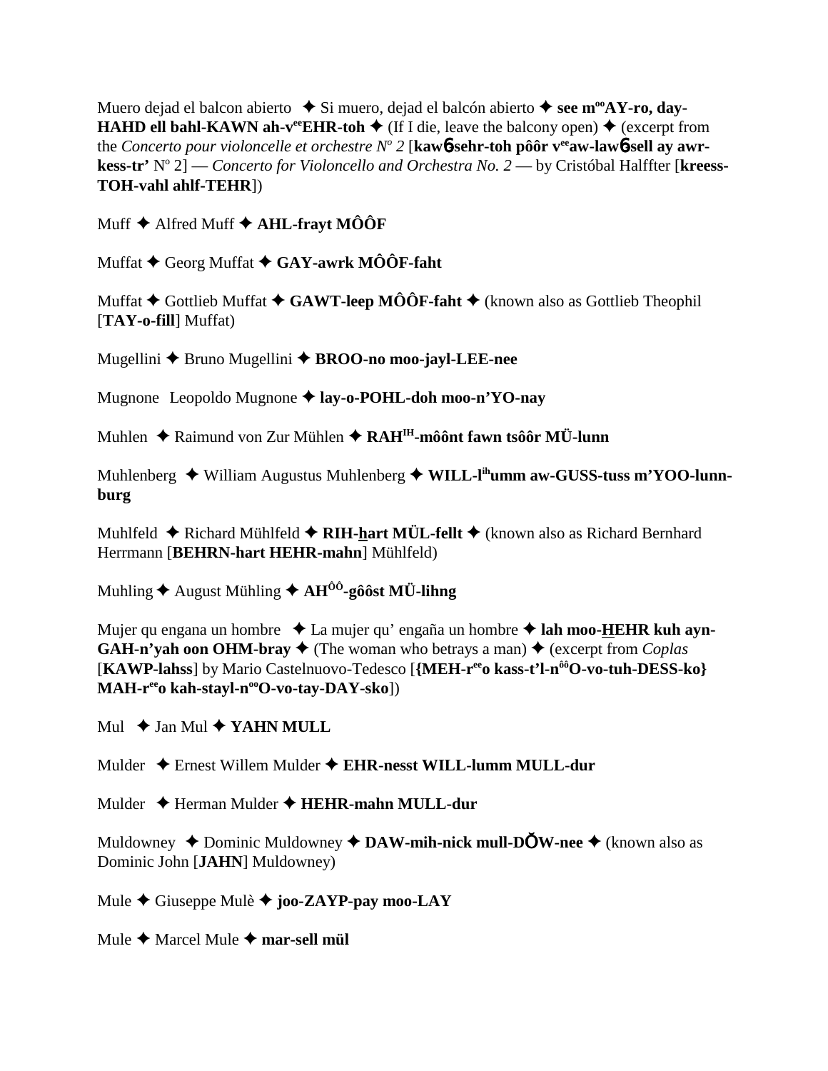Muero dejad el balcon abierto ✦ Si muero, dejad el balcón abierto ✦ **see m[oo]AY-ro, day-HAHD ell bahl-KAWN ah-v[ee]EHR-toh** ✦ (If I die, leave the balcony open) ✦ (excerpt from the *Concerto pour violoncelle et orchestre N[o] 2* [**kawɵ-sehr-toh pôôr v[ee]aw-lawɵ-sell ay awr-kess-tr'** N[o] 2] — *Concerto for Violoncello and Orchestra No. 2* — by Cristóbal Halffter [**kreess-TOH-vahl ahlf-TEHR**])

Muff ✦ Alfred Muff ✦ **AHL-frayt MÔÔF**

Muffat ✦ Georg Muffat ✦ **GAY-awrk MÔÔF-faht**

Muffat ✦ Gottlieb Muffat ✦ **GAWT-leep MÔÔF-faht** ✦ (known also as Gottlieb Theophil [**TAY-o-fill**] Muffat)

Mugellini ✦ Bruno Mugellini ✦ **BROO-no moo-jayl-LEE-nee**

Mugnone Leopoldo Mugnone ✦ **lay-o-POHL-doh moo-n'YO-nay**

Muhlen ✦ Raimund von Zur Mühlen ✦ **RAH[IH]-môônt fawn tsôôr MÜ-lunn**

Muhlenberg ✦ William Augustus Muhlenberg ✦ **WILL-l[ih]umm aw-GUSS-tuss m'YOO-lunn-burg**

Muhlfeld ✦ Richard Mühlfeld ✦ **RIH-hart MÜL-fellt** ✦ (known also as Richard Bernhard Herrmann [**BEHRN-hart HEHR-mahn**] Mühlfeld)

Muhling ✦ August Mühling ✦ **AH[ÔÔ]-gôôst MÜ-lihng**

Mujer qu engana un hombre ✦ La mujer qu' engaña un hombre ✦ **lah moo-HEHR kuh ayn-GAH-n'yah oon OHM-bray** ✦ (The woman who betrays a man) ✦ (excerpt from *Coplas* [**KAWP-lahss**] by Mario Castelnuovo-Tedesco [**{MEH-r[ee]o kass-t'l-n[ôô]O-vo-tuh-DESS-ko} MAH-r[ee]o kah-stayl-n[oo]O-vo-tay-DAY-sko**])

Mul ✦ Jan Mul ✦ **YAHN MULL**

Mulder ✦ Ernest Willem Mulder ✦ **EHR-nesst WILL-lumm MULL-dur**

Mulder ✦ Herman Mulder ✦ **HEHR-mahn MULL-dur**

Muldowney ✦ Dominic Muldowney ✦ **DAW-mih-nick mull-DŎW-nee** ✦ (known also as Dominic John [**JAHN**] Muldowney)

Mule ✦ Giuseppe Mulè ✦ **joo-ZAYP-pay moo-LAY**

Mule ✦ Marcel Mule ✦ **mar-sell mül**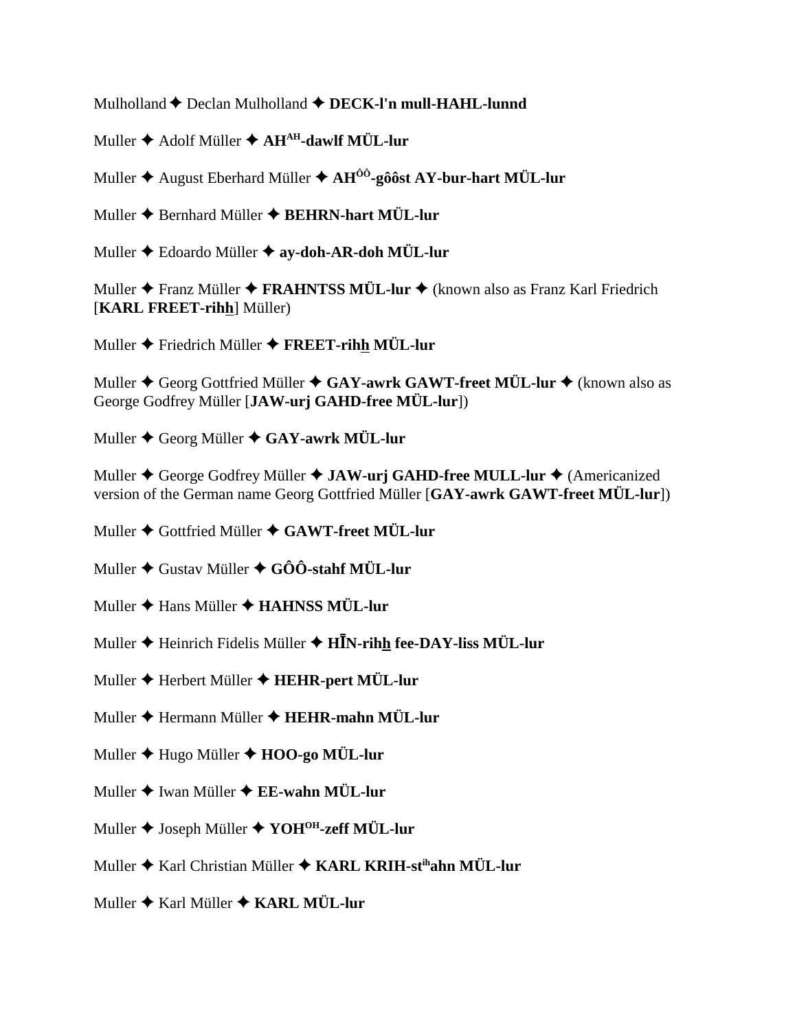Mulholland ✦ Declan Mulholland ✦ **DECK-l'n mull-HAHL-lunnd**

Muller ✦ Adolf Müller ✦ **AH[AH]-dawlf MÜL-lur**

Muller ✦ August Eberhard Müller ✦ **AH[ÔÔ]-gôôst AY-bur-hart MÜL-lur**

Muller ✦ Bernhard Müller ✦ **BEHRN-hart MÜL-lur**

Muller ✦ Edoardo Müller ✦ **ay-doh-AR-doh MÜL-lur**

Muller ✦ Franz Müller ✦ **FRAHNTSS MÜL-lur** ✦ (known also as Franz Karl Friedrich [**KARL FREET-rihh**] Müller)

Muller ✦ Friedrich Müller ✦ **FREET-rihh MÜL-lur**

Muller ✦ Georg Gottfried Müller ✦ **GAY-awrk GAWT-freet MÜL-lur** ✦ (known also as George Godfrey Müller [**JAW-urj GAHD-free MÜL-lur**])

Muller ✦ Georg Müller ✦ **GAY-awrk MÜL-lur**

Muller ✦ George Godfrey Müller ✦ **JAW-urj GAHD-free MULL-lur** ✦ (Americanized version of the German name Georg Gottfried Müller [**GAY-awrk GAWT-freet MÜL-lur**])

Muller ✦ Gottfried Müller ✦ **GAWT-freet MÜL-lur**

Muller ✦ Gustav Müller ✦ **GÔÔ-stahf MÜL-lur**

Muller ✦ Hans Müller ✦ **HAHNSS MÜL-lur**

Muller ✦ Heinrich Fidelis Müller ✦ **HĪN-rihh fee-DAY-liss MÜL-lur**

Muller ✦ Herbert Müller ✦ **HEHR-pert MÜL-lur**

Muller ✦ Hermann Müller ✦ **HEHR-mahn MÜL-lur**

Muller ✦ Hugo Müller ✦ **HOO-go MÜL-lur**

Muller ✦ Iwan Müller ✦ **EE-wahn MÜL-lur**

Muller ✦ Joseph Müller ✦ **YOH[OH]-zeff MÜL-lur**

Muller ✦ Karl Christian Müller ✦ **KARL KRIH-st[ih]ahn MÜL-lur**

Muller ✦ Karl Müller ✦ **KARL MÜL-lur**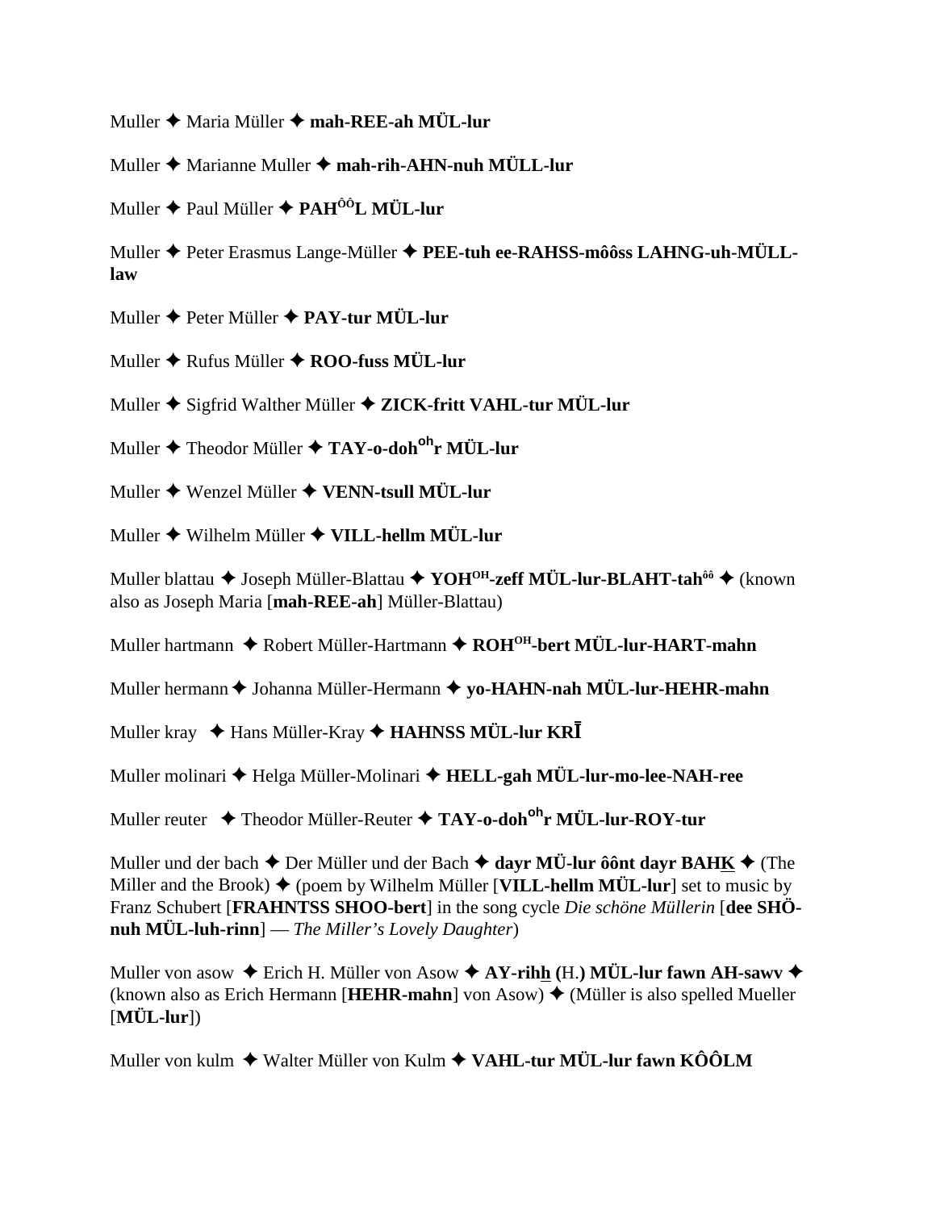Muller ✦ Maria Müller ✦ **mah-REE-ah MÜL-lur**

Muller ✦ Marianne Muller ✦ **mah-rih-AHN-nuh MÜLL-lur**

Muller ✦ Paul Müller ✦ **PAH$^{ÔÔ}$L MÜL-lur**

Muller ✦ Peter Erasmus Lange-Müller ✦ **PEE-tuh ee-RAHSS-môôss LAHNG-uh-MÜLL-law**

Muller ✦ Peter Müller ✦ **PAY-tur MÜL-lur**

Muller ✦ Rufus Müller ✦ **ROO-fuss MÜL-lur**

Muller ✦ Sigfrid Walther Müller ✦ **ZICK-fritt VAHL-tur MÜL-lur**

Muller ✦ Theodor Müller ✦ **TAY-o-doh$^{oh}$r MÜL-lur**

Muller ✦ Wenzel Müller ✦ **VENN-tsull MÜL-lur**

Muller ✦ Wilhelm Müller ✦ **VILL-hellm MÜL-lur**

Muller blattau ✦ Joseph Müller-Blattau ✦ **YOH$^{OH}$-zeff MÜL-lur-BLAHT-tah$^{ôô}$** ✦ (known also as Joseph Maria [**mah-REE-ah**] Müller-Blattau)

Muller hartmann ✦ Robert Müller-Hartmann ✦ **ROH$^{OH}$-bert MÜL-lur-HART-mahn**

Muller hermann ✦ Johanna Müller-Hermann ✦ **yo-HAHN-nah MÜL-lur-HEHR-mahn**

Muller kray ✦ Hans Müller-Kray ✦ **HAHNSS MÜL-lur KRĪ**

Muller molinari ✦ Helga Müller-Molinari ✦ **HELL-gah MÜL-lur-mo-lee-NAH-ree**

Muller reuter ✦ Theodor Müller-Reuter ✦ **TAY-o-doh$^{oh}$r MÜL-lur-ROY-tur**

Muller und der bach ✦ Der Müller und der Bach ✦ **dayr MÜ-lur ôônt dayr BAH<u>K</u>** ✦ (The Miller and the Brook) ✦ (poem by Wilhelm Müller [**VILL-hellm MÜL-lur**] set to music by Franz Schubert [**FRAHNTSS SHOO-bert**] in the song cycle *Die schöne Müllerin* [**dee SHÖ-nuh MÜL-luh-rinn**] — *The Miller's Lovely Daughter*)

Muller von asow ✦ Erich H. Müller von Asow ✦ **AY-rih<u>h</u> (**H.**) MÜL-lur fawn AH-sawv** ✦ (known also as Erich Hermann [**HEHR-mahn**] von Asow) ✦ (Müller is also spelled Mueller [**MÜL-lur**])

Muller von kulm ✦ Walter Müller von Kulm ✦ **VAHL-tur MÜL-lur fawn KÔÔLM**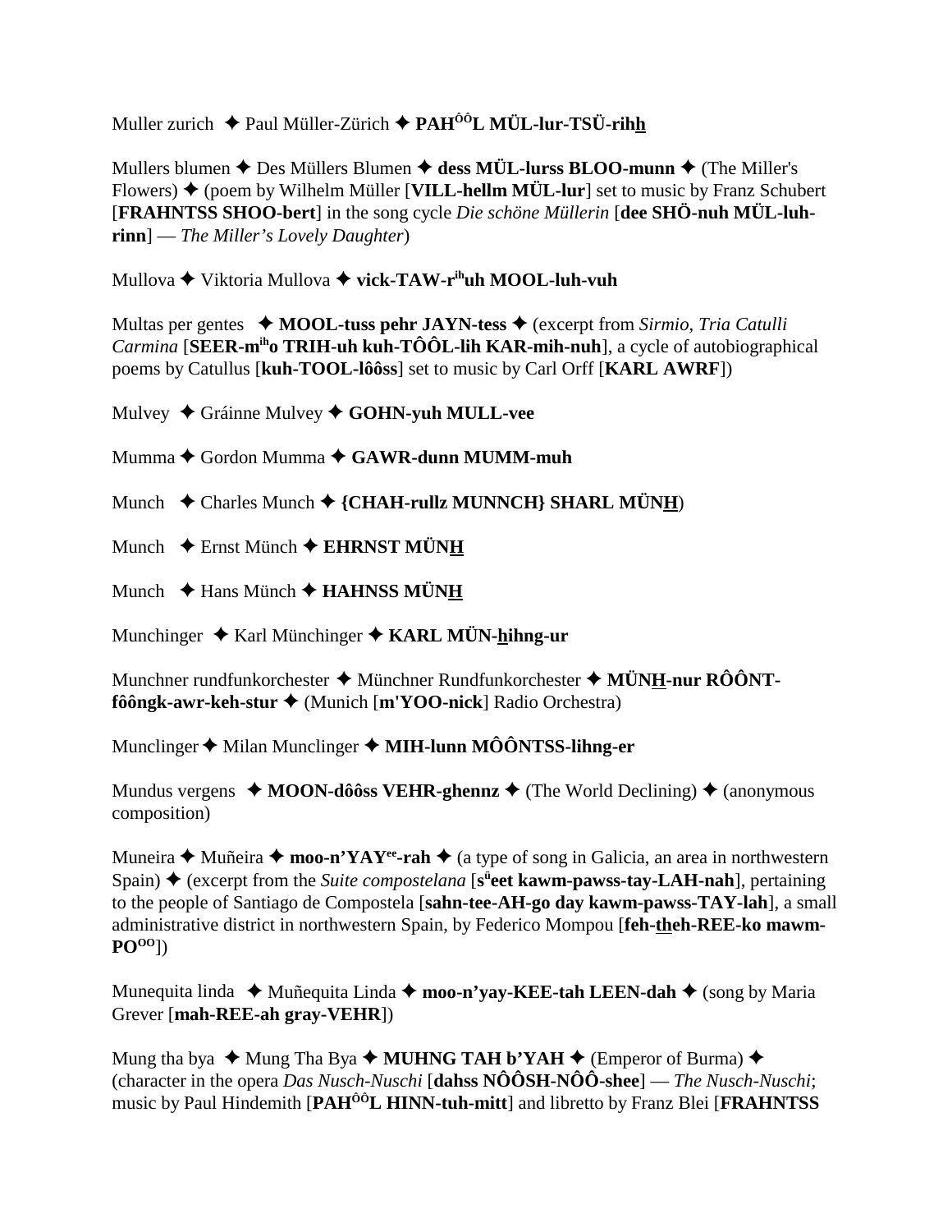Muller zurich ✦ Paul Müller-Zürich ✦ **PAH^ÔÔ^L MÜL-lur-TSÜ-rihh**

Mullers blumen ✦ Des Müllers Blumen ✦ **dess MÜL-lurss BLOO-munn** ✦ (The Miller's Flowers) ✦ (poem by Wilhelm Müller [**VILL-hellm MÜL-lur**] set to music by Franz Schubert [**FRAHNTSS SHOO-bert**] in the song cycle *Die schöne Müllerin* [**dee SHÖ-nuh MÜL-luh-rinn**] — *The Miller's Lovely Daughter*)

Mullova ✦ Viktoria Mullova ✦ **vick-TAW-r^ih^uh MOOL-luh-vuh**

Multas per gentes ✦ **MOOL-tuss pehr JAYN-tess** ✦ (excerpt from *Sirmio*, *Tria Catulli Carmina* [**SEER-m^ih^o TRIH-uh kuh-TÔÔL-lih KAR-mih-nuh**], a cycle of autobiographical poems by Catullus [**kuh-TOOL-lôôss**] set to music by Carl Orff [**KARL AWRF**])

Mulvey ✦ Gráinne Mulvey ✦ **GOHN-yuh MULL-vee**

Mumma ✦ Gordon Mumma ✦ **GAWR-dunn MUMM-muh**

Munch ✦ Charles Munch ✦ **{CHAH-rullz MUNNCH} SHARL MÜNH**)

Munch ✦ Ernst Münch ✦ **EHRNST MÜNH**

Munch ✦ Hans Münch ✦ **HAHNSS MÜNH**

Munchinger ✦ Karl Münchinger ✦ **KARL MÜN-hihng-ur**

Munchner rundfunkorchester ✦ Münchner Rundfunkorchester ✦ **MÜNH-nur RÔÔNT-fôôngk-awr-keh-stur** ✦ (Munich [**m'YOO-nick**] Radio Orchestra)

Munclinger ✦ Milan Munclinger ✦ **MIH-lunn MÔÔNTSS-lihng-er**

Mundus vergens ✦ **MOON-dôôss VEHR-ghennz** ✦ (The World Declining) ✦ (anonymous composition)

Muneira ✦ Muñeira ✦ **moo-n'YAY^ee^-rah** ✦ (a type of song in Galicia, an area in northwestern Spain) ✦ (excerpt from the *Suite compostelana* [**s^ü^eet kawm-pawss-tay-LAH-nah**], pertaining to the people of Santiago de Compostela [**sahn-tee-AH-go day kawm-pawss-TAY-lah**], a small administrative district in northwestern Spain, by Federico Mompou [**feh-theh-REE-ko mawm-PO^OO^**])

Munequita linda ✦ Muñequita Linda ✦ **moo-n'yay-KEE-tah LEEN-dah** ✦ (song by Maria Grever [**mah-REE-ah gray-VEHR**])

Mung tha bya ✦ Mung Tha Bya ✦ **MUHNG TAH b'YAH** ✦ (Emperor of Burma) ✦ (character in the opera *Das Nusch-Nuschi* [**dahss NÔÔSH-NÔÔ-shee**] — *The Nusch-Nuschi*; music by Paul Hindemith [**PAH^ÔÔ^L HINN-tuh-mitt**] and libretto by Franz Blei [**FRAHNTSS**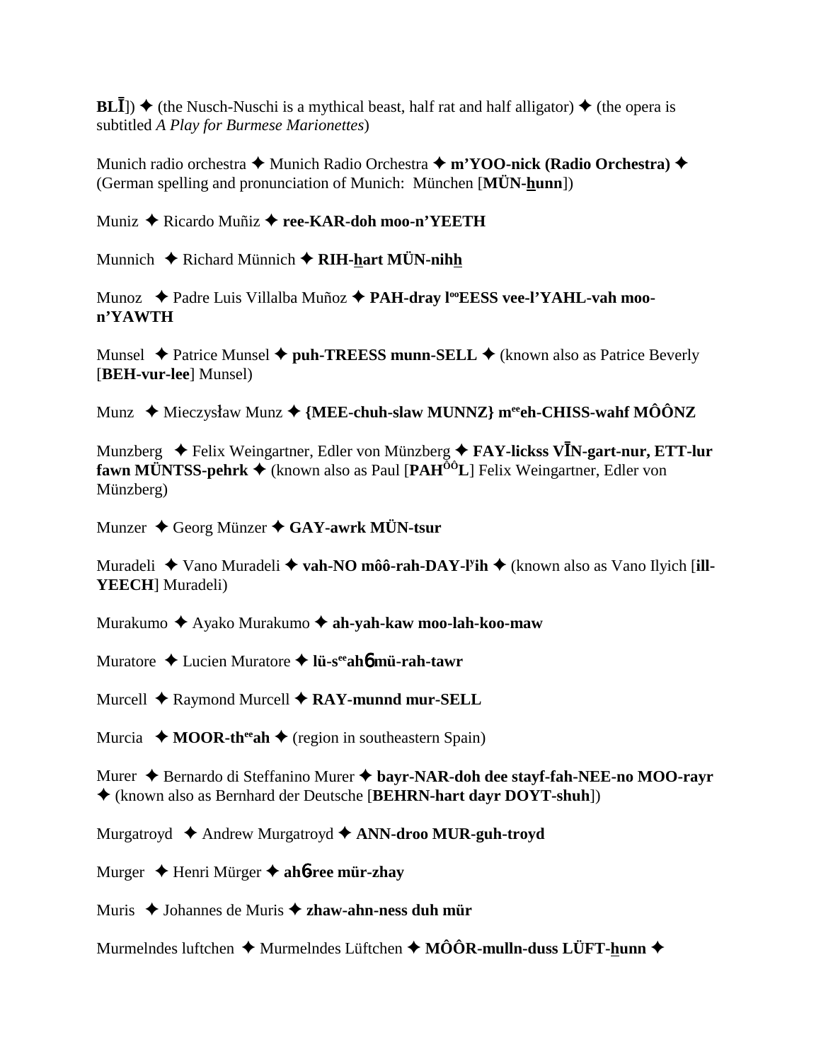**BLĪ**]) ✦ (the Nusch-Nuschi is a mythical beast, half rat and half alligator) ✦ (the opera is subtitled *A Play for Burmese Marionettes*)

Munich radio orchestra ✦ Munich Radio Orchestra ✦ **m'YOO-nick (Radio Orchestra)** ✦ (German spelling and pronunciation of Munich: München [**MÜN-h̲unn**])

Muniz ✦ Ricardo Muñiz ✦ **ree-KAR-doh moo-n'YEETH**

Munnich ✦ Richard Münnich ✦ **RIH-h̲art MÜN-nihh̲**

Munoz ✦ Padre Luis Villalba Muñoz ✦ **PAH-dray l[oo]EESS vee-l'YAHL-vah moo-n'YAWTH**

Munsel ✦ Patrice Munsel ✦ **puh-TREESS munn-SELL** ✦ (known also as Patrice Beverly [**BEH-vur-lee**] Munsel)

Munz ✦ Mieczysław Munz ✦ **{MEE-chuh-slaw MUNNZ} m[ee]eh-CHISS-wahf MÔÔNZ**

Munzberg ✦ Felix Weingartner, Edler von Münzberg ✦ **FAY-lickss VĪN-gart-nur, ETT-lur fawn MÜNTSS-pehrk** ✦ (known also as Paul [**PAH[ÔÔ]L**] Felix Weingartner, Edler von Münzberg)

Munzer ✦ Georg Münzer ✦ **GAY-awrk MÜN-tsur**

Muradeli ✦ Vano Muradeli ✦ **vah-NO môô-rah-DAY-l[y]ih** ✦ (known also as Vano Ilyich [**ill-YEECH**] Muradeli)

Murakumo ✦ Ayako Murakumo ✦ **ah-yah-kaw moo-lah-koo-maw**

Muratore ✦ Lucien Muratore ✦ **lü-s[ee]ahɓ mü-rah-tawr**

Murcell ✦ Raymond Murcell ✦ **RAY-munnd mur-SELL**

Murcia ✦ **MOOR-th[ee]ah** ✦ (region in southeastern Spain)

Murer ✦ Bernardo di Steffanino Murer ✦ **bayr-NAR-doh dee stayf-fah-NEE-no MOO-rayr** ✦ (known also as Bernhard der Deutsche [**BEHRN-hart dayr DOYT-shuh**])

Murgatroyd ✦ Andrew Murgatroyd ✦ **ANN-droo MUR-guh-troyd**

Murger ✦ Henri Mürger ✦ **ahɓ-ree mür-zhay**

Muris ✦ Johannes de Muris ✦ **zhaw-ahn-ness duh mür**

Murmelndes luftchen ✦ Murmelndes Lüftchen ✦ **MÔÔR-mulln-duss LÜFT-h̲unn** ✦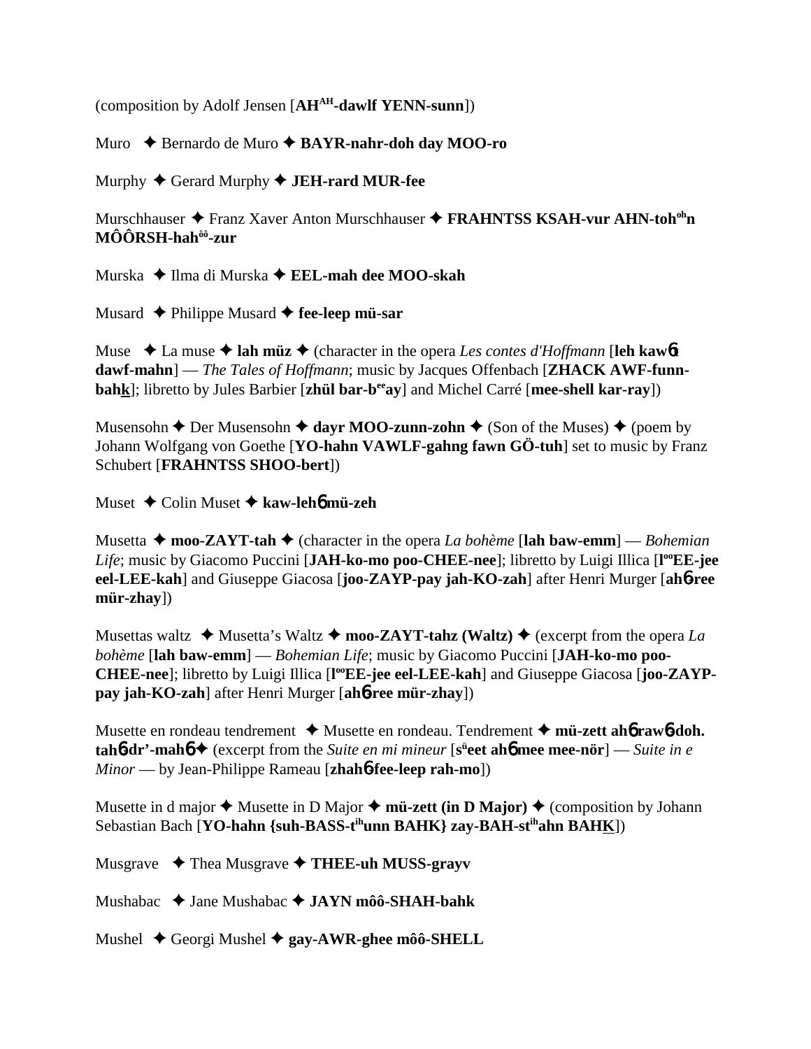(composition by Adolf Jensen [**AH^AH-dawlf YENN-sunn**])

Muro ✦ Bernardo de Muro ✦ **BAYR-nahr-doh day MOO-ro**

Murphy ✦ Gerard Murphy ✦ **JEH-rard MUR-fee**

Murschhauser ✦ Franz Xaver Anton Murschhauser ✦ **FRAHNTSS KSAH-vur AHN-toh^oh n MÔÔRSH-hah^ôô-zur**

Murska ✦ Ilma di Murska ✦ **EEL-mah dee MOO-skah**

Musard ✦ Philippe Musard ✦ **fee-leep mü-sar**

Muse ✦ La muse ✦ **lah müz** ✦ (character in the opera *Les contes d'Hoffmann* [**leh kawɲt dawf-mahn**] — *The Tales of Hoffmann*; music by Jacques Offenbach [**ZHACK AWF-funn-bahk**]; libretto by Jules Barbier [**zhül bar-b^ee ay**] and Michel Carré [**mee-shell kar-ray**])

Musensohn ✦ Der Musensohn ✦ **dayr MOO-zunn-zohn** ✦ (Son of the Muses) ✦ (poem by Johann Wolfgang von Goethe [**YO-hahn VAWLF-gahng fawn GÖ-tuh**] set to music by Franz Schubert [**FRAHNTSS SHOO-bert**])

Muset ✦ Colin Muset ✦ **kaw-lehɲ mü-zeh**

Musetta ✦ **moo-ZAYT-tah** ✦ (character in the opera *La bohème* [**lah baw-emm**] — *Bohemian Life*; music by Giacomo Puccini [**JAH-ko-mo poo-CHEE-nee**]; libretto by Luigi Illica [**l^oo EE-jee eel-LEE-kah**] and Giuseppe Giacosa [**joo-ZAYP-pay jah-KO-zah**] after Henri Murger [**ahɲ-ree mür-zhay**])

Musettas waltz ✦ Musetta's Waltz ✦ **moo-ZAYT-tahz (Waltz)** ✦ (excerpt from the opera *La bohème* [**lah baw-emm**] — *Bohemian Life*; music by Giacomo Puccini [**JAH-ko-mo poo-CHEE-nee**]; libretto by Luigi Illica [**l^oo EE-jee eel-LEE-kah**] and Giuseppe Giacosa [**joo-ZAYP-pay jah-KO-zah**] after Henri Murger [**ahɲ-ree mür-zhay**])

Musette en rondeau tendrement ✦ Musette en rondeau. Tendrement ✦ **mü-zett ahɲ rawɲ-doh. tahɲ-dr'-mahɲ** ✦ (excerpt from the *Suite en mi mineur* [**s^ü eet ahɲ mee mee-nör**] — *Suite in e Minor* — by Jean-Philippe Rameau [**zhahɲ-fee-leep rah-mo**])

Musette in d major ✦ Musette in D Major ✦ **mü-zett (in D Major)** ✦ (composition by Johann Sebastian Bach [**YO-hahn {suh-BASS-t^ih unn BAHK} zay-BAH-st^ih ahn BAHK**])

Musgrave ✦ Thea Musgrave ✦ **THEE-uh MUSS-grayv**

Mushabac ✦ Jane Mushabac ✦ **JAYN môô-SHAH-bahk**

Mushel ✦ Georgi Mushel ✦ **gay-AWR-ghee môô-SHELL**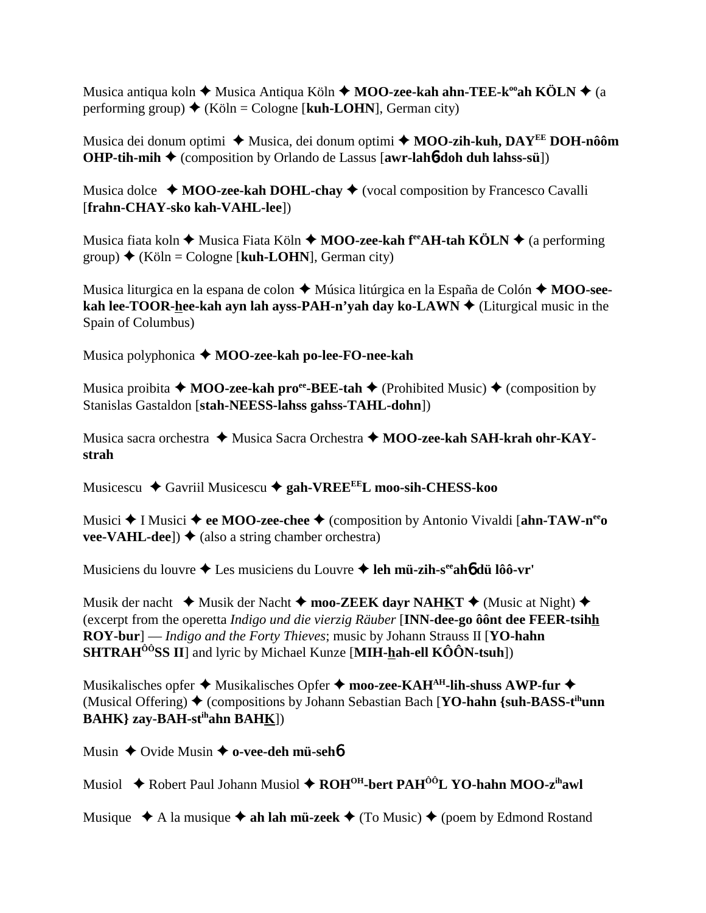Musica antiqua koln ✦ Musica Antiqua Köln ✦ **MOO-zee-kah ahn-TEE-k°°ah KÖLN** ✦ (a performing group) ✦ (Köln = Cologne [**kuh-LOHN**], German city)

Musica dei donum optimi ✦ Musica, dei donum optimi ✦ **MOO-zih-kuh, DAY$^{EE}$ DOH-nôôm OHP-tih-mih** ✦ (composition by Orlando de Lassus [**awr-lah6-doh duh lahss-sü**])

Musica dolce ✦ **MOO-zee-kah DOHL-chay** ✦ (vocal composition by Francesco Cavalli [**frahn-CHAY-sko kah-VAHL-lee**])

Musica fiata koln ✦ Musica Fiata Köln ✦ **MOO-zee-kah f$^{ee}$AH-tah KÖLN** ✦ (a performing group) ✦ (Köln = Cologne [**kuh-LOHN**], German city)

Musica liturgica en la espana de colon ✦ Música litúrgica en la España de Colón ✦ **MOO-see-kah lee-TOOR-hee-kah ayn lah ayss-PAH-n'yah day ko-LAWN** ✦ (Liturgical music in the Spain of Columbus)

Musica polyphonica ✦ **MOO-zee-kah po-lee-FO-nee-kah**

Musica proibita ✦ **MOO-zee-kah pro$^{ee}$-BEE-tah** ✦ (Prohibited Music) ✦ (composition by Stanislas Gastaldon [**stah-NEESS-lahss gahss-TAHL-dohn**])

Musica sacra orchestra ✦ Musica Sacra Orchestra ✦ **MOO-zee-kah SAH-krah ohr-KAY-strah**

Musicescu ✦ Gavriil Musicescu ✦ **gah-VREE$^{EE}$L moo-sih-CHESS-koo**

Musici ✦ I Musici ✦ **ee MOO-zee-chee** ✦ (composition by Antonio Vivaldi [**ahn-TAW-n$^{ee}$o vee-VAHL-dee**]) ✦ (also a string chamber orchestra)

Musiciens du louvre ✦ Les musiciens du Louvre ✦ **leh mü-zih-s$^{ee}$ah6 dü lôô-vr'**

Musik der nacht ✦ Musik der Nacht ✦ **moo-ZEEK dayr NAHKT** ✦ (Music at Night) ✦ (excerpt from the operetta *Indigo und die vierzig Räuber* [**INN-dee-go ôônt dee FEER-tsihh ROY-bur**] — *Indigo and the Forty Thieves*; music by Johann Strauss II [**YO-hahn SHTRAH$^{ÔÔ}$SS II**] and lyric by Michael Kunze [**MIH-hah-ell KÔÔN-tsuh**])

Musikalisches opfer ✦ Musikalisches Opfer ✦ **moo-zee-KAH$^{AH}$-lih-shuss AWP-fur** ✦ (Musical Offering) ✦ (compositions by Johann Sebastian Bach [**YO-hahn {suh-BASS-t$^{ih}$unn BAHK} zay-BAH-st$^{ih}$ahn BAHK**])

Musin ✦ Ovide Musin ✦ **o-vee-deh mü-seh6**

Musiol ✦ Robert Paul Johann Musiol ✦ **ROH$^{OH}$-bert PAH$^{ÔÔ}$L YO-hahn MOO-z$^{ih}$awl**

Musique ✦ A la musique ✦ **ah lah mü-zeek** ✦ (To Music) ✦ (poem by Edmond Rostand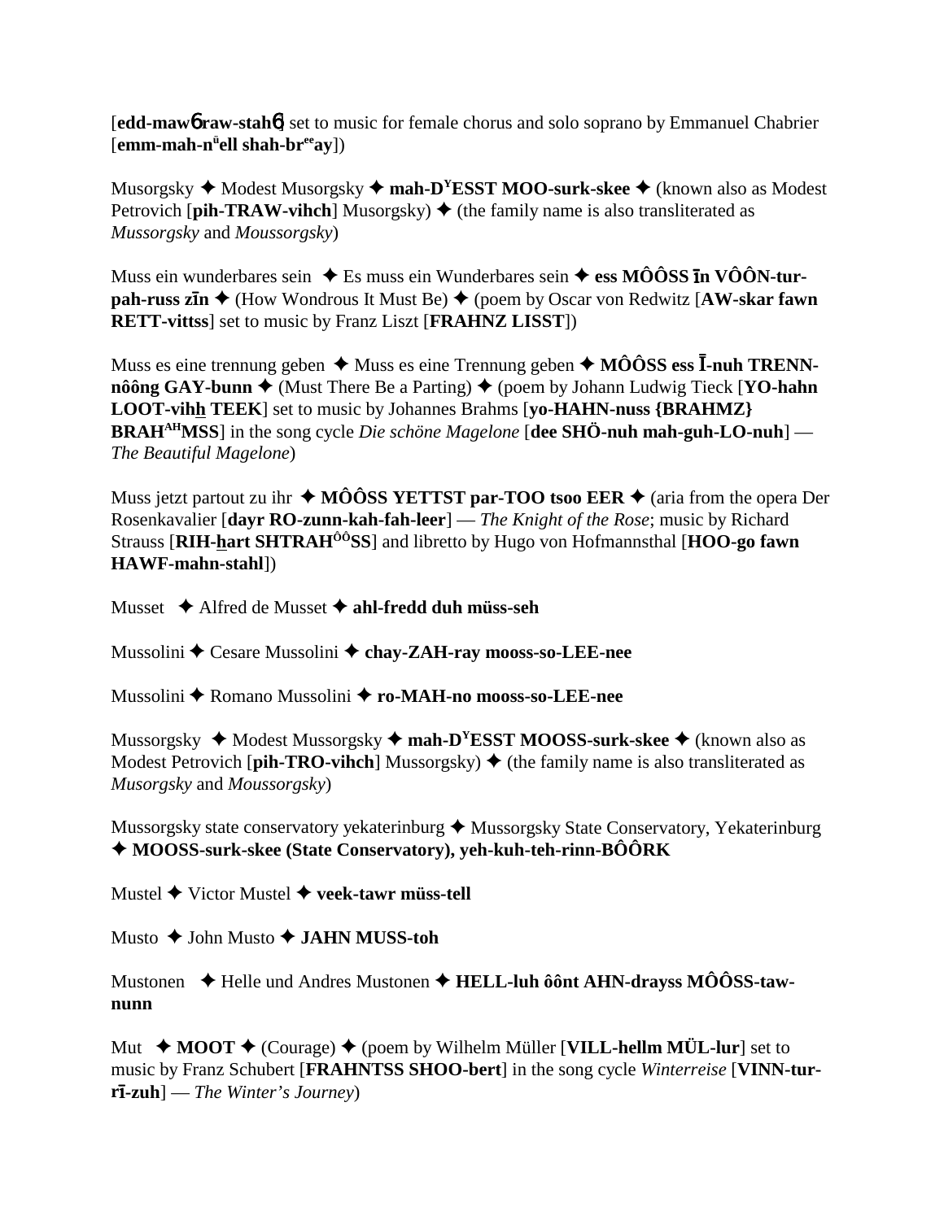[**edd-maw6 raw-stah6**] set to music for female chorus and solo soprano by Emmanuel Chabrier [**emm-mah-nüell shah-breeay**])

Musorgsky ✦ Modest Musorgsky ✦ **mah-DYESST MOO-surk-skee** ✦ (known also as Modest Petrovich [**pih-TRAW-vihch**] Musorgsky) ✦ (the family name is also transliterated as *Mussorgsky* and *Moussorgsky*)

Muss ein wunderbares sein ✦ Es muss ein Wunderbares sein ✦ **ess MÔÔSS īn VÔÔN-tur-pah-russ zīn** ✦ (How Wondrous It Must Be) ✦ (poem by Oscar von Redwitz [**AW-skar fawn RETT-vittss**] set to music by Franz Liszt [**FRAHNZ LISST**])

Muss es eine trennung geben ✦ Muss es eine Trennung geben ✦ **MÔÔSS ess Ī-nuh TRENN-nôông GAY-bunn** ✦ (Must There Be a Parting) ✦ (poem by Johann Ludwig Tieck [**YO-hahn LOOT-vihh TEEK**] set to music by Johannes Brahms [**yo-HAHN-nuss {BRAHMZ} BRAHAHMSS**] in the song cycle *Die schöne Magelone* [**dee SHÖ-nuh mah-guh-LO-nuh**] — *The Beautiful Magelone*)

Muss jetzt partout zu ihr ✦ **MÔÔSS YETTST par-TOO tsoo EER** ✦ (aria from the opera Der Rosenkavalier [**dayr RO-zunn-kah-fah-leer**] — *The Knight of the Rose*; music by Richard Strauss [**RIH-hart SHTRAHÔÔSS**] and libretto by Hugo von Hofmannsthal [**HOO-go fawn HAWF-mahn-stahl**])

Musset ✦ Alfred de Musset ✦ **ahl-fredd duh müss-seh**

Mussolini ✦ Cesare Mussolini ✦ **chay-ZAH-ray mooss-so-LEE-nee**

Mussolini ✦ Romano Mussolini ✦ **ro-MAH-no mooss-so-LEE-nee**

Mussorgsky ✦ Modest Mussorgsky ✦ **mah-DYESST MOOSS-surk-skee** ✦ (known also as Modest Petrovich [**pih-TRO-vihch**] Mussorgsky) ✦ (the family name is also transliterated as *Musorgsky* and *Moussorgsky*)

Mussorgsky state conservatory yekaterinburg ✦ Mussorgsky State Conservatory, Yekaterinburg ✦ **MOOSS-surk-skee (State Conservatory), yeh-kuh-teh-rinn-BÔÔRK**

Mustel ✦ Victor Mustel ✦ **veek-tawr müss-tell**

Musto ✦ John Musto ✦ **JAHN MUSS-toh**

Mustonen ✦ Helle und Andres Mustonen ✦ **HELL-luh ôônt AHN-drayss MÔÔSS-taw-nunn**

Mut ✦ **MOOT** ✦ (Courage) ✦ (poem by Wilhelm Müller [**VILL-hellm MÜL-lur**] set to music by Franz Schubert [**FRAHNTSS SHOO-bert**] in the song cycle *Winterreise* [**VINN-tur-rī-zuh**] — *The Winter's Journey*)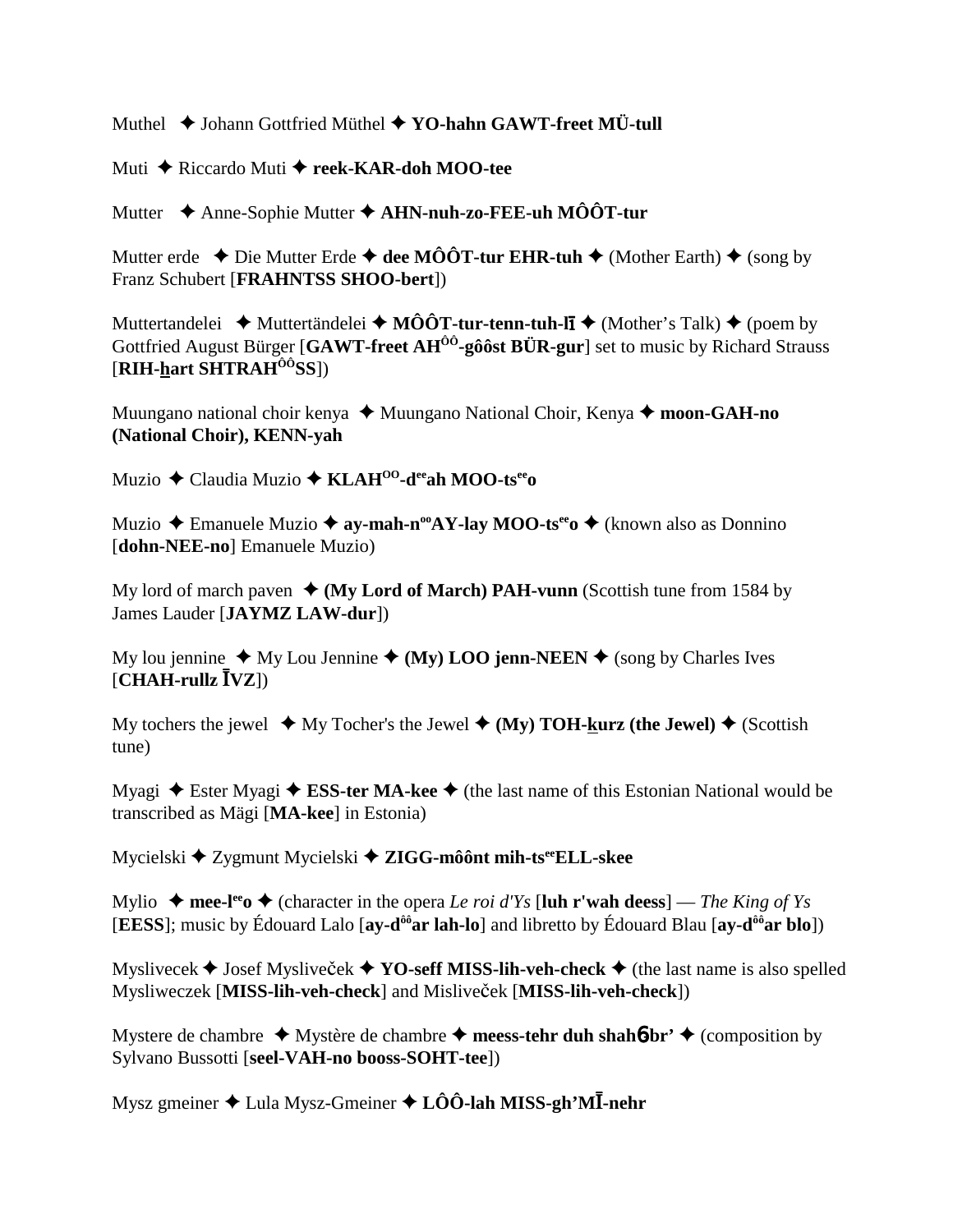Muthel ✦ Johann Gottfried Müthel ✦ **YO-hahn GAWT-freet MÜ-tull**

Muti ✦ Riccardo Muti ✦ **reek-KAR-doh MOO-tee**

Mutter ✦ Anne-Sophie Mutter ✦ **AHN-nuh-zo-FEE-uh MÔÔT-tur**

Mutter erde ✦ Die Mutter Erde ✦ **dee MÔÔT-tur EHR-tuh** ✦ (Mother Earth) ✦ (song by Franz Schubert [**FRAHNTSS SHOO-bert**])

Muttertandelei ✦ Muttertändelei ✦ **MÔÔT-tur-tenn-tuh-lī** ✦ (Mother's Talk) ✦ (poem by Gottfried August Bürger [**GAWT-freet AH<sup>ÔÔ</sup>-gôôst BÜR-gur**] set to music by Richard Strauss [**RIH-<u>h</u>art SHTRAH<sup>ÔÔ</sup>SS**])

Muungano national choir kenya ✦ Muungano National Choir, Kenya ✦ **moon-GAH-no (National Choir), KENN-yah**

Muzio ✦ Claudia Muzio ✦ **KLAH<sup>OO</sup>-d<sup>ee</sup>ah MOO-ts<sup>ee</sup>o**

Muzio ✦ Emanuele Muzio ✦ **ay-mah-n<sup>oo</sup>AY-lay MOO-ts<sup>ee</sup>o** ✦ (known also as Donnino [**dohn-NEE-no**] Emanuele Muzio)

My lord of march paven ✦ **(My Lord of March) PAH-vunn** (Scottish tune from 1584 by James Lauder [**JAYMZ LAW-dur**])

My lou jennine ✦ My Lou Jennine ✦ **(My) LOO jenn-NEEN** ✦ (song by Charles Ives [**CHAH-rullz ĪVZ**])

My tochers the jewel ✦ My Tocher's the Jewel ✦ **(My) TOH-<u>k</u>urz (the Jewel)** ✦ (Scottish tune)

Myagi ✦ Ester Myagi ✦ **ESS-ter MA-kee** ✦ (the last name of this Estonian National would be transcribed as Mägi [**MA-kee**] in Estonia)

Mycielski ✦ Zygmunt Mycielski ✦ **ZIGG-môônt mih-ts<sup>ee</sup>ELL-skee**

Mylio ✦ **mee-l<sup>ee</sup>o** ✦ (character in the opera *Le roi d'Ys* [**luh r'wah deess**] — *The King of Ys* [**EESS**]; music by Édouard Lalo [**ay-d<sup>ôô</sup>ar lah-lo**] and libretto by Édouard Blau [**ay-d<sup>ôô</sup>ar blo**])

Myslivecek ✦ Josef Mysliveček ✦ **YO-seff MISS-lih-veh-check** ✦ (the last name is also spelled Mysliweczek [**MISS-lih-veh-check**] and Misliveček [**MISS-lih-veh-check**])

Mystere de chambre ✦ Mystère de chambre ✦ **meess-tehr duh shahɓbr'** ✦ (composition by Sylvano Bussotti [**seel-VAH-no booss-SOHT-tee**])

Mysz gmeiner ✦ Lula Mysz-Gmeiner ✦ **LÔÔ-lah MISS-gh'MĪ-nehr**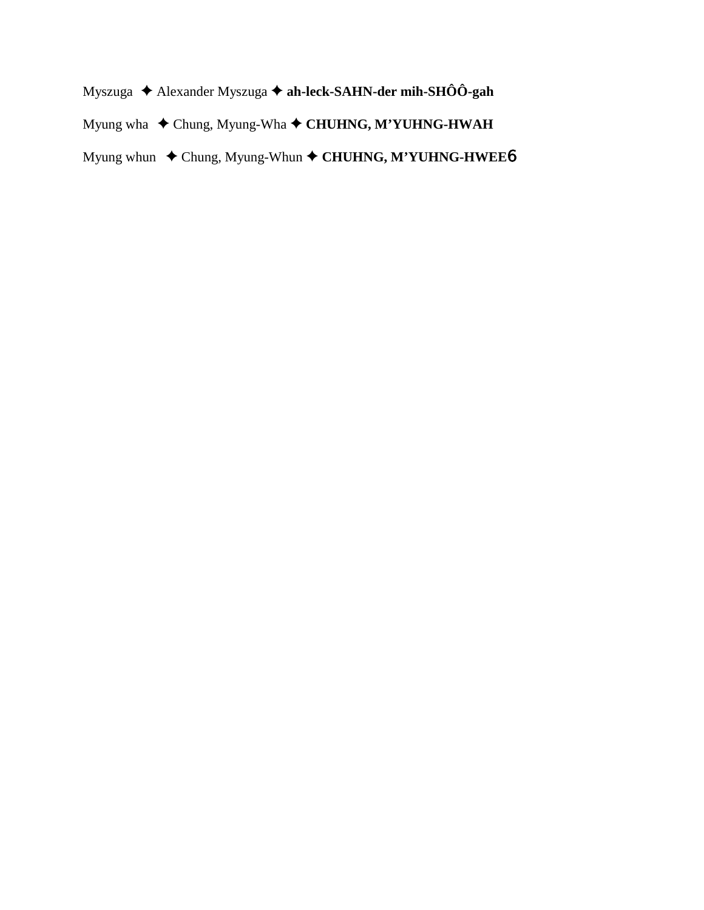Myszuga ✦ Alexander Myszuga ✦ **ah-leck-SAHN-der mih-SHÔÔ-gah**

Myung wha ✦ Chung, Myung-Wha ✦ **CHUHNG, M’YUHNG-HWAH**

Myung whun ✦ Chung, Myung-Whun ✦ **CHUHNG, M’YUHNG-HWEE6**